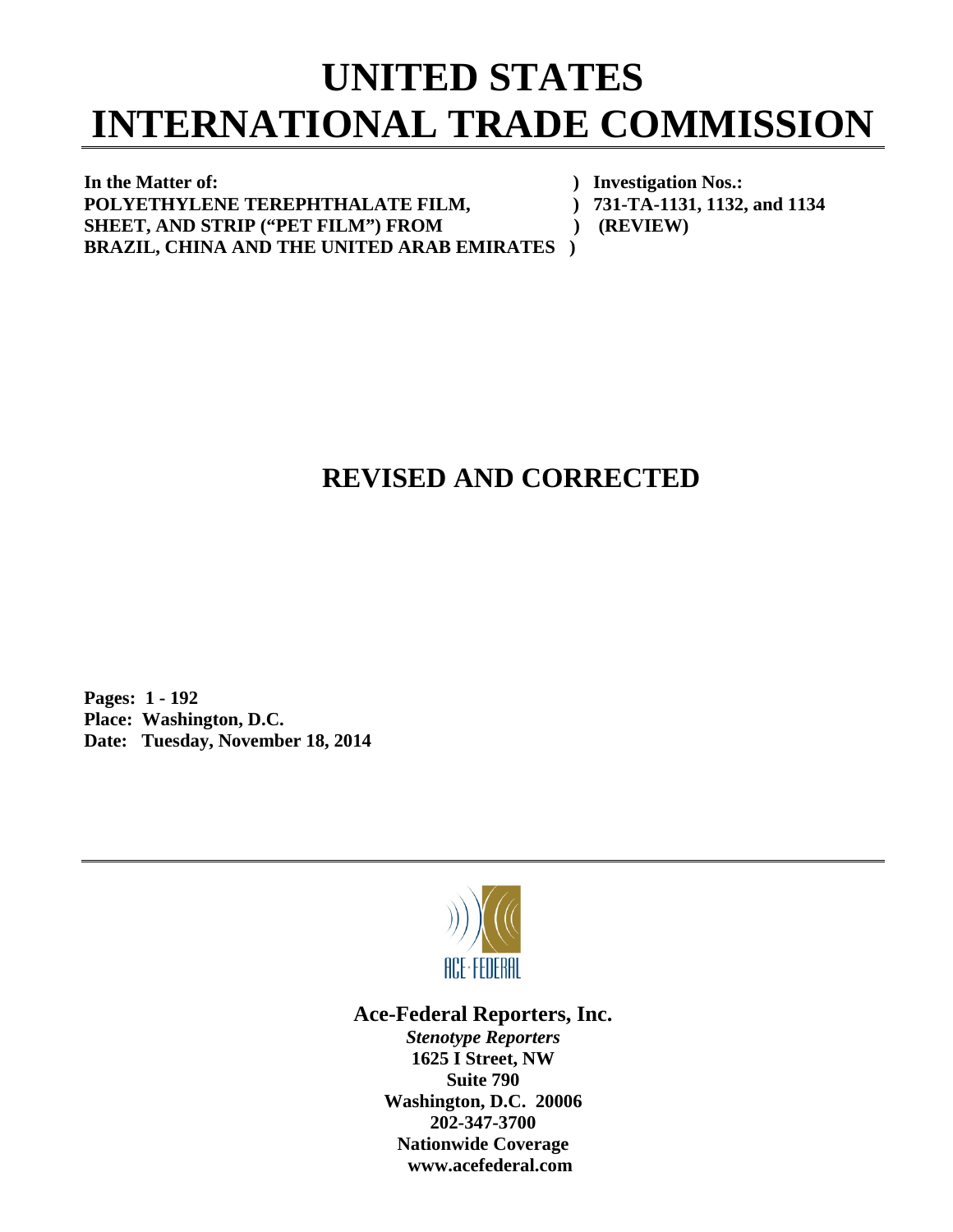# UNITED STATES INTERNATIONAL TRADE COMMISSION

**In the Matter of:** ) **Investigation Nos.:**
**POLYETHYLENE TEREPHTHALATE FILM,** ) **731-TA-1131, 1132, and 1134**
**SHEET, AND STRIP ("PET FILM") FROM** ) **(REVIEW)**
**BRAZIL, CHINA AND THE UNITED ARAB EMIRATES** )

## REVISED AND CORRECTED

**Pages: 1 - 192**
**Place: Washington, D.C.**
**Date: Tuesday, November 18, 2014**

ACE·FEDERAL

**Ace-Federal Reporters, Inc.**
***Stenotype Reporters***
**1625 I Street, NW**
**Suite 790**
**Washington, D.C. 20006**
**202-347-3700**
**Nationwide Coverage**
**www.acefederal.com**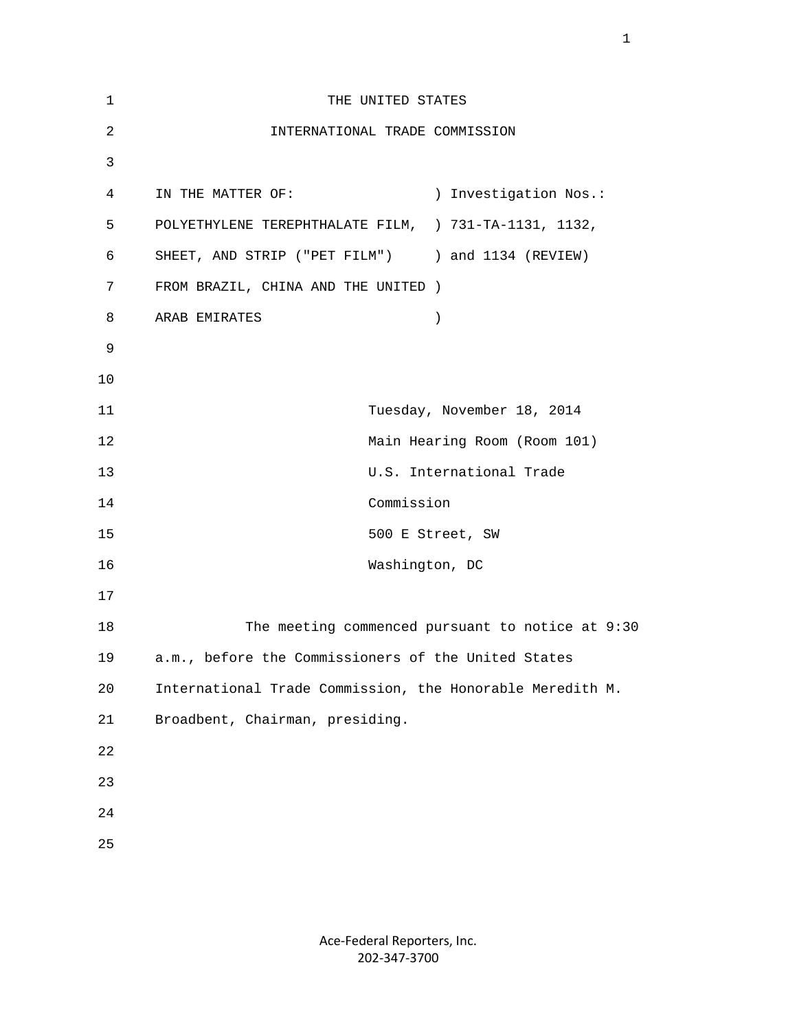THE UNITED STATES

INTERNATIONAL TRADE COMMISSION

IN THE MATTER OF: ) Investigation Nos.:
POLYETHYLENE TEREPHTHALATE FILM, ) 731-TA-1131, 1132,
SHEET, AND STRIP ("PET FILM") ) and 1134 (REVIEW)
FROM BRAZIL, CHINA AND THE UNITED )
ARAB EMIRATES )

Tuesday, November 18, 2014
Main Hearing Room (Room 101)
U.S. International Trade
Commission
500 E Street, SW
Washington, DC

The meeting commenced pursuant to notice at 9:30 a.m., before the Commissioners of the United States International Trade Commission, the Honorable Meredith M. Broadbent, Chairman, presiding.

Ace-Federal Reporters, Inc.
202-347-3700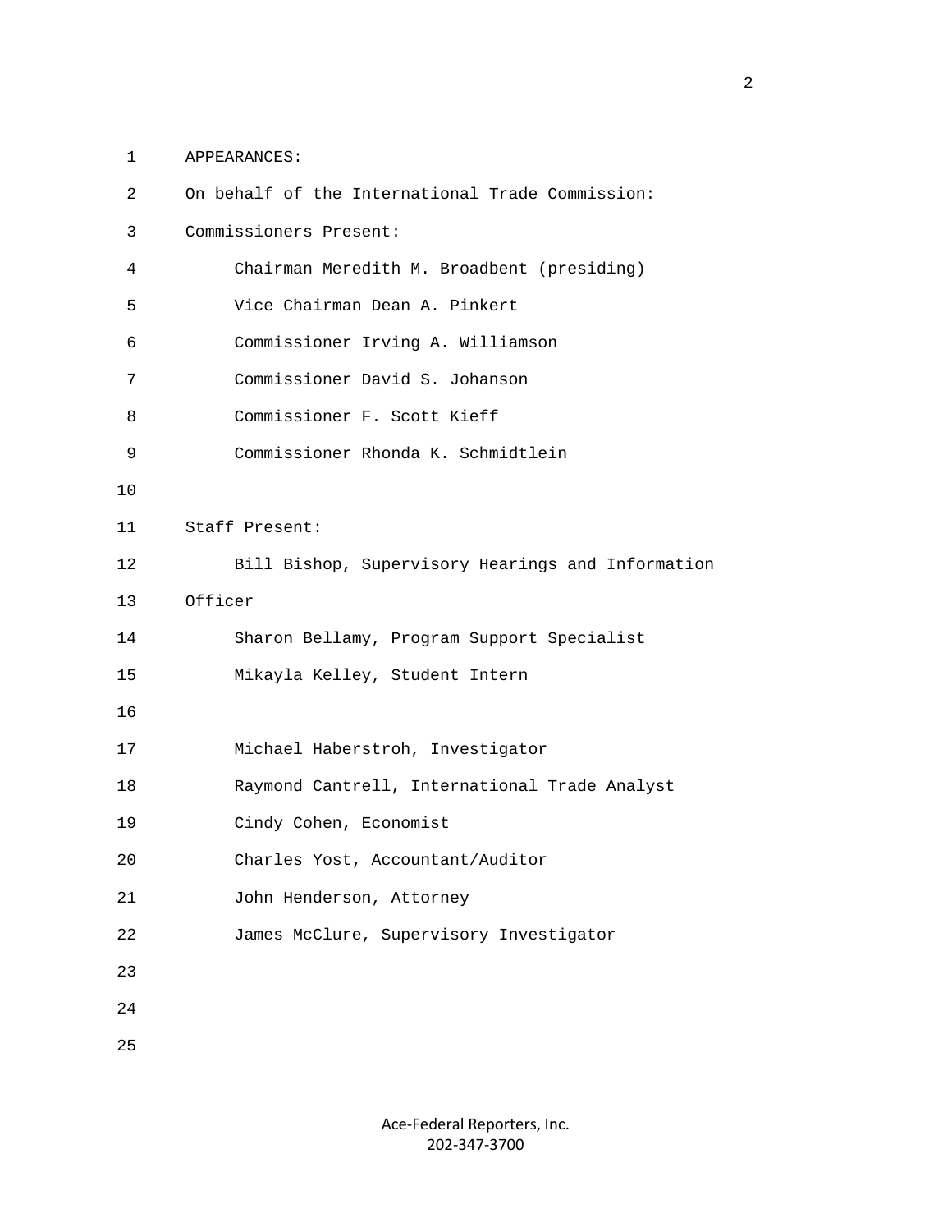APPEARANCES:

On behalf of the International Trade Commission:

Commissioners Present:

Chairman Meredith M. Broadbent (presiding)
Vice Chairman Dean A. Pinkert
Commissioner Irving A. Williamson
Commissioner David S. Johanson
Commissioner F. Scott Kieff
Commissioner Rhonda K. Schmidtlein

Staff Present:

Bill Bishop, Supervisory Hearings and Information Officer
Sharon Bellamy, Program Support Specialist
Mikayla Kelley, Student Intern

Michael Haberstroh, Investigator
Raymond Cantrell, International Trade Analyst
Cindy Cohen, Economist
Charles Yost, Accountant/Auditor
John Henderson, Attorney
James McClure, Supervisory Investigator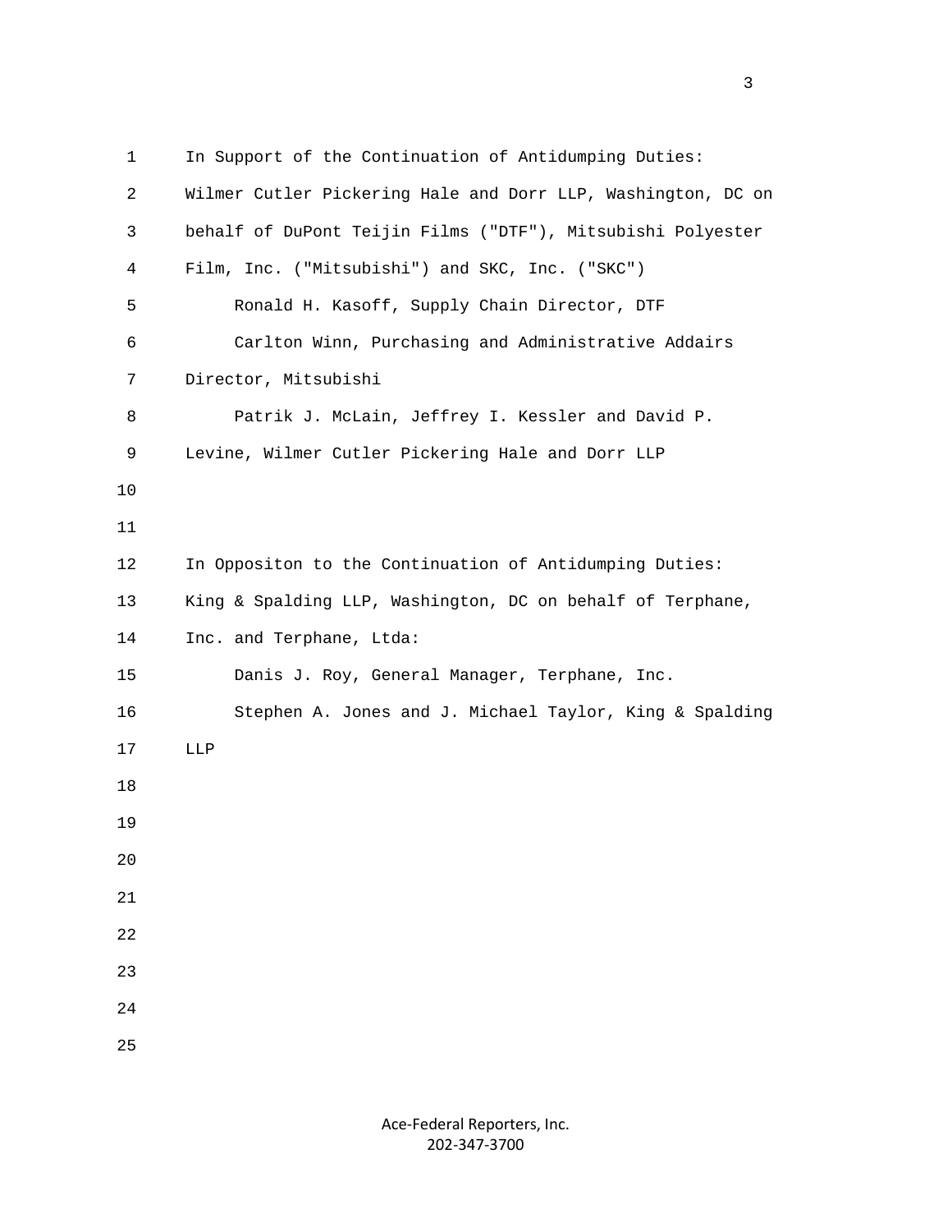In Support of the Continuation of Antidumping Duties:

Wilmer Cutler Pickering Hale and Dorr LLP, Washington, DC on behalf of DuPont Teijin Films ("DTF"), Mitsubishi Polyester Film, Inc. ("Mitsubishi") and SKC, Inc. ("SKC")

Ronald H. Kasoff, Supply Chain Director, DTF

Carlton Winn, Purchasing and Administrative Addairs Director, Mitsubishi

Patrik J. McLain, Jeffrey I. Kessler and David P. Levine, Wilmer Cutler Pickering Hale and Dorr LLP

In Oppositon to the Continuation of Antidumping Duties:

King & Spalding LLP, Washington, DC on behalf of Terphane, Inc. and Terphane, Ltda:

Danis J. Roy, General Manager, Terphane, Inc.

Stephen A. Jones and J. Michael Taylor, King & Spalding LLP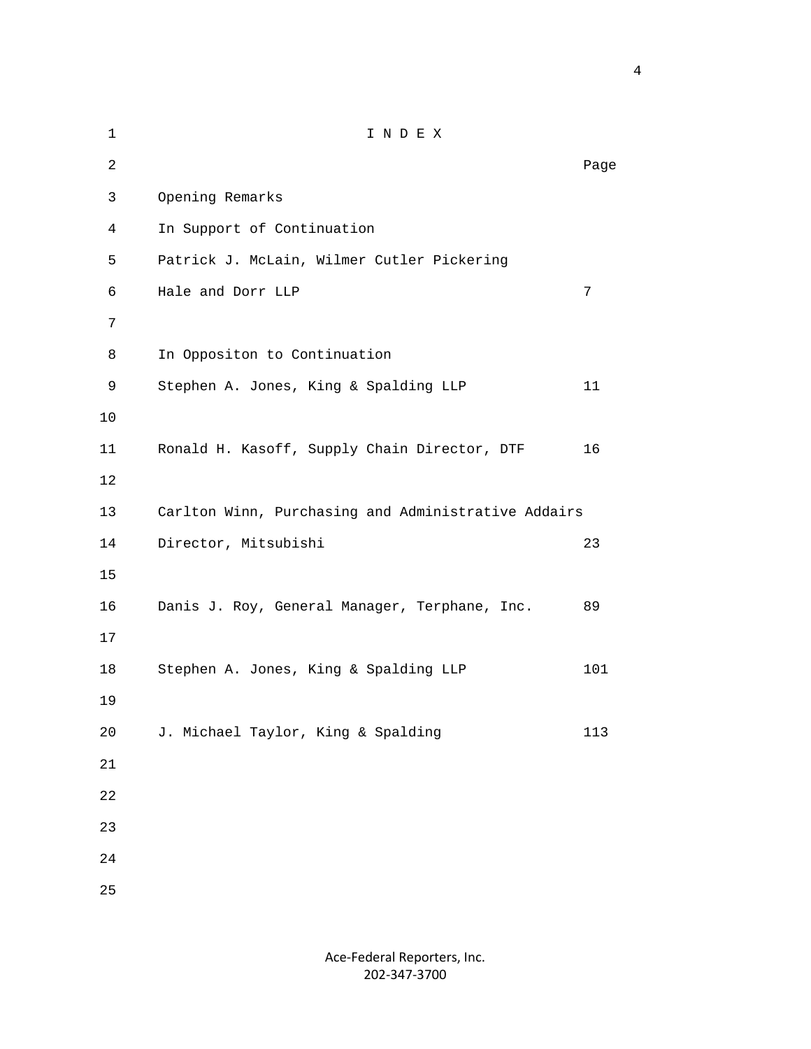# I N D E X

| | Page |
|---|---|
| Opening Remarks | |
| In Support of Continuation | |
| Patrick J. McLain, Wilmer Cutler Pickering Hale and Dorr LLP | 7 |
| In Oppositon to Continuation | |
| Stephen A. Jones, King & Spalding LLP | 11 |
| Ronald H. Kasoff, Supply Chain Director, DTF | 16 |
| Carlton Winn, Purchasing and Administrative Addairs Director, Mitsubishi | 23 |
| Danis J. Roy, General Manager, Terphane, Inc. | 89 |
| Stephen A. Jones, King & Spalding LLP | 101 |
| J. Michael Taylor, King & Spalding | 113 |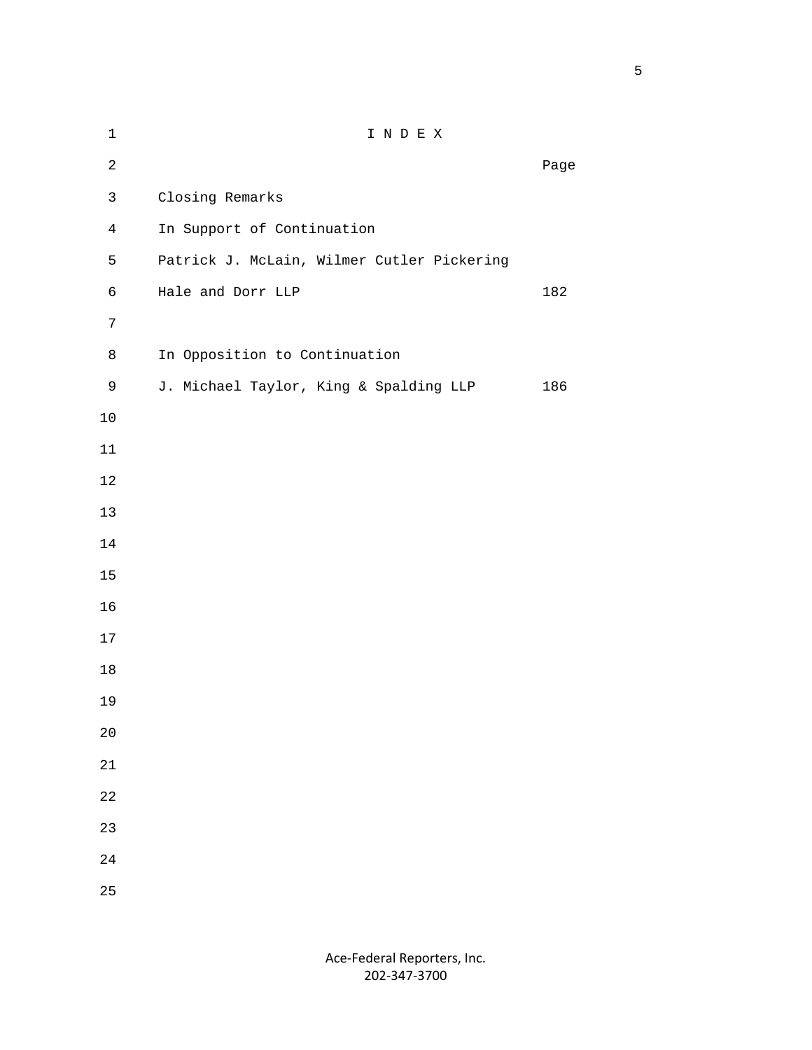# I N D E X

| | Page |
|---|---|
| Closing Remarks | |
| In Support of Continuation | |
| Patrick J. McLain, Wilmer Cutler Pickering Hale and Dorr LLP | 182 |
| | |
| In Opposition to Continuation | |
| J. Michael Taylor, King & Spalding LLP | 186 |

Ace-Federal Reporters, Inc.
202-347-3700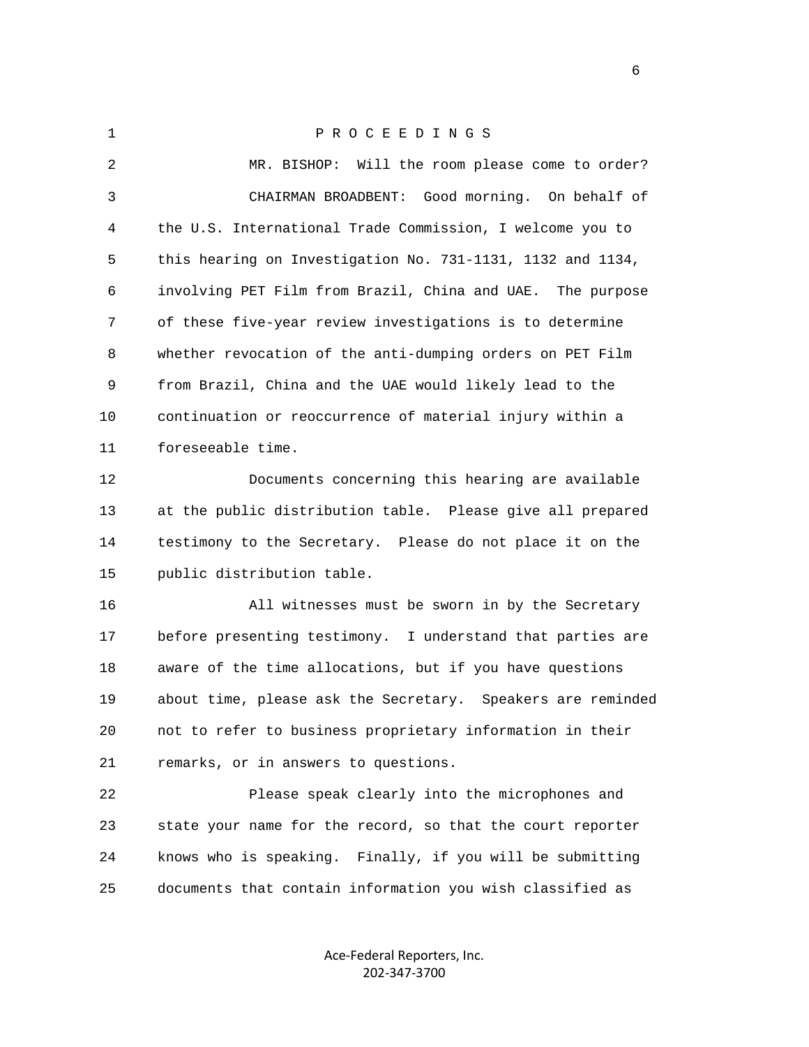P R O C E E D I N G S

MR. BISHOP: Will the room please come to order?

CHAIRMAN BROADBENT: Good morning. On behalf of the U.S. International Trade Commission, I welcome you to this hearing on Investigation No. 731-1131, 1132 and 1134, involving PET Film from Brazil, China and UAE. The purpose of these five-year review investigations is to determine whether revocation of the anti-dumping orders on PET Film from Brazil, China and the UAE would likely lead to the continuation or reoccurrence of material injury within a foreseeable time.

Documents concerning this hearing are available at the public distribution table. Please give all prepared testimony to the Secretary. Please do not place it on the public distribution table.

All witnesses must be sworn in by the Secretary before presenting testimony. I understand that parties are aware of the time allocations, but if you have questions about time, please ask the Secretary. Speakers are reminded not to refer to business proprietary information in their remarks, or in answers to questions.

Please speak clearly into the microphones and state your name for the record, so that the court reporter knows who is speaking. Finally, if you will be submitting documents that contain information you wish classified as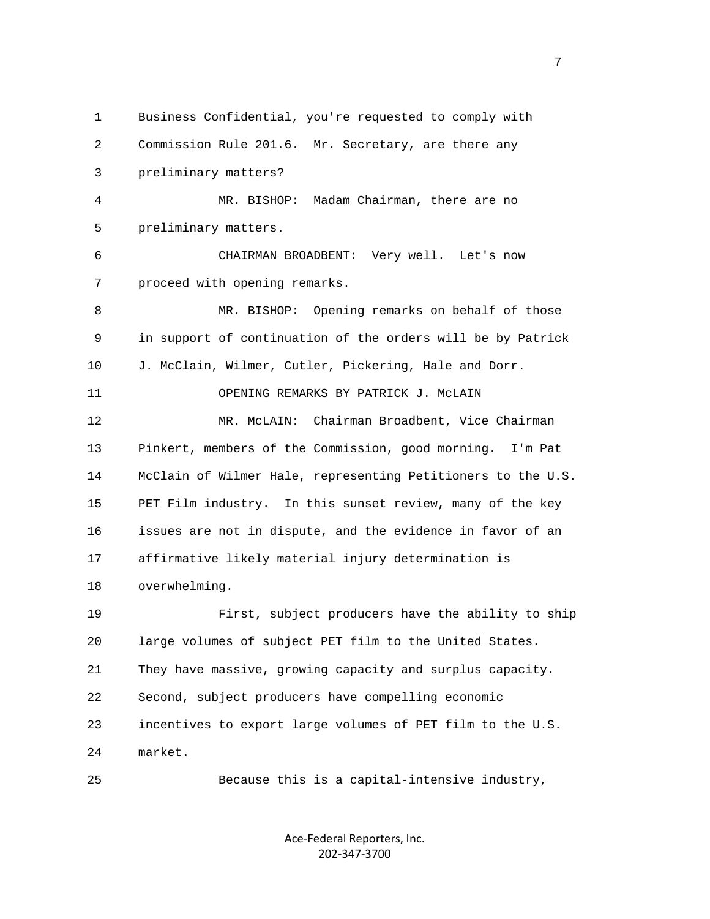1 Business Confidential, you're requested to comply with
2 Commission Rule 201.6. Mr. Secretary, are there any
3 preliminary matters?
4 MR. BISHOP: Madam Chairman, there are no
5 preliminary matters.
6 CHAIRMAN BROADBENT: Very well. Let's now
7 proceed with opening remarks.
8 MR. BISHOP: Opening remarks on behalf of those
9 in support of continuation of the orders will be by Patrick
10 J. McClain, Wilmer, Cutler, Pickering, Hale and Dorr.
11 OPENING REMARKS BY PATRICK J. McLAIN
12 MR. McLAIN: Chairman Broadbent, Vice Chairman
13 Pinkert, members of the Commission, good morning. I'm Pat
14 McClain of Wilmer Hale, representing Petitioners to the U.S.
15 PET Film industry. In this sunset review, many of the key
16 issues are not in dispute, and the evidence in favor of an
17 affirmative likely material injury determination is
18 overwhelming.
19 First, subject producers have the ability to ship
20 large volumes of subject PET film to the United States.
21 They have massive, growing capacity and surplus capacity.
22 Second, subject producers have compelling economic
23 incentives to export large volumes of PET film to the U.S.
24 market.
25 Because this is a capital-intensive industry,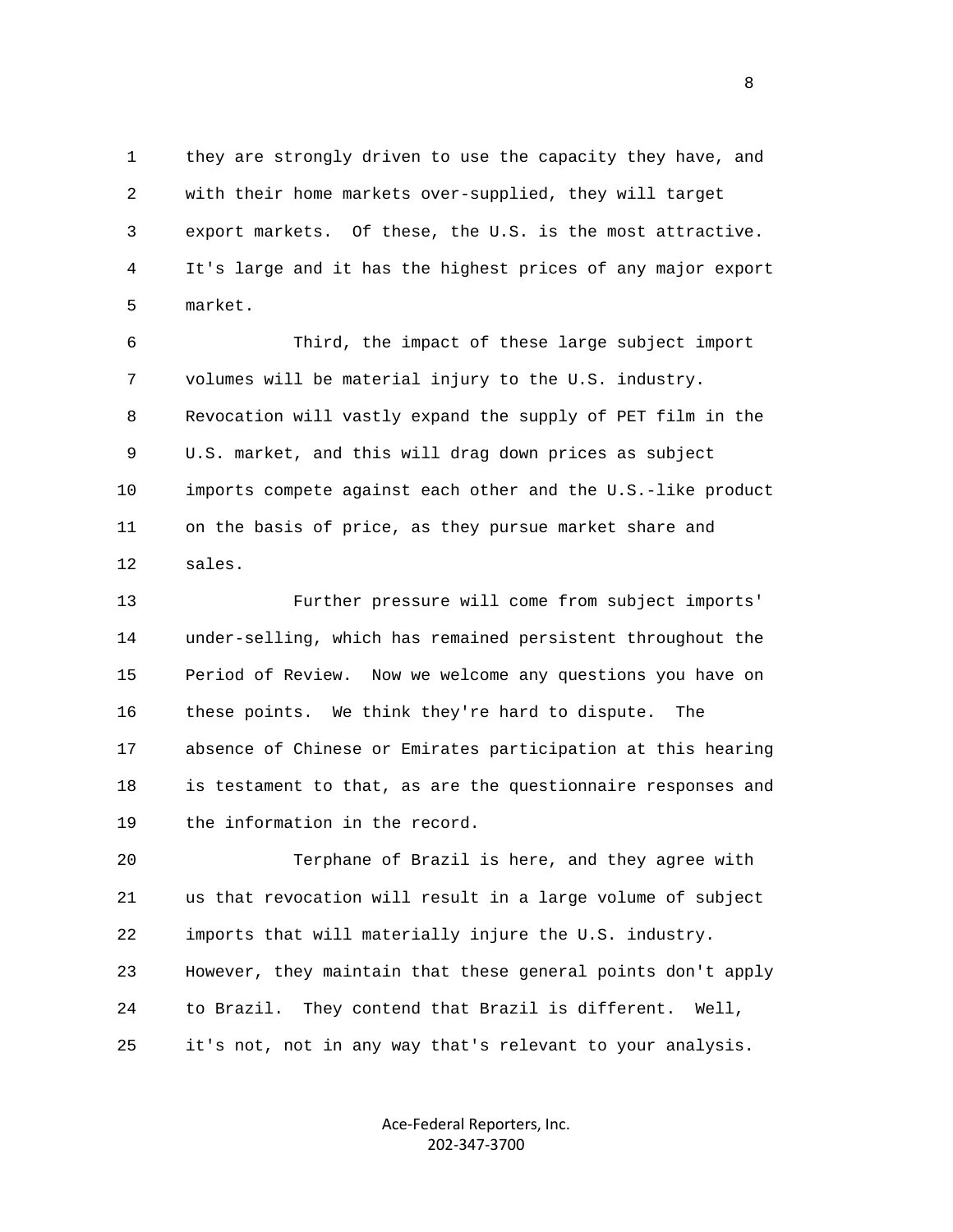they are strongly driven to use the capacity they have, and with their home markets over-supplied, they will target export markets. Of these, the U.S. is the most attractive. It's large and it has the highest prices of any major export market.

Third, the impact of these large subject import volumes will be material injury to the U.S. industry. Revocation will vastly expand the supply of PET film in the U.S. market, and this will drag down prices as subject imports compete against each other and the U.S.-like product on the basis of price, as they pursue market share and sales.

Further pressure will come from subject imports' under-selling, which has remained persistent throughout the Period of Review. Now we welcome any questions you have on these points. We think they're hard to dispute. The absence of Chinese or Emirates participation at this hearing is testament to that, as are the questionnaire responses and the information in the record.

Terphane of Brazil is here, and they agree with us that revocation will result in a large volume of subject imports that will materially injure the U.S. industry. However, they maintain that these general points don't apply to Brazil. They contend that Brazil is different. Well, it's not, not in any way that's relevant to your analysis.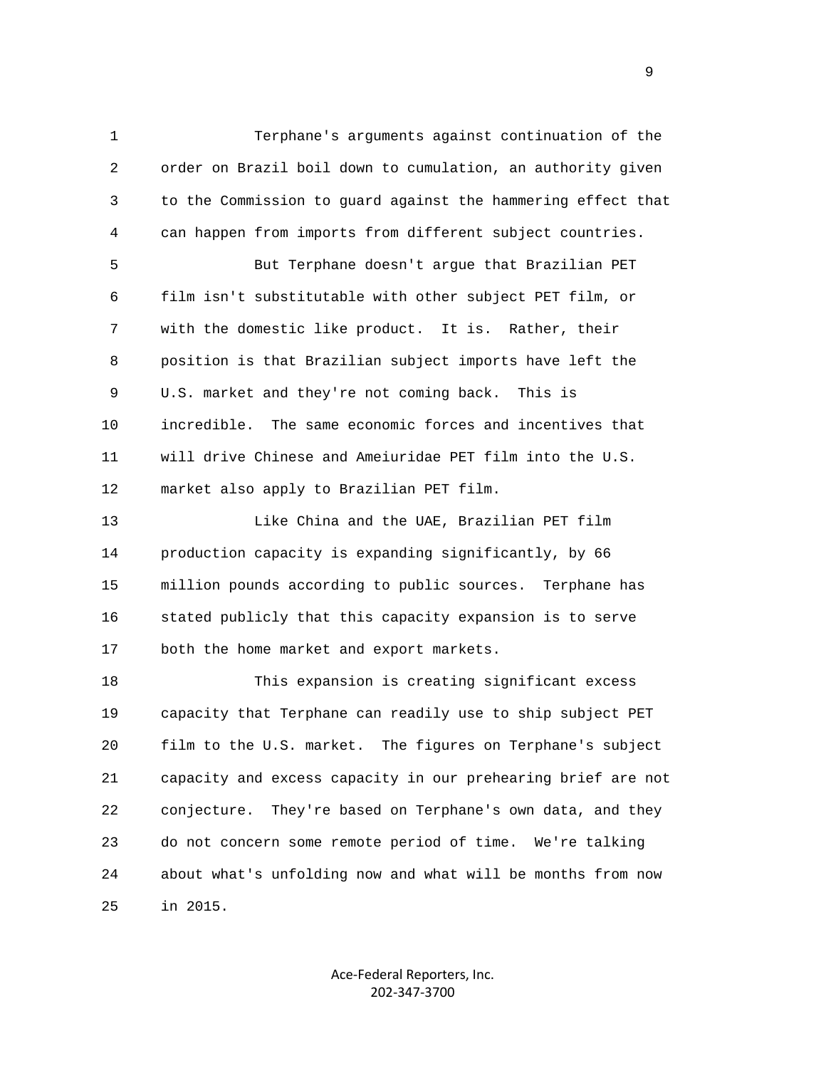1 Terphane's arguments against continuation of the
2 order on Brazil boil down to cumulation, an authority given
3 to the Commission to guard against the hammering effect that
4 can happen from imports from different subject countries.

5 But Terphane doesn't argue that Brazilian PET
6 film isn't substitutable with other subject PET film, or
7 with the domestic like product. It is. Rather, their
8 position is that Brazilian subject imports have left the
9 U.S. market and they're not coming back. This is
10 incredible. The same economic forces and incentives that
11 will drive Chinese and Ameiuridae PET film into the U.S.
12 market also apply to Brazilian PET film.

13 Like China and the UAE, Brazilian PET film
14 production capacity is expanding significantly, by 66
15 million pounds according to public sources. Terphane has
16 stated publicly that this capacity expansion is to serve
17 both the home market and export markets.

18 This expansion is creating significant excess
19 capacity that Terphane can readily use to ship subject PET
20 film to the U.S. market. The figures on Terphane's subject
21 capacity and excess capacity in our prehearing brief are not
22 conjecture. They're based on Terphane's own data, and they
23 do not concern some remote period of time. We're talking
24 about what's unfolding now and what will be months from now
25 in 2015.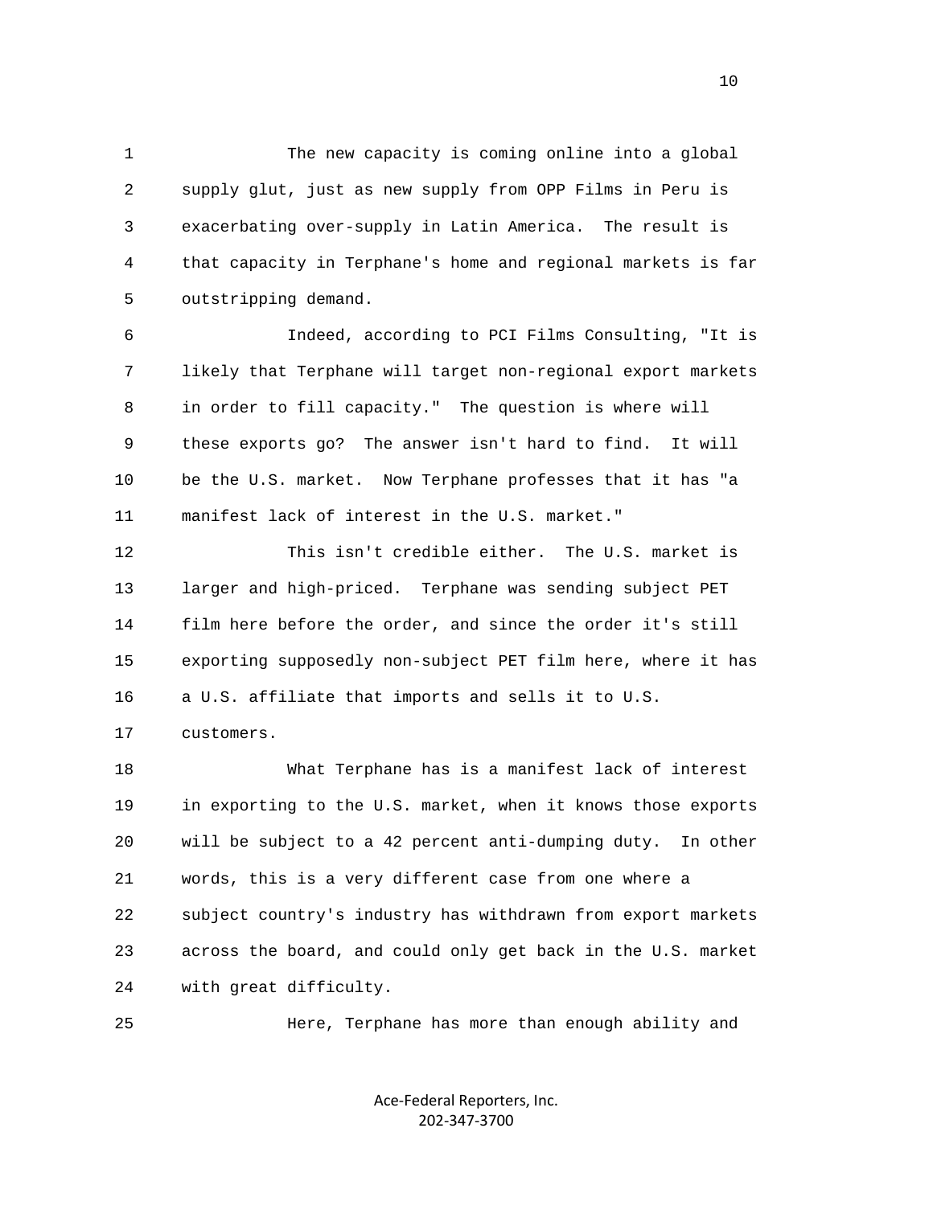The new capacity is coming online into a global supply glut, just as new supply from OPP Films in Peru is exacerbating over-supply in Latin America. The result is that capacity in Terphane's home and regional markets is far outstripping demand.

Indeed, according to PCI Films Consulting, "It is likely that Terphane will target non-regional export markets in order to fill capacity." The question is where will these exports go? The answer isn't hard to find. It will be the U.S. market. Now Terphane professes that it has "a manifest lack of interest in the U.S. market."

This isn't credible either. The U.S. market is larger and high-priced. Terphane was sending subject PET film here before the order, and since the order it's still exporting supposedly non-subject PET film here, where it has a U.S. affiliate that imports and sells it to U.S. customers.

What Terphane has is a manifest lack of interest in exporting to the U.S. market, when it knows those exports will be subject to a 42 percent anti-dumping duty. In other words, this is a very different case from one where a subject country's industry has withdrawn from export markets across the board, and could only get back in the U.S. market with great difficulty.

Here, Terphane has more than enough ability and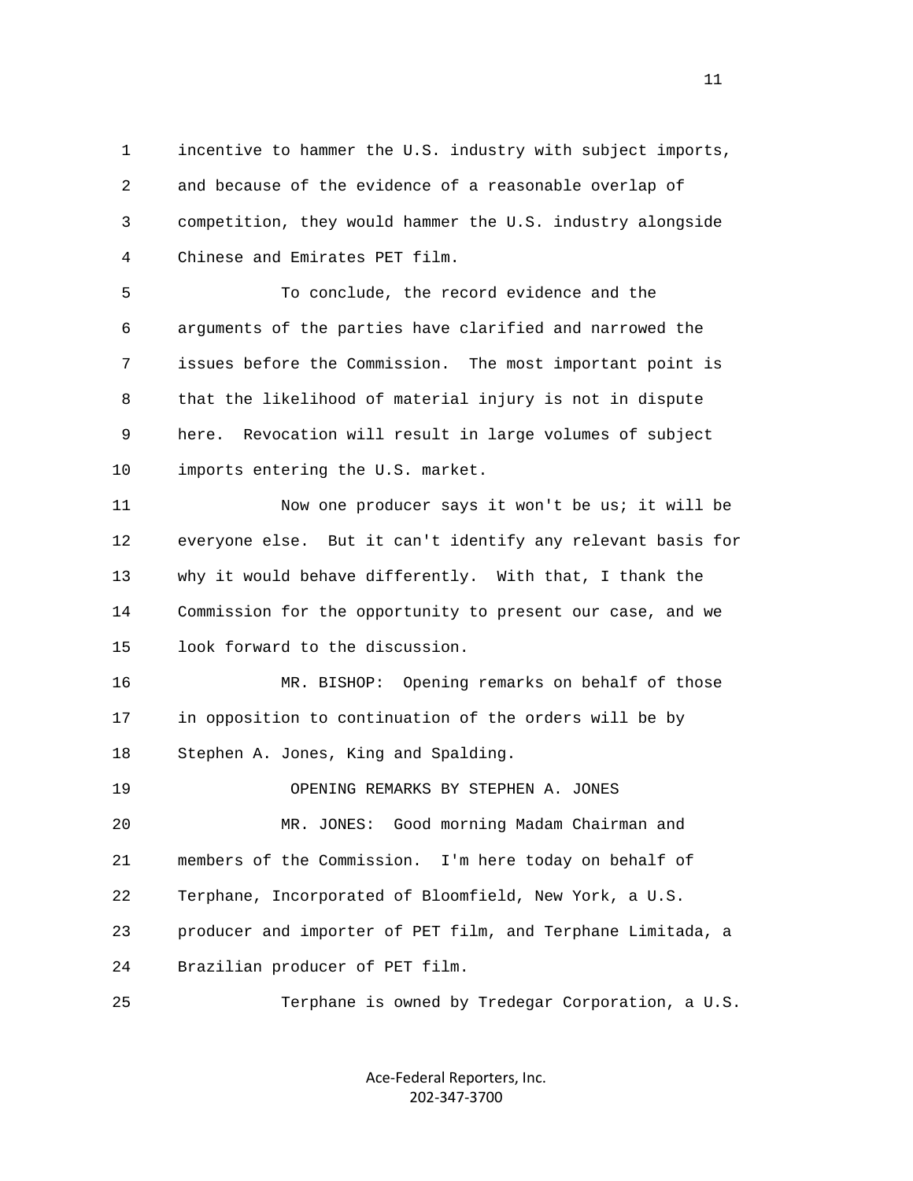incentive to hammer the U.S. industry with subject imports, and because of the evidence of a reasonable overlap of competition, they would hammer the U.S. industry alongside Chinese and Emirates PET film.

To conclude, the record evidence and the arguments of the parties have clarified and narrowed the issues before the Commission. The most important point is that the likelihood of material injury is not in dispute here. Revocation will result in large volumes of subject imports entering the U.S. market.

Now one producer says it won't be us; it will be everyone else. But it can't identify any relevant basis for why it would behave differently. With that, I thank the Commission for the opportunity to present our case, and we look forward to the discussion.

MR. BISHOP: Opening remarks on behalf of those in opposition to continuation of the orders will be by Stephen A. Jones, King and Spalding.

OPENING REMARKS BY STEPHEN A. JONES

MR. JONES: Good morning Madam Chairman and members of the Commission. I'm here today on behalf of Terphane, Incorporated of Bloomfield, New York, a U.S. producer and importer of PET film, and Terphane Limitada, a Brazilian producer of PET film.

Terphane is owned by Tredegar Corporation, a U.S.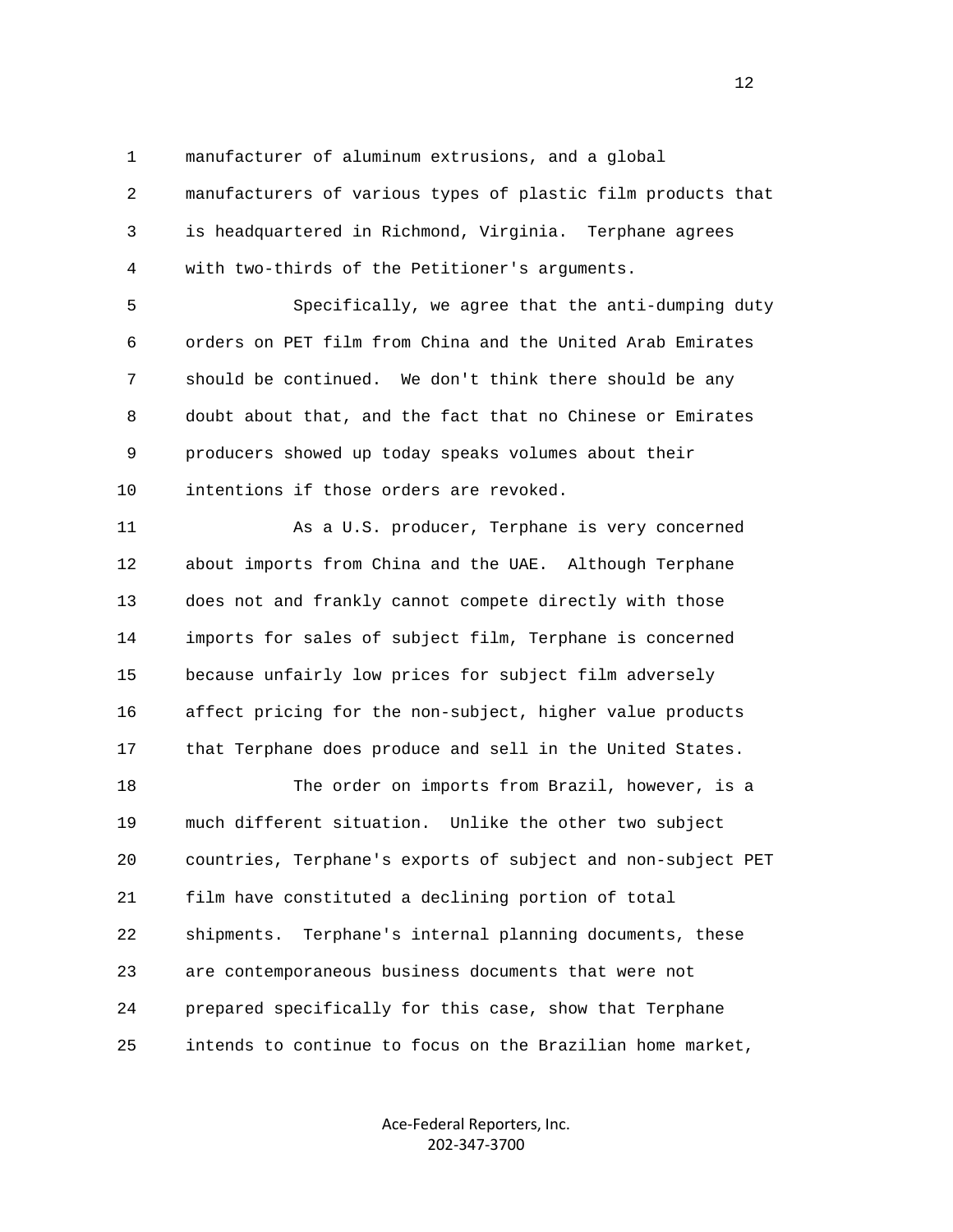manufacturer of aluminum extrusions, and a global manufacturers of various types of plastic film products that is headquartered in Richmond, Virginia. Terphane agrees with two-thirds of the Petitioner's arguments.

Specifically, we agree that the anti-dumping duty orders on PET film from China and the United Arab Emirates should be continued. We don't think there should be any doubt about that, and the fact that no Chinese or Emirates producers showed up today speaks volumes about their intentions if those orders are revoked.

As a U.S. producer, Terphane is very concerned about imports from China and the UAE. Although Terphane does not and frankly cannot compete directly with those imports for sales of subject film, Terphane is concerned because unfairly low prices for subject film adversely affect pricing for the non-subject, higher value products that Terphane does produce and sell in the United States.

The order on imports from Brazil, however, is a much different situation. Unlike the other two subject countries, Terphane's exports of subject and non-subject PET film have constituted a declining portion of total shipments. Terphane's internal planning documents, these are contemporaneous business documents that were not prepared specifically for this case, show that Terphane intends to continue to focus on the Brazilian home market,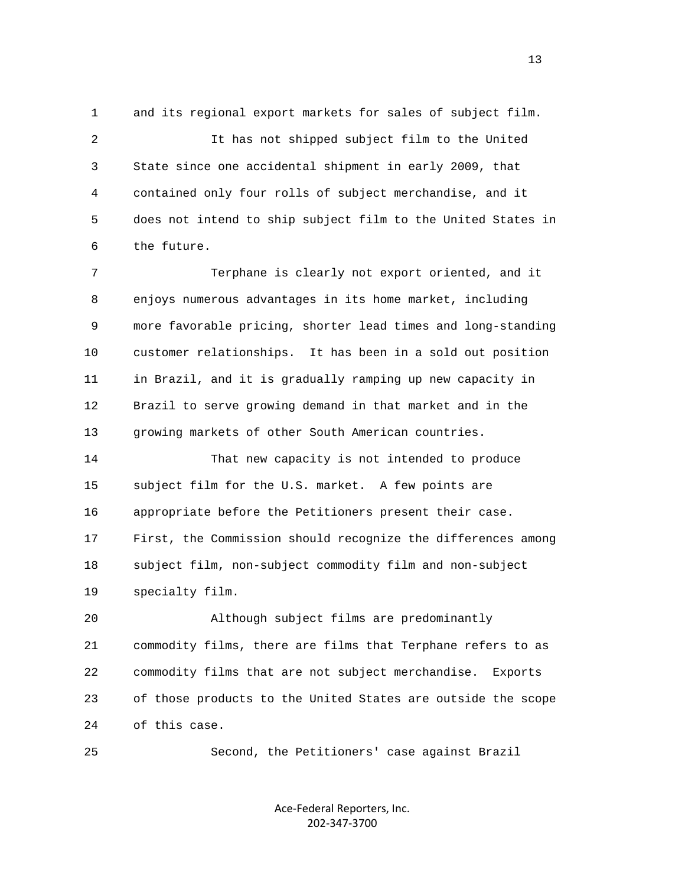and its regional export markets for sales of subject film.

It has not shipped subject film to the United State since one accidental shipment in early 2009, that contained only four rolls of subject merchandise, and it does not intend to ship subject film to the United States in the future.

Terphane is clearly not export oriented, and it enjoys numerous advantages in its home market, including more favorable pricing, shorter lead times and long-standing customer relationships. It has been in a sold out position in Brazil, and it is gradually ramping up new capacity in Brazil to serve growing demand in that market and in the growing markets of other South American countries.

That new capacity is not intended to produce subject film for the U.S. market. A few points are appropriate before the Petitioners present their case. First, the Commission should recognize the differences among subject film, non-subject commodity film and non-subject specialty film.

Although subject films are predominantly commodity films, there are films that Terphane refers to as commodity films that are not subject merchandise. Exports of those products to the United States are outside the scope of this case.

Second, the Petitioners' case against Brazil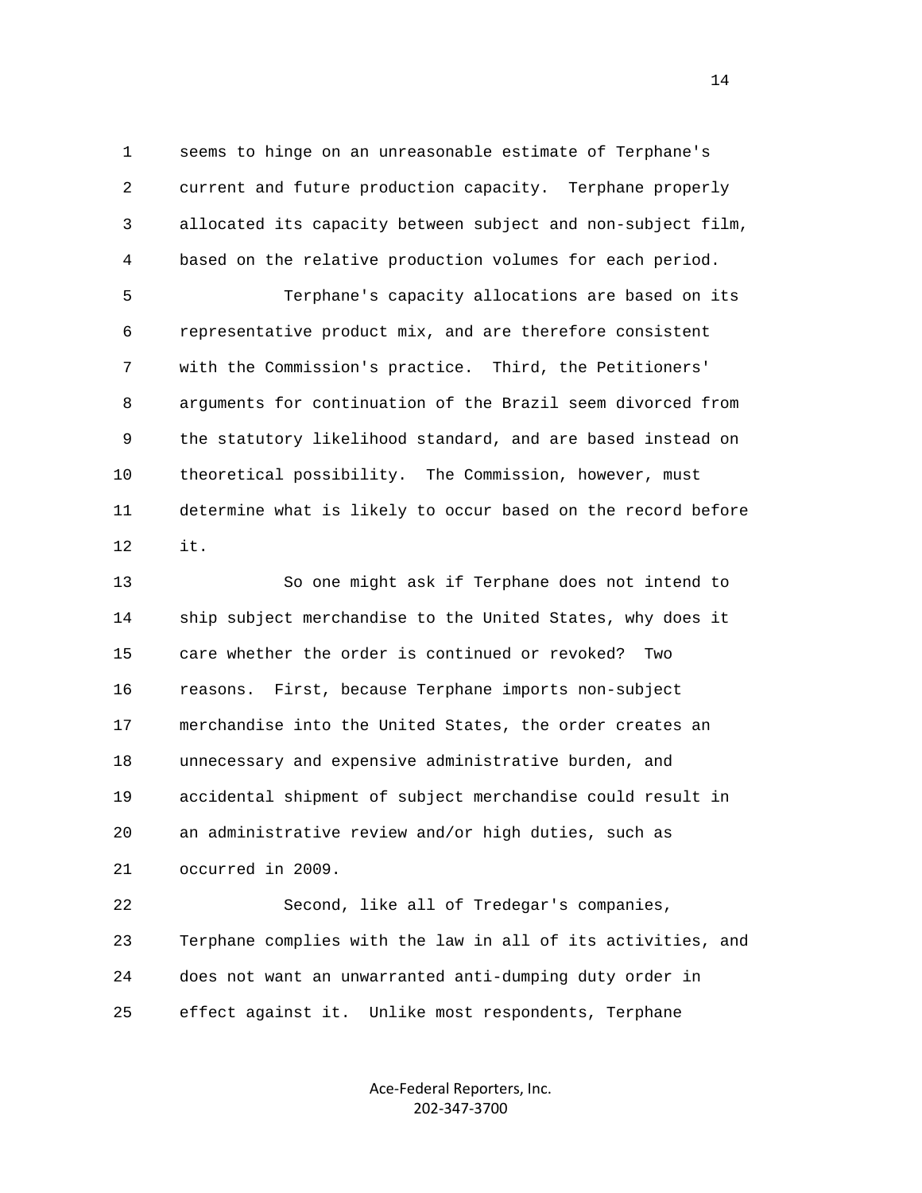seems to hinge on an unreasonable estimate of Terphane's current and future production capacity. Terphane properly allocated its capacity between subject and non-subject film, based on the relative production volumes for each period.

Terphane's capacity allocations are based on its representative product mix, and are therefore consistent with the Commission's practice. Third, the Petitioners' arguments for continuation of the Brazil seem divorced from the statutory likelihood standard, and are based instead on theoretical possibility. The Commission, however, must determine what is likely to occur based on the record before it.

So one might ask if Terphane does not intend to ship subject merchandise to the United States, why does it care whether the order is continued or revoked? Two reasons. First, because Terphane imports non-subject merchandise into the United States, the order creates an unnecessary and expensive administrative burden, and accidental shipment of subject merchandise could result in an administrative review and/or high duties, such as occurred in 2009.

Second, like all of Tredegar's companies, Terphane complies with the law in all of its activities, and does not want an unwarranted anti-dumping duty order in effect against it. Unlike most respondents, Terphane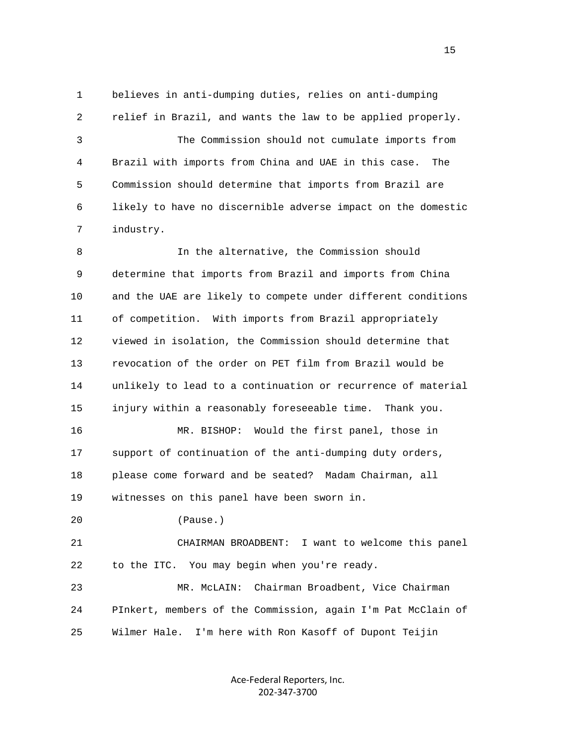believes in anti-dumping duties, relies on anti-dumping relief in Brazil, and wants the law to be applied properly.

The Commission should not cumulate imports from Brazil with imports from China and UAE in this case. The Commission should determine that imports from Brazil are likely to have no discernible adverse impact on the domestic industry.

In the alternative, the Commission should determine that imports from Brazil and imports from China and the UAE are likely to compete under different conditions of competition. With imports from Brazil appropriately viewed in isolation, the Commission should determine that revocation of the order on PET film from Brazil would be unlikely to lead to a continuation or recurrence of material injury within a reasonably foreseeable time. Thank you.

MR. BISHOP: Would the first panel, those in support of continuation of the anti-dumping duty orders, please come forward and be seated? Madam Chairman, all witnesses on this panel have been sworn in.

(Pause.)

CHAIRMAN BROADBENT: I want to welcome this panel to the ITC. You may begin when you're ready.

MR. McLAIN: Chairman Broadbent, Vice Chairman PInkert, members of the Commission, again I'm Pat McClain of Wilmer Hale. I'm here with Ron Kasoff of Dupont Teijin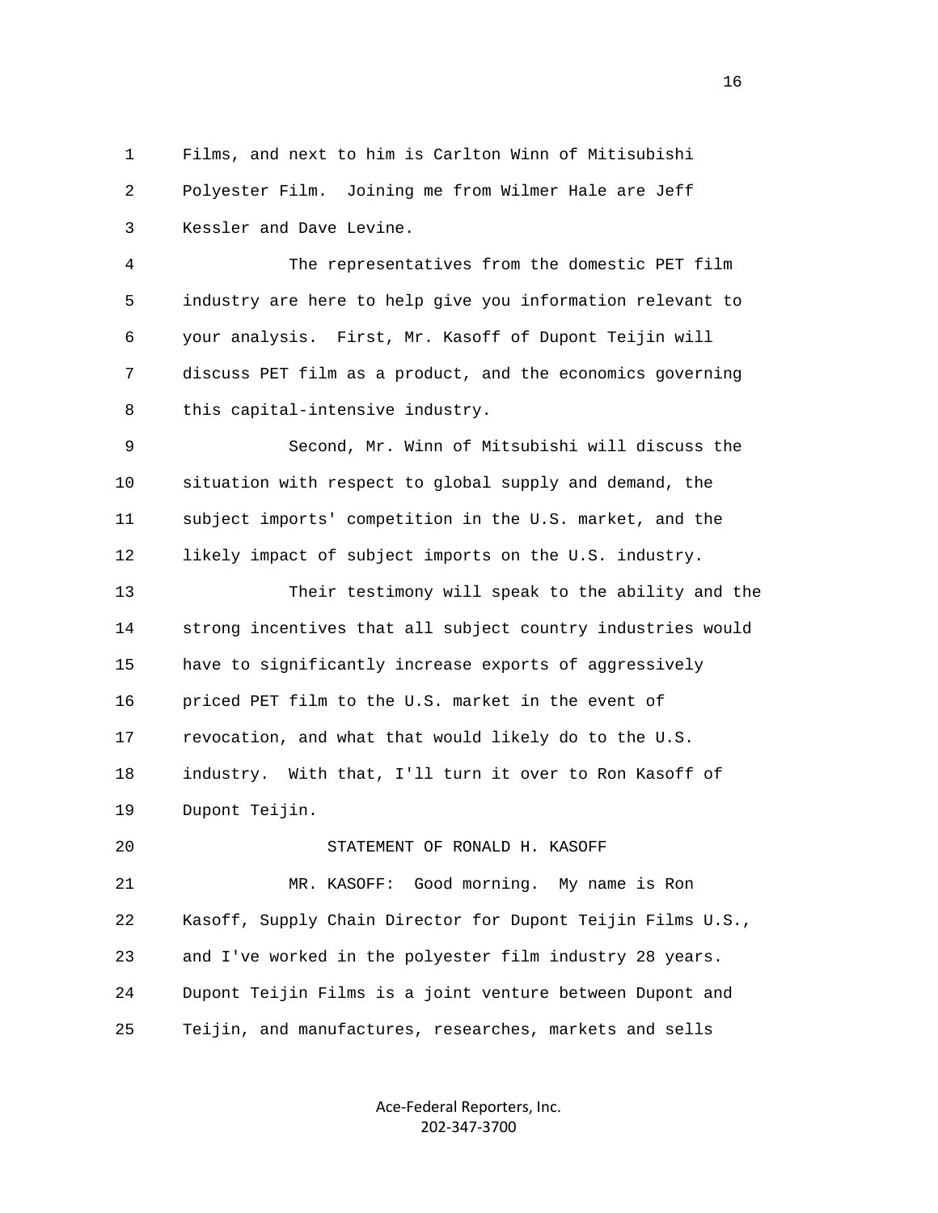Films, and next to him is Carlton Winn of Mitisubishi Polyester Film. Joining me from Wilmer Hale are Jeff Kessler and Dave Levine.

The representatives from the domestic PET film industry are here to help give you information relevant to your analysis. First, Mr. Kasoff of Dupont Teijin will discuss PET film as a product, and the economics governing this capital-intensive industry.

Second, Mr. Winn of Mitsubishi will discuss the situation with respect to global supply and demand, the subject imports' competition in the U.S. market, and the likely impact of subject imports on the U.S. industry.

Their testimony will speak to the ability and the strong incentives that all subject country industries would have to significantly increase exports of aggressively priced PET film to the U.S. market in the event of revocation, and what that would likely do to the U.S. industry. With that, I'll turn it over to Ron Kasoff of Dupont Teijin.

STATEMENT OF RONALD H. KASOFF

MR. KASOFF: Good morning. My name is Ron Kasoff, Supply Chain Director for Dupont Teijin Films U.S., and I've worked in the polyester film industry 28 years. Dupont Teijin Films is a joint venture between Dupont and Teijin, and manufactures, researches, markets and sells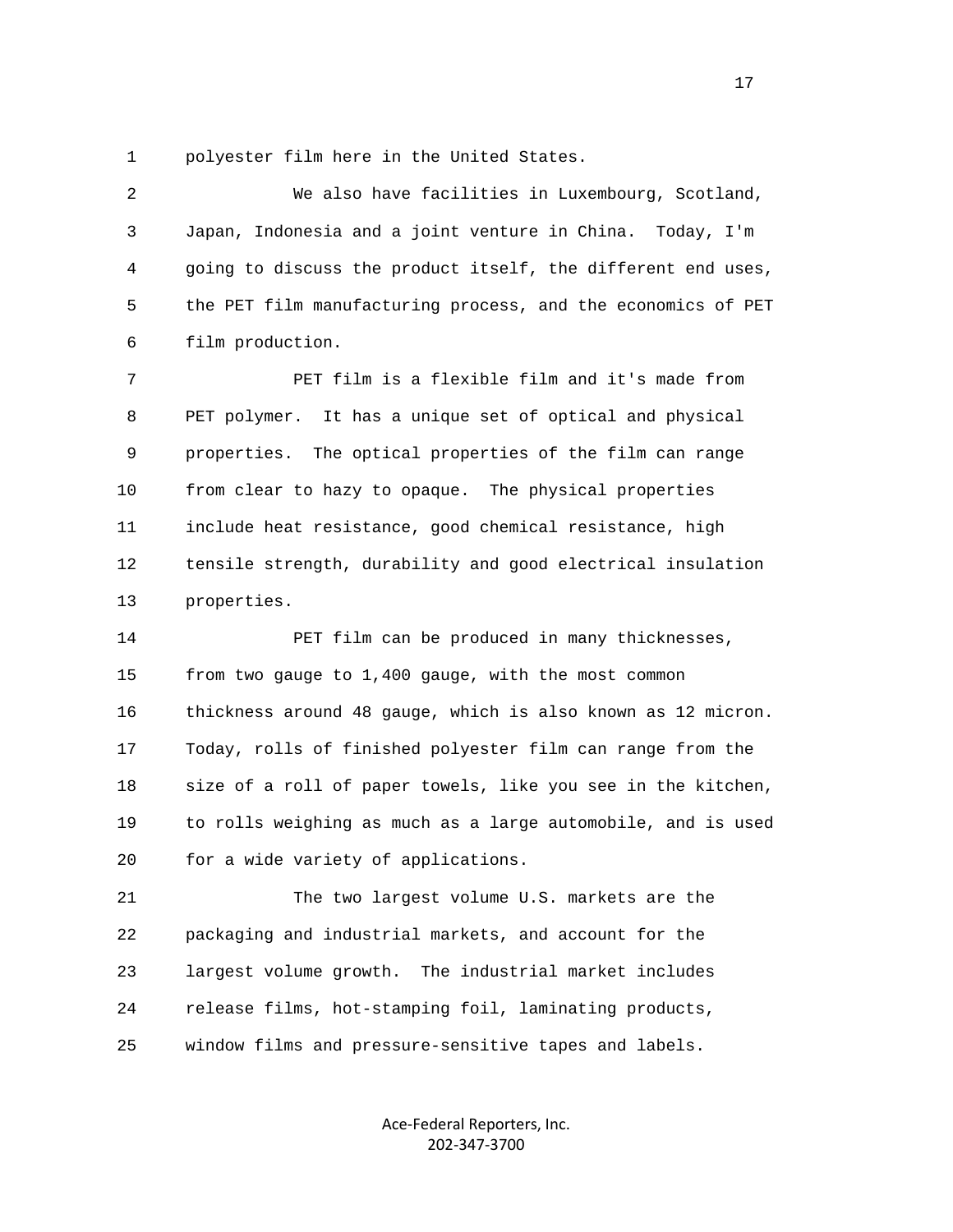polyester film here in the United States.

We also have facilities in Luxembourg, Scotland, Japan, Indonesia and a joint venture in China. Today, I'm going to discuss the product itself, the different end uses, the PET film manufacturing process, and the economics of PET film production.

PET film is a flexible film and it's made from PET polymer. It has a unique set of optical and physical properties. The optical properties of the film can range from clear to hazy to opaque. The physical properties include heat resistance, good chemical resistance, high tensile strength, durability and good electrical insulation properties.

PET film can be produced in many thicknesses, from two gauge to 1,400 gauge, with the most common thickness around 48 gauge, which is also known as 12 micron. Today, rolls of finished polyester film can range from the size of a roll of paper towels, like you see in the kitchen, to rolls weighing as much as a large automobile, and is used for a wide variety of applications.

The two largest volume U.S. markets are the packaging and industrial markets, and account for the largest volume growth. The industrial market includes release films, hot-stamping foil, laminating products, window films and pressure-sensitive tapes and labels.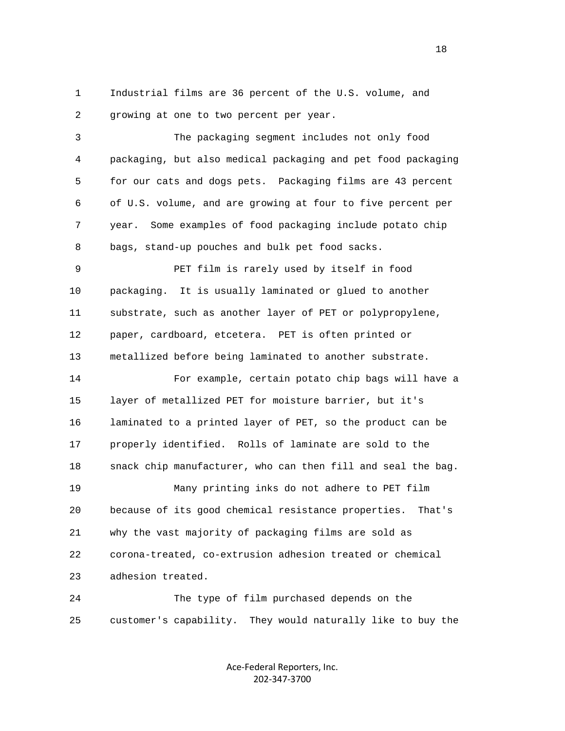Industrial films are 36 percent of the U.S. volume, and growing at one to two percent per year.

The packaging segment includes not only food packaging, but also medical packaging and pet food packaging for our cats and dogs pets. Packaging films are 43 percent of U.S. volume, and are growing at four to five percent per year. Some examples of food packaging include potato chip bags, stand-up pouches and bulk pet food sacks.

PET film is rarely used by itself in food packaging. It is usually laminated or glued to another substrate, such as another layer of PET or polypropylene, paper, cardboard, etcetera. PET is often printed or metallized before being laminated to another substrate.

For example, certain potato chip bags will have a layer of metallized PET for moisture barrier, but it's laminated to a printed layer of PET, so the product can be properly identified. Rolls of laminate are sold to the snack chip manufacturer, who can then fill and seal the bag.

Many printing inks do not adhere to PET film because of its good chemical resistance properties. That's why the vast majority of packaging films are sold as corona-treated, co-extrusion adhesion treated or chemical adhesion treated.

The type of film purchased depends on the customer's capability. They would naturally like to buy the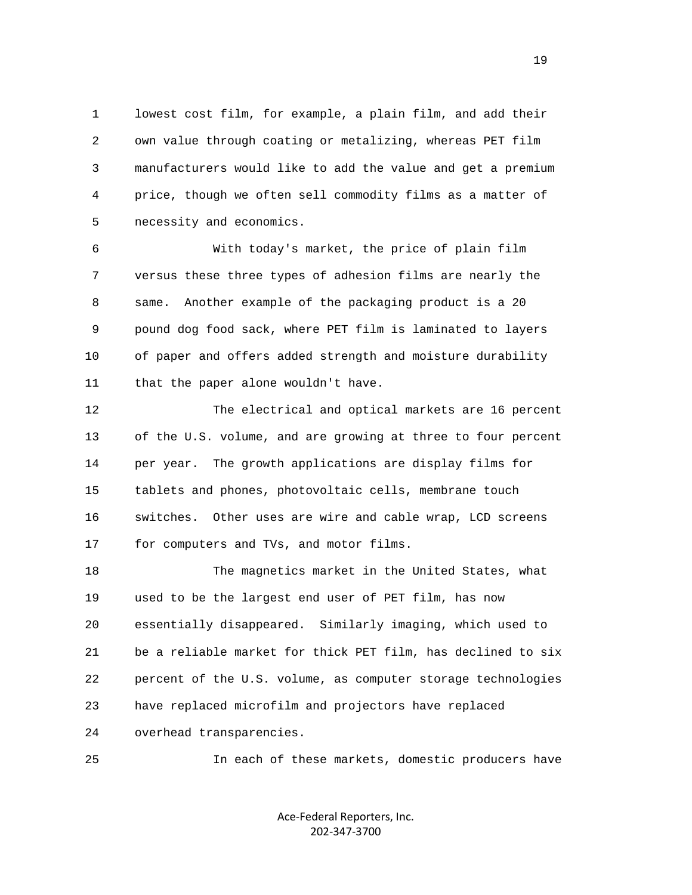lowest cost film, for example, a plain film, and add their own value through coating or metalizing, whereas PET film manufacturers would like to add the value and get a premium price, though we often sell commodity films as a matter of necessity and economics.

With today's market, the price of plain film versus these three types of adhesion films are nearly the same. Another example of the packaging product is a 20 pound dog food sack, where PET film is laminated to layers of paper and offers added strength and moisture durability that the paper alone wouldn't have.

The electrical and optical markets are 16 percent of the U.S. volume, and are growing at three to four percent per year. The growth applications are display films for tablets and phones, photovoltaic cells, membrane touch switches. Other uses are wire and cable wrap, LCD screens for computers and TVs, and motor films.

The magnetics market in the United States, what used to be the largest end user of PET film, has now essentially disappeared. Similarly imaging, which used to be a reliable market for thick PET film, has declined to six percent of the U.S. volume, as computer storage technologies have replaced microfilm and projectors have replaced overhead transparencies.

In each of these markets, domestic producers have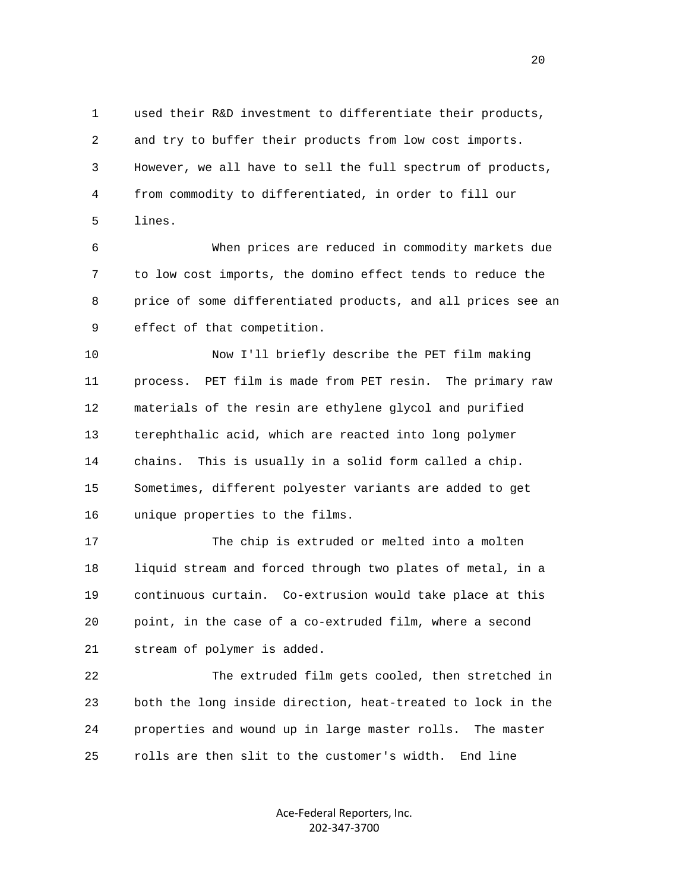used their R&D investment to differentiate their products, and try to buffer their products from low cost imports. However, we all have to sell the full spectrum of products, from commodity to differentiated, in order to fill our lines.

When prices are reduced in commodity markets due to low cost imports, the domino effect tends to reduce the price of some differentiated products, and all prices see an effect of that competition.

Now I'll briefly describe the PET film making process. PET film is made from PET resin. The primary raw materials of the resin are ethylene glycol and purified terephthalic acid, which are reacted into long polymer chains. This is usually in a solid form called a chip. Sometimes, different polyester variants are added to get unique properties to the films.

The chip is extruded or melted into a molten liquid stream and forced through two plates of metal, in a continuous curtain. Co-extrusion would take place at this point, in the case of a co-extruded film, where a second stream of polymer is added.

The extruded film gets cooled, then stretched in both the long inside direction, heat-treated to lock in the properties and wound up in large master rolls. The master rolls are then slit to the customer's width. End line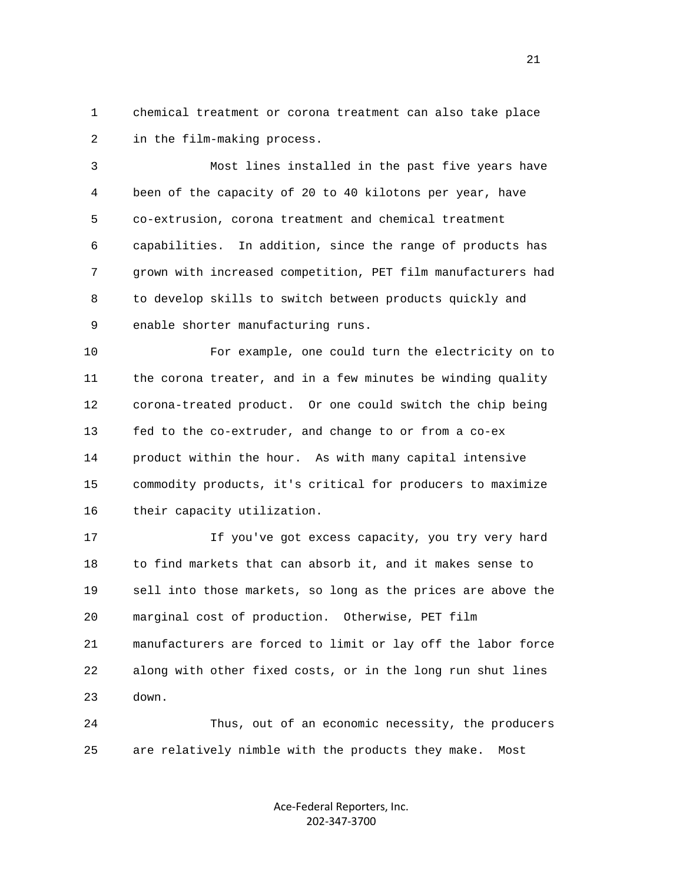chemical treatment or corona treatment can also take place in the film-making process.

Most lines installed in the past five years have been of the capacity of 20 to 40 kilotons per year, have co-extrusion, corona treatment and chemical treatment capabilities. In addition, since the range of products has grown with increased competition, PET film manufacturers had to develop skills to switch between products quickly and enable shorter manufacturing runs.

For example, one could turn the electricity on to the corona treater, and in a few minutes be winding quality corona-treated product. Or one could switch the chip being fed to the co-extruder, and change to or from a co-ex product within the hour. As with many capital intensive commodity products, it's critical for producers to maximize their capacity utilization.

If you've got excess capacity, you try very hard to find markets that can absorb it, and it makes sense to sell into those markets, so long as the prices are above the marginal cost of production. Otherwise, PET film manufacturers are forced to limit or lay off the labor force along with other fixed costs, or in the long run shut lines down.

Thus, out of an economic necessity, the producers are relatively nimble with the products they make. Most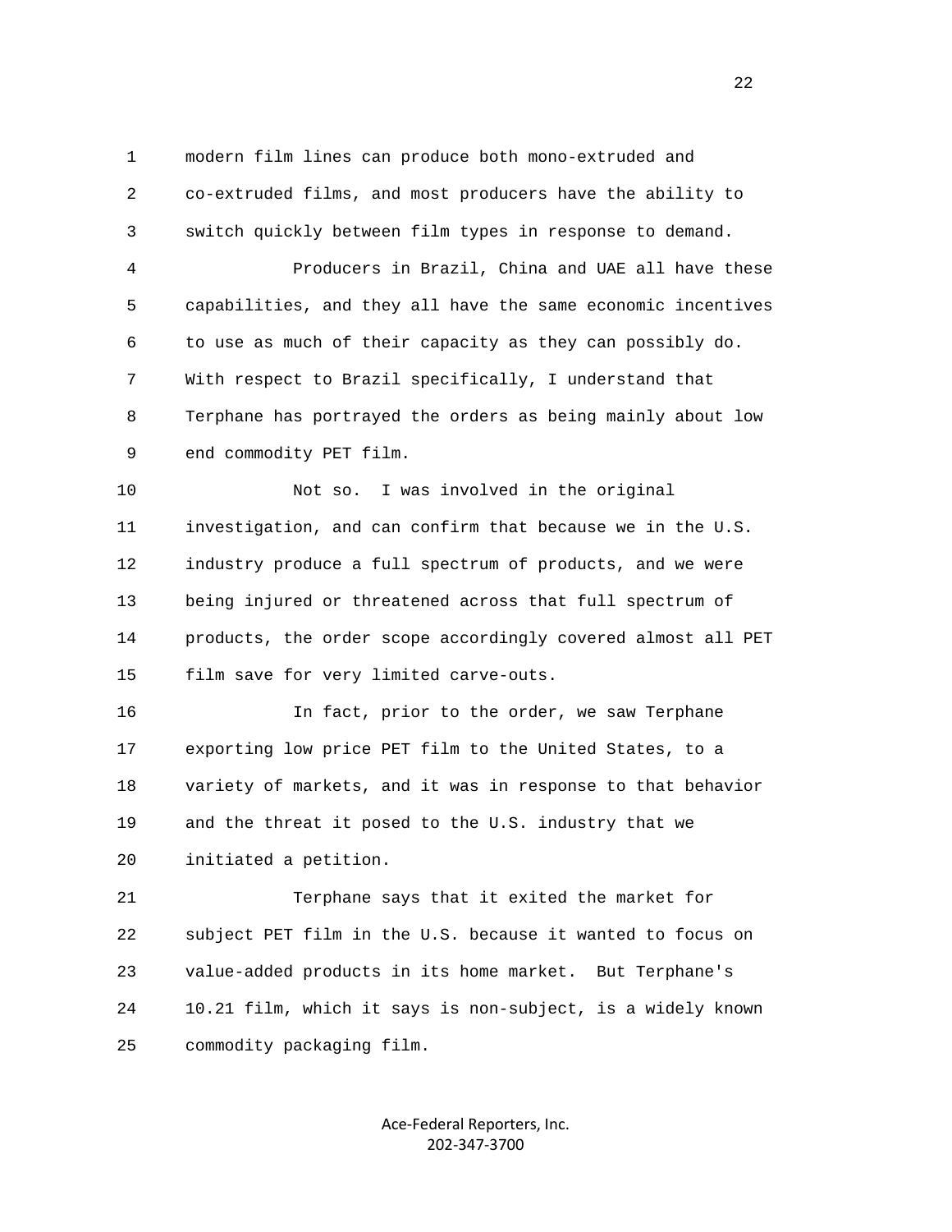modern film lines can produce both mono-extruded and co-extruded films, and most producers have the ability to switch quickly between film types in response to demand.

Producers in Brazil, China and UAE all have these capabilities, and they all have the same economic incentives to use as much of their capacity as they can possibly do. With respect to Brazil specifically, I understand that Terphane has portrayed the orders as being mainly about low end commodity PET film.

Not so. I was involved in the original investigation, and can confirm that because we in the U.S. industry produce a full spectrum of products, and we were being injured or threatened across that full spectrum of products, the order scope accordingly covered almost all PET film save for very limited carve-outs.

In fact, prior to the order, we saw Terphane exporting low price PET film to the United States, to a variety of markets, and it was in response to that behavior and the threat it posed to the U.S. industry that we initiated a petition.

Terphane says that it exited the market for subject PET film in the U.S. because it wanted to focus on value-added products in its home market. But Terphane's 10.21 film, which it says is non-subject, is a widely known commodity packaging film.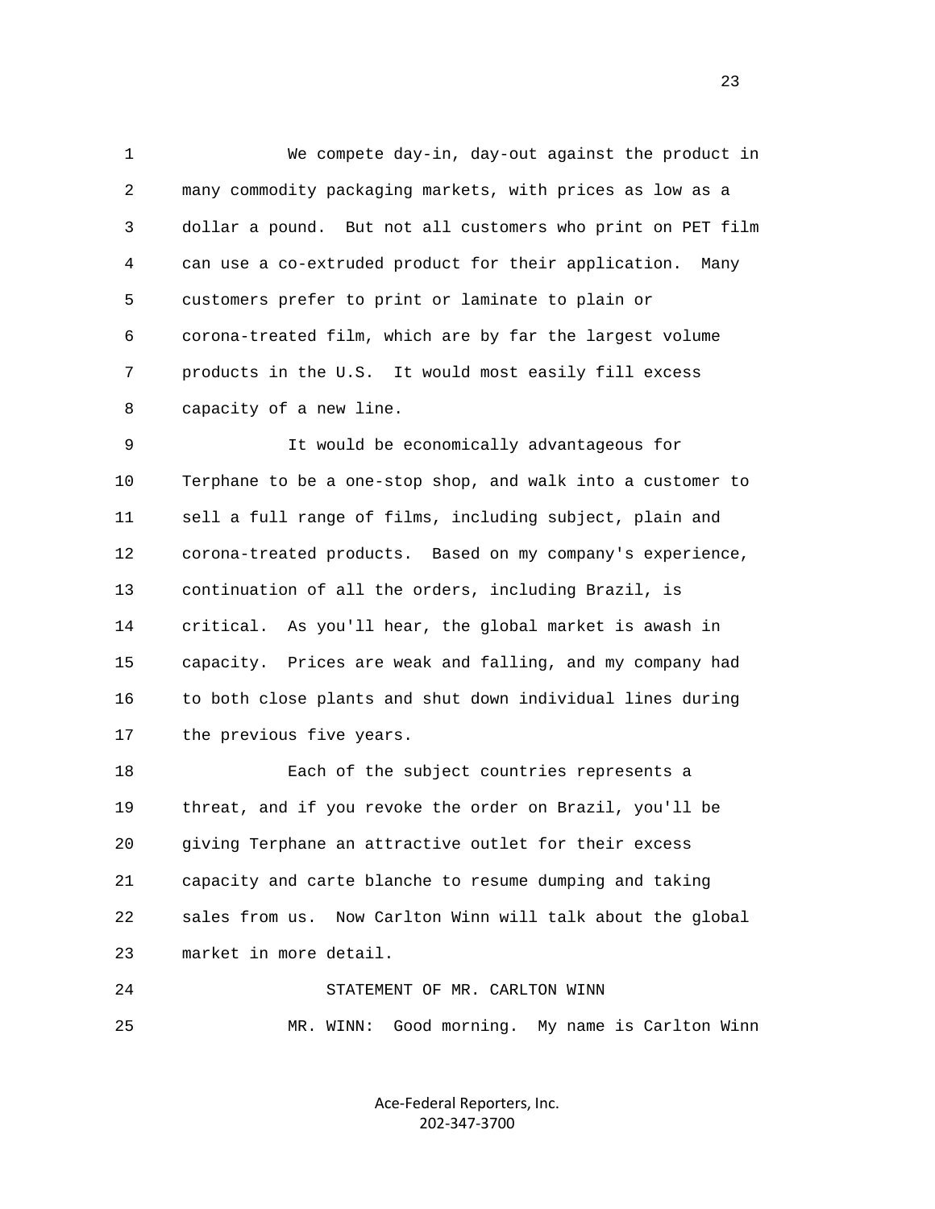We compete day-in, day-out against the product in many commodity packaging markets, with prices as low as a dollar a pound. But not all customers who print on PET film can use a co-extruded product for their application. Many customers prefer to print or laminate to plain or corona-treated film, which are by far the largest volume products in the U.S. It would most easily fill excess capacity of a new line.

It would be economically advantageous for Terphane to be a one-stop shop, and walk into a customer to sell a full range of films, including subject, plain and corona-treated products. Based on my company's experience, continuation of all the orders, including Brazil, is critical. As you'll hear, the global market is awash in capacity. Prices are weak and falling, and my company had to both close plants and shut down individual lines during the previous five years.

Each of the subject countries represents a threat, and if you revoke the order on Brazil, you'll be giving Terphane an attractive outlet for their excess capacity and carte blanche to resume dumping and taking sales from us. Now Carlton Winn will talk about the global market in more detail.

STATEMENT OF MR. CARLTON WINN

MR. WINN: Good morning. My name is Carlton Winn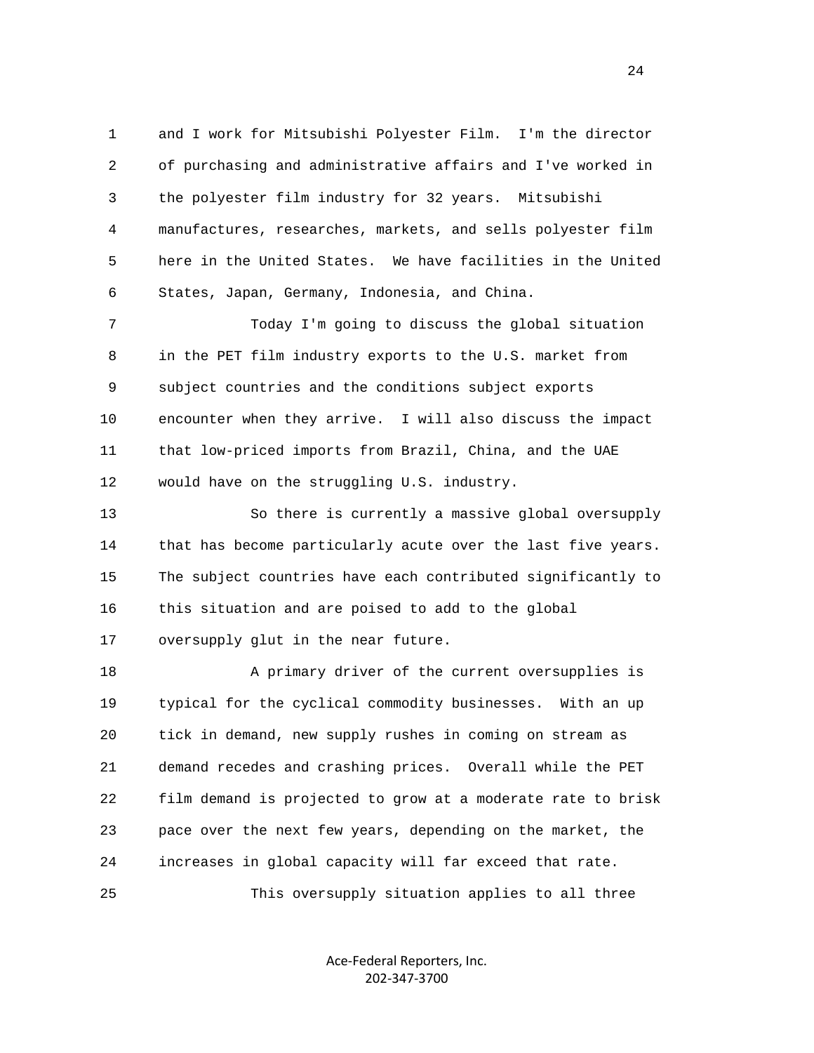and I work for Mitsubishi Polyester Film. I'm the director of purchasing and administrative affairs and I've worked in the polyester film industry for 32 years. Mitsubishi manufactures, researches, markets, and sells polyester film here in the United States. We have facilities in the United States, Japan, Germany, Indonesia, and China.

Today I'm going to discuss the global situation in the PET film industry exports to the U.S. market from subject countries and the conditions subject exports encounter when they arrive. I will also discuss the impact that low-priced imports from Brazil, China, and the UAE would have on the struggling U.S. industry.

So there is currently a massive global oversupply that has become particularly acute over the last five years. The subject countries have each contributed significantly to this situation and are poised to add to the global oversupply glut in the near future.

A primary driver of the current oversupplies is typical for the cyclical commodity businesses. With an up tick in demand, new supply rushes in coming on stream as demand recedes and crashing prices. Overall while the PET film demand is projected to grow at a moderate rate to brisk pace over the next few years, depending on the market, the increases in global capacity will far exceed that rate.

This oversupply situation applies to all three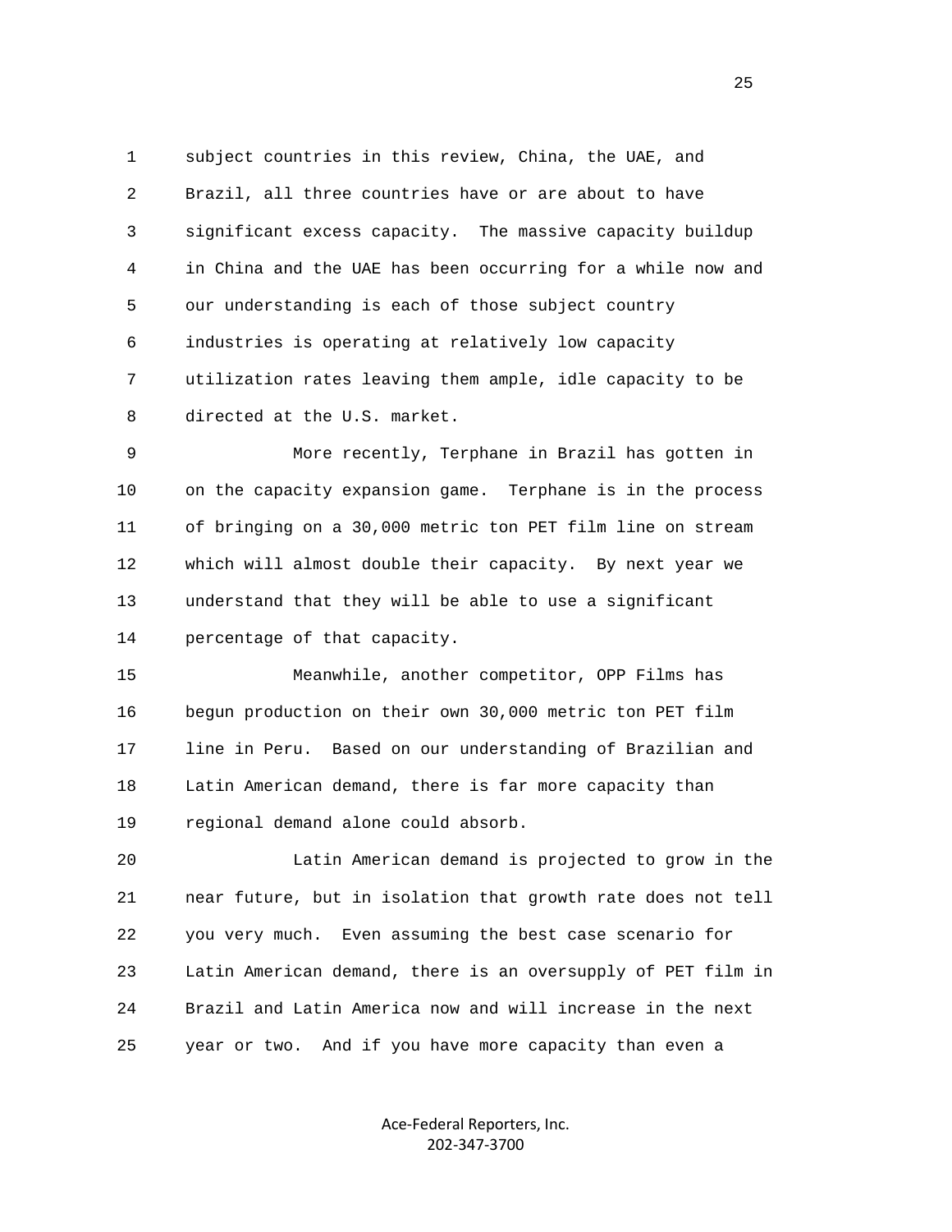subject countries in this review, China, the UAE, and Brazil, all three countries have or are about to have significant excess capacity. The massive capacity buildup in China and the UAE has been occurring for a while now and our understanding is each of those subject country industries is operating at relatively low capacity utilization rates leaving them ample, idle capacity to be directed at the U.S. market.

More recently, Terphane in Brazil has gotten in on the capacity expansion game. Terphane is in the process of bringing on a 30,000 metric ton PET film line on stream which will almost double their capacity. By next year we understand that they will be able to use a significant percentage of that capacity.

Meanwhile, another competitor, OPP Films has begun production on their own 30,000 metric ton PET film line in Peru. Based on our understanding of Brazilian and Latin American demand, there is far more capacity than regional demand alone could absorb.

Latin American demand is projected to grow in the near future, but in isolation that growth rate does not tell you very much. Even assuming the best case scenario for Latin American demand, there is an oversupply of PET film in Brazil and Latin America now and will increase in the next year or two. And if you have more capacity than even a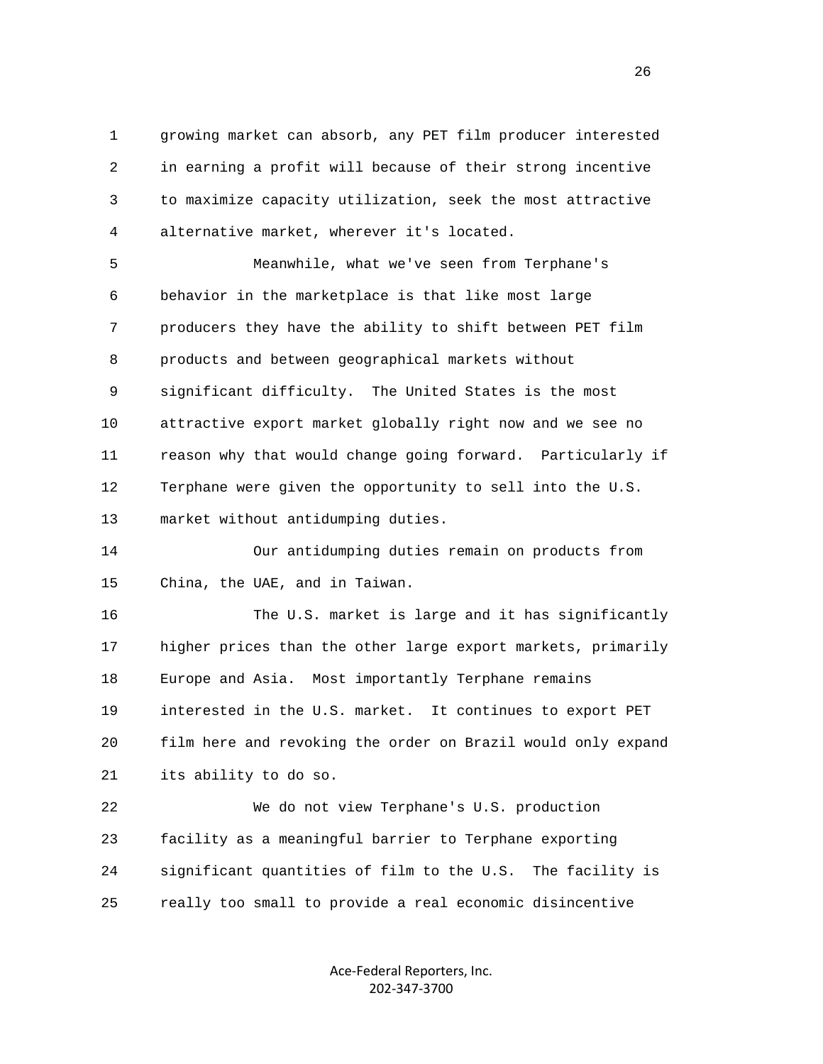growing market can absorb, any PET film producer interested in earning a profit will because of their strong incentive to maximize capacity utilization, seek the most attractive alternative market, wherever it's located.

Meanwhile, what we've seen from Terphane's behavior in the marketplace is that like most large producers they have the ability to shift between PET film products and between geographical markets without significant difficulty. The United States is the most attractive export market globally right now and we see no reason why that would change going forward. Particularly if Terphane were given the opportunity to sell into the U.S. market without antidumping duties.

Our antidumping duties remain on products from China, the UAE, and in Taiwan.

The U.S. market is large and it has significantly higher prices than the other large export markets, primarily Europe and Asia. Most importantly Terphane remains interested in the U.S. market. It continues to export PET film here and revoking the order on Brazil would only expand its ability to do so.

We do not view Terphane's U.S. production facility as a meaningful barrier to Terphane exporting significant quantities of film to the U.S. The facility is really too small to provide a real economic disincentive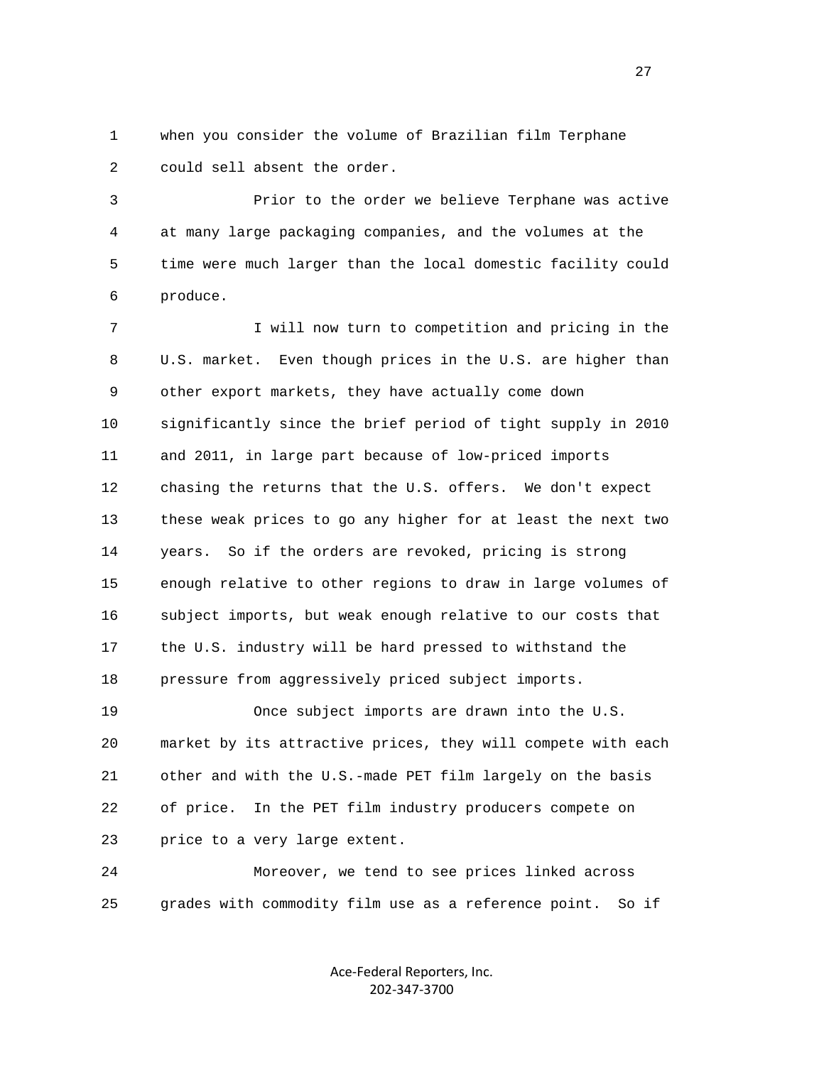when you consider the volume of Brazilian film Terphane could sell absent the order.

Prior to the order we believe Terphane was active at many large packaging companies, and the volumes at the time were much larger than the local domestic facility could produce.

I will now turn to competition and pricing in the U.S. market. Even though prices in the U.S. are higher than other export markets, they have actually come down significantly since the brief period of tight supply in 2010 and 2011, in large part because of low-priced imports chasing the returns that the U.S. offers. We don't expect these weak prices to go any higher for at least the next two years. So if the orders are revoked, pricing is strong enough relative to other regions to draw in large volumes of subject imports, but weak enough relative to our costs that the U.S. industry will be hard pressed to withstand the pressure from aggressively priced subject imports.

Once subject imports are drawn into the U.S. market by its attractive prices, they will compete with each other and with the U.S.-made PET film largely on the basis of price. In the PET film industry producers compete on price to a very large extent.

Moreover, we tend to see prices linked across grades with commodity film use as a reference point. So if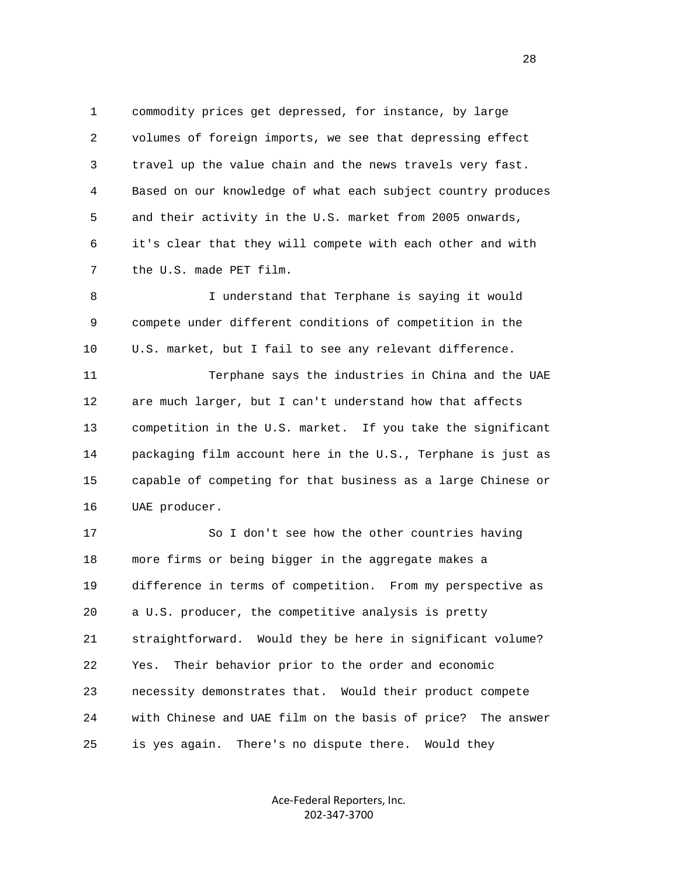commodity prices get depressed, for instance, by large volumes of foreign imports, we see that depressing effect travel up the value chain and the news travels very fast. Based on our knowledge of what each subject country produces and their activity in the U.S. market from 2005 onwards, it's clear that they will compete with each other and with the U.S. made PET film.

I understand that Terphane is saying it would compete under different conditions of competition in the U.S. market, but I fail to see any relevant difference.

Terphane says the industries in China and the UAE are much larger, but I can't understand how that affects competition in the U.S. market. If you take the significant packaging film account here in the U.S., Terphane is just as capable of competing for that business as a large Chinese or UAE producer.

So I don't see how the other countries having more firms or being bigger in the aggregate makes a difference in terms of competition. From my perspective as a U.S. producer, the competitive analysis is pretty straightforward. Would they be here in significant volume? Yes. Their behavior prior to the order and economic necessity demonstrates that. Would their product compete with Chinese and UAE film on the basis of price? The answer is yes again. There's no dispute there. Would they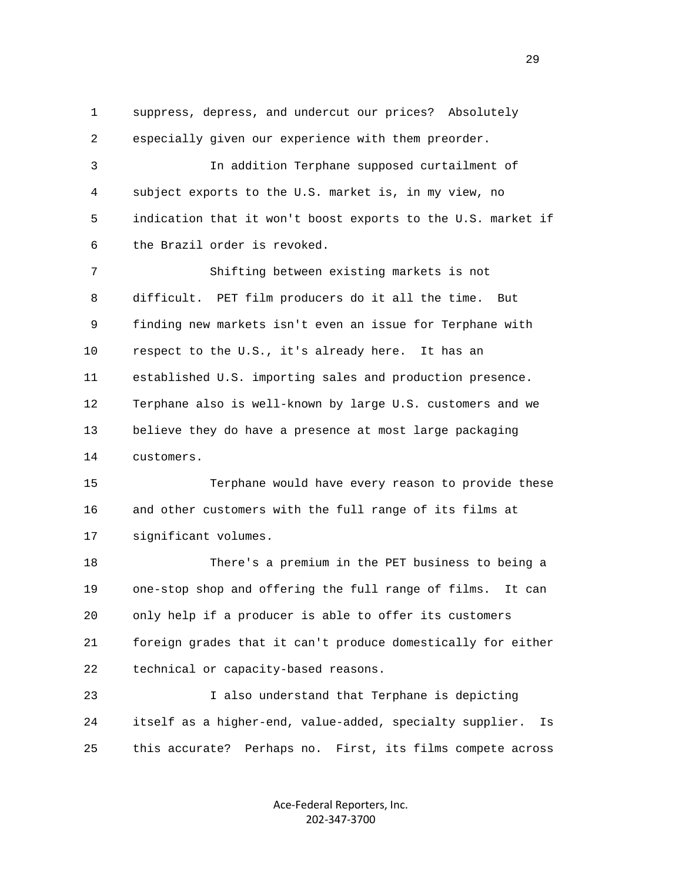suppress, depress, and undercut our prices? Absolutely especially given our experience with them preorder.

In addition Terphane supposed curtailment of subject exports to the U.S. market is, in my view, no indication that it won't boost exports to the U.S. market if the Brazil order is revoked.

Shifting between existing markets is not difficult. PET film producers do it all the time. But finding new markets isn't even an issue for Terphane with respect to the U.S., it's already here. It has an established U.S. importing sales and production presence. Terphane also is well-known by large U.S. customers and we believe they do have a presence at most large packaging customers.

Terphane would have every reason to provide these and other customers with the full range of its films at significant volumes.

There's a premium in the PET business to being a one-stop shop and offering the full range of films. It can only help if a producer is able to offer its customers foreign grades that it can't produce domestically for either technical or capacity-based reasons.

I also understand that Terphane is depicting itself as a higher-end, value-added, specialty supplier. Is this accurate? Perhaps no. First, its films compete across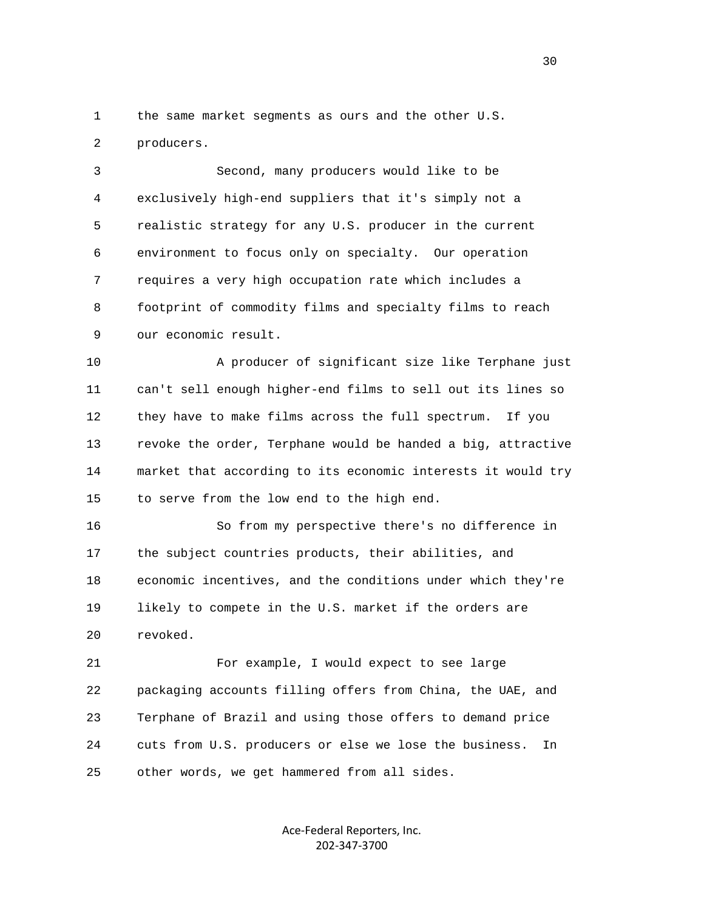the same market segments as ours and the other U.S. producers.

Second, many producers would like to be exclusively high-end suppliers that it's simply not a realistic strategy for any U.S. producer in the current environment to focus only on specialty. Our operation requires a very high occupation rate which includes a footprint of commodity films and specialty films to reach our economic result.

A producer of significant size like Terphane just can't sell enough higher-end films to sell out its lines so they have to make films across the full spectrum. If you revoke the order, Terphane would be handed a big, attractive market that according to its economic interests it would try to serve from the low end to the high end.

So from my perspective there's no difference in the subject countries products, their abilities, and economic incentives, and the conditions under which they're likely to compete in the U.S. market if the orders are revoked.

For example, I would expect to see large packaging accounts filling offers from China, the UAE, and Terphane of Brazil and using those offers to demand price cuts from U.S. producers or else we lose the business. In other words, we get hammered from all sides.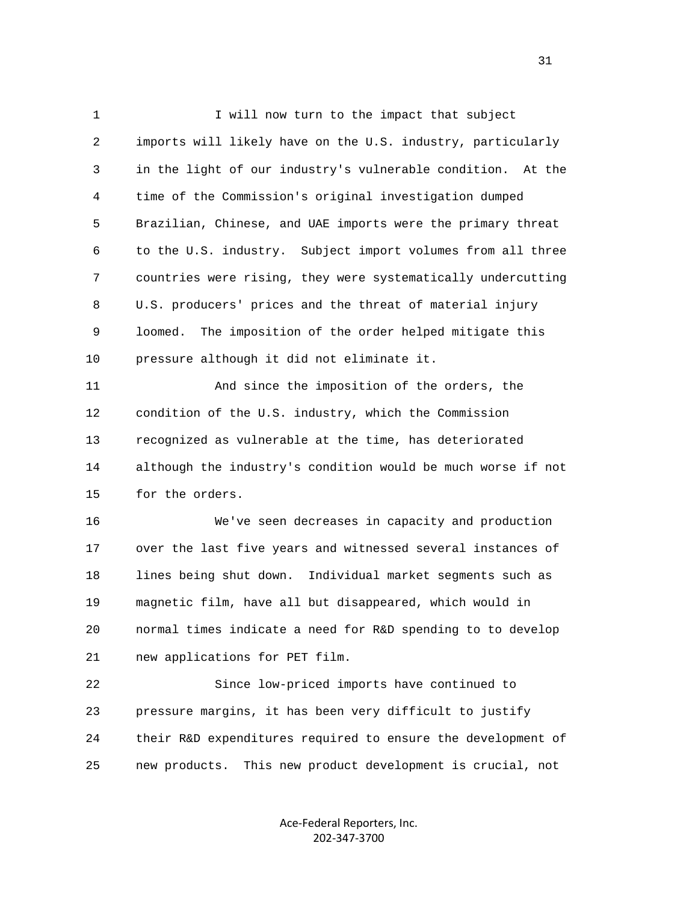I will now turn to the impact that subject imports will likely have on the U.S. industry, particularly in the light of our industry's vulnerable condition. At the time of the Commission's original investigation dumped Brazilian, Chinese, and UAE imports were the primary threat to the U.S. industry. Subject import volumes from all three countries were rising, they were systematically undercutting U.S. producers' prices and the threat of material injury loomed. The imposition of the order helped mitigate this pressure although it did not eliminate it.

And since the imposition of the orders, the condition of the U.S. industry, which the Commission recognized as vulnerable at the time, has deteriorated although the industry's condition would be much worse if not for the orders.

We've seen decreases in capacity and production over the last five years and witnessed several instances of lines being shut down. Individual market segments such as magnetic film, have all but disappeared, which would in normal times indicate a need for R&D spending to to develop new applications for PET film.

Since low-priced imports have continued to pressure margins, it has been very difficult to justify their R&D expenditures required to ensure the development of new products. This new product development is crucial, not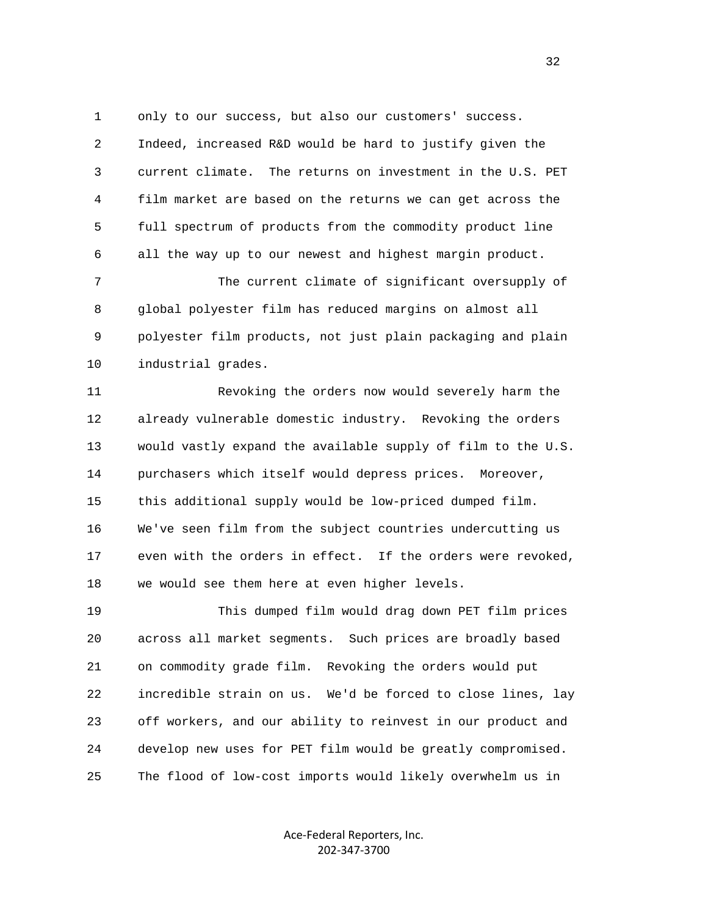only to our success, but also our customers' success. Indeed, increased R&D would be hard to justify given the current climate. The returns on investment in the U.S. PET film market are based on the returns we can get across the full spectrum of products from the commodity product line all the way up to our newest and highest margin product.

The current climate of significant oversupply of global polyester film has reduced margins on almost all polyester film products, not just plain packaging and plain industrial grades.

Revoking the orders now would severely harm the already vulnerable domestic industry. Revoking the orders would vastly expand the available supply of film to the U.S. purchasers which itself would depress prices. Moreover, this additional supply would be low-priced dumped film. We've seen film from the subject countries undercutting us even with the orders in effect. If the orders were revoked, we would see them here at even higher levels.

This dumped film would drag down PET film prices across all market segments. Such prices are broadly based on commodity grade film. Revoking the orders would put incredible strain on us. We'd be forced to close lines, lay off workers, and our ability to reinvest in our product and develop new uses for PET film would be greatly compromised. The flood of low-cost imports would likely overwhelm us in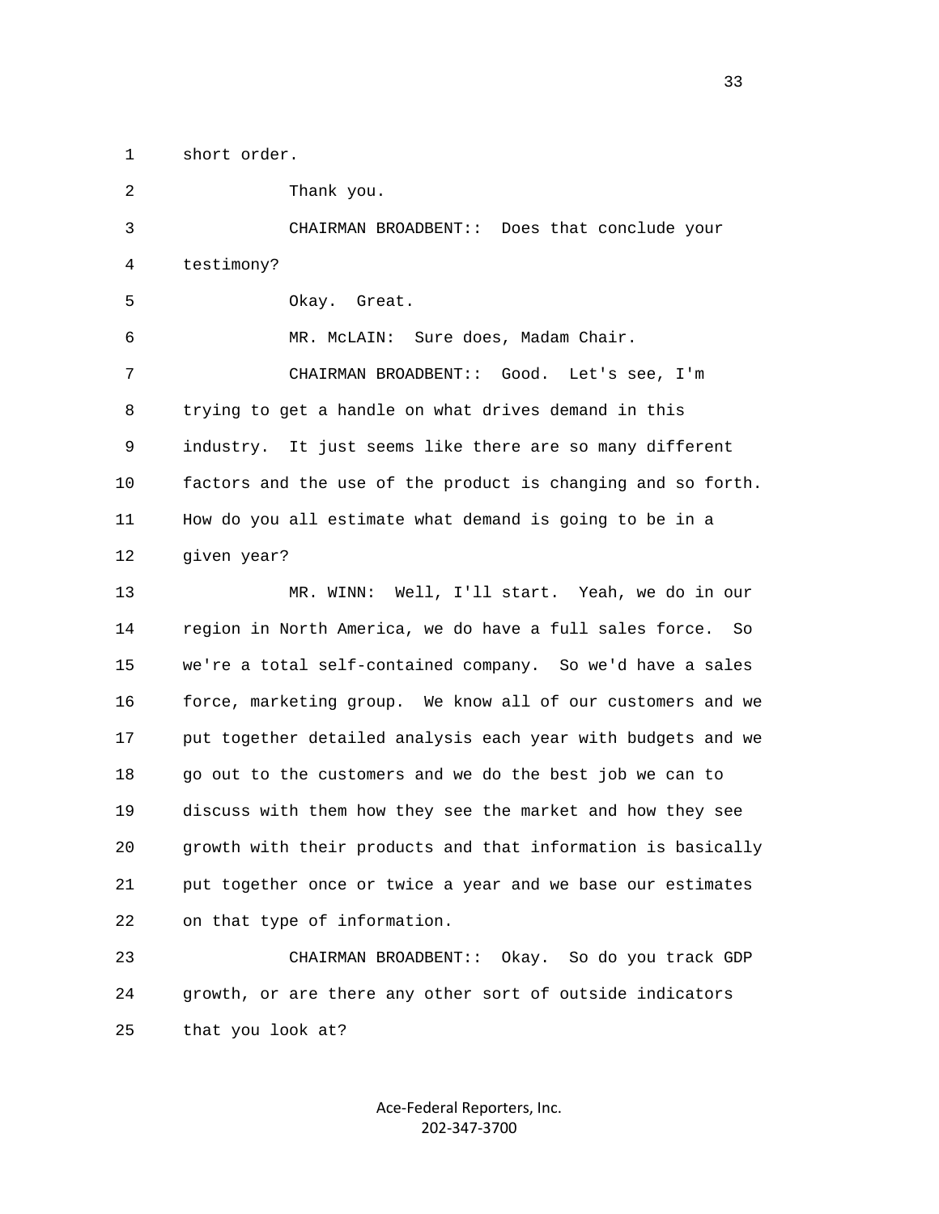1 short order.

2 Thank you.

3 CHAIRMAN BROADBENT:: Does that conclude your

4 testimony?

5 Okay. Great.

6 MR. McLAIN: Sure does, Madam Chair.

7 CHAIRMAN BROADBENT:: Good. Let's see, I'm

8 trying to get a handle on what drives demand in this

9 industry. It just seems like there are so many different

10 factors and the use of the product is changing and so forth.

11 How do you all estimate what demand is going to be in a

12 given year?

13 MR. WINN: Well, I'll start. Yeah, we do in our

14 region in North America, we do have a full sales force. So

15 we're a total self-contained company. So we'd have a sales

16 force, marketing group. We know all of our customers and we

17 put together detailed analysis each year with budgets and we

18 go out to the customers and we do the best job we can to

19 discuss with them how they see the market and how they see

20 growth with their products and that information is basically

21 put together once or twice a year and we base our estimates

22 on that type of information.

23 CHAIRMAN BROADBENT:: Okay. So do you track GDP

24 growth, or are there any other sort of outside indicators

25 that you look at?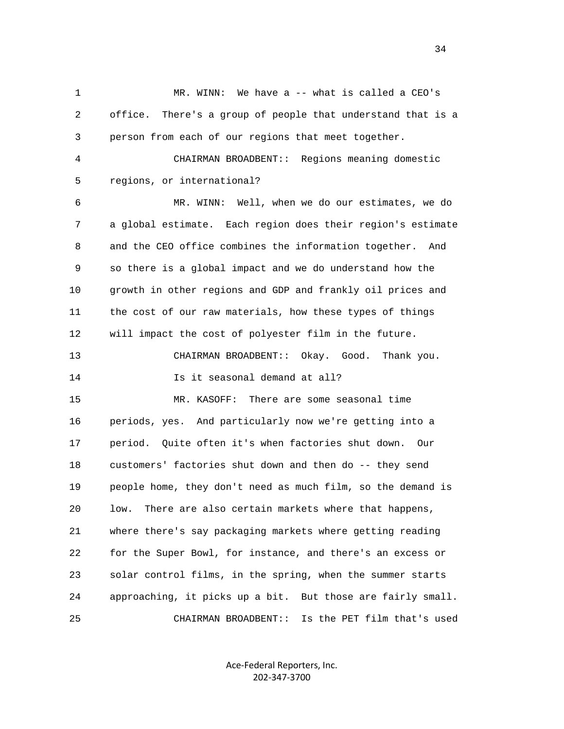1 MR. WINN: We have a -- what is called a CEO's
2 office. There's a group of people that understand that is a
3 person from each of our regions that meet together.
4 CHAIRMAN BROADBENT:: Regions meaning domestic
5 regions, or international?
6 MR. WINN: Well, when we do our estimates, we do
7 a global estimate. Each region does their region's estimate
8 and the CEO office combines the information together. And
9 so there is a global impact and we do understand how the
10 growth in other regions and GDP and frankly oil prices and
11 the cost of our raw materials, how these types of things
12 will impact the cost of polyester film in the future.
13 CHAIRMAN BROADBENT:: Okay. Good. Thank you.
14 Is it seasonal demand at all?
15 MR. KASOFF: There are some seasonal time
16 periods, yes. And particularly now we're getting into a
17 period. Quite often it's when factories shut down. Our
18 customers' factories shut down and then do -- they send
19 people home, they don't need as much film, so the demand is
20 low. There are also certain markets where that happens,
21 where there's say packaging markets where getting reading
22 for the Super Bowl, for instance, and there's an excess or
23 solar control films, in the spring, when the summer starts
24 approaching, it picks up a bit. But those are fairly small.
25 CHAIRMAN BROADBENT:: Is the PET film that's used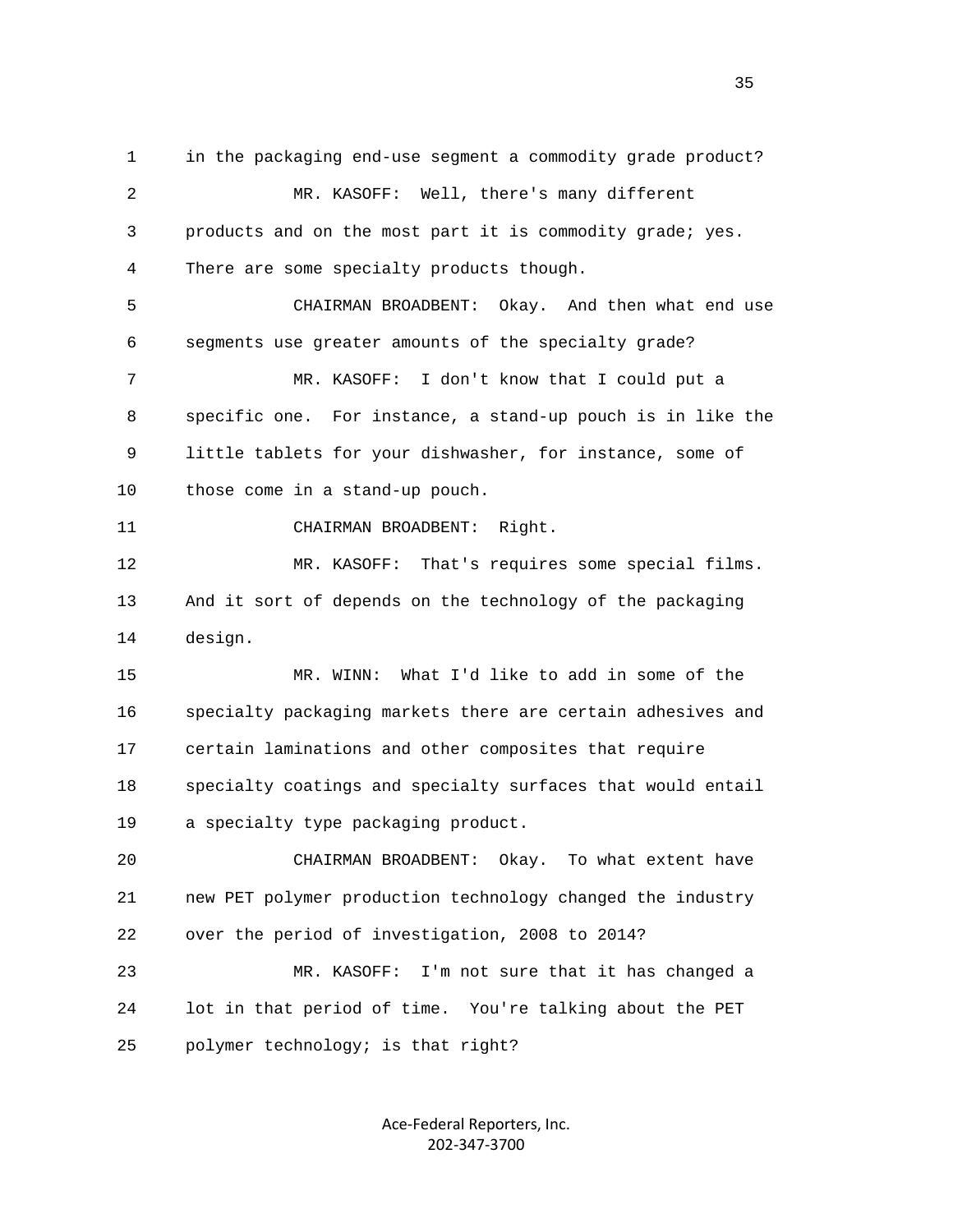in the packaging end-use segment a commodity grade product?

MR. KASOFF: Well, there's many different products and on the most part it is commodity grade; yes. There are some specialty products though.

CHAIRMAN BROADBENT: Okay. And then what end use segments use greater amounts of the specialty grade?

MR. KASOFF: I don't know that I could put a specific one. For instance, a stand-up pouch is in like the little tablets for your dishwasher, for instance, some of those come in a stand-up pouch.

CHAIRMAN BROADBENT: Right.

MR. KASOFF: That's requires some special films. And it sort of depends on the technology of the packaging design.

MR. WINN: What I'd like to add in some of the specialty packaging markets there are certain adhesives and certain laminations and other composites that require specialty coatings and specialty surfaces that would entail a specialty type packaging product.

CHAIRMAN BROADBENT: Okay. To what extent have new PET polymer production technology changed the industry over the period of investigation, 2008 to 2014?

MR. KASOFF: I'm not sure that it has changed a lot in that period of time. You're talking about the PET polymer technology; is that right?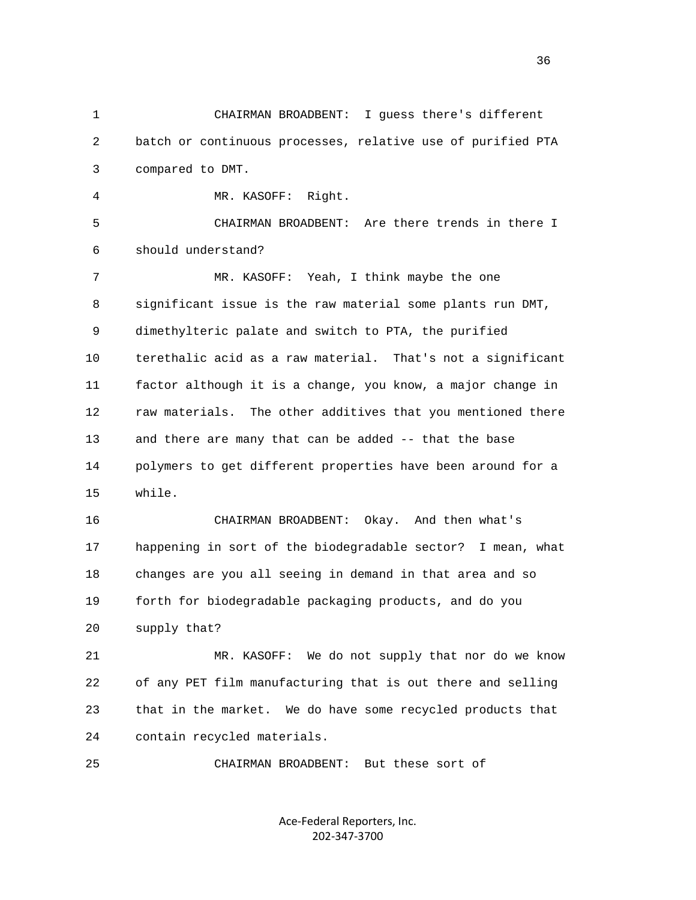CHAIRMAN BROADBENT: I guess there's different batch or continuous processes, relative use of purified PTA compared to DMT.

MR. KASOFF: Right.

CHAIRMAN BROADBENT: Are there trends in there I should understand?

MR. KASOFF: Yeah, I think maybe the one significant issue is the raw material some plants run DMT, dimethylteric palate and switch to PTA, the purified terethalic acid as a raw material. That's not a significant factor although it is a change, you know, a major change in raw materials. The other additives that you mentioned there and there are many that can be added -- that the base polymers to get different properties have been around for a while.

CHAIRMAN BROADBENT: Okay. And then what's happening in sort of the biodegradable sector? I mean, what changes are you all seeing in demand in that area and so forth for biodegradable packaging products, and do you supply that?

MR. KASOFF: We do not supply that nor do we know of any PET film manufacturing that is out there and selling that in the market. We do have some recycled products that contain recycled materials.

CHAIRMAN BROADBENT: But these sort of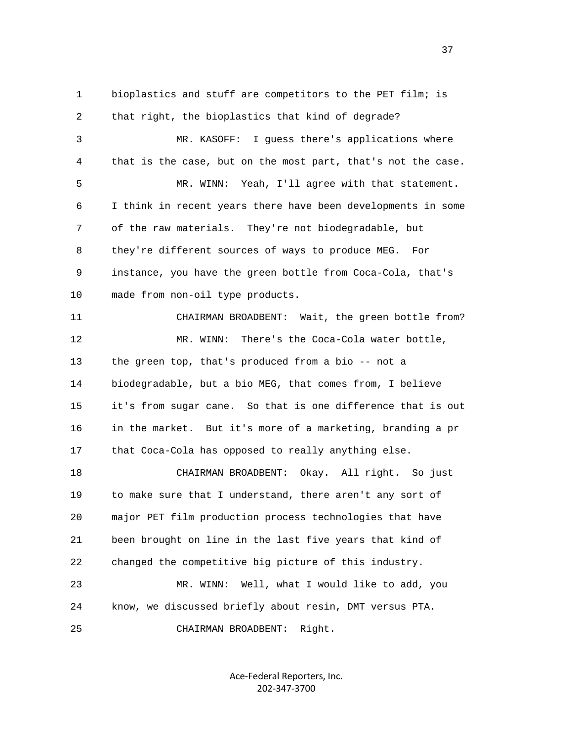1 bioplastics and stuff are competitors to the PET film; is
2 that right, the bioplastics that kind of degrade?
3 MR. KASOFF: I guess there's applications where
4 that is the case, but on the most part, that's not the case.
5 MR. WINN: Yeah, I'll agree with that statement.
6 I think in recent years there have been developments in some
7 of the raw materials. They're not biodegradable, but
8 they're different sources of ways to produce MEG. For
9 instance, you have the green bottle from Coca-Cola, that's
10 made from non-oil type products.
11 CHAIRMAN BROADBENT: Wait, the green bottle from?
12 MR. WINN: There's the Coca-Cola water bottle,
13 the green top, that's produced from a bio -- not a
14 biodegradable, but a bio MEG, that comes from, I believe
15 it's from sugar cane. So that is one difference that is out
16 in the market. But it's more of a marketing, branding a pr
17 that Coca-Cola has opposed to really anything else.
18 CHAIRMAN BROADBENT: Okay. All right. So just
19 to make sure that I understand, there aren't any sort of
20 major PET film production process technologies that have
21 been brought on line in the last five years that kind of
22 changed the competitive big picture of this industry.
23 MR. WINN: Well, what I would like to add, you
24 know, we discussed briefly about resin, DMT versus PTA.
25 CHAIRMAN BROADBENT: Right.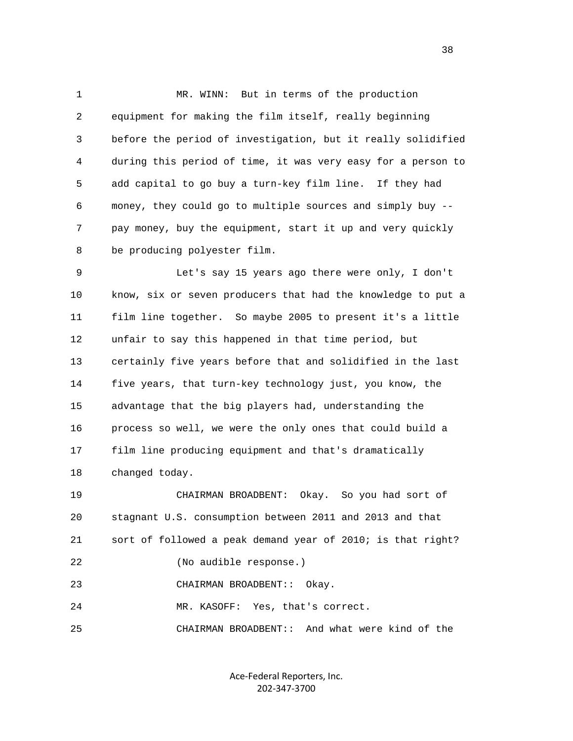MR. WINN: But in terms of the production equipment for making the film itself, really beginning before the period of investigation, but it really solidified during this period of time, it was very easy for a person to add capital to go buy a turn-key film line. If they had money, they could go to multiple sources and simply buy -- pay money, buy the equipment, start it up and very quickly be producing polyester film.

Let's say 15 years ago there were only, I don't know, six or seven producers that had the knowledge to put a film line together. So maybe 2005 to present it's a little unfair to say this happened in that time period, but certainly five years before that and solidified in the last five years, that turn-key technology just, you know, the advantage that the big players had, understanding the process so well, we were the only ones that could build a film line producing equipment and that's dramatically changed today.

CHAIRMAN BROADBENT: Okay. So you had sort of stagnant U.S. consumption between 2011 and 2013 and that sort of followed a peak demand year of 2010; is that right?

(No audible response.)

CHAIRMAN BROADBENT:: Okay.

MR. KASOFF: Yes, that's correct.

CHAIRMAN BROADBENT:: And what were kind of the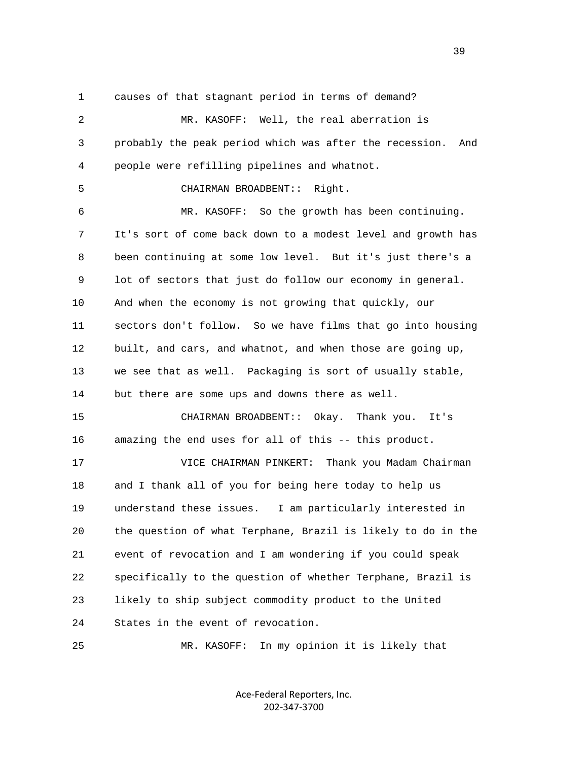1 causes of that stagnant period in terms of demand?

2 MR. KASOFF: Well, the real aberration is

3 probably the peak period which was after the recession. And

4 people were refilling pipelines and whatnot.

5 CHAIRMAN BROADBENT:: Right.

6 MR. KASOFF: So the growth has been continuing.

7 It's sort of come back down to a modest level and growth has

8 been continuing at some low level. But it's just there's a

9 lot of sectors that just do follow our economy in general.

10 And when the economy is not growing that quickly, our

11 sectors don't follow. So we have films that go into housing

12 built, and cars, and whatnot, and when those are going up,

13 we see that as well. Packaging is sort of usually stable,

14 but there are some ups and downs there as well.

15 CHAIRMAN BROADBENT:: Okay. Thank you. It's

16 amazing the end uses for all of this -- this product.

17 VICE CHAIRMAN PINKERT: Thank you Madam Chairman

18 and I thank all of you for being here today to help us

19 understand these issues. I am particularly interested in

20 the question of what Terphane, Brazil is likely to do in the

21 event of revocation and I am wondering if you could speak

22 specifically to the question of whether Terphane, Brazil is

23 likely to ship subject commodity product to the United

24 States in the event of revocation.

25 MR. KASOFF: In my opinion it is likely that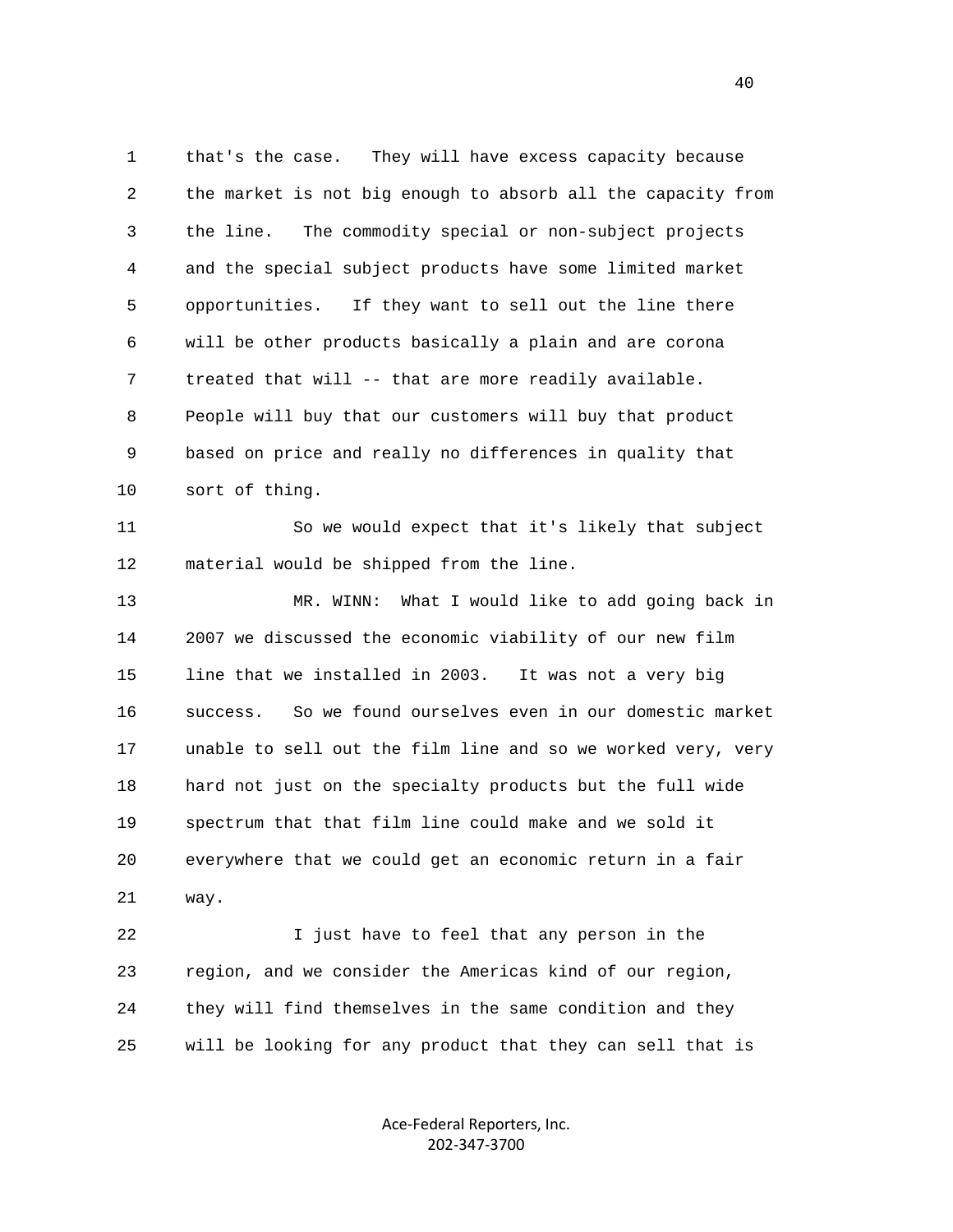that's the case. They will have excess capacity because the market is not big enough to absorb all the capacity from the line. The commodity special or non-subject projects and the special subject products have some limited market opportunities. If they want to sell out the line there will be other products basically a plain and are corona treated that will -- that are more readily available. People will buy that our customers will buy that product based on price and really no differences in quality that sort of thing.

So we would expect that it's likely that subject material would be shipped from the line.

MR. WINN: What I would like to add going back in 2007 we discussed the economic viability of our new film line that we installed in 2003. It was not a very big success. So we found ourselves even in our domestic market unable to sell out the film line and so we worked very, very hard not just on the specialty products but the full wide spectrum that that film line could make and we sold it everywhere that we could get an economic return in a fair way.

I just have to feel that any person in the region, and we consider the Americas kind of our region, they will find themselves in the same condition and they will be looking for any product that they can sell that is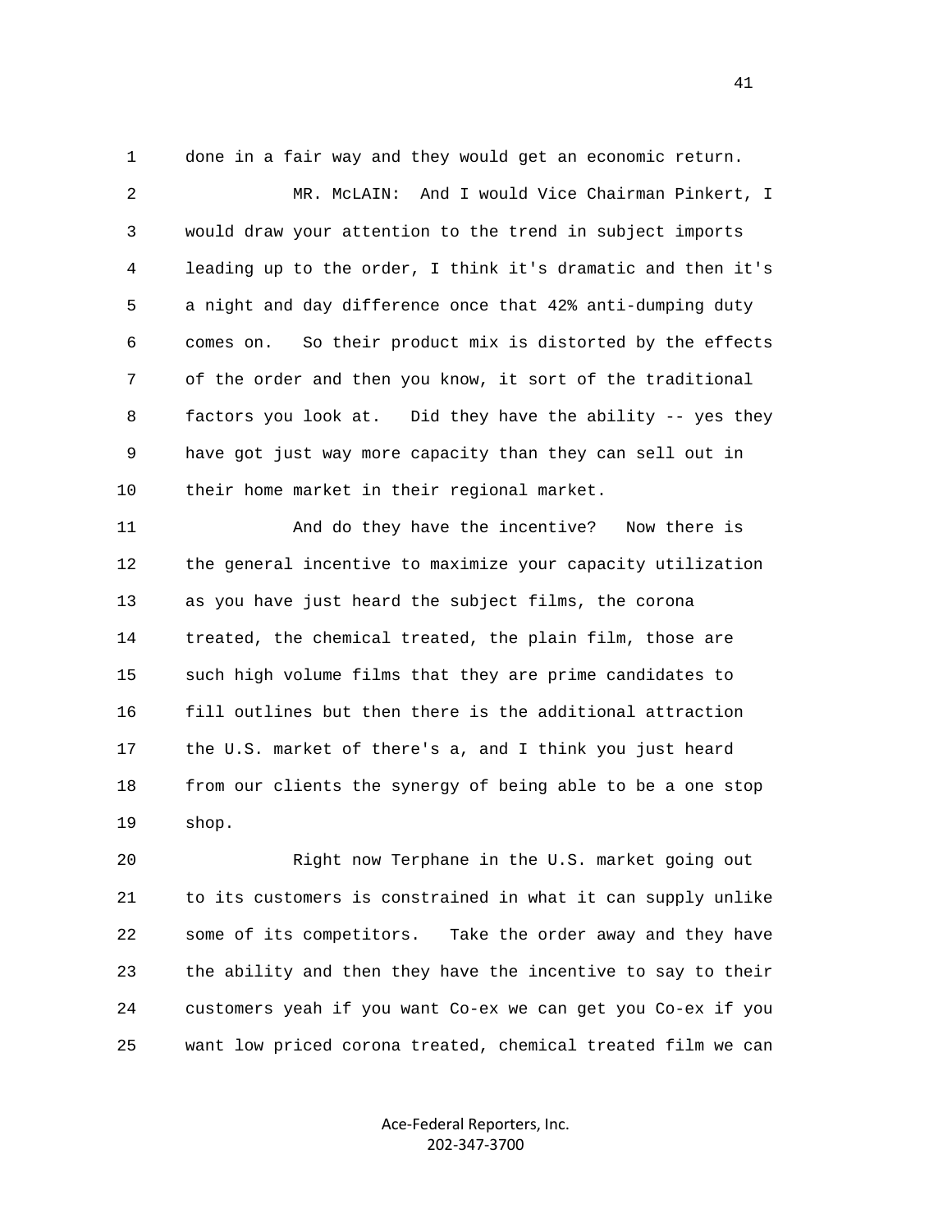1 done in a fair way and they would get an economic return.

2 MR. McLAIN: And I would Vice Chairman Pinkert, I

3 would draw your attention to the trend in subject imports

4 leading up to the order, I think it's dramatic and then it's

5 a night and day difference once that 42% anti-dumping duty

6 comes on. So their product mix is distorted by the effects

7 of the order and then you know, it sort of the traditional

8 factors you look at. Did they have the ability -- yes they

9 have got just way more capacity than they can sell out in

10 their home market in their regional market.

11 And do they have the incentive? Now there is

12 the general incentive to maximize your capacity utilization

13 as you have just heard the subject films, the corona

14 treated, the chemical treated, the plain film, those are

15 such high volume films that they are prime candidates to

16 fill outlines but then there is the additional attraction

17 the U.S. market of there's a, and I think you just heard

18 from our clients the synergy of being able to be a one stop

19 shop.

20 Right now Terphane in the U.S. market going out

21 to its customers is constrained in what it can supply unlike

22 some of its competitors. Take the order away and they have

23 the ability and then they have the incentive to say to their

24 customers yeah if you want Co-ex we can get you Co-ex if you

25 want low priced corona treated, chemical treated film we can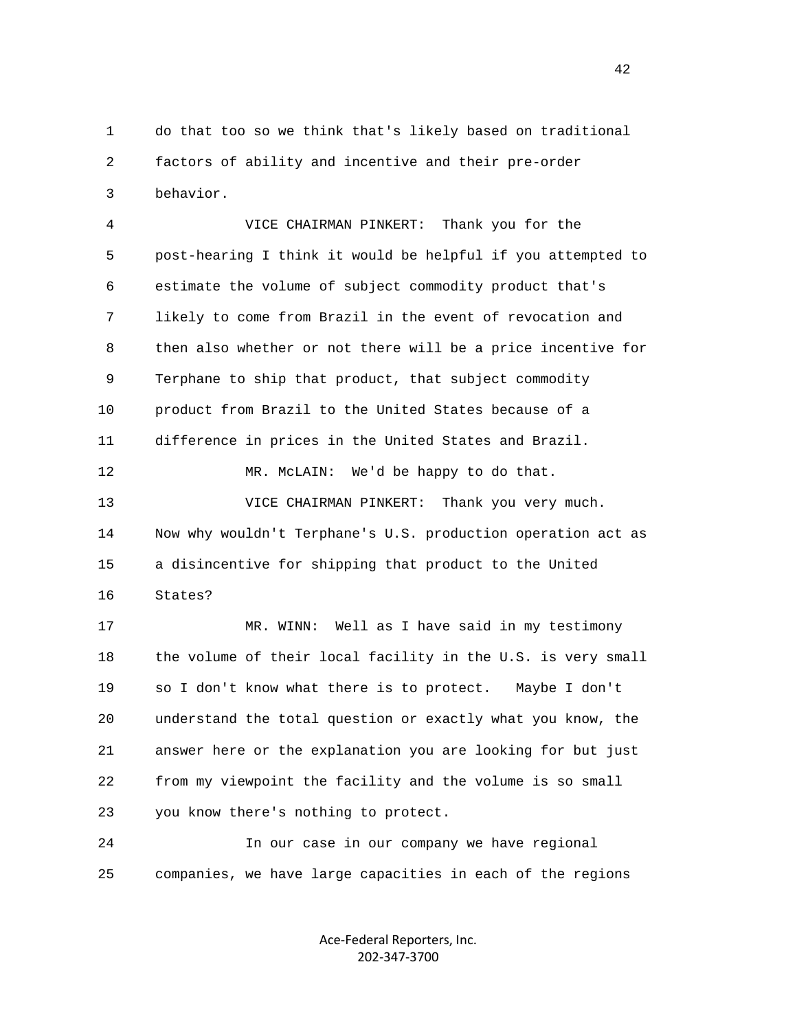do that too so we think that's likely based on traditional factors of ability and incentive and their pre-order behavior.

VICE CHAIRMAN PINKERT: Thank you for the post-hearing I think it would be helpful if you attempted to estimate the volume of subject commodity product that's likely to come from Brazil in the event of revocation and then also whether or not there will be a price incentive for Terphane to ship that product, that subject commodity product from Brazil to the United States because of a difference in prices in the United States and Brazil.

MR. McLAIN: We'd be happy to do that.

VICE CHAIRMAN PINKERT: Thank you very much. Now why wouldn't Terphane's U.S. production operation act as a disincentive for shipping that product to the United States?

MR. WINN: Well as I have said in my testimony the volume of their local facility in the U.S. is very small so I don't know what there is to protect. Maybe I don't understand the total question or exactly what you know, the answer here or the explanation you are looking for but just from my viewpoint the facility and the volume is so small you know there's nothing to protect.

In our case in our company we have regional companies, we have large capacities in each of the regions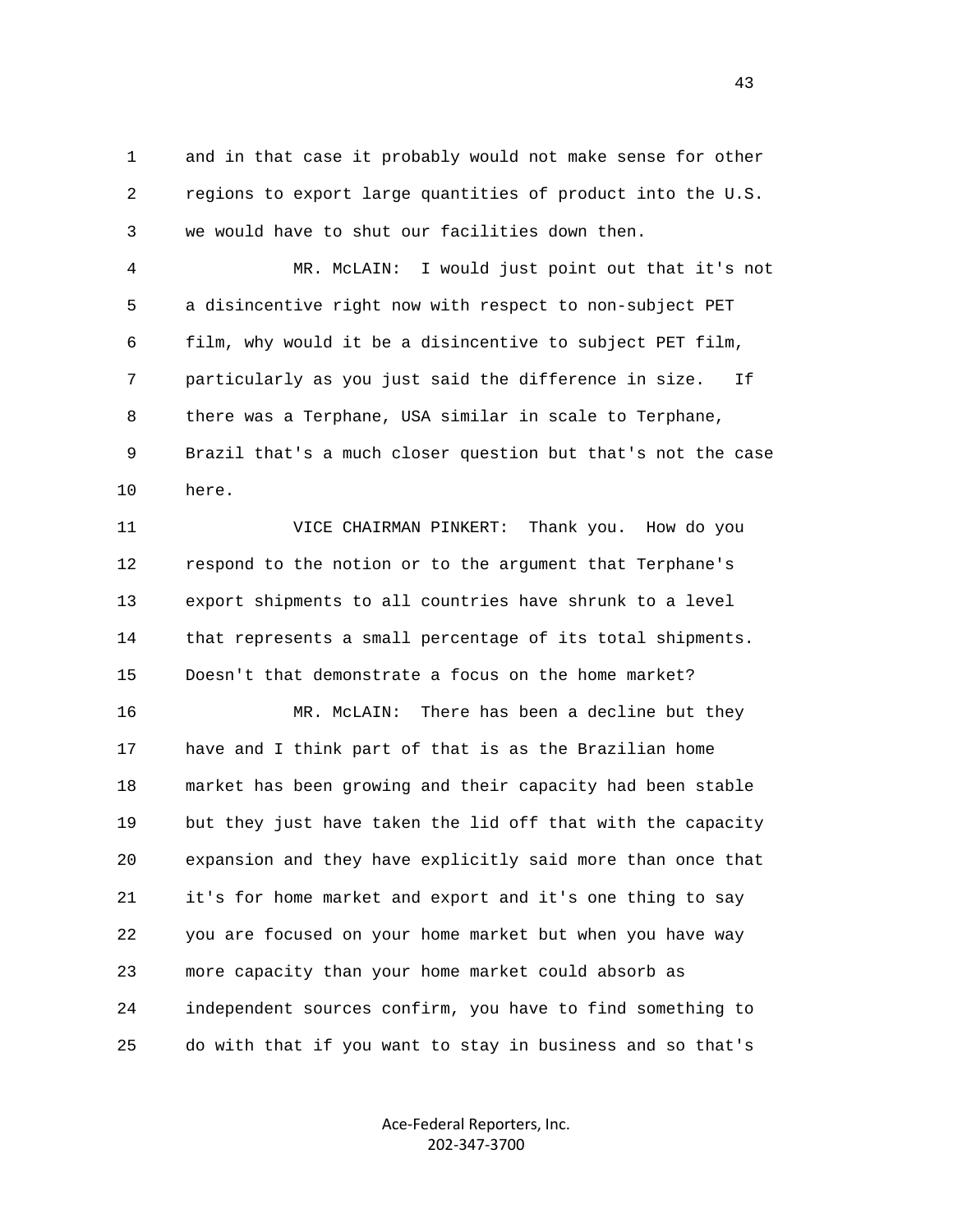1 and in that case it probably would not make sense for other
2 regions to export large quantities of product into the U.S.
3 we would have to shut our facilities down then.

4 MR. McLAIN: I would just point out that it's not
5 a disincentive right now with respect to non-subject PET
6 film, why would it be a disincentive to subject PET film,
7 particularly as you just said the difference in size. If
8 there was a Terphane, USA similar in scale to Terphane,
9 Brazil that's a much closer question but that's not the case
10 here.

11 VICE CHAIRMAN PINKERT: Thank you. How do you
12 respond to the notion or to the argument that Terphane's
13 export shipments to all countries have shrunk to a level
14 that represents a small percentage of its total shipments.
15 Doesn't that demonstrate a focus on the home market?

16 MR. McLAIN: There has been a decline but they
17 have and I think part of that is as the Brazilian home
18 market has been growing and their capacity had been stable
19 but they just have taken the lid off that with the capacity
20 expansion and they have explicitly said more than once that
21 it's for home market and export and it's one thing to say
22 you are focused on your home market but when you have way
23 more capacity than your home market could absorb as
24 independent sources confirm, you have to find something to
25 do with that if you want to stay in business and so that's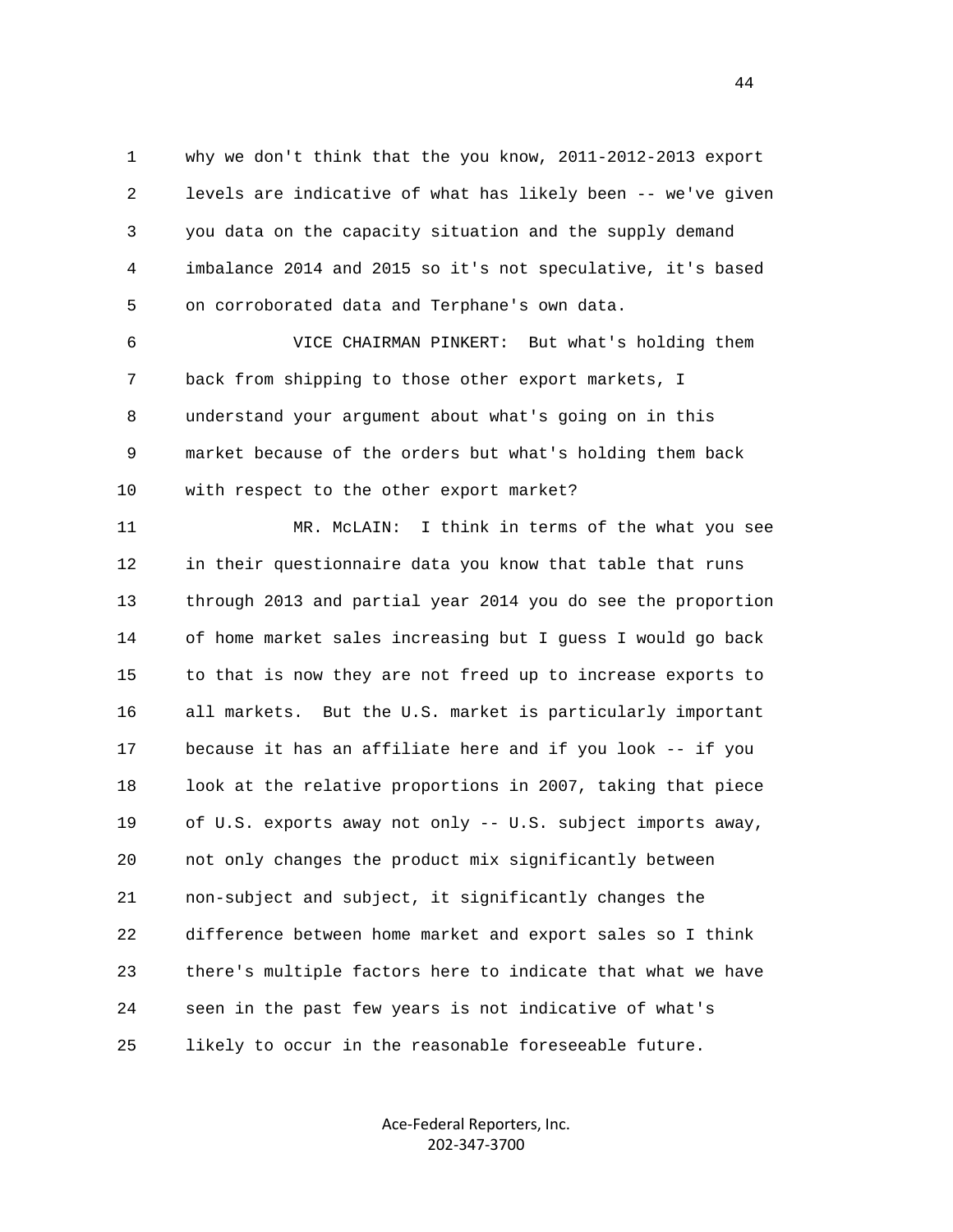1 why we don't think that the you know, 2011-2012-2013 export
2 levels are indicative of what has likely been -- we've given
3 you data on the capacity situation and the supply demand
4 imbalance 2014 and 2015 so it's not speculative, it's based
5 on corroborated data and Terphane's own data.

6 VICE CHAIRMAN PINKERT: But what's holding them
7 back from shipping to those other export markets, I
8 understand your argument about what's going on in this
9 market because of the orders but what's holding them back
10 with respect to the other export market?

11 MR. McLAIN: I think in terms of the what you see
12 in their questionnaire data you know that table that runs
13 through 2013 and partial year 2014 you do see the proportion
14 of home market sales increasing but I guess I would go back
15 to that is now they are not freed up to increase exports to
16 all markets. But the U.S. market is particularly important
17 because it has an affiliate here and if you look -- if you
18 look at the relative proportions in 2007, taking that piece
19 of U.S. exports away not only -- U.S. subject imports away,
20 not only changes the product mix significantly between
21 non-subject and subject, it significantly changes the
22 difference between home market and export sales so I think
23 there's multiple factors here to indicate that what we have
24 seen in the past few years is not indicative of what's
25 likely to occur in the reasonable foreseeable future.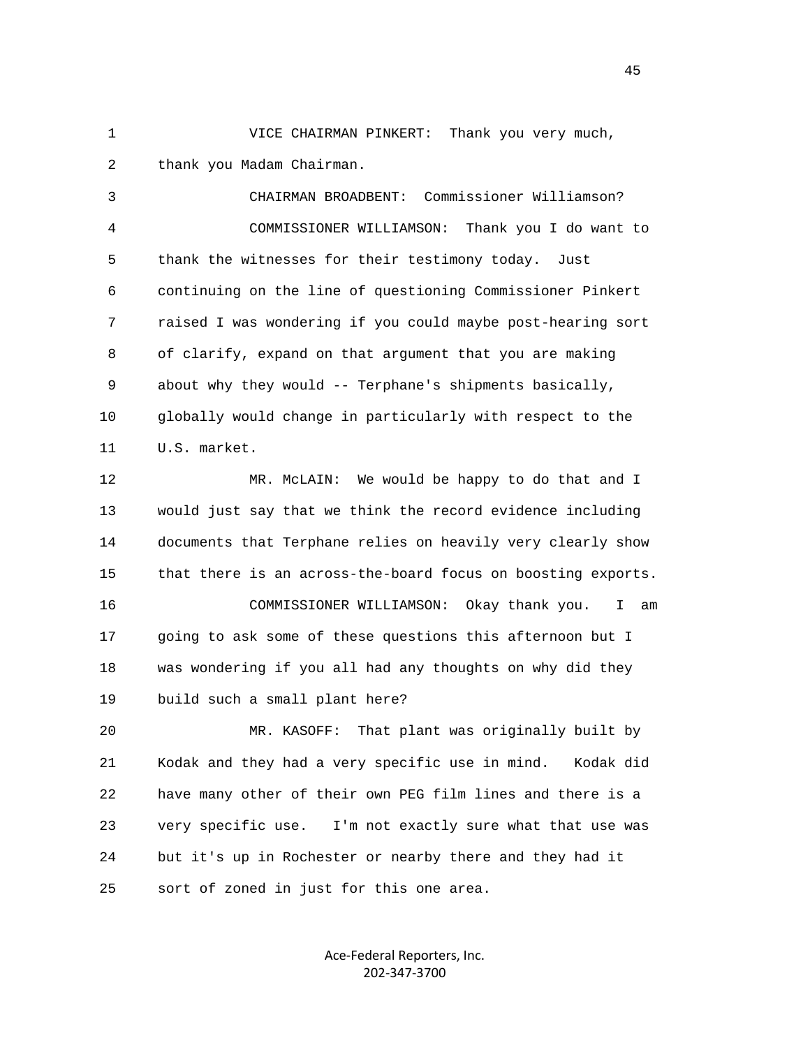VICE CHAIRMAN PINKERT: Thank you very much, thank you Madam Chairman.

CHAIRMAN BROADBENT: Commissioner Williamson?

COMMISSIONER WILLIAMSON: Thank you I do want to thank the witnesses for their testimony today. Just continuing on the line of questioning Commissioner Pinkert raised I was wondering if you could maybe post-hearing sort of clarify, expand on that argument that you are making about why they would -- Terphane's shipments basically, globally would change in particularly with respect to the U.S. market.

MR. McLAIN: We would be happy to do that and I would just say that we think the record evidence including documents that Terphane relies on heavily very clearly show that there is an across-the-board focus on boosting exports.

COMMISSIONER WILLIAMSON: Okay thank you. I am going to ask some of these questions this afternoon but I was wondering if you all had any thoughts on why did they build such a small plant here?

MR. KASOFF: That plant was originally built by Kodak and they had a very specific use in mind. Kodak did have many other of their own PEG film lines and there is a very specific use. I'm not exactly sure what that use was but it's up in Rochester or nearby there and they had it sort of zoned in just for this one area.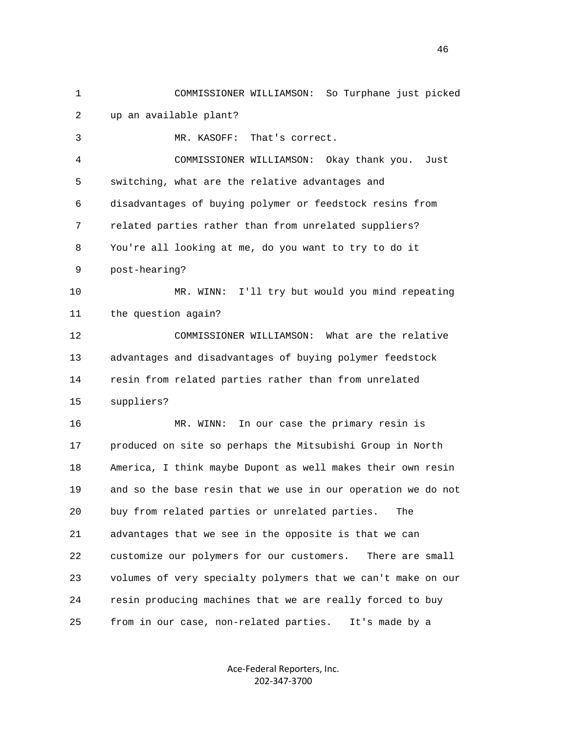COMMISSIONER WILLIAMSON: So Turphane just picked up an available plant?

MR. KASOFF: That's correct.

COMMISSIONER WILLIAMSON: Okay thank you. Just switching, what are the relative advantages and disadvantages of buying polymer or feedstock resins from related parties rather than from unrelated suppliers? You're all looking at me, do you want to try to do it post-hearing?

MR. WINN: I'll try but would you mind repeating the question again?

COMMISSIONER WILLIAMSON: What are the relative advantages and disadvantages of buying polymer feedstock resin from related parties rather than from unrelated suppliers?

MR. WINN: In our case the primary resin is produced on site so perhaps the Mitsubishi Group in North America, I think maybe Dupont as well makes their own resin and so the base resin that we use in our operation we do not buy from related parties or unrelated parties. The advantages that we see in the opposite is that we can customize our polymers for our customers. There are small volumes of very specialty polymers that we can't make on our resin producing machines that we are really forced to buy from in our case, non-related parties. It's made by a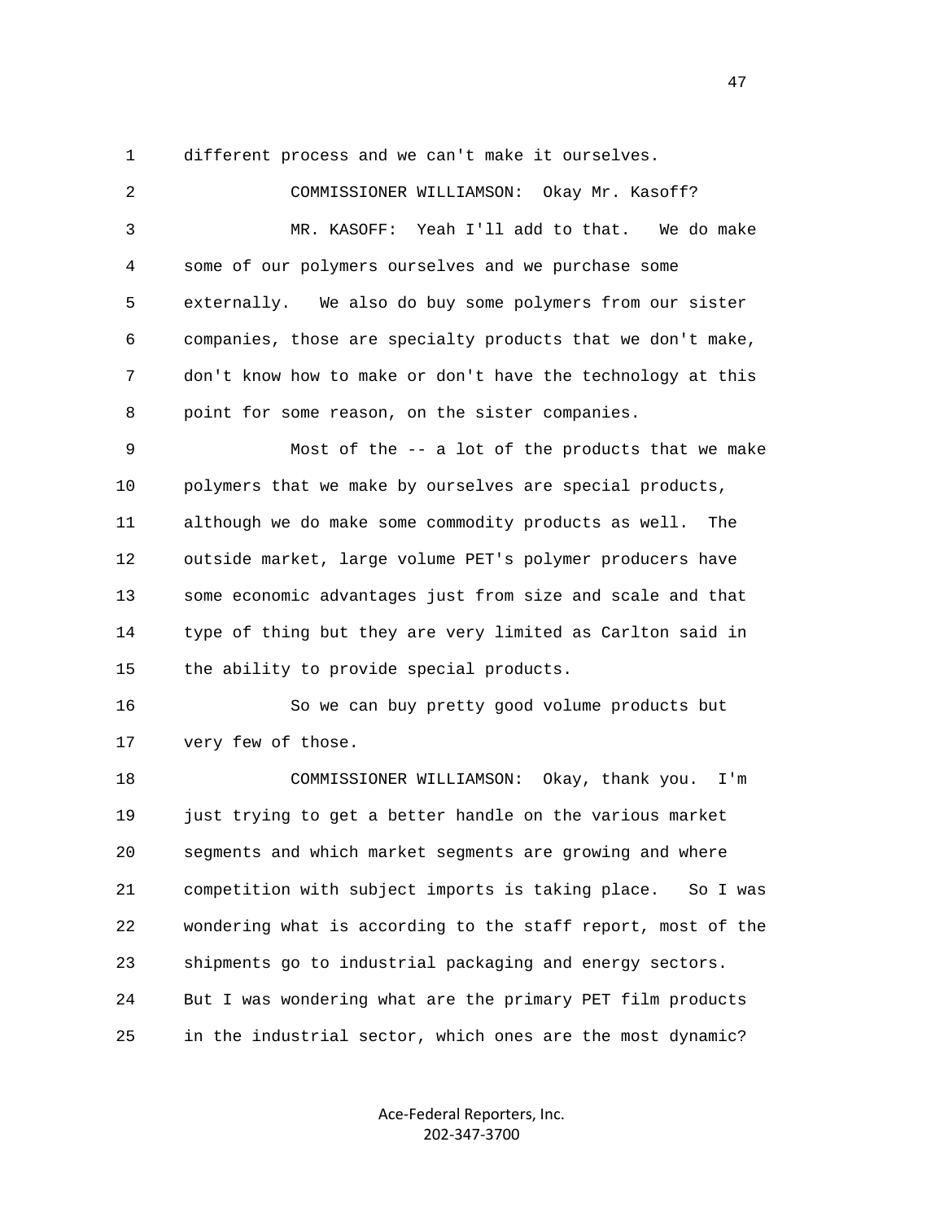different process and we can't make it ourselves.

COMMISSIONER WILLIAMSON: Okay Mr. Kasoff?

MR. KASOFF: Yeah I'll add to that. We do make some of our polymers ourselves and we purchase some externally. We also do buy some polymers from our sister companies, those are specialty products that we don't make, don't know how to make or don't have the technology at this point for some reason, on the sister companies.

Most of the -- a lot of the products that we make polymers that we make by ourselves are special products, although we do make some commodity products as well. The outside market, large volume PET's polymer producers have some economic advantages just from size and scale and that type of thing but they are very limited as Carlton said in the ability to provide special products.

So we can buy pretty good volume products but very few of those.

COMMISSIONER WILLIAMSON: Okay, thank you. I'm just trying to get a better handle on the various market segments and which market segments are growing and where competition with subject imports is taking place. So I was wondering what is according to the staff report, most of the shipments go to industrial packaging and energy sectors. But I was wondering what are the primary PET film products in the industrial sector, which ones are the most dynamic?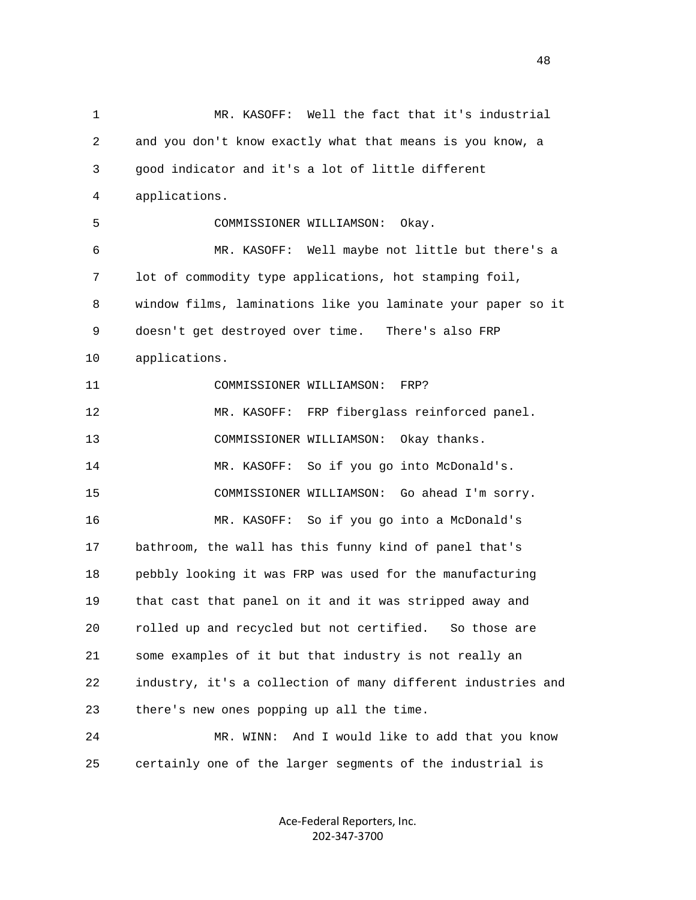MR. KASOFF: Well the fact that it's industrial and you don't know exactly what that means is you know, a good indicator and it's a lot of little different applications.

COMMISSIONER WILLIAMSON: Okay.

MR. KASOFF: Well maybe not little but there's a lot of commodity type applications, hot stamping foil, window films, laminations like you laminate your paper so it doesn't get destroyed over time. There's also FRP applications.

COMMISSIONER WILLIAMSON: FRP?

MR. KASOFF: FRP fiberglass reinforced panel.

COMMISSIONER WILLIAMSON: Okay thanks.

MR. KASOFF: So if you go into McDonald's.

COMMISSIONER WILLIAMSON: Go ahead I'm sorry.

MR. KASOFF: So if you go into a McDonald's bathroom, the wall has this funny kind of panel that's pebbly looking it was FRP was used for the manufacturing that cast that panel on it and it was stripped away and rolled up and recycled but not certified. So those are some examples of it but that industry is not really an industry, it's a collection of many different industries and there's new ones popping up all the time.

MR. WINN: And I would like to add that you know certainly one of the larger segments of the industrial is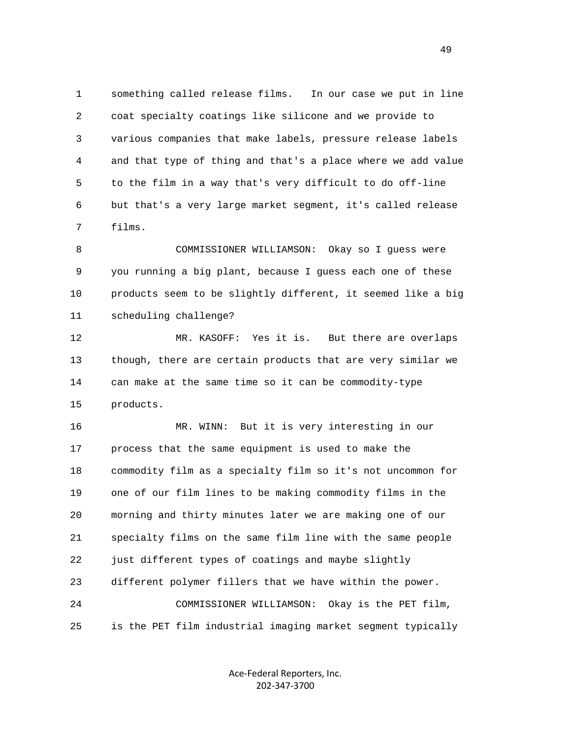1 something called release films. In our case we put in line
2 coat specialty coatings like silicone and we provide to
3 various companies that make labels, pressure release labels
4 and that type of thing and that's a place where we add value
5 to the film in a way that's very difficult to do off-line
6 but that's a very large market segment, it's called release
7 films.

8 COMMISSIONER WILLIAMSON: Okay so I guess were
9 you running a big plant, because I guess each one of these
10 products seem to be slightly different, it seemed like a big
11 scheduling challenge?

12 MR. KASOFF: Yes it is. But there are overlaps
13 though, there are certain products that are very similar we
14 can make at the same time so it can be commodity-type
15 products.

16 MR. WINN: But it is very interesting in our
17 process that the same equipment is used to make the
18 commodity film as a specialty film so it's not uncommon for
19 one of our film lines to be making commodity films in the
20 morning and thirty minutes later we are making one of our
21 specialty films on the same film line with the same people
22 just different types of coatings and maybe slightly
23 different polymer fillers that we have within the power.

24 COMMISSIONER WILLIAMSON: Okay is the PET film,
25 is the PET film industrial imaging market segment typically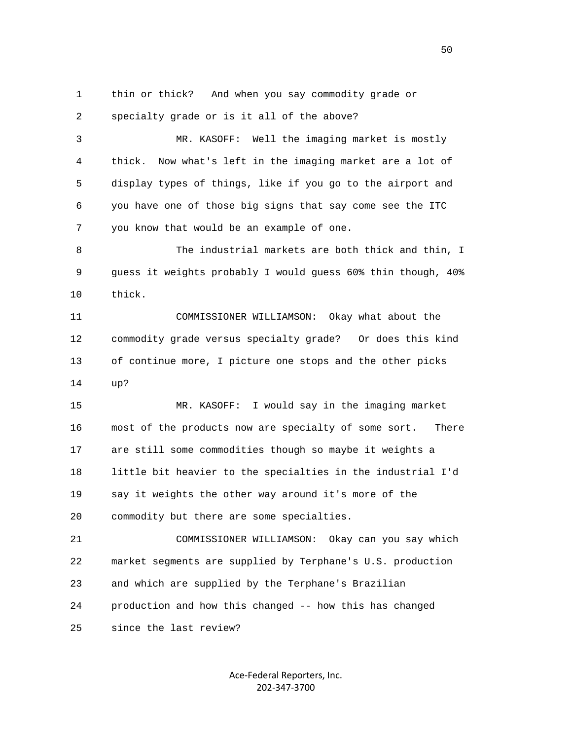thin or thick? And when you say commodity grade or specialty grade or is it all of the above?

MR. KASOFF: Well the imaging market is mostly thick. Now what's left in the imaging market are a lot of display types of things, like if you go to the airport and you have one of those big signs that say come see the ITC you know that would be an example of one.

The industrial markets are both thick and thin, I guess it weights probably I would guess 60% thin though, 40% thick.

COMMISSIONER WILLIAMSON: Okay what about the commodity grade versus specialty grade? Or does this kind of continue more, I picture one stops and the other picks up?

MR. KASOFF: I would say in the imaging market most of the products now are specialty of some sort. There are still some commodities though so maybe it weights a little bit heavier to the specialties in the industrial I'd say it weights the other way around it's more of the commodity but there are some specialties.

COMMISSIONER WILLIAMSON: Okay can you say which market segments are supplied by Terphane's U.S. production and which are supplied by the Terphane's Brazilian production and how this changed -- how this has changed since the last review?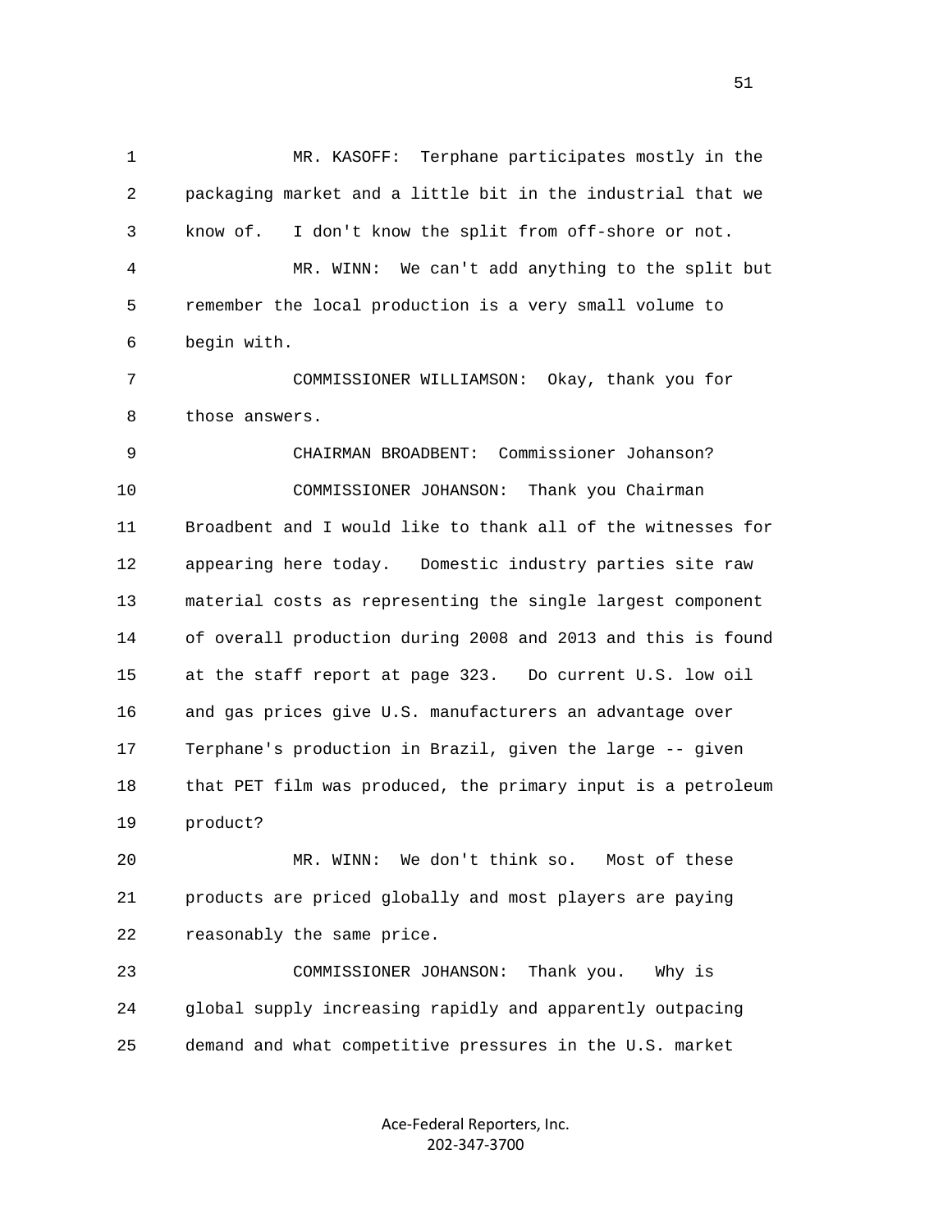MR. KASOFF: Terphane participates mostly in the packaging market and a little bit in the industrial that we know of. I don't know the split from off-shore or not.

MR. WINN: We can't add anything to the split but remember the local production is a very small volume to begin with.

COMMISSIONER WILLIAMSON: Okay, thank you for those answers.

CHAIRMAN BROADBENT: Commissioner Johanson?

COMMISSIONER JOHANSON: Thank you Chairman Broadbent and I would like to thank all of the witnesses for appearing here today. Domestic industry parties site raw material costs as representing the single largest component of overall production during 2008 and 2013 and this is found at the staff report at page 323. Do current U.S. low oil and gas prices give U.S. manufacturers an advantage over Terphane's production in Brazil, given the large -- given that PET film was produced, the primary input is a petroleum product?

MR. WINN: We don't think so. Most of these products are priced globally and most players are paying reasonably the same price.

COMMISSIONER JOHANSON: Thank you. Why is global supply increasing rapidly and apparently outpacing demand and what competitive pressures in the U.S. market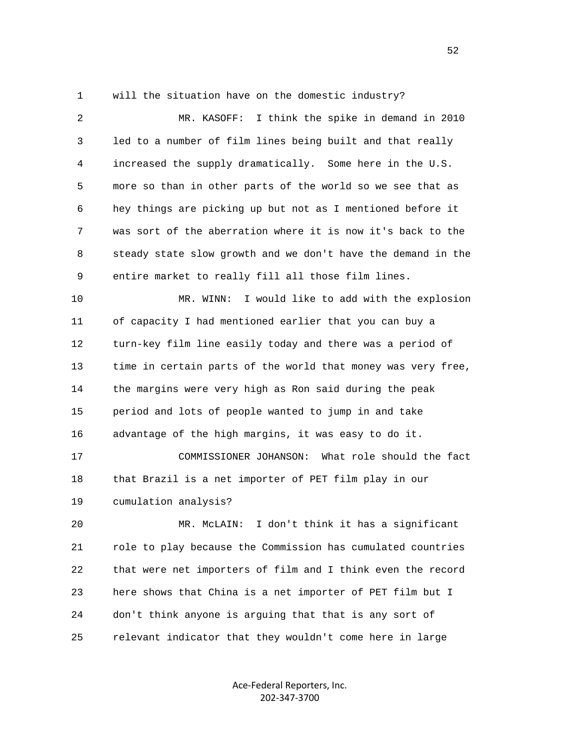1 will the situation have on the domestic industry?

2 MR. KASOFF: I think the spike in demand in 2010
3 led to a number of film lines being built and that really
4 increased the supply dramatically. Some here in the U.S.
5 more so than in other parts of the world so we see that as
6 hey things are picking up but not as I mentioned before it
7 was sort of the aberration where it is now it's back to the
8 steady state slow growth and we don't have the demand in the
9 entire market to really fill all those film lines.

10 MR. WINN: I would like to add with the explosion
11 of capacity I had mentioned earlier that you can buy a
12 turn-key film line easily today and there was a period of
13 time in certain parts of the world that money was very free,
14 the margins were very high as Ron said during the peak
15 period and lots of people wanted to jump in and take
16 advantage of the high margins, it was easy to do it.

17 COMMISSIONER JOHANSON: What role should the fact
18 that Brazil is a net importer of PET film play in our
19 cumulation analysis?

20 MR. McLAIN: I don't think it has a significant
21 role to play because the Commission has cumulated countries
22 that were net importers of film and I think even the record
23 here shows that China is a net importer of PET film but I
24 don't think anyone is arguing that that is any sort of
25 relevant indicator that they wouldn't come here in large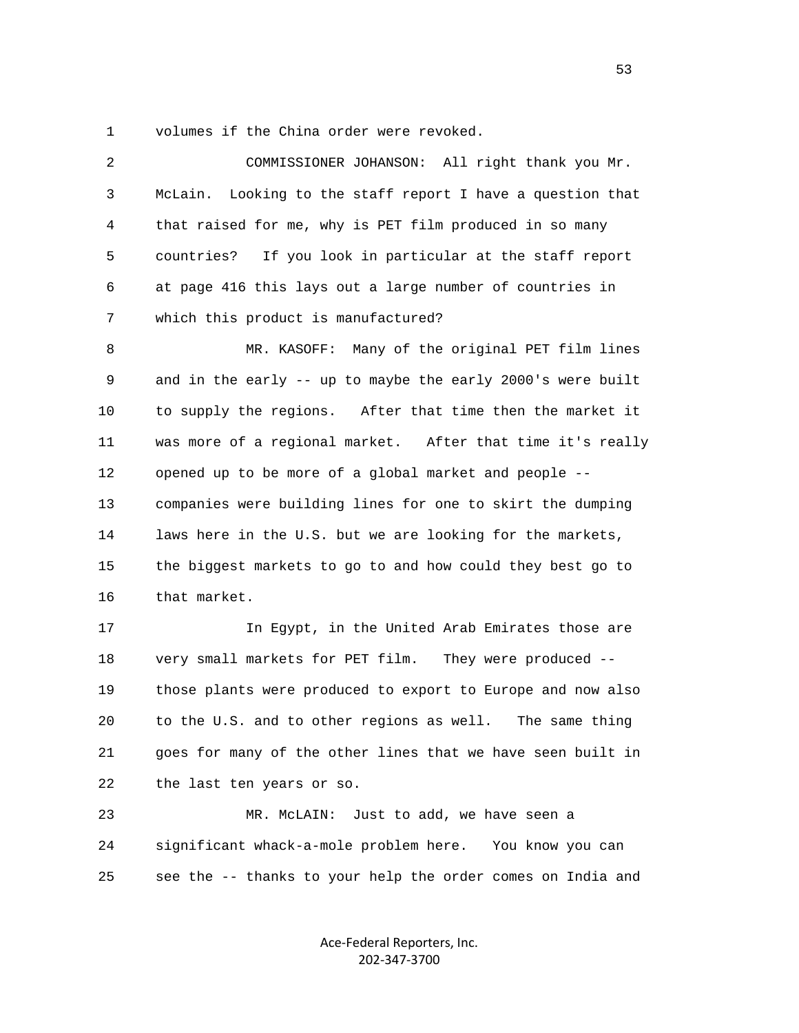1 volumes if the China order were revoked.

2 COMMISSIONER JOHANSON: All right thank you Mr.

3 McLain. Looking to the staff report I have a question that

4 that raised for me, why is PET film produced in so many

5 countries? If you look in particular at the staff report

6 at page 416 this lays out a large number of countries in

7 which this product is manufactured?

8 MR. KASOFF: Many of the original PET film lines

9 and in the early -- up to maybe the early 2000's were built

10 to supply the regions. After that time then the market it

11 was more of a regional market. After that time it's really

12 opened up to be more of a global market and people --

13 companies were building lines for one to skirt the dumping

14 laws here in the U.S. but we are looking for the markets,

15 the biggest markets to go to and how could they best go to

16 that market.

17 In Egypt, in the United Arab Emirates those are

18 very small markets for PET film. They were produced --

19 those plants were produced to export to Europe and now also

20 to the U.S. and to other regions as well. The same thing

21 goes for many of the other lines that we have seen built in

22 the last ten years or so.

23 MR. McLAIN: Just to add, we have seen a

24 significant whack-a-mole problem here. You know you can

25 see the -- thanks to your help the order comes on India and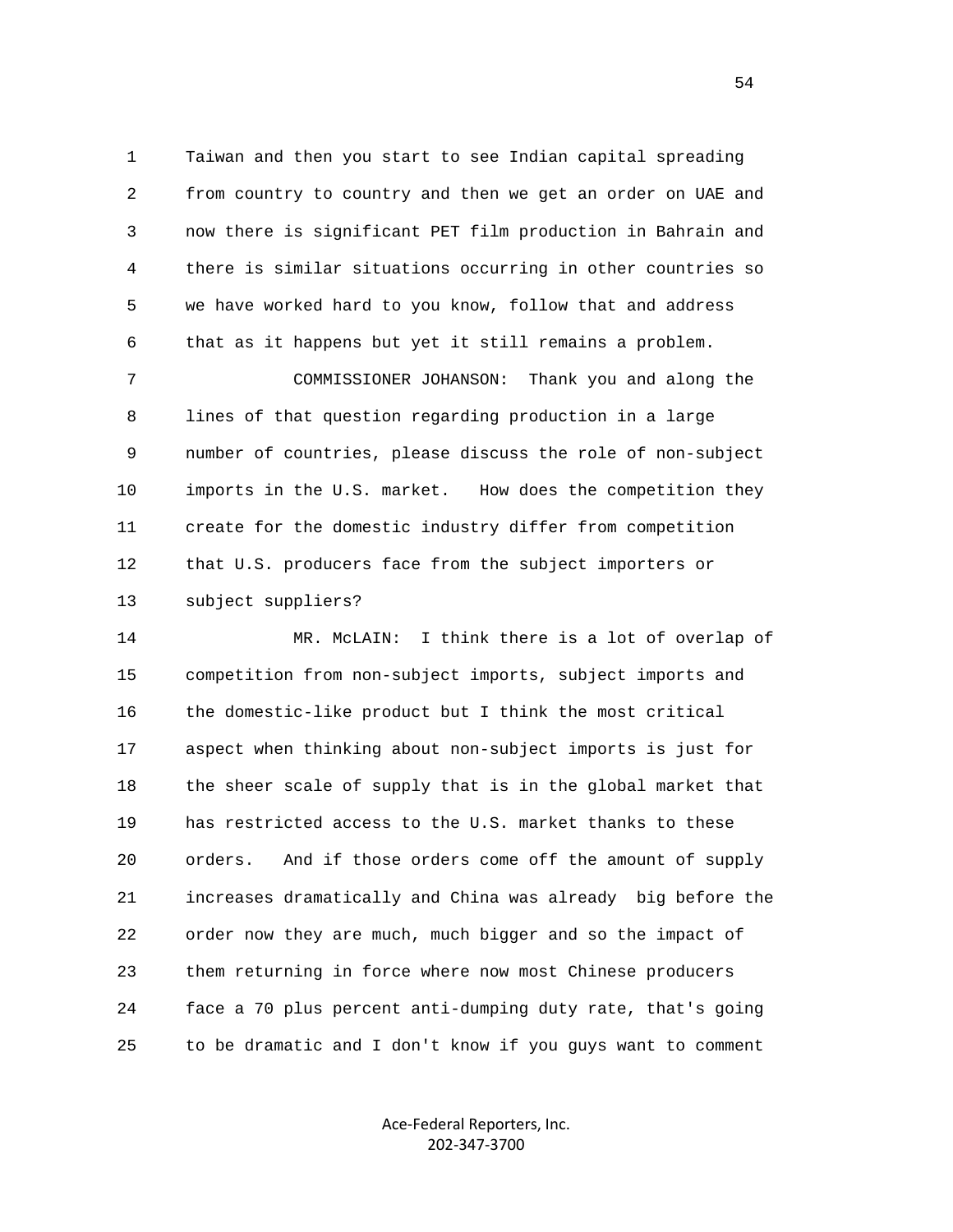1 Taiwan and then you start to see Indian capital spreading
2 from country to country and then we get an order on UAE and
3 now there is significant PET film production in Bahrain and
4 there is similar situations occurring in other countries so
5 we have worked hard to you know, follow that and address
6 that as it happens but yet it still remains a problem.

7 COMMISSIONER JOHANSON: Thank you and along the
8 lines of that question regarding production in a large
9 number of countries, please discuss the role of non-subject
10 imports in the U.S. market. How does the competition they
11 create for the domestic industry differ from competition
12 that U.S. producers face from the subject importers or
13 subject suppliers?

14 MR. McLAIN: I think there is a lot of overlap of
15 competition from non-subject imports, subject imports and
16 the domestic-like product but I think the most critical
17 aspect when thinking about non-subject imports is just for
18 the sheer scale of supply that is in the global market that
19 has restricted access to the U.S. market thanks to these
20 orders. And if those orders come off the amount of supply
21 increases dramatically and China was already big before the
22 order now they are much, much bigger and so the impact of
23 them returning in force where now most Chinese producers
24 face a 70 plus percent anti-dumping duty rate, that's going
25 to be dramatic and I don't know if you guys want to comment

Ace-Federal Reporters, Inc.
202-347-3700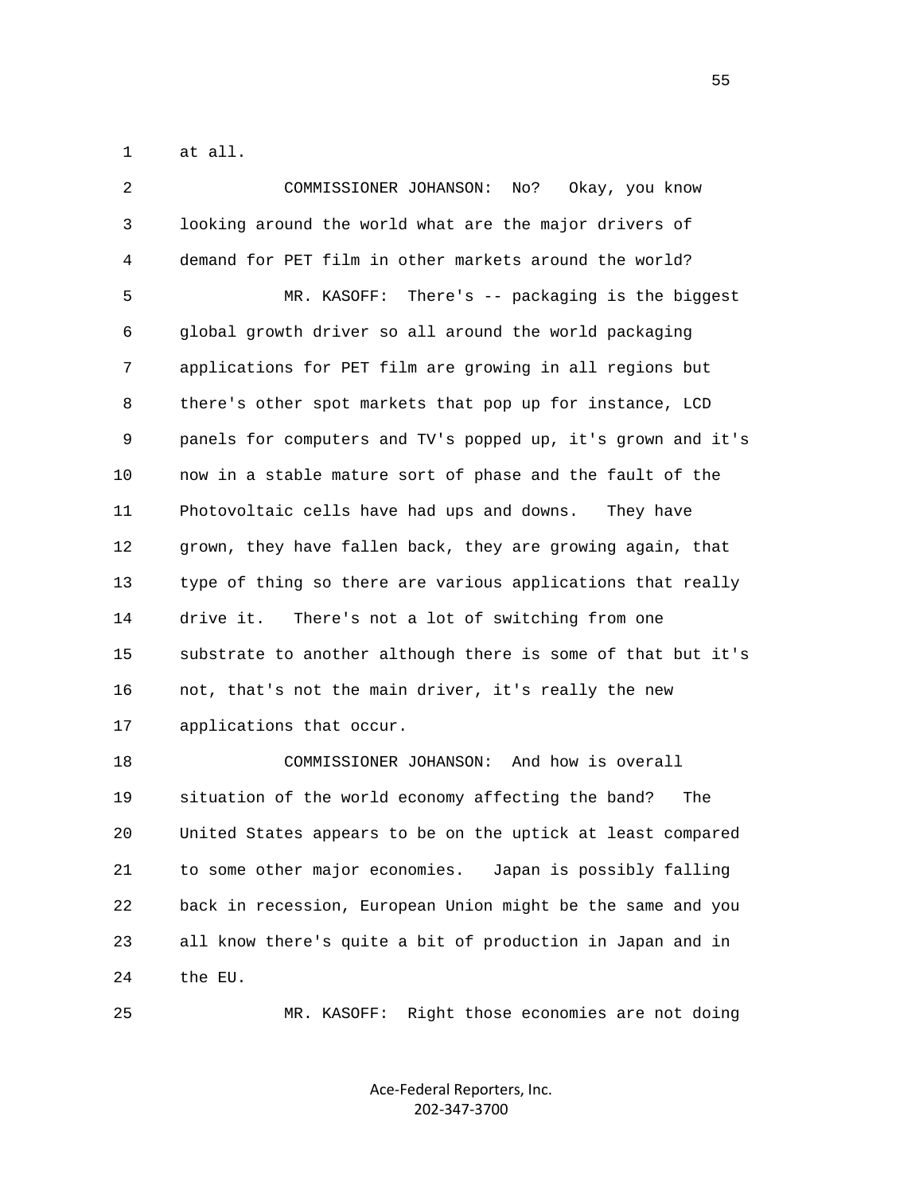at all.

COMMISSIONER JOHANSON: No? Okay, you know looking around the world what are the major drivers of demand for PET film in other markets around the world?

MR. KASOFF: There's -- packaging is the biggest global growth driver so all around the world packaging applications for PET film are growing in all regions but there's other spot markets that pop up for instance, LCD panels for computers and TV's popped up, it's grown and it's now in a stable mature sort of phase and the fault of the Photovoltaic cells have had ups and downs. They have grown, they have fallen back, they are growing again, that type of thing so there are various applications that really drive it. There's not a lot of switching from one substrate to another although there is some of that but it's not, that's not the main driver, it's really the new applications that occur.

COMMISSIONER JOHANSON: And how is overall situation of the world economy affecting the band? The United States appears to be on the uptick at least compared to some other major economies. Japan is possibly falling back in recession, European Union might be the same and you all know there's quite a bit of production in Japan and in the EU.

MR. KASOFF: Right those economies are not doing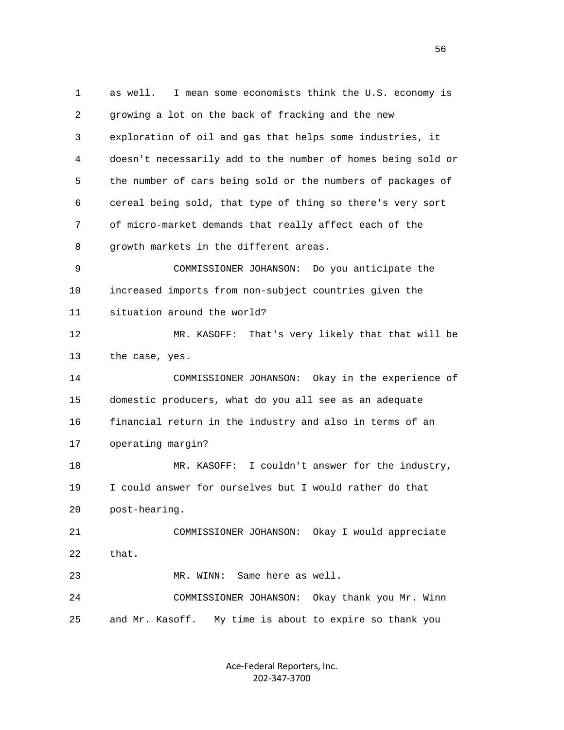as well. I mean some economists think the U.S. economy is growing a lot on the back of fracking and the new exploration of oil and gas that helps some industries, it doesn't necessarily add to the number of homes being sold or the number of cars being sold or the numbers of packages of cereal being sold, that type of thing so there's very sort of micro-market demands that really affect each of the growth markets in the different areas.

COMMISSIONER JOHANSON: Do you anticipate the increased imports from non-subject countries given the situation around the world?

MR. KASOFF: That's very likely that that will be the case, yes.

COMMISSIONER JOHANSON: Okay in the experience of domestic producers, what do you all see as an adequate financial return in the industry and also in terms of an operating margin?

MR. KASOFF: I couldn't answer for the industry, I could answer for ourselves but I would rather do that post-hearing.

COMMISSIONER JOHANSON: Okay I would appreciate that.

MR. WINN: Same here as well.

COMMISSIONER JOHANSON: Okay thank you Mr. Winn and Mr. Kasoff. My time is about to expire so thank you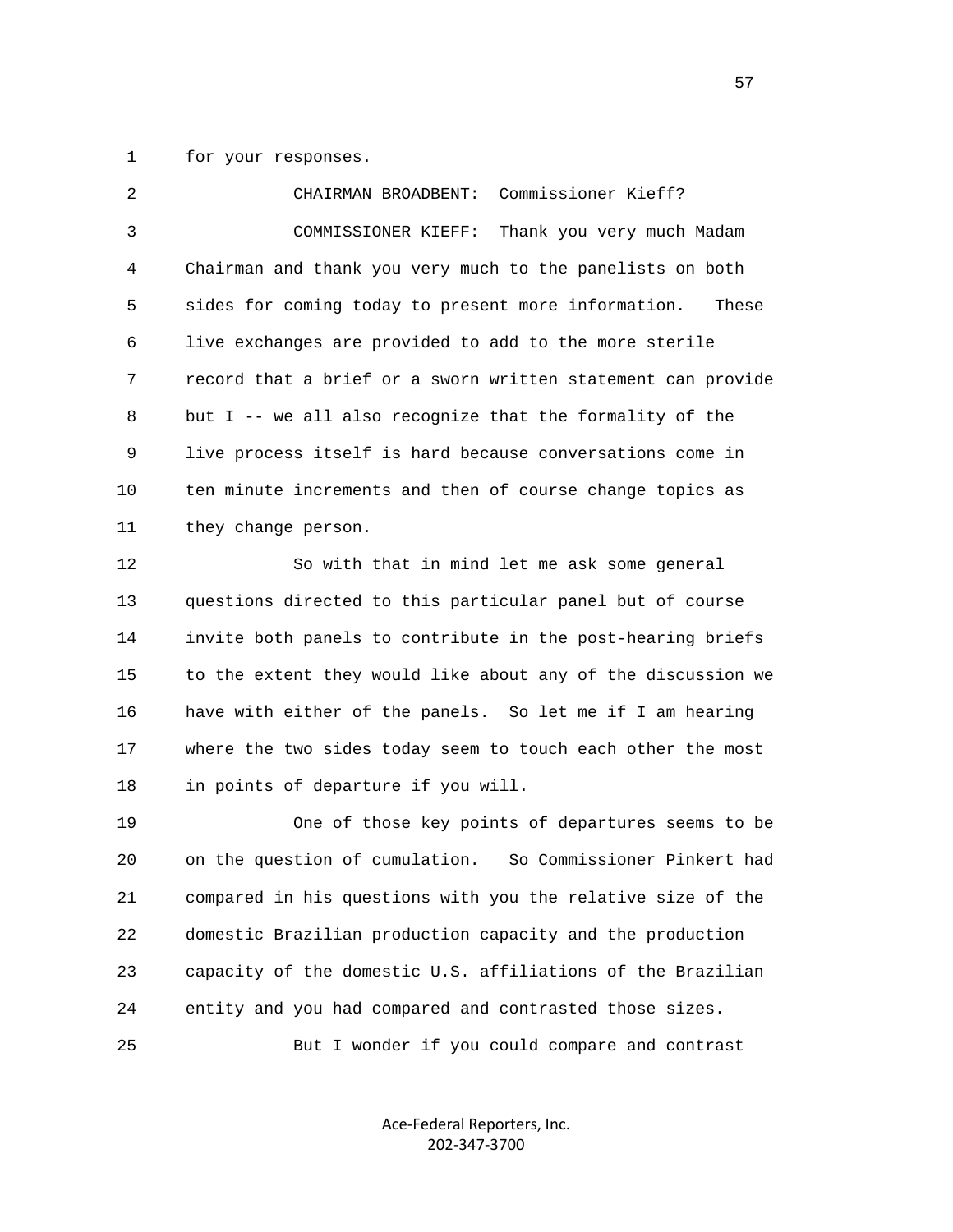for your responses.

CHAIRMAN BROADBENT: Commissioner Kieff?

COMMISSIONER KIEFF: Thank you very much Madam Chairman and thank you very much to the panelists on both sides for coming today to present more information. These live exchanges are provided to add to the more sterile record that a brief or a sworn written statement can provide but I -- we all also recognize that the formality of the live process itself is hard because conversations come in ten minute increments and then of course change topics as they change person.

So with that in mind let me ask some general questions directed to this particular panel but of course invite both panels to contribute in the post-hearing briefs to the extent they would like about any of the discussion we have with either of the panels. So let me if I am hearing where the two sides today seem to touch each other the most in points of departure if you will.

One of those key points of departures seems to be on the question of cumulation. So Commissioner Pinkert had compared in his questions with you the relative size of the domestic Brazilian production capacity and the production capacity of the domestic U.S. affiliations of the Brazilian entity and you had compared and contrasted those sizes.

But I wonder if you could compare and contrast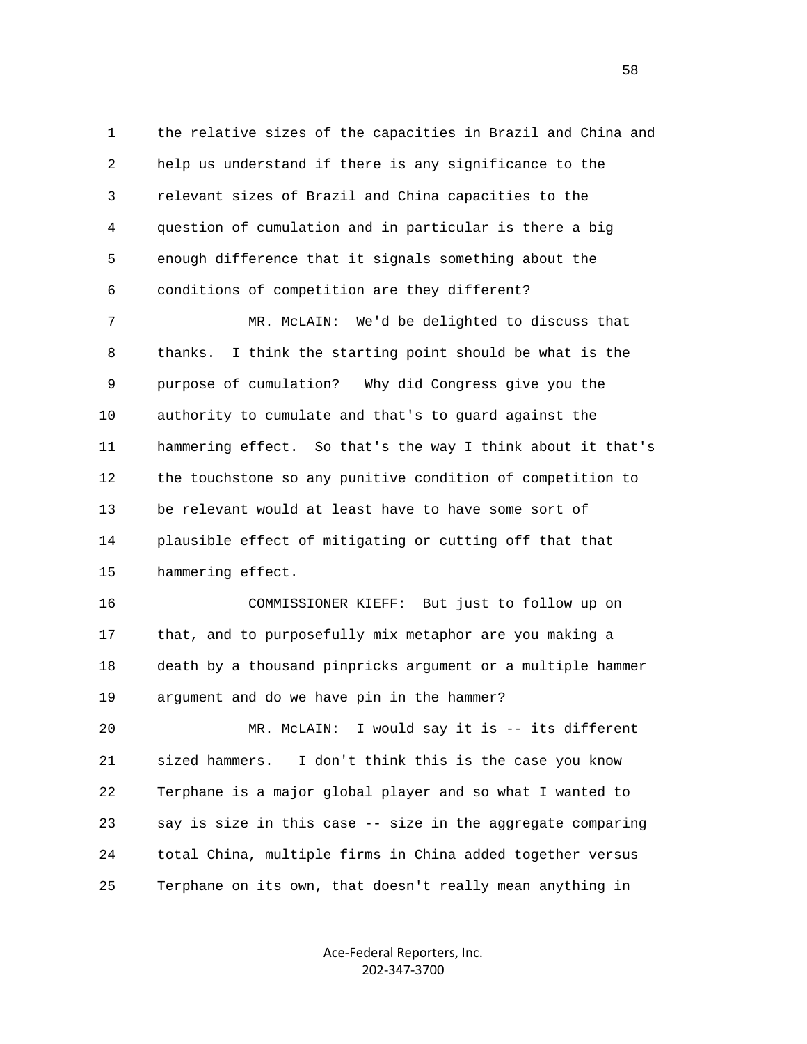1 the relative sizes of the capacities in Brazil and China and
2 help us understand if there is any significance to the
3 relevant sizes of Brazil and China capacities to the
4 question of cumulation and in particular is there a big
5 enough difference that it signals something about the
6 conditions of competition are they different?

7 MR. McLAIN: We'd be delighted to discuss that
8 thanks. I think the starting point should be what is the
9 purpose of cumulation? Why did Congress give you the
10 authority to cumulate and that's to guard against the
11 hammering effect. So that's the way I think about it that's
12 the touchstone so any punitive condition of competition to
13 be relevant would at least have to have some sort of
14 plausible effect of mitigating or cutting off that that
15 hammering effect.

16 COMMISSIONER KIEFF: But just to follow up on
17 that, and to purposefully mix metaphor are you making a
18 death by a thousand pinpricks argument or a multiple hammer
19 argument and do we have pin in the hammer?

20 MR. McLAIN: I would say it is -- its different
21 sized hammers. I don't think this is the case you know
22 Terphane is a major global player and so what I wanted to
23 say is size in this case -- size in the aggregate comparing
24 total China, multiple firms in China added together versus
25 Terphane on its own, that doesn't really mean anything in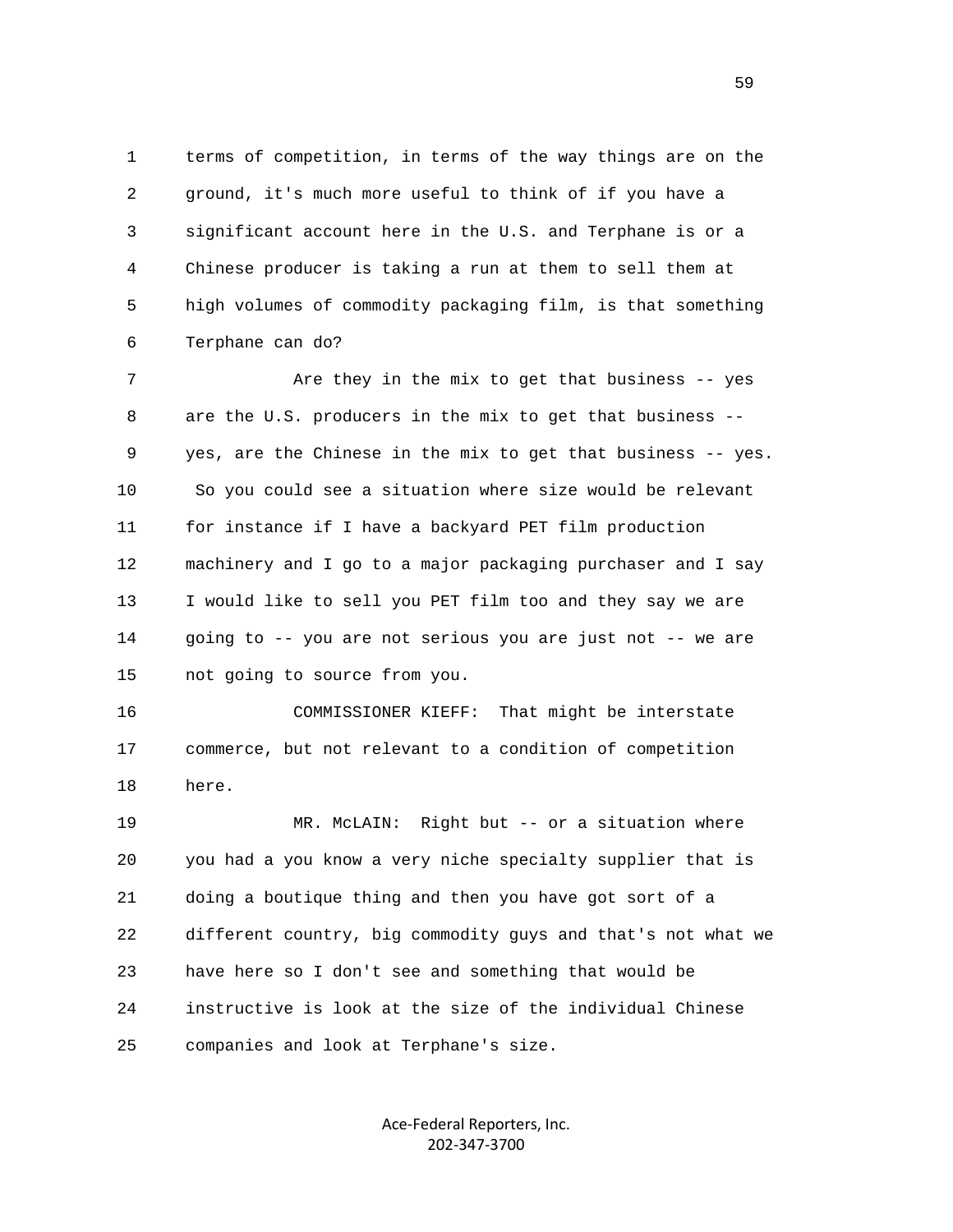terms of competition, in terms of the way things are on the ground, it's much more useful to think of if you have a significant account here in the U.S. and Terphane is or a Chinese producer is taking a run at them to sell them at high volumes of commodity packaging film, is that something Terphane can do?

Are they in the mix to get that business -- yes are the U.S. producers in the mix to get that business -- yes, are the Chinese in the mix to get that business -- yes. So you could see a situation where size would be relevant for instance if I have a backyard PET film production machinery and I go to a major packaging purchaser and I say I would like to sell you PET film too and they say we are going to -- you are not serious you are just not -- we are not going to source from you.

COMMISSIONER KIEFF: That might be interstate commerce, but not relevant to a condition of competition here.

MR. McLAIN: Right but -- or a situation where you had a you know a very niche specialty supplier that is doing a boutique thing and then you have got sort of a different country, big commodity guys and that's not what we have here so I don't see and something that would be instructive is look at the size of the individual Chinese companies and look at Terphane's size.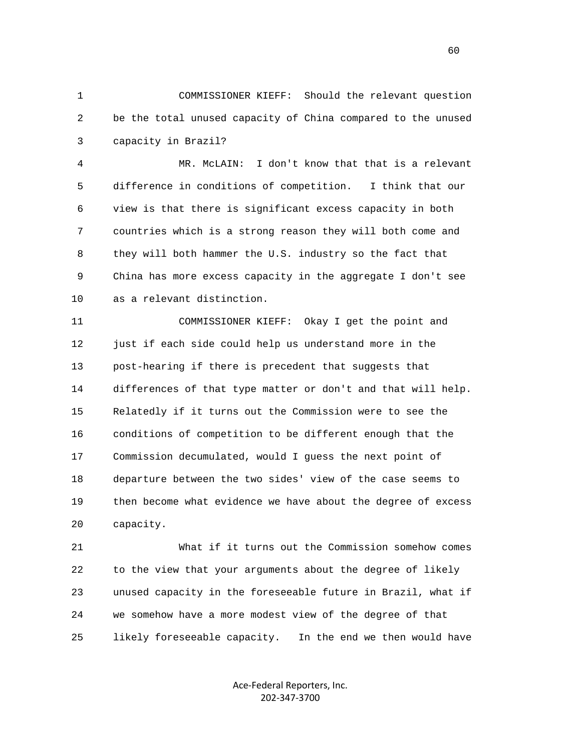COMMISSIONER KIEFF: Should the relevant question be the total unused capacity of China compared to the unused capacity in Brazil?

MR. McLAIN: I don't know that that is a relevant difference in conditions of competition. I think that our view is that there is significant excess capacity in both countries which is a strong reason they will both come and they will both hammer the U.S. industry so the fact that China has more excess capacity in the aggregate I don't see as a relevant distinction.

COMMISSIONER KIEFF: Okay I get the point and just if each side could help us understand more in the post-hearing if there is precedent that suggests that differences of that type matter or don't and that will help. Relatedly if it turns out the Commission were to see the conditions of competition to be different enough that the Commission decumulated, would I guess the next point of departure between the two sides' view of the case seems to then become what evidence we have about the degree of excess capacity.

What if it turns out the Commission somehow comes to the view that your arguments about the degree of likely unused capacity in the foreseeable future in Brazil, what if we somehow have a more modest view of the degree of that likely foreseeable capacity. In the end we then would have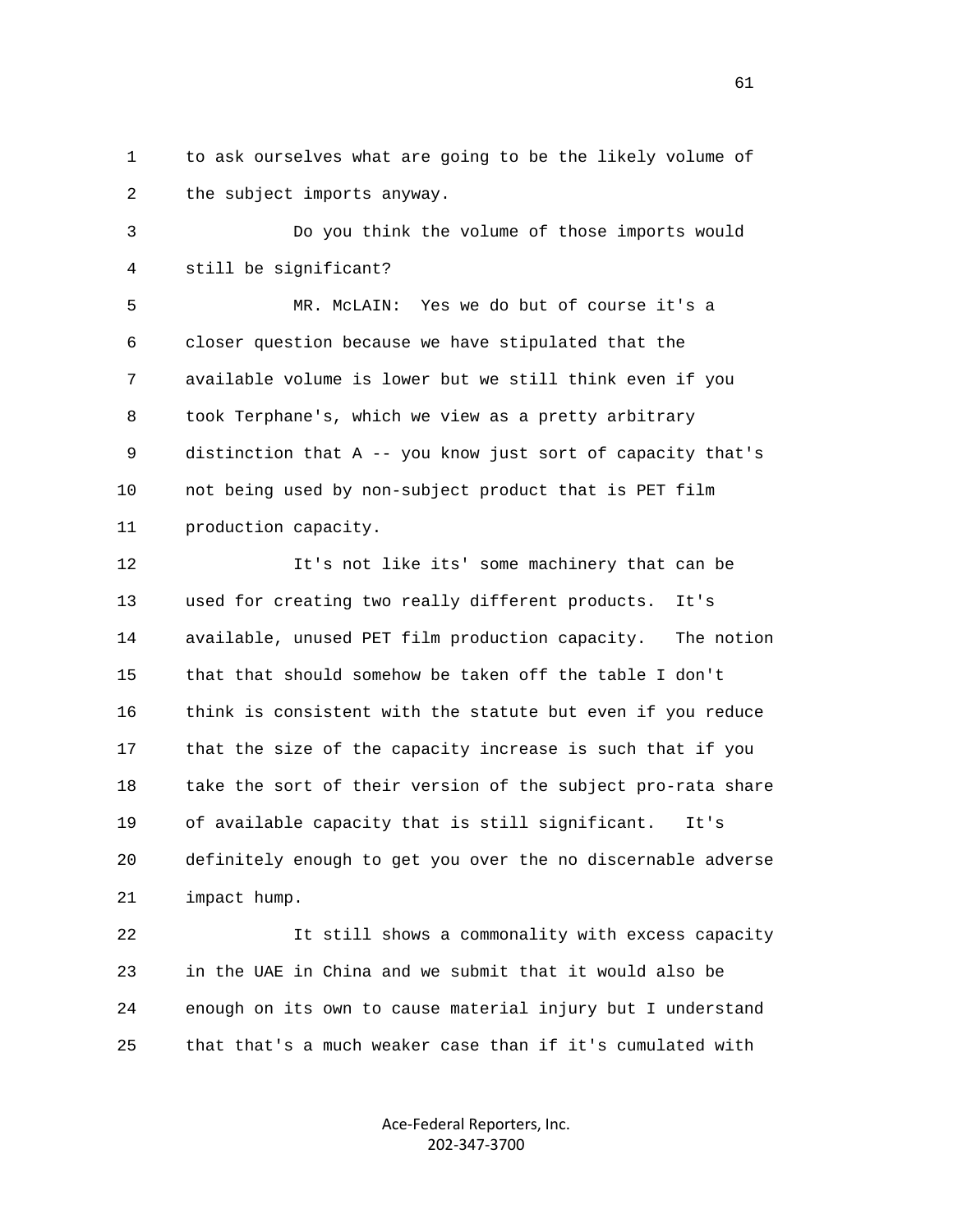1 to ask ourselves what are going to be the likely volume of
2 the subject imports anyway.

3 Do you think the volume of those imports would
4 still be significant?

5 MR. McLAIN: Yes we do but of course it's a
6 closer question because we have stipulated that the
7 available volume is lower but we still think even if you
8 took Terphane's, which we view as a pretty arbitrary
9 distinction that A -- you know just sort of capacity that's
10 not being used by non-subject product that is PET film
11 production capacity.

12 It's not like its' some machinery that can be
13 used for creating two really different products. It's
14 available, unused PET film production capacity. The notion
15 that that should somehow be taken off the table I don't
16 think is consistent with the statute but even if you reduce
17 that the size of the capacity increase is such that if you
18 take the sort of their version of the subject pro-rata share
19 of available capacity that is still significant. It's
20 definitely enough to get you over the no discernable adverse
21 impact hump.

22 It still shows a commonality with excess capacity
23 in the UAE in China and we submit that it would also be
24 enough on its own to cause material injury but I understand
25 that that's a much weaker case than if it's cumulated with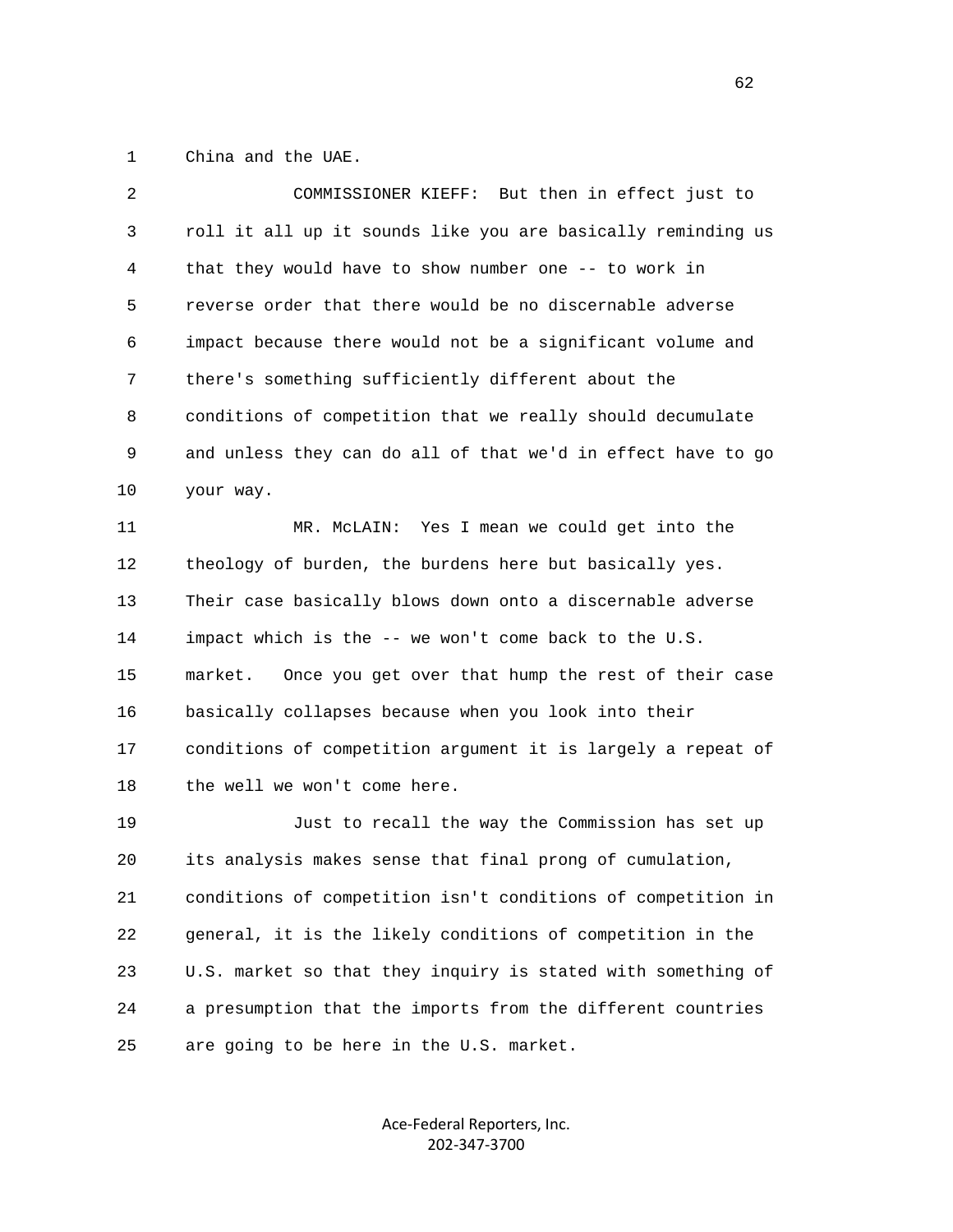1 China and the UAE.

2 COMMISSIONER KIEFF: But then in effect just to
3 roll it all up it sounds like you are basically reminding us
4 that they would have to show number one -- to work in
5 reverse order that there would be no discernable adverse
6 impact because there would not be a significant volume and
7 there's something sufficiently different about the
8 conditions of competition that we really should decumulate
9 and unless they can do all of that we'd in effect have to go
10 your way.

11 MR. McLAIN: Yes I mean we could get into the
12 theology of burden, the burdens here but basically yes.
13 Their case basically blows down onto a discernable adverse
14 impact which is the -- we won't come back to the U.S.
15 market. Once you get over that hump the rest of their case
16 basically collapses because when you look into their
17 conditions of competition argument it is largely a repeat of
18 the well we won't come here.

19 Just to recall the way the Commission has set up
20 its analysis makes sense that final prong of cumulation,
21 conditions of competition isn't conditions of competition in
22 general, it is the likely conditions of competition in the
23 U.S. market so that they inquiry is stated with something of
24 a presumption that the imports from the different countries
25 are going to be here in the U.S. market.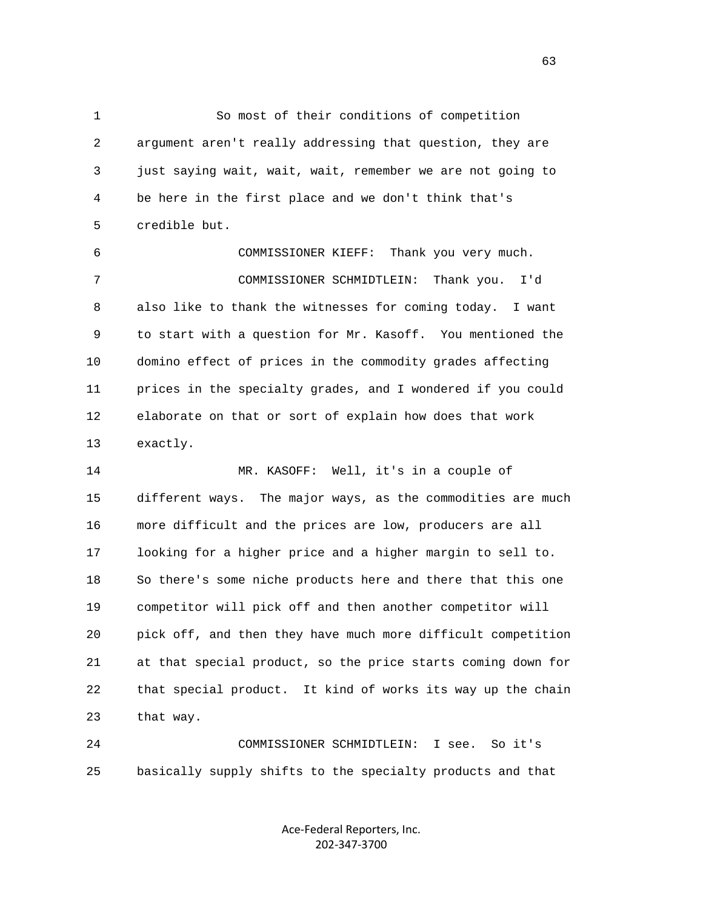So most of their conditions of competition argument aren't really addressing that question, they are just saying wait, wait, wait, remember we are not going to be here in the first place and we don't think that's credible but.

COMMISSIONER KIEFF: Thank you very much.

COMMISSIONER SCHMIDTLEIN: Thank you. I'd also like to thank the witnesses for coming today. I want to start with a question for Mr. Kasoff. You mentioned the domino effect of prices in the commodity grades affecting prices in the specialty grades, and I wondered if you could elaborate on that or sort of explain how does that work exactly.

MR. KASOFF: Well, it's in a couple of different ways. The major ways, as the commodities are much more difficult and the prices are low, producers are all looking for a higher price and a higher margin to sell to. So there's some niche products here and there that this one competitor will pick off and then another competitor will pick off, and then they have much more difficult competition at that special product, so the price starts coming down for that special product. It kind of works its way up the chain that way.

COMMISSIONER SCHMIDTLEIN: I see. So it's basically supply shifts to the specialty products and that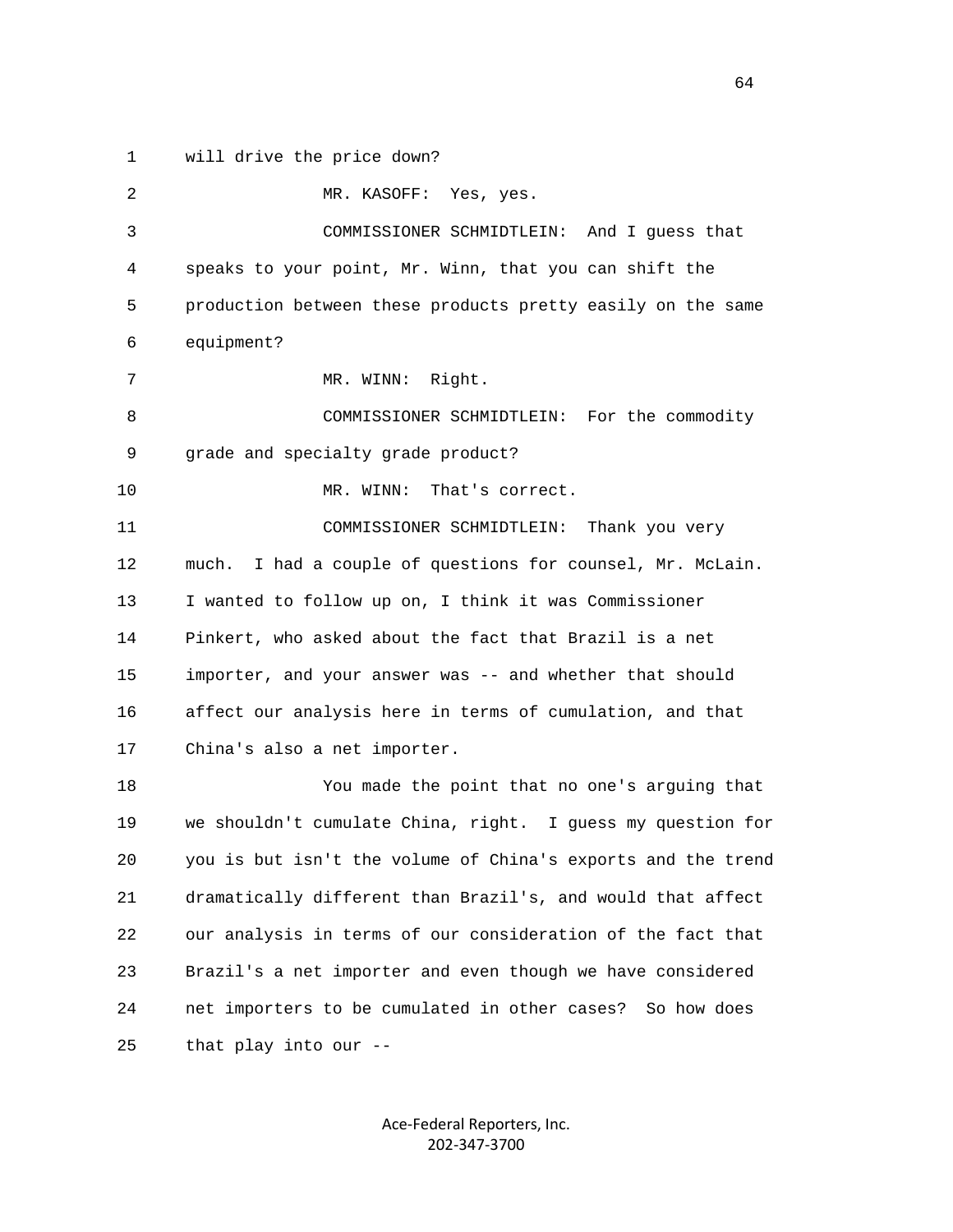1 will drive the price down?

2 MR. KASOFF: Yes, yes.

3 COMMISSIONER SCHMIDTLEIN: And I guess that

4 speaks to your point, Mr. Winn, that you can shift the

5 production between these products pretty easily on the same

6 equipment?

7 MR. WINN: Right.

8 COMMISSIONER SCHMIDTLEIN: For the commodity

9 grade and specialty grade product?

10 MR. WINN: That's correct.

11 COMMISSIONER SCHMIDTLEIN: Thank you very

12 much. I had a couple of questions for counsel, Mr. McLain.

13 I wanted to follow up on, I think it was Commissioner

14 Pinkert, who asked about the fact that Brazil is a net

15 importer, and your answer was -- and whether that should

16 affect our analysis here in terms of cumulation, and that

17 China's also a net importer.

18 You made the point that no one's arguing that

19 we shouldn't cumulate China, right. I guess my question for

20 you is but isn't the volume of China's exports and the trend

21 dramatically different than Brazil's, and would that affect

22 our analysis in terms of our consideration of the fact that

23 Brazil's a net importer and even though we have considered

24 net importers to be cumulated in other cases? So how does

25 that play into our --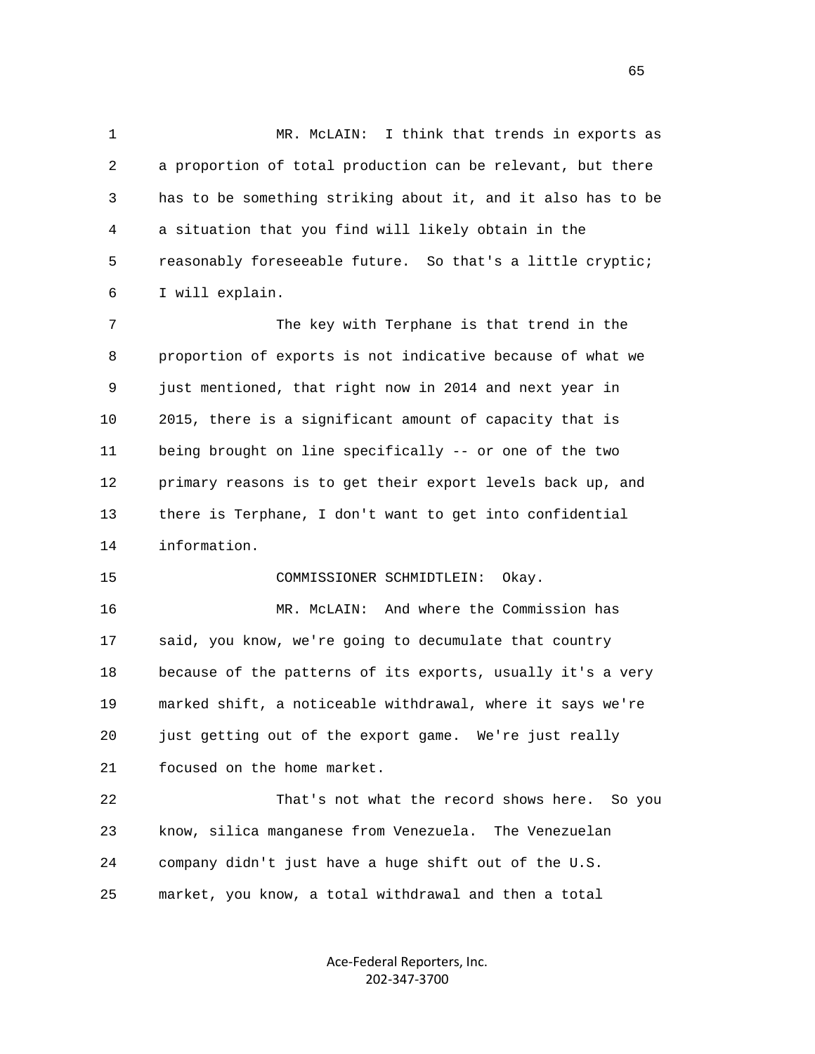MR. McLAIN: I think that trends in exports as a proportion of total production can be relevant, but there has to be something striking about it, and it also has to be a situation that you find will likely obtain in the reasonably foreseeable future. So that's a little cryptic; I will explain.

The key with Terphane is that trend in the proportion of exports is not indicative because of what we just mentioned, that right now in 2014 and next year in 2015, there is a significant amount of capacity that is being brought on line specifically -- or one of the two primary reasons is to get their export levels back up, and there is Terphane, I don't want to get into confidential information.

COMMISSIONER SCHMIDTLEIN: Okay.

MR. McLAIN: And where the Commission has said, you know, we're going to decumulate that country because of the patterns of its exports, usually it's a very marked shift, a noticeable withdrawal, where it says we're just getting out of the export game. We're just really focused on the home market.

That's not what the record shows here. So you know, silica manganese from Venezuela. The Venezuelan company didn't just have a huge shift out of the U.S. market, you know, a total withdrawal and then a total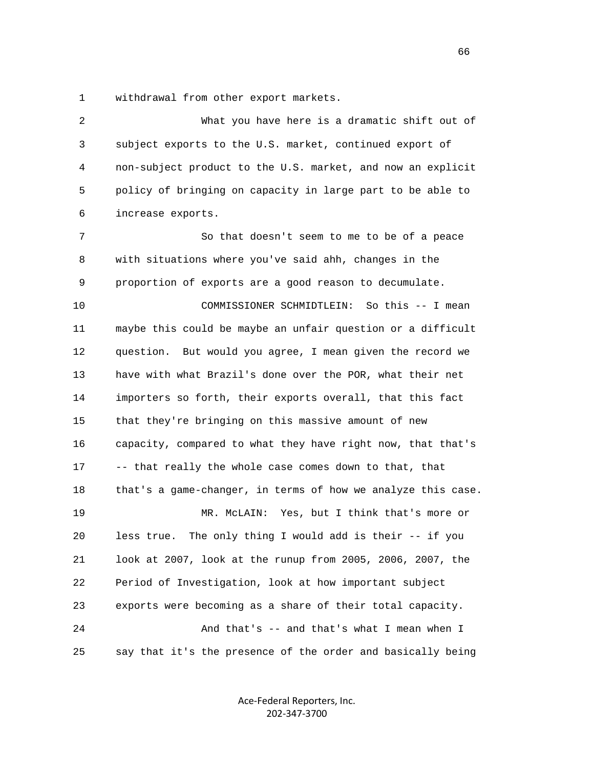1 withdrawal from other export markets.

2 What you have here is a dramatic shift out of
3 subject exports to the U.S. market, continued export of
4 non-subject product to the U.S. market, and now an explicit
5 policy of bringing on capacity in large part to be able to
6 increase exports.

7 So that doesn't seem to me to be of a peace
8 with situations where you've said ahh, changes in the
9 proportion of exports are a good reason to decumulate.

10 COMMISSIONER SCHMIDTLEIN: So this -- I mean
11 maybe this could be maybe an unfair question or a difficult
12 question. But would you agree, I mean given the record we
13 have with what Brazil's done over the POR, what their net
14 importers so forth, their exports overall, that this fact
15 that they're bringing on this massive amount of new
16 capacity, compared to what they have right now, that that's
17 -- that really the whole case comes down to that, that
18 that's a game-changer, in terms of how we analyze this case.

19 MR. McLAIN: Yes, but I think that's more or
20 less true. The only thing I would add is their -- if you
21 look at 2007, look at the runup from 2005, 2006, 2007, the
22 Period of Investigation, look at how important subject
23 exports were becoming as a share of their total capacity.

24 And that's -- and that's what I mean when I
25 say that it's the presence of the order and basically being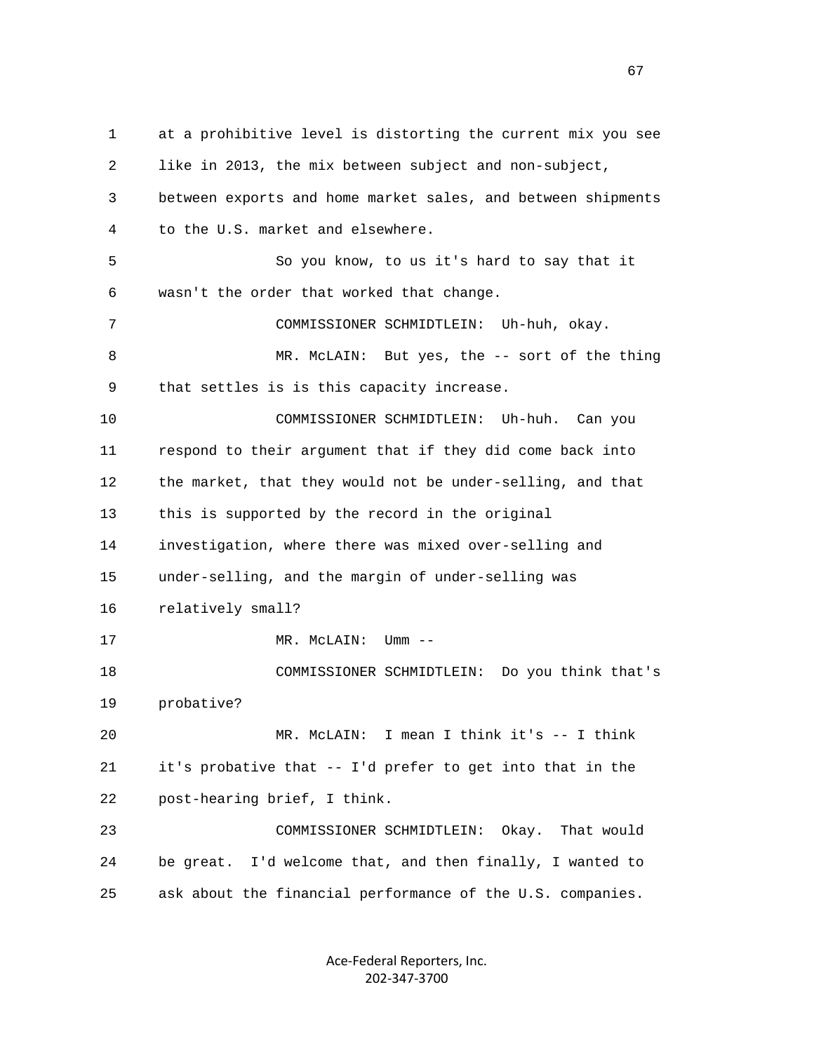at a prohibitive level is distorting the current mix you see like in 2013, the mix between subject and non-subject, between exports and home market sales, and between shipments to the U.S. market and elsewhere.

So you know, to us it's hard to say that it wasn't the order that worked that change.

COMMISSIONER SCHMIDTLEIN: Uh-huh, okay.

MR. McLAIN: But yes, the -- sort of the thing that settles is is this capacity increase.

COMMISSIONER SCHMIDTLEIN: Uh-huh. Can you respond to their argument that if they did come back into the market, that they would not be under-selling, and that this is supported by the record in the original investigation, where there was mixed over-selling and under-selling, and the margin of under-selling was relatively small?

MR. McLAIN: Umm --

COMMISSIONER SCHMIDTLEIN: Do you think that's probative?

MR. McLAIN: I mean I think it's -- I think it's probative that -- I'd prefer to get into that in the post-hearing brief, I think.

COMMISSIONER SCHMIDTLEIN: Okay. That would be great. I'd welcome that, and then finally, I wanted to ask about the financial performance of the U.S. companies.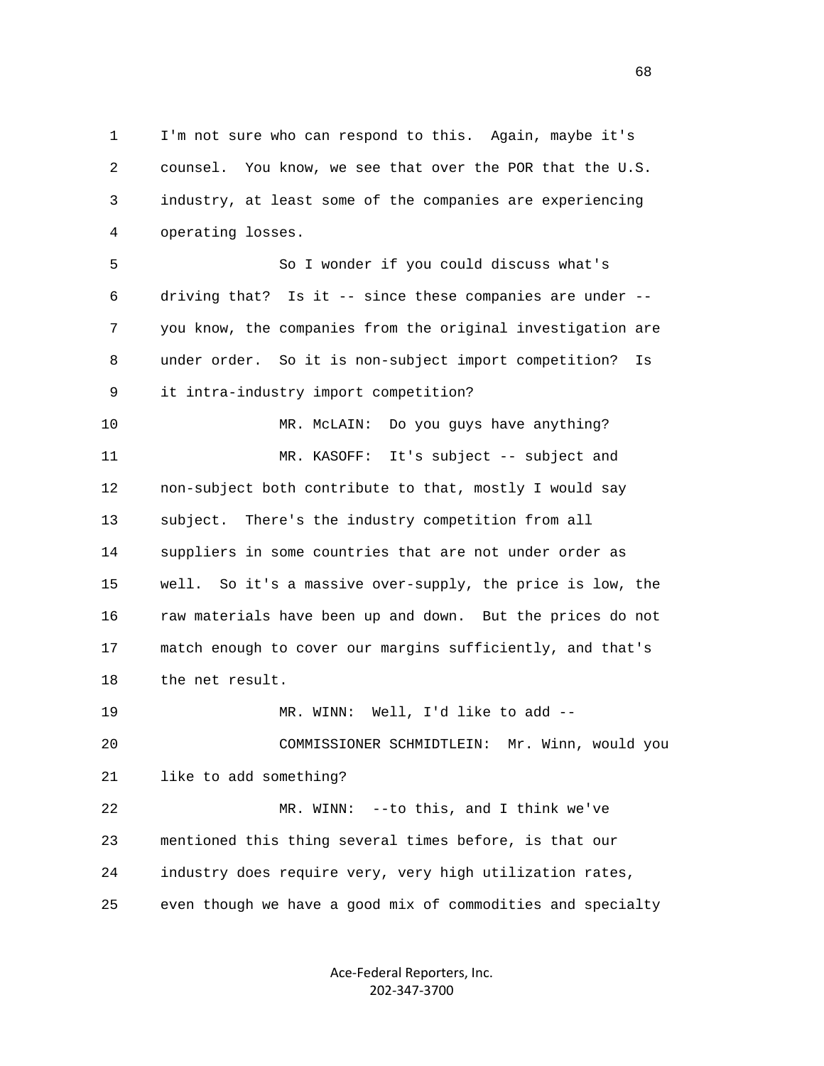1 I'm not sure who can respond to this. Again, maybe it's
2 counsel. You know, we see that over the POR that the U.S.
3 industry, at least some of the companies are experiencing
4 operating losses.

5 So I wonder if you could discuss what's
6 driving that? Is it -- since these companies are under --
7 you know, the companies from the original investigation are
8 under order. So it is non-subject import competition? Is
9 it intra-industry import competition?

10 MR. McLAIN: Do you guys have anything?

11 MR. KASOFF: It's subject -- subject and
12 non-subject both contribute to that, mostly I would say
13 subject. There's the industry competition from all
14 suppliers in some countries that are not under order as
15 well. So it's a massive over-supply, the price is low, the
16 raw materials have been up and down. But the prices do not
17 match enough to cover our margins sufficiently, and that's
18 the net result.

19 MR. WINN: Well, I'd like to add --

20 COMMISSIONER SCHMIDTLEIN: Mr. Winn, would you
21 like to add something?

22 MR. WINN: --to this, and I think we've
23 mentioned this thing several times before, is that our
24 industry does require very, very high utilization rates,
25 even though we have a good mix of commodities and specialty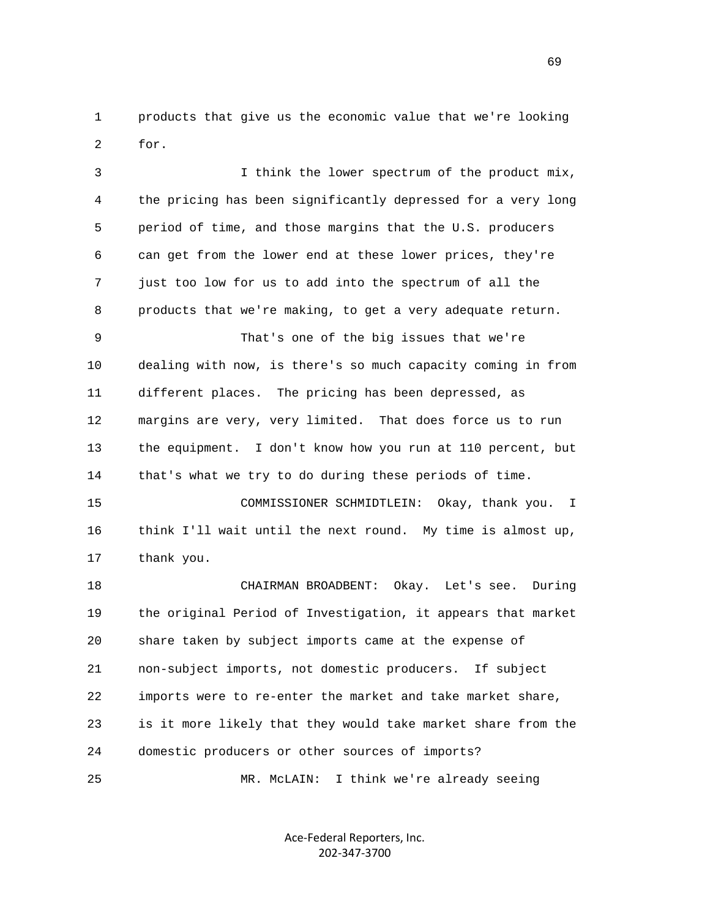products that give us the economic value that we're looking for.

I think the lower spectrum of the product mix, the pricing has been significantly depressed for a very long period of time, and those margins that the U.S. producers can get from the lower end at these lower prices, they're just too low for us to add into the spectrum of all the products that we're making, to get a very adequate return.

That's one of the big issues that we're dealing with now, is there's so much capacity coming in from different places. The pricing has been depressed, as margins are very, very limited. That does force us to run the equipment. I don't know how you run at 110 percent, but that's what we try to do during these periods of time.

COMMISSIONER SCHMIDTLEIN: Okay, thank you. I think I'll wait until the next round. My time is almost up, thank you.

CHAIRMAN BROADBENT: Okay. Let's see. During the original Period of Investigation, it appears that market share taken by subject imports came at the expense of non-subject imports, not domestic producers. If subject imports were to re-enter the market and take market share, is it more likely that they would take market share from the domestic producers or other sources of imports?

MR. McLAIN: I think we're already seeing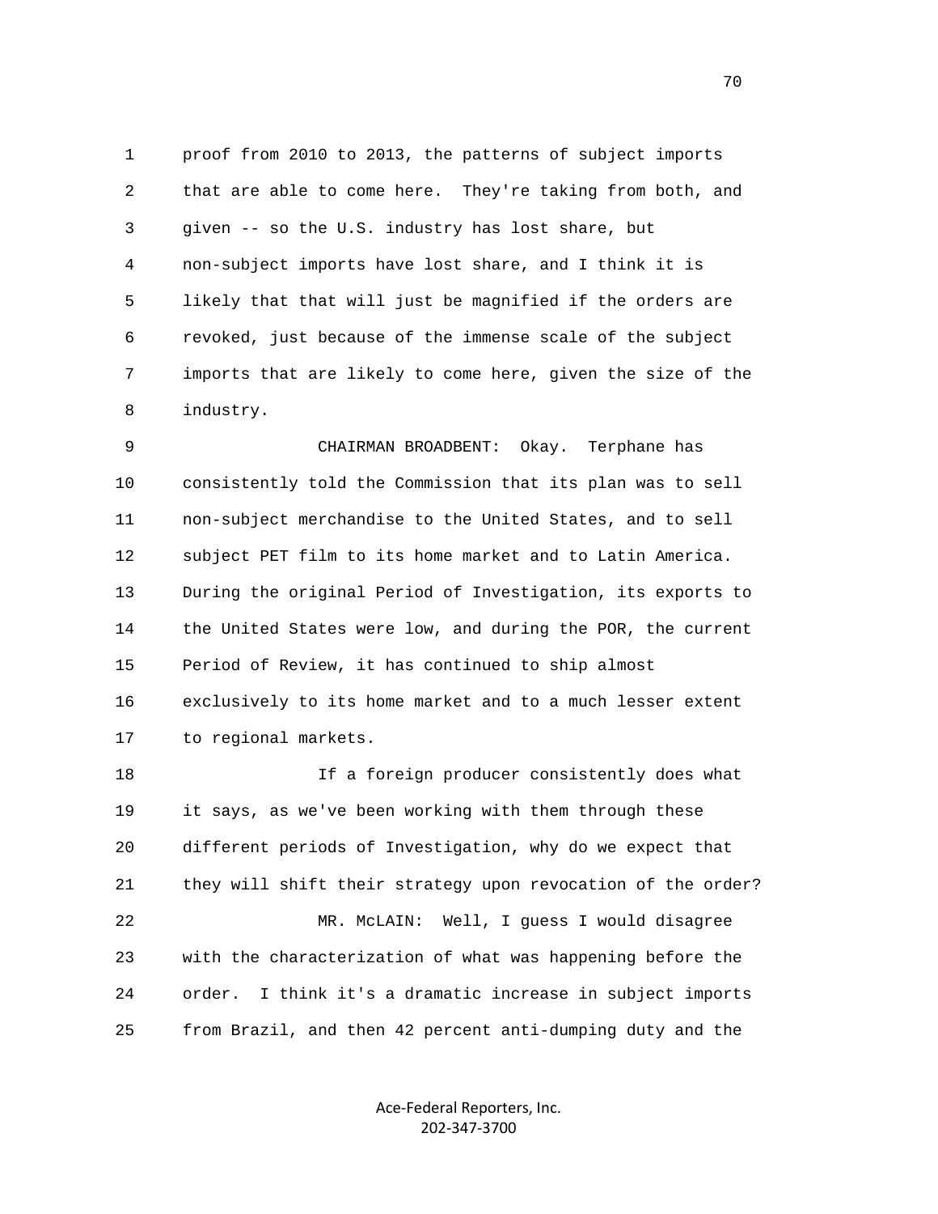1 proof from 2010 to 2013, the patterns of subject imports
2 that are able to come here. They're taking from both, and
3 given -- so the U.S. industry has lost share, but
4 non-subject imports have lost share, and I think it is
5 likely that that will just be magnified if the orders are
6 revoked, just because of the immense scale of the subject
7 imports that are likely to come here, given the size of the
8 industry.

9 CHAIRMAN BROADBENT: Okay. Terphane has
10 consistently told the Commission that its plan was to sell
11 non-subject merchandise to the United States, and to sell
12 subject PET film to its home market and to Latin America.
13 During the original Period of Investigation, its exports to
14 the United States were low, and during the POR, the current
15 Period of Review, it has continued to ship almost
16 exclusively to its home market and to a much lesser extent
17 to regional markets.

18 If a foreign producer consistently does what
19 it says, as we've been working with them through these
20 different periods of Investigation, why do we expect that
21 they will shift their strategy upon revocation of the order?

22 MR. McLAIN: Well, I guess I would disagree
23 with the characterization of what was happening before the
24 order. I think it's a dramatic increase in subject imports
25 from Brazil, and then 42 percent anti-dumping duty and the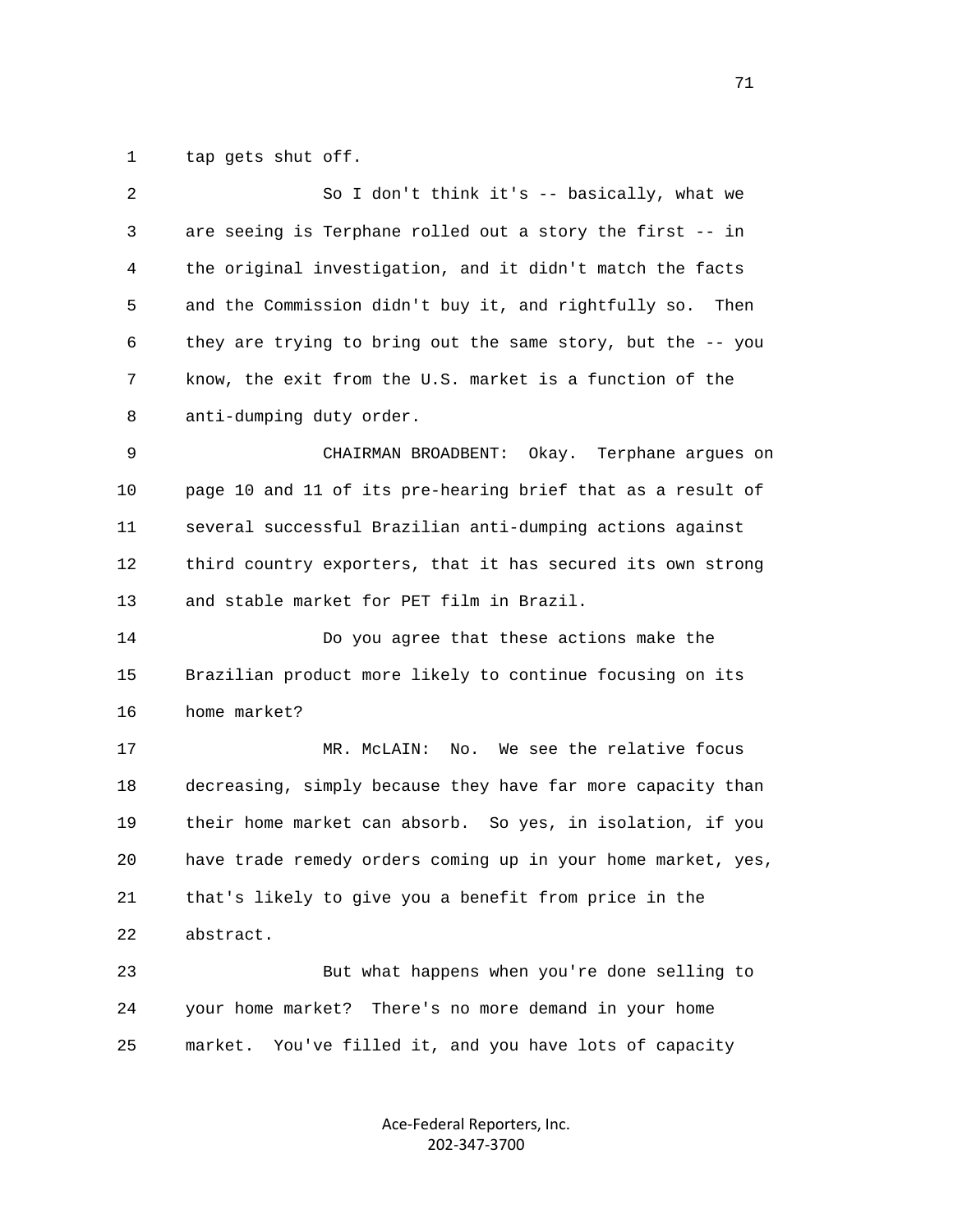1 tap gets shut off.

2 So I don't think it's -- basically, what we

3 are seeing is Terphane rolled out a story the first -- in

4 the original investigation, and it didn't match the facts

5 and the Commission didn't buy it, and rightfully so. Then

6 they are trying to bring out the same story, but the -- you

7 know, the exit from the U.S. market is a function of the

8 anti-dumping duty order.

9 CHAIRMAN BROADBENT: Okay. Terphane argues on

10 page 10 and 11 of its pre-hearing brief that as a result of

11 several successful Brazilian anti-dumping actions against

12 third country exporters, that it has secured its own strong

13 and stable market for PET film in Brazil.

14 Do you agree that these actions make the

15 Brazilian product more likely to continue focusing on its

16 home market?

17 MR. McLAIN: No. We see the relative focus

18 decreasing, simply because they have far more capacity than

19 their home market can absorb. So yes, in isolation, if you

20 have trade remedy orders coming up in your home market, yes,

21 that's likely to give you a benefit from price in the

22 abstract.

23 But what happens when you're done selling to

24 your home market? There's no more demand in your home

25 market. You've filled it, and you have lots of capacity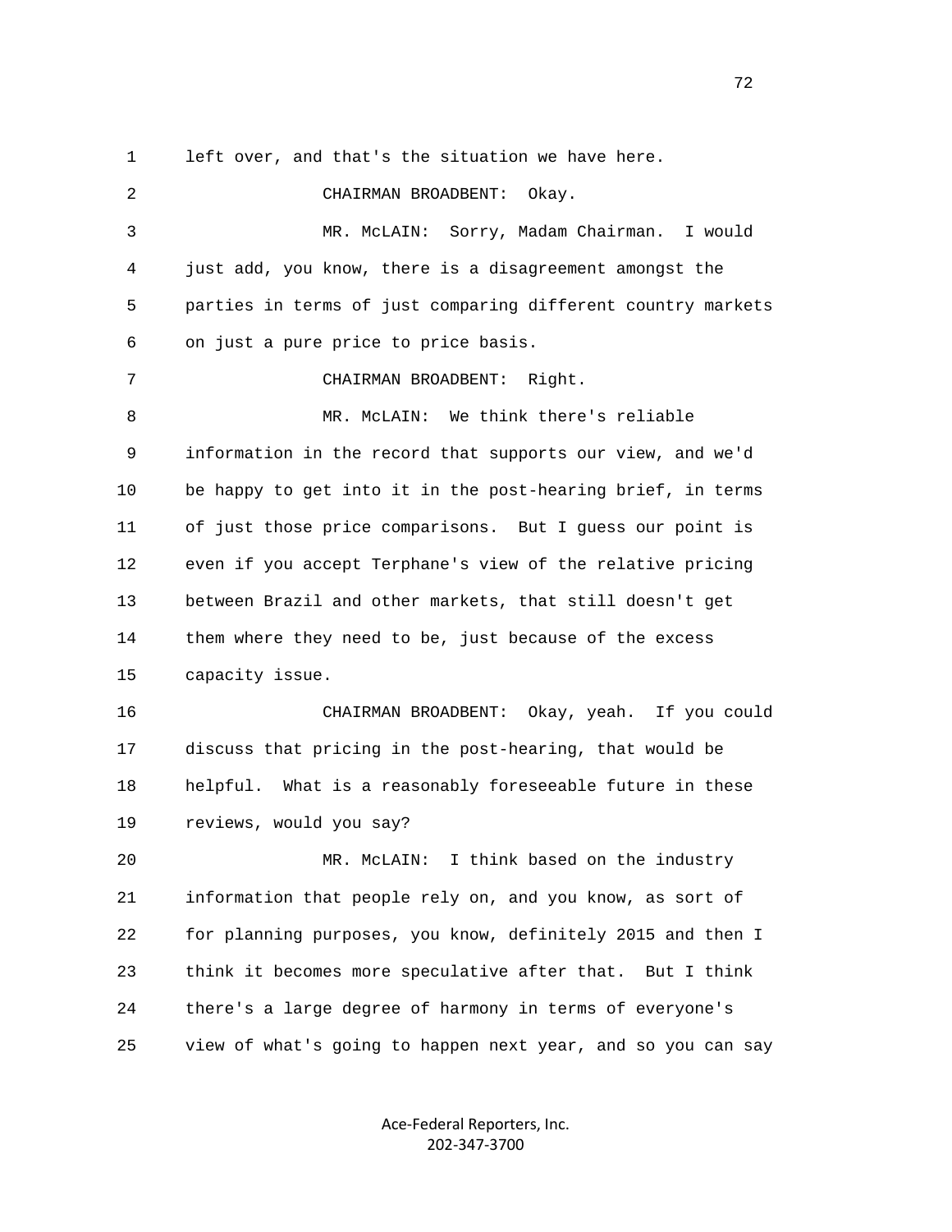left over, and that's the situation we have here.

CHAIRMAN BROADBENT: Okay.

MR. McLAIN: Sorry, Madam Chairman. I would just add, you know, there is a disagreement amongst the parties in terms of just comparing different country markets on just a pure price to price basis.

CHAIRMAN BROADBENT: Right.

MR. McLAIN: We think there's reliable information in the record that supports our view, and we'd be happy to get into it in the post-hearing brief, in terms of just those price comparisons. But I guess our point is even if you accept Terphane's view of the relative pricing between Brazil and other markets, that still doesn't get them where they need to be, just because of the excess capacity issue.

CHAIRMAN BROADBENT: Okay, yeah. If you could discuss that pricing in the post-hearing, that would be helpful. What is a reasonably foreseeable future in these reviews, would you say?

MR. McLAIN: I think based on the industry information that people rely on, and you know, as sort of for planning purposes, you know, definitely 2015 and then I think it becomes more speculative after that. But I think there's a large degree of harmony in terms of everyone's view of what's going to happen next year, and so you can say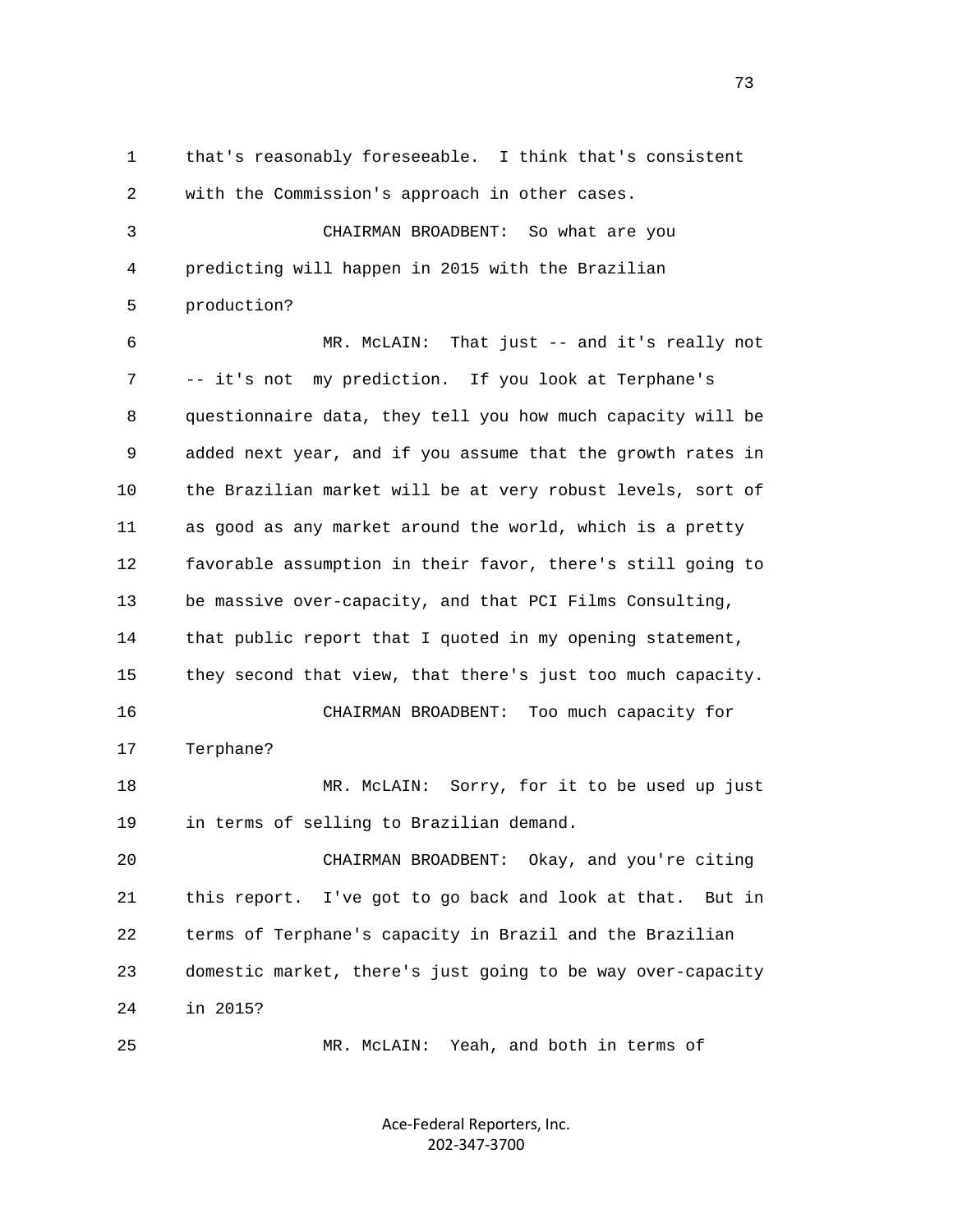that's reasonably foreseeable. I think that's consistent with the Commission's approach in other cases.

CHAIRMAN BROADBENT: So what are you predicting will happen in 2015 with the Brazilian production?

MR. McLAIN: That just -- and it's really not -- it's not my prediction. If you look at Terphane's questionnaire data, they tell you how much capacity will be added next year, and if you assume that the growth rates in the Brazilian market will be at very robust levels, sort of as good as any market around the world, which is a pretty favorable assumption in their favor, there's still going to be massive over-capacity, and that PCI Films Consulting, that public report that I quoted in my opening statement, they second that view, that there's just too much capacity.

CHAIRMAN BROADBENT: Too much capacity for Terphane?

MR. McLAIN: Sorry, for it to be used up just in terms of selling to Brazilian demand.

CHAIRMAN BROADBENT: Okay, and you're citing this report. I've got to go back and look at that. But in terms of Terphane's capacity in Brazil and the Brazilian domestic market, there's just going to be way over-capacity in 2015?

MR. McLAIN: Yeah, and both in terms of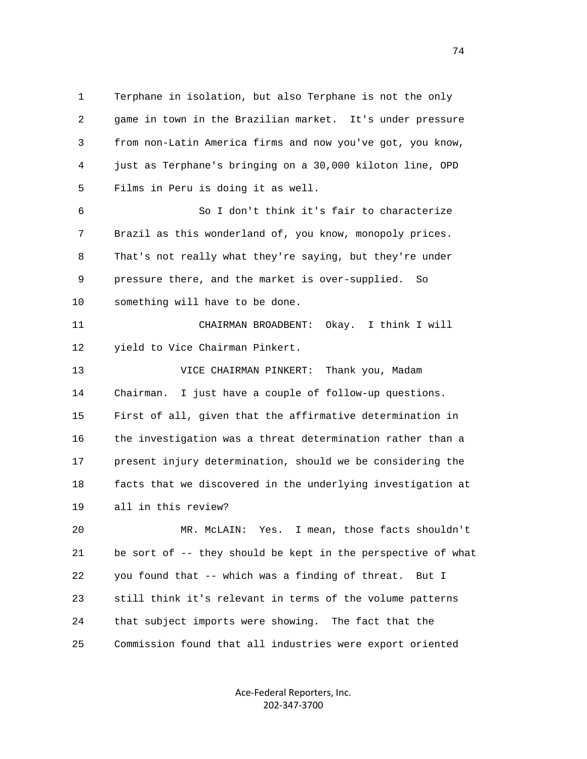Terphane in isolation, but also Terphane is not the only game in town in the Brazilian market. It's under pressure from non-Latin America firms and now you've got, you know, just as Terphane's bringing on a 30,000 kiloton line, OPD Films in Peru is doing it as well.

So I don't think it's fair to characterize Brazil as this wonderland of, you know, monopoly prices. That's not really what they're saying, but they're under pressure there, and the market is over-supplied. So something will have to be done.

CHAIRMAN BROADBENT: Okay. I think I will yield to Vice Chairman Pinkert.

VICE CHAIRMAN PINKERT: Thank you, Madam Chairman. I just have a couple of follow-up questions. First of all, given that the affirmative determination in the investigation was a threat determination rather than a present injury determination, should we be considering the facts that we discovered in the underlying investigation at all in this review?

MR. McLAIN: Yes. I mean, those facts shouldn't be sort of -- they should be kept in the perspective of what you found that -- which was a finding of threat. But I still think it's relevant in terms of the volume patterns that subject imports were showing. The fact that the Commission found that all industries were export oriented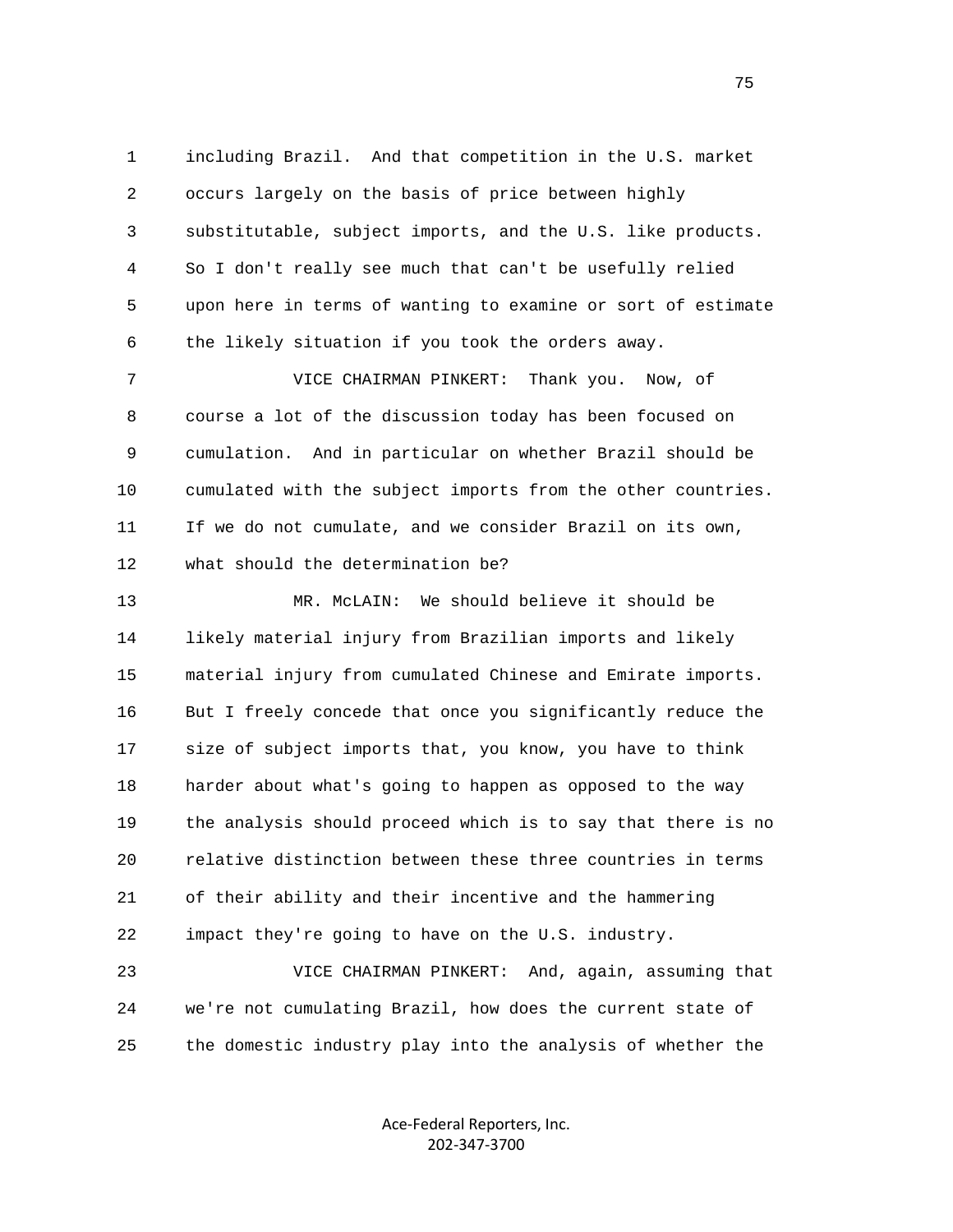1 including Brazil. And that competition in the U.S. market
2 occurs largely on the basis of price between highly
3 substitutable, subject imports, and the U.S. like products.
4 So I don't really see much that can't be usefully relied
5 upon here in terms of wanting to examine or sort of estimate
6 the likely situation if you took the orders away.

7 VICE CHAIRMAN PINKERT: Thank you. Now, of
8 course a lot of the discussion today has been focused on
9 cumulation. And in particular on whether Brazil should be
10 cumulated with the subject imports from the other countries.
11 If we do not cumulate, and we consider Brazil on its own,
12 what should the determination be?

13 MR. McLAIN: We should believe it should be
14 likely material injury from Brazilian imports and likely
15 material injury from cumulated Chinese and Emirate imports.
16 But I freely concede that once you significantly reduce the
17 size of subject imports that, you know, you have to think
18 harder about what's going to happen as opposed to the way
19 the analysis should proceed which is to say that there is no
20 relative distinction between these three countries in terms
21 of their ability and their incentive and the hammering
22 impact they're going to have on the U.S. industry.

23 VICE CHAIRMAN PINKERT: And, again, assuming that
24 we're not cumulating Brazil, how does the current state of
25 the domestic industry play into the analysis of whether the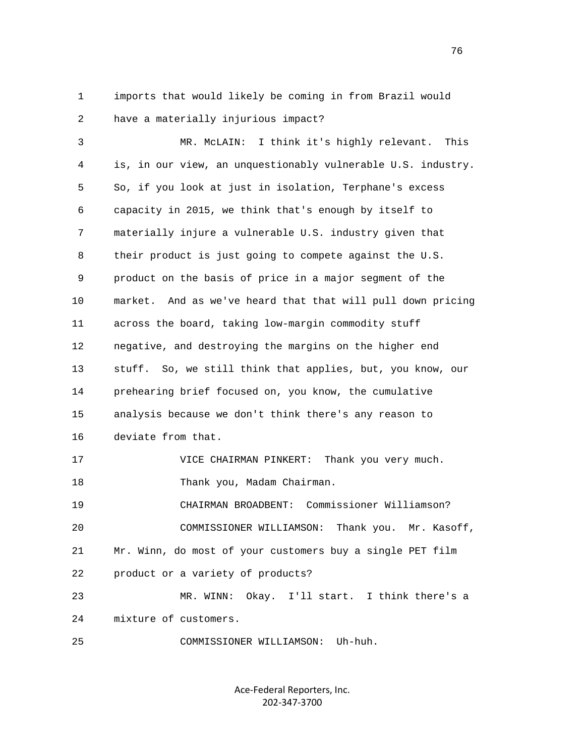1 imports that would likely be coming in from Brazil would
2 have a materially injurious impact?
3 MR. McLAIN: I think it's highly relevant. This
4 is, in our view, an unquestionably vulnerable U.S. industry.
5 So, if you look at just in isolation, Terphane's excess
6 capacity in 2015, we think that's enough by itself to
7 materially injure a vulnerable U.S. industry given that
8 their product is just going to compete against the U.S.
9 product on the basis of price in a major segment of the
10 market. And as we've heard that that will pull down pricing
11 across the board, taking low-margin commodity stuff
12 negative, and destroying the margins on the higher end
13 stuff. So, we still think that applies, but, you know, our
14 prehearing brief focused on, you know, the cumulative
15 analysis because we don't think there's any reason to
16 deviate from that.
17 VICE CHAIRMAN PINKERT: Thank you very much.
18 Thank you, Madam Chairman.
19 CHAIRMAN BROADBENT: Commissioner Williamson?
20 COMMISSIONER WILLIAMSON: Thank you. Mr. Kasoff,
21 Mr. Winn, do most of your customers buy a single PET film
22 product or a variety of products?
23 MR. WINN: Okay. I'll start. I think there's a
24 mixture of customers.
25 COMMISSIONER WILLIAMSON: Uh-huh.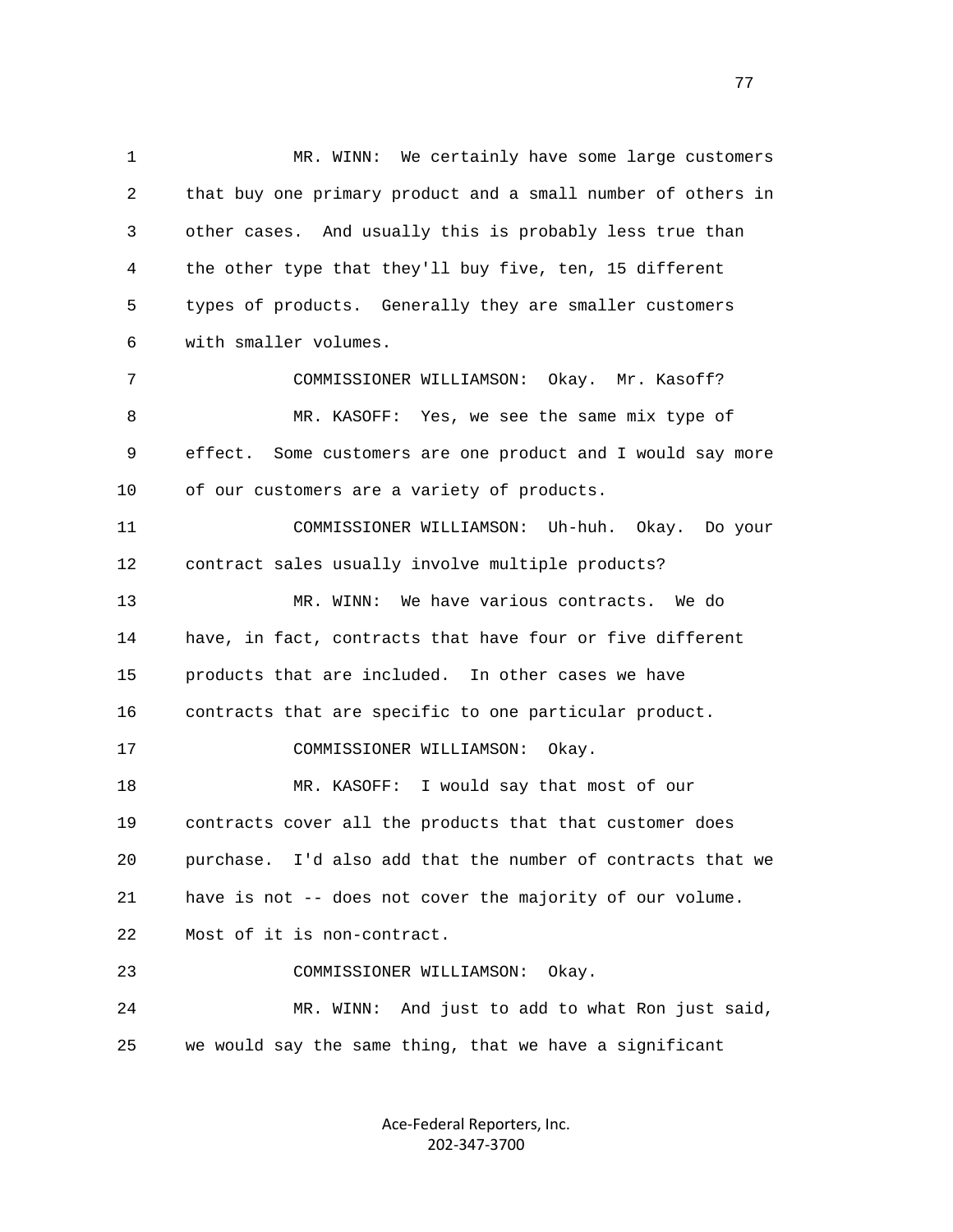MR. WINN: We certainly have some large customers that buy one primary product and a small number of others in other cases. And usually this is probably less true than the other type that they'll buy five, ten, 15 different types of products. Generally they are smaller customers with smaller volumes.

COMMISSIONER WILLIAMSON: Okay. Mr. Kasoff?

MR. KASOFF: Yes, we see the same mix type of effect. Some customers are one product and I would say more of our customers are a variety of products.

COMMISSIONER WILLIAMSON: Uh-huh. Okay. Do your contract sales usually involve multiple products?

MR. WINN: We have various contracts. We do have, in fact, contracts that have four or five different products that are included. In other cases we have contracts that are specific to one particular product.

COMMISSIONER WILLIAMSON: Okay.

MR. KASOFF: I would say that most of our contracts cover all the products that that customer does purchase. I'd also add that the number of contracts that we have is not -- does not cover the majority of our volume. Most of it is non-contract.

COMMISSIONER WILLIAMSON: Okay.

MR. WINN: And just to add to what Ron just said, we would say the same thing, that we have a significant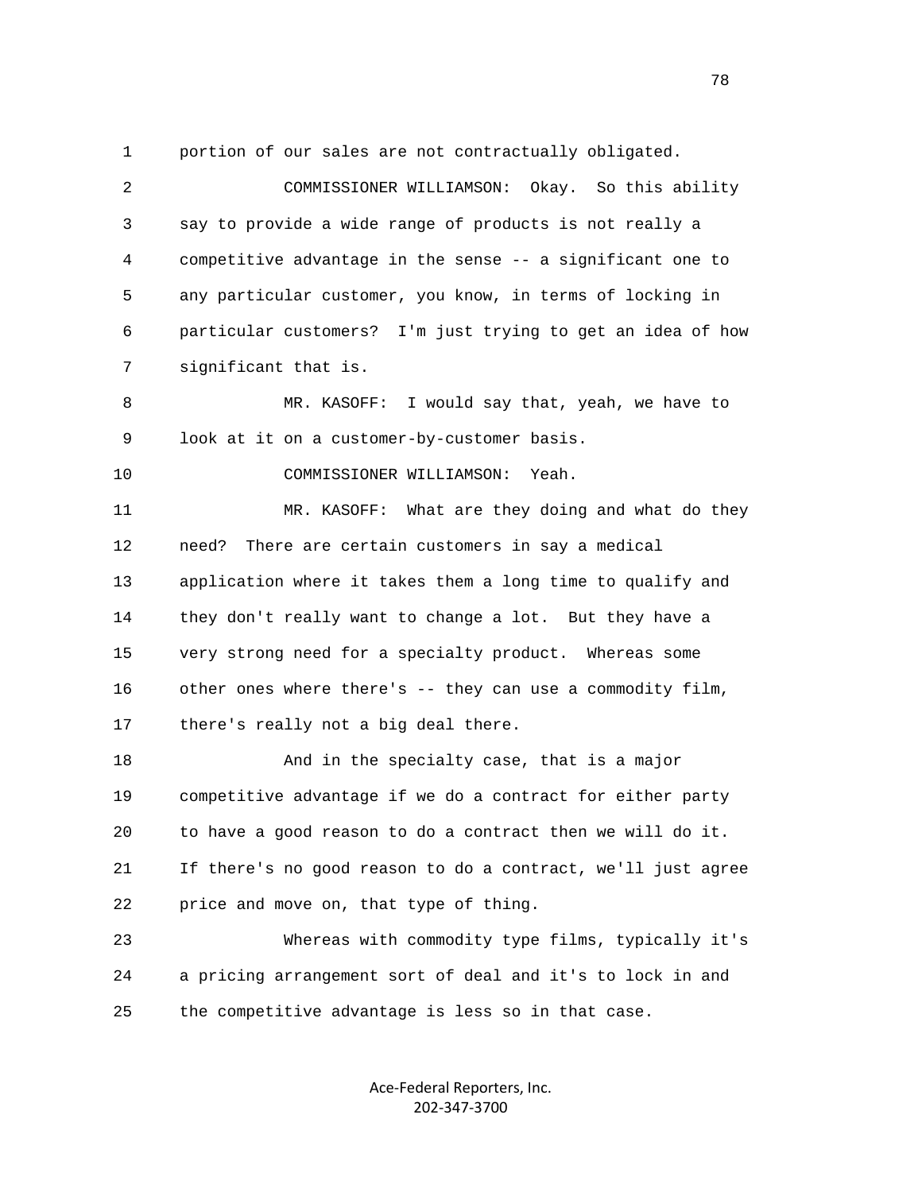portion of our sales are not contractually obligated.

COMMISSIONER WILLIAMSON: Okay. So this ability say to provide a wide range of products is not really a competitive advantage in the sense -- a significant one to any particular customer, you know, in terms of locking in particular customers? I'm just trying to get an idea of how significant that is.

MR. KASOFF: I would say that, yeah, we have to look at it on a customer-by-customer basis.

COMMISSIONER WILLIAMSON: Yeah.

MR. KASOFF: What are they doing and what do they need? There are certain customers in say a medical application where it takes them a long time to qualify and they don't really want to change a lot. But they have a very strong need for a specialty product. Whereas some other ones where there's -- they can use a commodity film, there's really not a big deal there.

And in the specialty case, that is a major competitive advantage if we do a contract for either party to have a good reason to do a contract then we will do it. If there's no good reason to do a contract, we'll just agree price and move on, that type of thing.

Whereas with commodity type films, typically it's a pricing arrangement sort of deal and it's to lock in and the competitive advantage is less so in that case.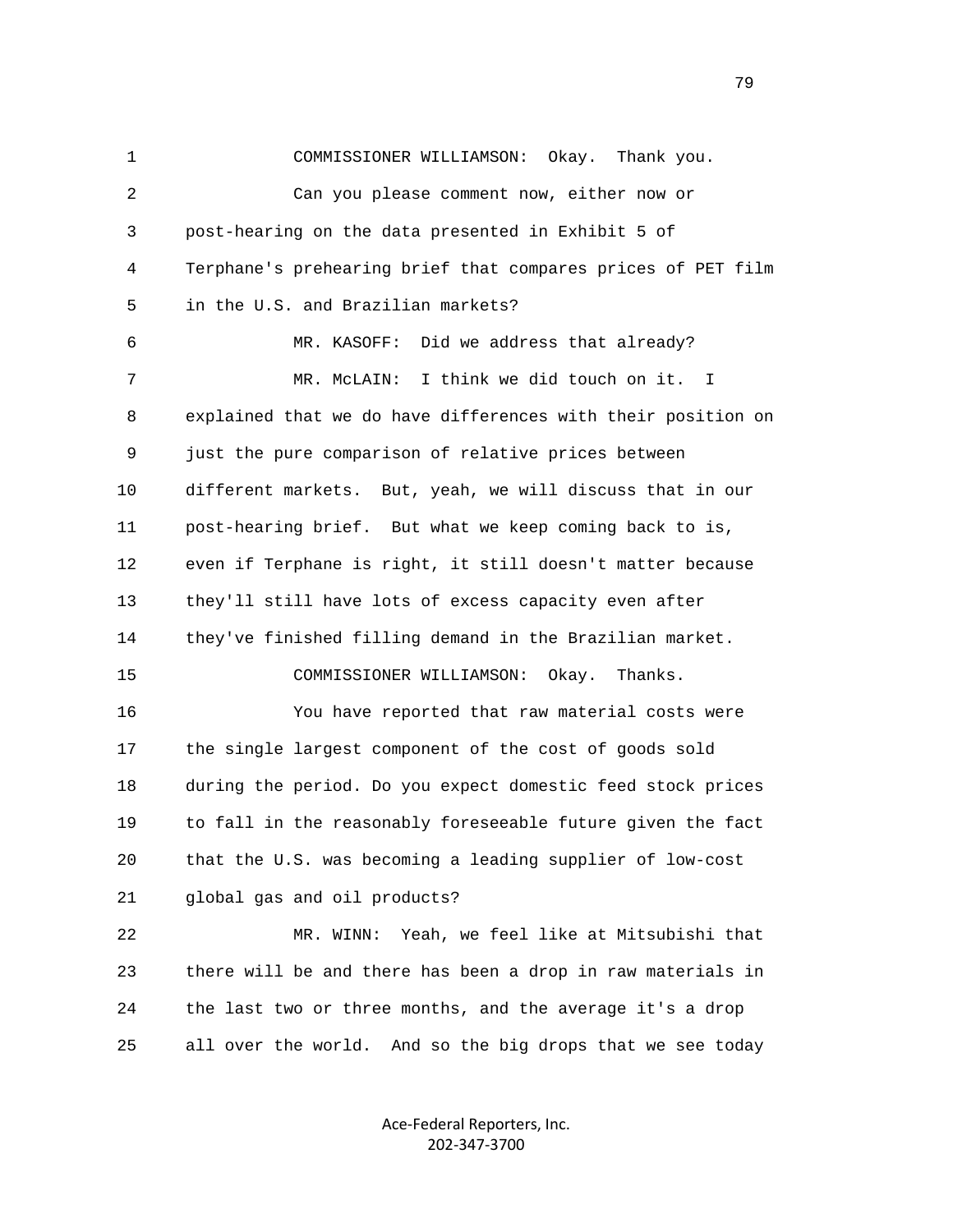1 COMMISSIONER WILLIAMSON: Okay. Thank you.

2 Can you please comment now, either now or

3 post-hearing on the data presented in Exhibit 5 of

4 Terphane's prehearing brief that compares prices of PET film

5 in the U.S. and Brazilian markets?

6 MR. KASOFF: Did we address that already?

7 MR. McLAIN: I think we did touch on it. I

8 explained that we do have differences with their position on

9 just the pure comparison of relative prices between

10 different markets. But, yeah, we will discuss that in our

11 post-hearing brief. But what we keep coming back to is,

12 even if Terphane is right, it still doesn't matter because

13 they'll still have lots of excess capacity even after

14 they've finished filling demand in the Brazilian market.

15 COMMISSIONER WILLIAMSON: Okay. Thanks.

16 You have reported that raw material costs were

17 the single largest component of the cost of goods sold

18 during the period. Do you expect domestic feed stock prices

19 to fall in the reasonably foreseeable future given the fact

20 that the U.S. was becoming a leading supplier of low-cost

21 global gas and oil products?

22 MR. WINN: Yeah, we feel like at Mitsubishi that

23 there will be and there has been a drop in raw materials in

24 the last two or three months, and the average it's a drop

25 all over the world. And so the big drops that we see today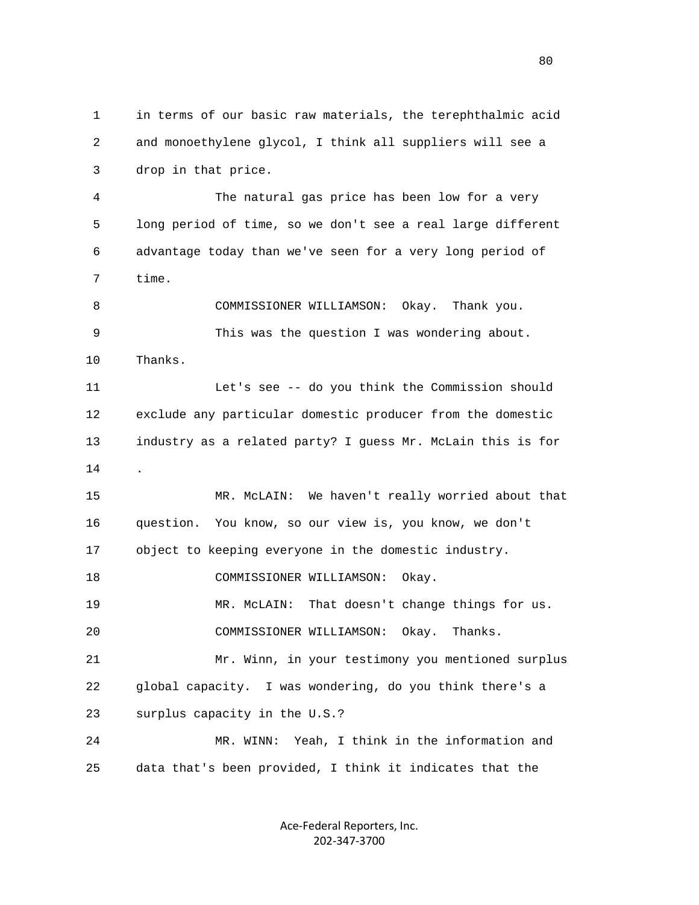in terms of our basic raw materials, the terephthalmic acid and monoethylene glycol, I think all suppliers will see a drop in that price.

The natural gas price has been low for a very long period of time, so we don't see a real large different advantage today than we've seen for a very long period of time.

COMMISSIONER WILLIAMSON: Okay. Thank you.

This was the question I was wondering about. Thanks.

Let's see -- do you think the Commission should exclude any particular domestic producer from the domestic industry as a related party? I guess Mr. McLain this is for .

MR. McLAIN: We haven't really worried about that question. You know, so our view is, you know, we don't object to keeping everyone in the domestic industry.

COMMISSIONER WILLIAMSON: Okay.

MR. McLAIN: That doesn't change things for us.

COMMISSIONER WILLIAMSON: Okay. Thanks.

Mr. Winn, in your testimony you mentioned surplus global capacity. I was wondering, do you think there's a surplus capacity in the U.S.?

MR. WINN: Yeah, I think in the information and data that's been provided, I think it indicates that the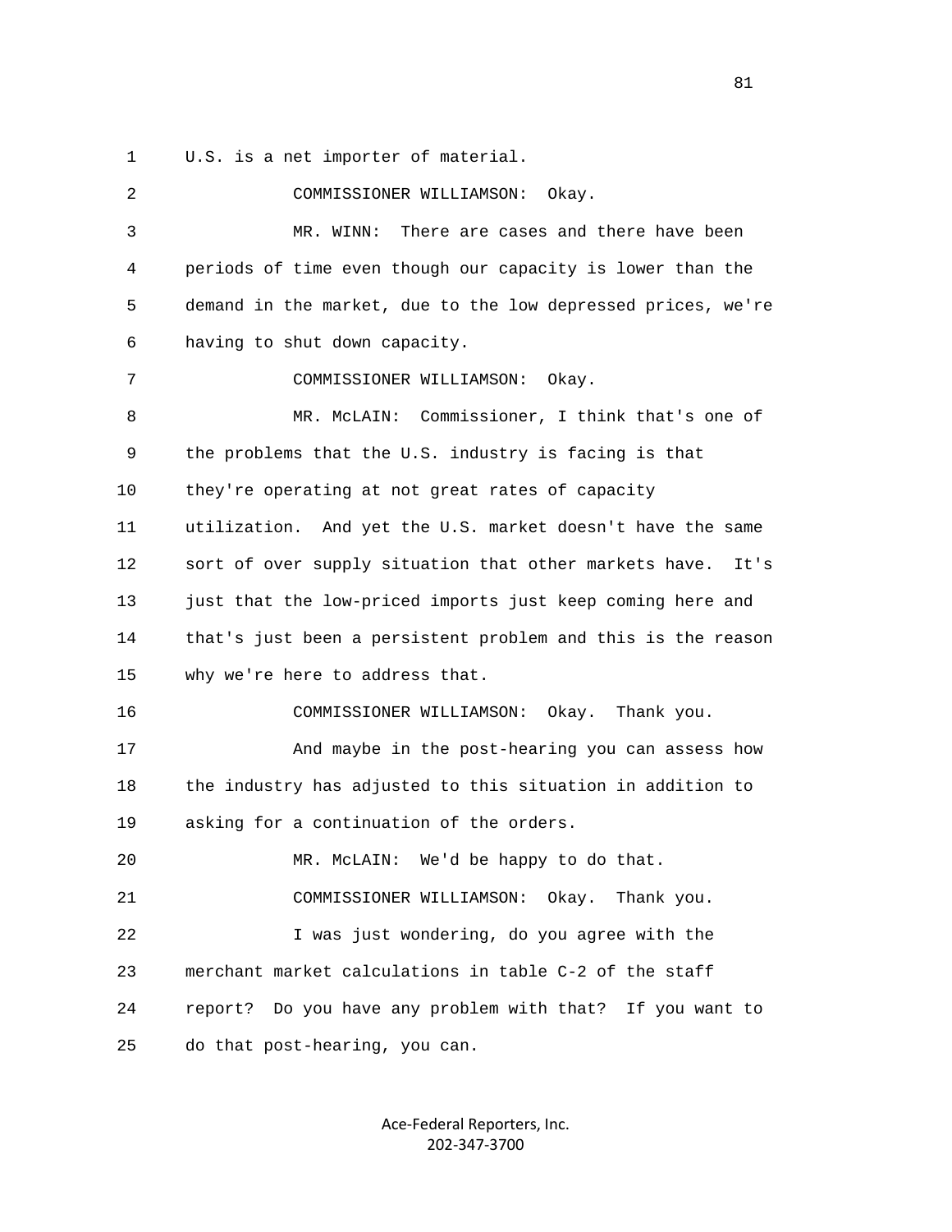1 U.S. is a net importer of material.

2 COMMISSIONER WILLIAMSON: Okay.

3 MR. WINN: There are cases and there have been

4 periods of time even though our capacity is lower than the

5 demand in the market, due to the low depressed prices, we're

6 having to shut down capacity.

7 COMMISSIONER WILLIAMSON: Okay.

8 MR. McLAIN: Commissioner, I think that's one of

9 the problems that the U.S. industry is facing is that

10 they're operating at not great rates of capacity

11 utilization. And yet the U.S. market doesn't have the same

12 sort of over supply situation that other markets have. It's

13 just that the low-priced imports just keep coming here and

14 that's just been a persistent problem and this is the reason

15 why we're here to address that.

16 COMMISSIONER WILLIAMSON: Okay. Thank you.

17 And maybe in the post-hearing you can assess how

18 the industry has adjusted to this situation in addition to

19 asking for a continuation of the orders.

20 MR. McLAIN: We'd be happy to do that.

21 COMMISSIONER WILLIAMSON: Okay. Thank you.

22 I was just wondering, do you agree with the

23 merchant market calculations in table C-2 of the staff

24 report? Do you have any problem with that? If you want to

25 do that post-hearing, you can.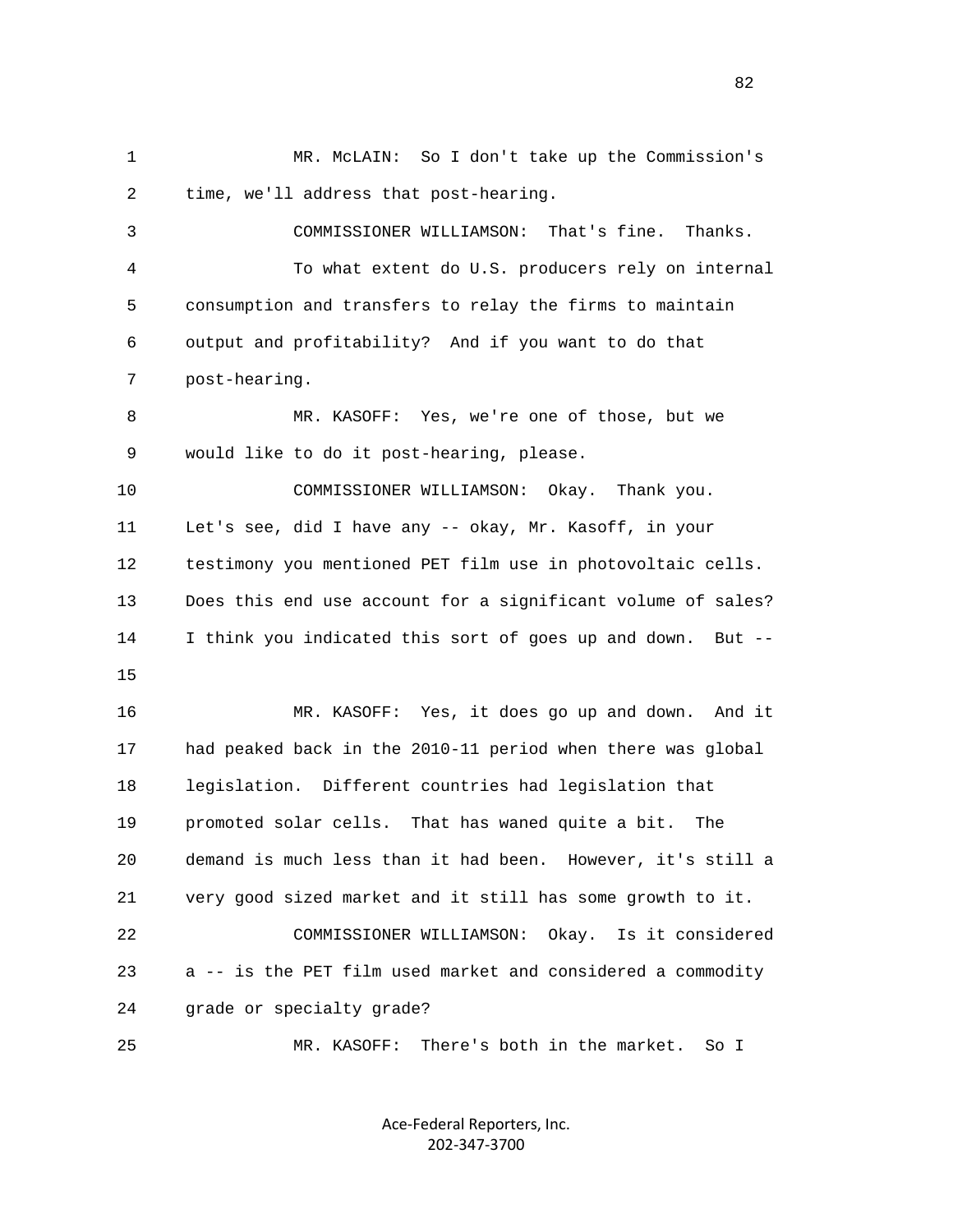MR. McLAIN: So I don't take up the Commission's time, we'll address that post-hearing.

COMMISSIONER WILLIAMSON: That's fine. Thanks.

To what extent do U.S. producers rely on internal consumption and transfers to relay the firms to maintain output and profitability? And if you want to do that post-hearing.

MR. KASOFF: Yes, we're one of those, but we would like to do it post-hearing, please.

COMMISSIONER WILLIAMSON: Okay. Thank you. Let's see, did I have any -- okay, Mr. Kasoff, in your testimony you mentioned PET film use in photovoltaic cells. Does this end use account for a significant volume of sales? I think you indicated this sort of goes up and down. But --

MR. KASOFF: Yes, it does go up and down. And it had peaked back in the 2010-11 period when there was global legislation. Different countries had legislation that promoted solar cells. That has waned quite a bit. The demand is much less than it had been. However, it's still a very good sized market and it still has some growth to it.

COMMISSIONER WILLIAMSON: Okay. Is it considered a -- is the PET film used market and considered a commodity grade or specialty grade?

MR. KASOFF: There's both in the market. So I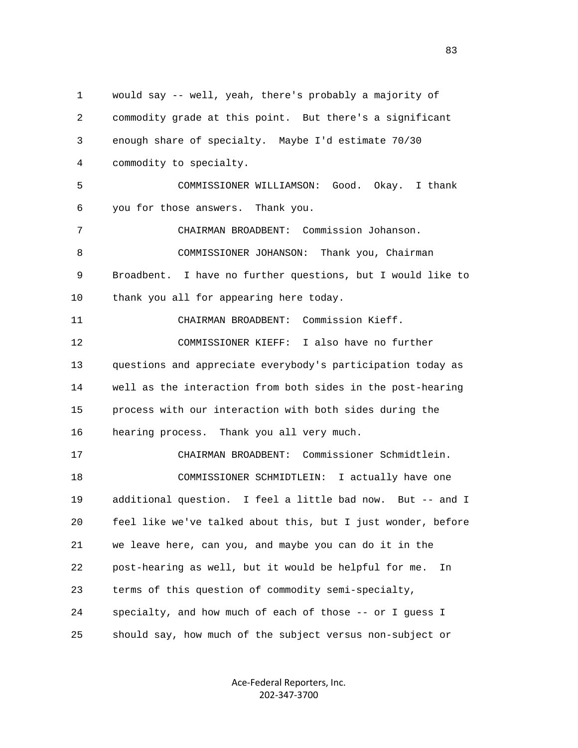would say -- well, yeah, there's probably a majority of commodity grade at this point. But there's a significant enough share of specialty. Maybe I'd estimate 70/30 commodity to specialty.

COMMISSIONER WILLIAMSON: Good. Okay. I thank you for those answers. Thank you.

CHAIRMAN BROADBENT: Commission Johanson.

COMMISSIONER JOHANSON: Thank you, Chairman Broadbent. I have no further questions, but I would like to thank you all for appearing here today.

CHAIRMAN BROADBENT: Commission Kieff.

COMMISSIONER KIEFF: I also have no further questions and appreciate everybody's participation today as well as the interaction from both sides in the post-hearing process with our interaction with both sides during the hearing process. Thank you all very much.

CHAIRMAN BROADBENT: Commissioner Schmidtlein.

COMMISSIONER SCHMIDTLEIN: I actually have one additional question. I feel a little bad now. But -- and I feel like we've talked about this, but I just wonder, before we leave here, can you, and maybe you can do it in the post-hearing as well, but it would be helpful for me. In terms of this question of commodity semi-specialty, specialty, and how much of each of those -- or I guess I should say, how much of the subject versus non-subject or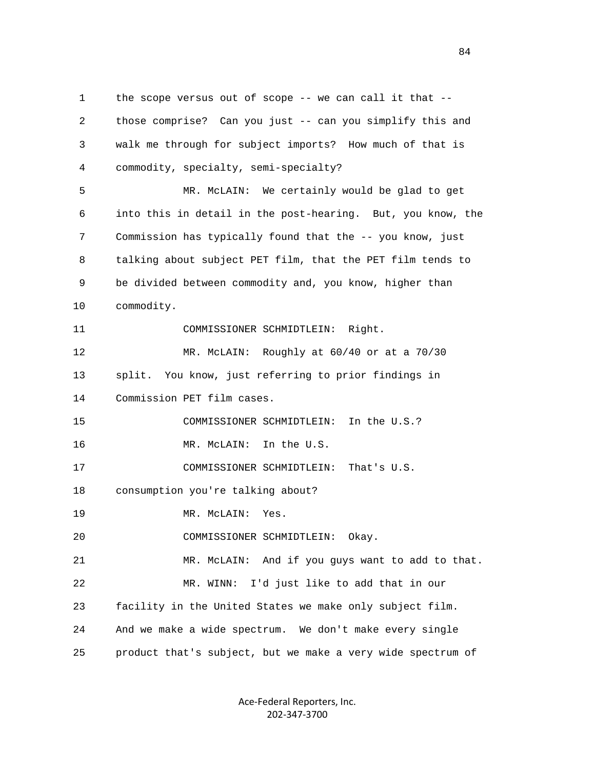1 the scope versus out of scope -- we can call it that --
2 those comprise? Can you just -- can you simplify this and
3 walk me through for subject imports? How much of that is
4 commodity, specialty, semi-specialty?

5 MR. McLAIN: We certainly would be glad to get
6 into this in detail in the post-hearing. But, you know, the
7 Commission has typically found that the -- you know, just
8 talking about subject PET film, that the PET film tends to
9 be divided between commodity and, you know, higher than
10 commodity.

11 COMMISSIONER SCHMIDTLEIN: Right.

12 MR. McLAIN: Roughly at 60/40 or at a 70/30
13 split. You know, just referring to prior findings in
14 Commission PET film cases.

15 COMMISSIONER SCHMIDTLEIN: In the U.S.?

16 MR. McLAIN: In the U.S.

17 COMMISSIONER SCHMIDTLEIN: That's U.S.
18 consumption you're talking about?

19 MR. McLAIN: Yes.

20 COMMISSIONER SCHMIDTLEIN: Okay.

21 MR. McLAIN: And if you guys want to add to that.

22 MR. WINN: I'd just like to add that in our
23 facility in the United States we make only subject film.
24 And we make a wide spectrum. We don't make every single
25 product that's subject, but we make a very wide spectrum of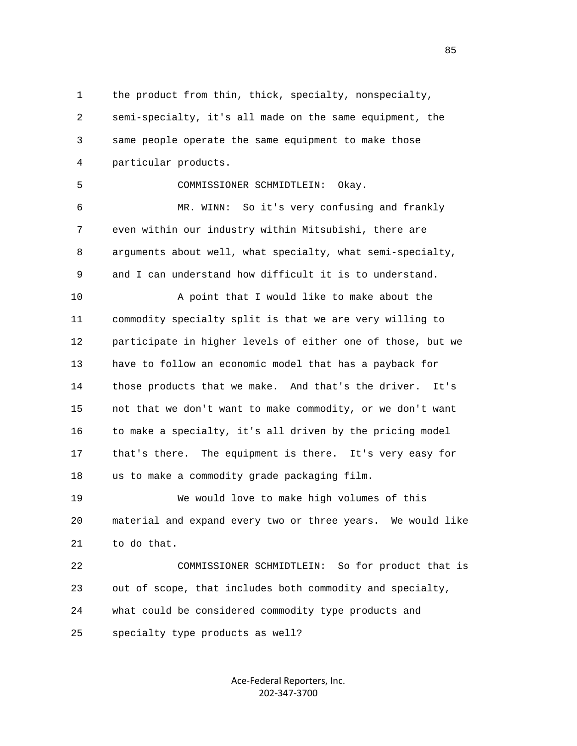the product from thin, thick, specialty, nonspecialty, semi-specialty, it's all made on the same equipment, the same people operate the same equipment to make those particular products.

COMMISSIONER SCHMIDTLEIN: Okay.

MR. WINN: So it's very confusing and frankly even within our industry within Mitsubishi, there are arguments about well, what specialty, what semi-specialty, and I can understand how difficult it is to understand.

A point that I would like to make about the commodity specialty split is that we are very willing to participate in higher levels of either one of those, but we have to follow an economic model that has a payback for those products that we make. And that's the driver. It's not that we don't want to make commodity, or we don't want to make a specialty, it's all driven by the pricing model that's there. The equipment is there. It's very easy for us to make a commodity grade packaging film.

We would love to make high volumes of this material and expand every two or three years. We would like to do that.

COMMISSIONER SCHMIDTLEIN: So for product that is out of scope, that includes both commodity and specialty, what could be considered commodity type products and specialty type products as well?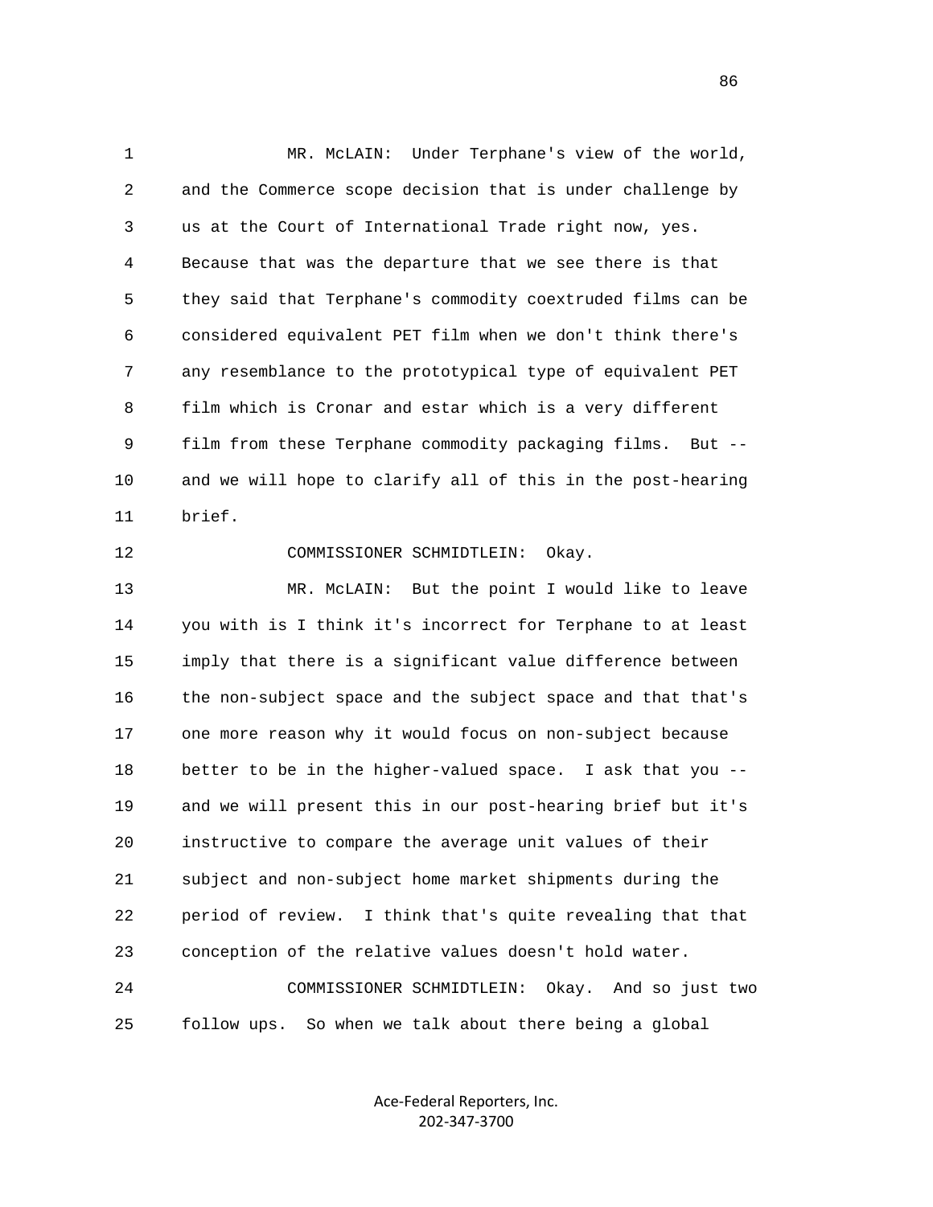1 MR. McLAIN: Under Terphane's view of the world,
2 and the Commerce scope decision that is under challenge by
3 us at the Court of International Trade right now, yes.
4 Because that was the departure that we see there is that
5 they said that Terphane's commodity coextruded films can be
6 considered equivalent PET film when we don't think there's
7 any resemblance to the prototypical type of equivalent PET
8 film which is Cronar and estar which is a very different
9 film from these Terphane commodity packaging films. But --
10 and we will hope to clarify all of this in the post-hearing
11 brief.
12 COMMISSIONER SCHMIDTLEIN: Okay.
13 MR. McLAIN: But the point I would like to leave
14 you with is I think it's incorrect for Terphane to at least
15 imply that there is a significant value difference between
16 the non-subject space and the subject space and that that's
17 one more reason why it would focus on non-subject because
18 better to be in the higher-valued space. I ask that you --
19 and we will present this in our post-hearing brief but it's
20 instructive to compare the average unit values of their
21 subject and non-subject home market shipments during the
22 period of review. I think that's quite revealing that that
23 conception of the relative values doesn't hold water.
24 COMMISSIONER SCHMIDTLEIN: Okay. And so just two
25 follow ups. So when we talk about there being a global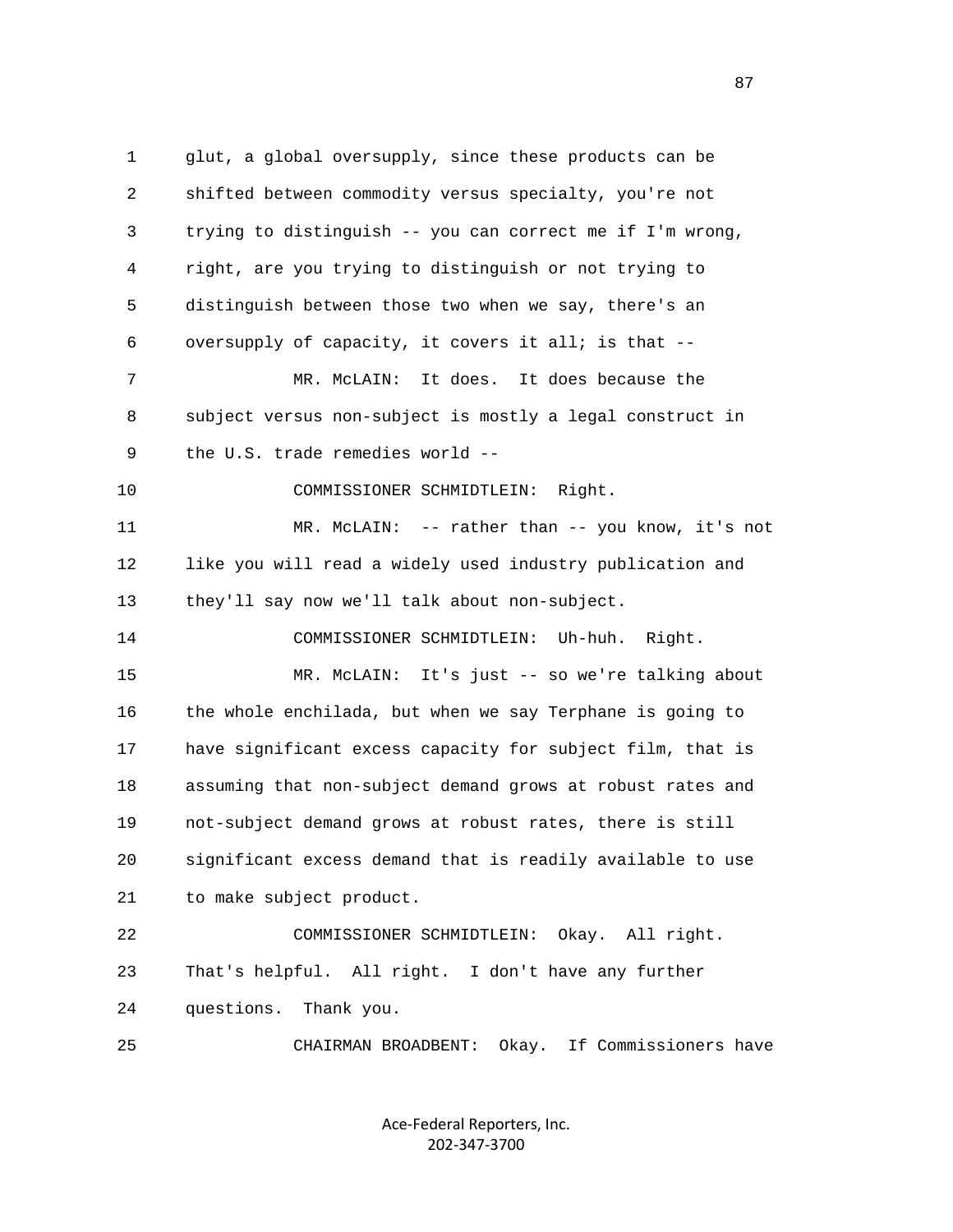1 glut, a global oversupply, since these products can be
2 shifted between commodity versus specialty, you're not
3 trying to distinguish -- you can correct me if I'm wrong,
4 right, are you trying to distinguish or not trying to
5 distinguish between those two when we say, there's an
6 oversupply of capacity, it covers it all; is that --
7 MR. McLAIN: It does. It does because the
8 subject versus non-subject is mostly a legal construct in
9 the U.S. trade remedies world --
10 COMMISSIONER SCHMIDTLEIN: Right.
11 MR. McLAIN: -- rather than -- you know, it's not
12 like you will read a widely used industry publication and
13 they'll say now we'll talk about non-subject.
14 COMMISSIONER SCHMIDTLEIN: Uh-huh. Right.
15 MR. McLAIN: It's just -- so we're talking about
16 the whole enchilada, but when we say Terphane is going to
17 have significant excess capacity for subject film, that is
18 assuming that non-subject demand grows at robust rates and
19 not-subject demand grows at robust rates, there is still
20 significant excess demand that is readily available to use
21 to make subject product.
22 COMMISSIONER SCHMIDTLEIN: Okay. All right.
23 That's helpful. All right. I don't have any further
24 questions. Thank you.
25 CHAIRMAN BROADBENT: Okay. If Commissioners have

Ace-Federal Reporters, Inc.
202-347-3700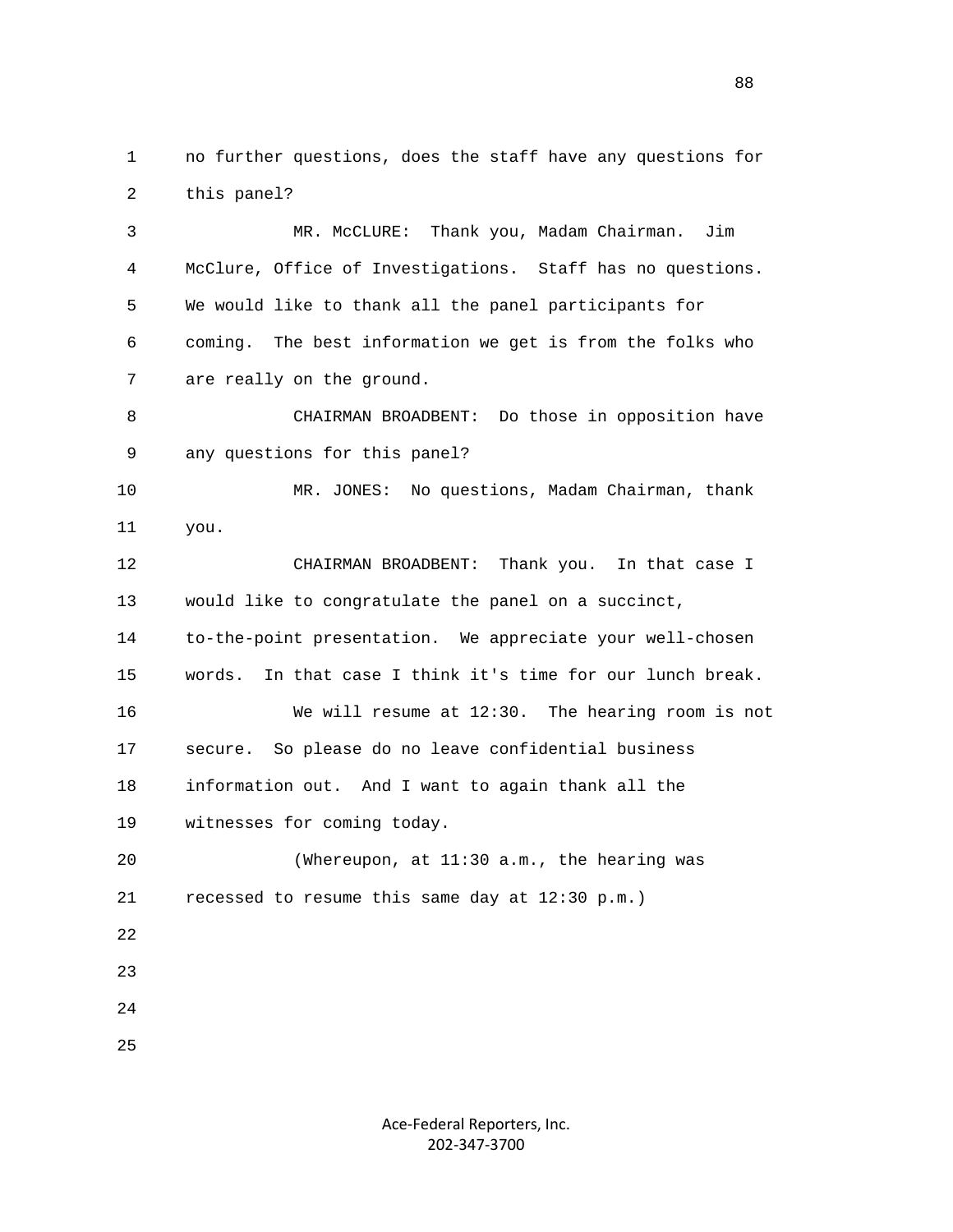no further questions, does the staff have any questions for this panel?

MR. McCLURE: Thank you, Madam Chairman. Jim McClure, Office of Investigations. Staff has no questions. We would like to thank all the panel participants for coming. The best information we get is from the folks who are really on the ground.

CHAIRMAN BROADBENT: Do those in opposition have any questions for this panel?

MR. JONES: No questions, Madam Chairman, thank you.

CHAIRMAN BROADBENT: Thank you. In that case I would like to congratulate the panel on a succinct, to-the-point presentation. We appreciate your well-chosen words. In that case I think it's time for our lunch break.

We will resume at 12:30. The hearing room is not secure. So please do no leave confidential business information out. And I want to again thank all the witnesses for coming today.

(Whereupon, at 11:30 a.m., the hearing was recessed to resume this same day at 12:30 p.m.)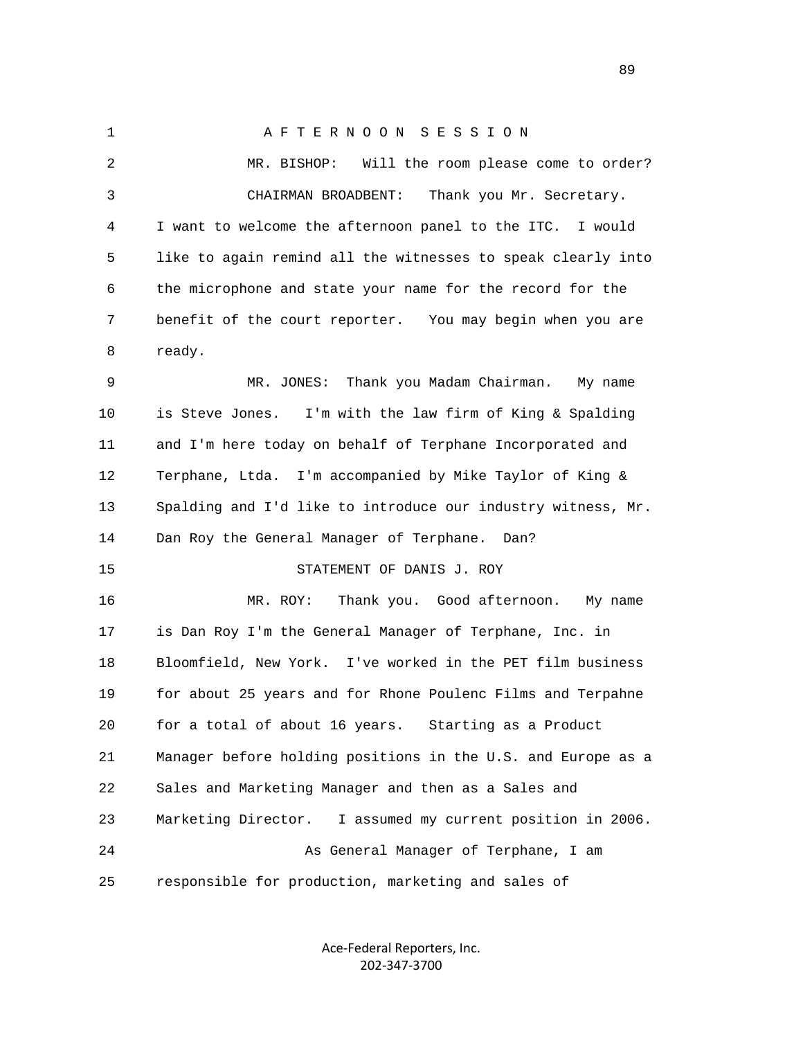A F T E R N O O N   S E S S I O N

MR. BISHOP: Will the room please come to order?

CHAIRMAN BROADBENT: Thank you Mr. Secretary. I want to welcome the afternoon panel to the ITC. I would like to again remind all the witnesses to speak clearly into the microphone and state your name for the record for the benefit of the court reporter. You may begin when you are ready.

MR. JONES: Thank you Madam Chairman. My name is Steve Jones. I'm with the law firm of King & Spalding and I'm here today on behalf of Terphane Incorporated and Terphane, Ltda. I'm accompanied by Mike Taylor of King & Spalding and I'd like to introduce our industry witness, Mr. Dan Roy the General Manager of Terphane. Dan?

STATEMENT OF DANIS J. ROY

MR. ROY: Thank you. Good afternoon. My name is Dan Roy I'm the General Manager of Terphane, Inc. in Bloomfield, New York. I've worked in the PET film business for about 25 years and for Rhone Poulenc Films and Terpahne for a total of about 16 years. Starting as a Product Manager before holding positions in the U.S. and Europe as a Sales and Marketing Manager and then as a Sales and Marketing Director. I assumed my current position in 2006.

As General Manager of Terphane, I am responsible for production, marketing and sales of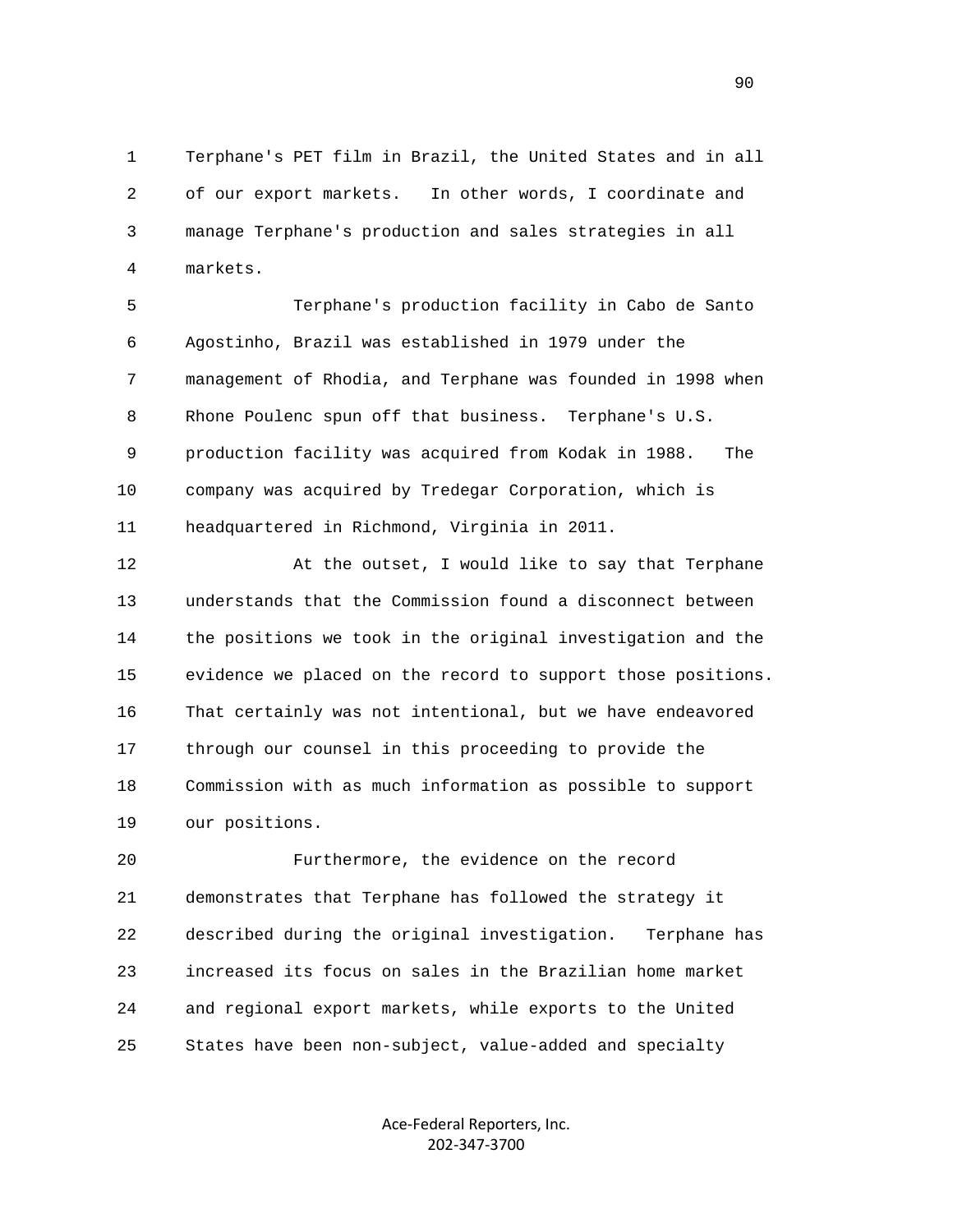Terphane's PET film in Brazil, the United States and in all of our export markets. In other words, I coordinate and manage Terphane's production and sales strategies in all markets.

Terphane's production facility in Cabo de Santo Agostinho, Brazil was established in 1979 under the management of Rhodia, and Terphane was founded in 1998 when Rhone Poulenc spun off that business. Terphane's U.S. production facility was acquired from Kodak in 1988. The company was acquired by Tredegar Corporation, which is headquartered in Richmond, Virginia in 2011.

At the outset, I would like to say that Terphane understands that the Commission found a disconnect between the positions we took in the original investigation and the evidence we placed on the record to support those positions. That certainly was not intentional, but we have endeavored through our counsel in this proceeding to provide the Commission with as much information as possible to support our positions.

Furthermore, the evidence on the record demonstrates that Terphane has followed the strategy it described during the original investigation. Terphane has increased its focus on sales in the Brazilian home market and regional export markets, while exports to the United States have been non-subject, value-added and specialty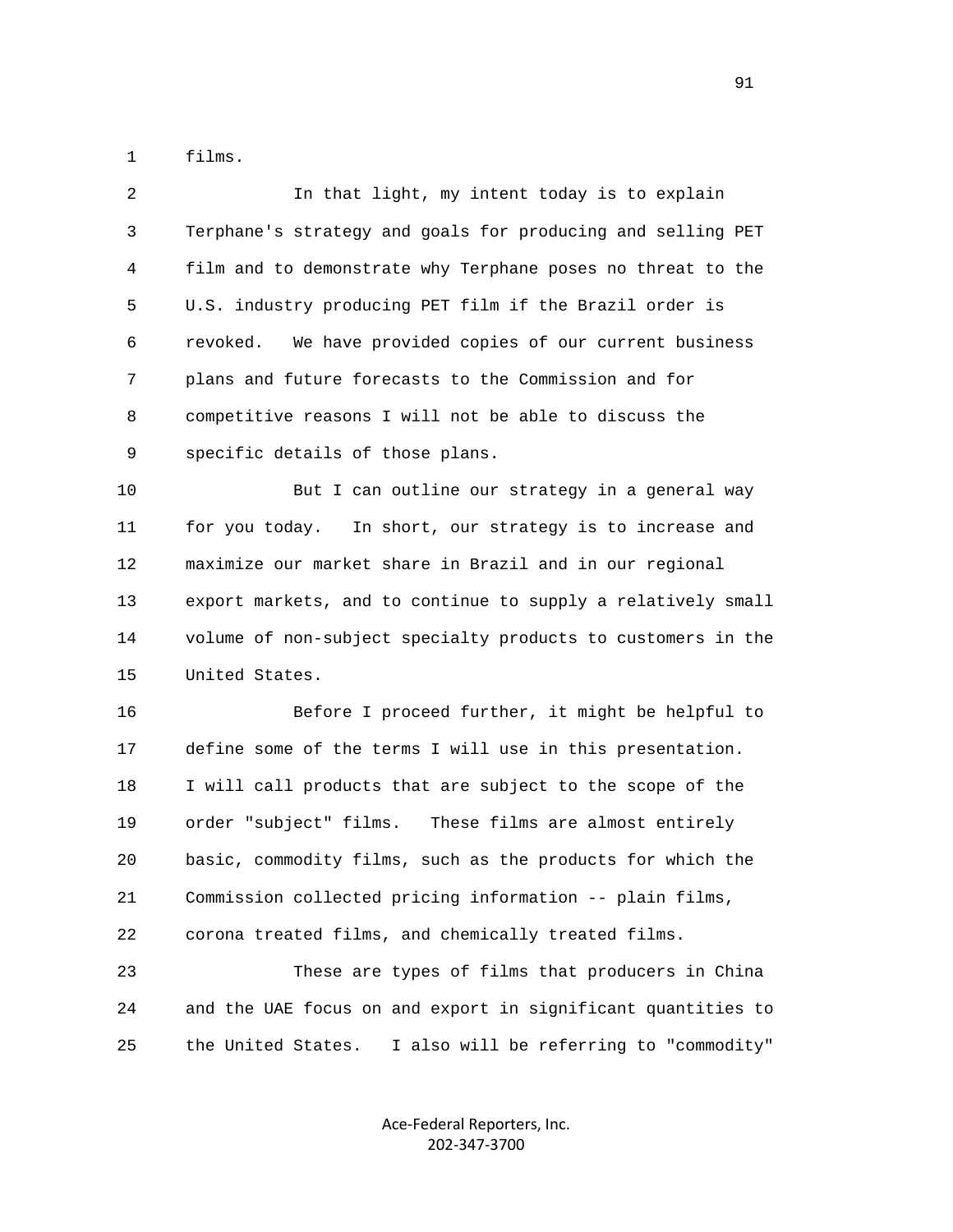films.

In that light, my intent today is to explain Terphane's strategy and goals for producing and selling PET film and to demonstrate why Terphane poses no threat to the U.S. industry producing PET film if the Brazil order is revoked. We have provided copies of our current business plans and future forecasts to the Commission and for competitive reasons I will not be able to discuss the specific details of those plans.

But I can outline our strategy in a general way for you today. In short, our strategy is to increase and maximize our market share in Brazil and in our regional export markets, and to continue to supply a relatively small volume of non-subject specialty products to customers in the United States.

Before I proceed further, it might be helpful to define some of the terms I will use in this presentation. I will call products that are subject to the scope of the order "subject" films. These films are almost entirely basic, commodity films, such as the products for which the Commission collected pricing information -- plain films, corona treated films, and chemically treated films.

These are types of films that producers in China and the UAE focus on and export in significant quantities to the United States. I also will be referring to "commodity"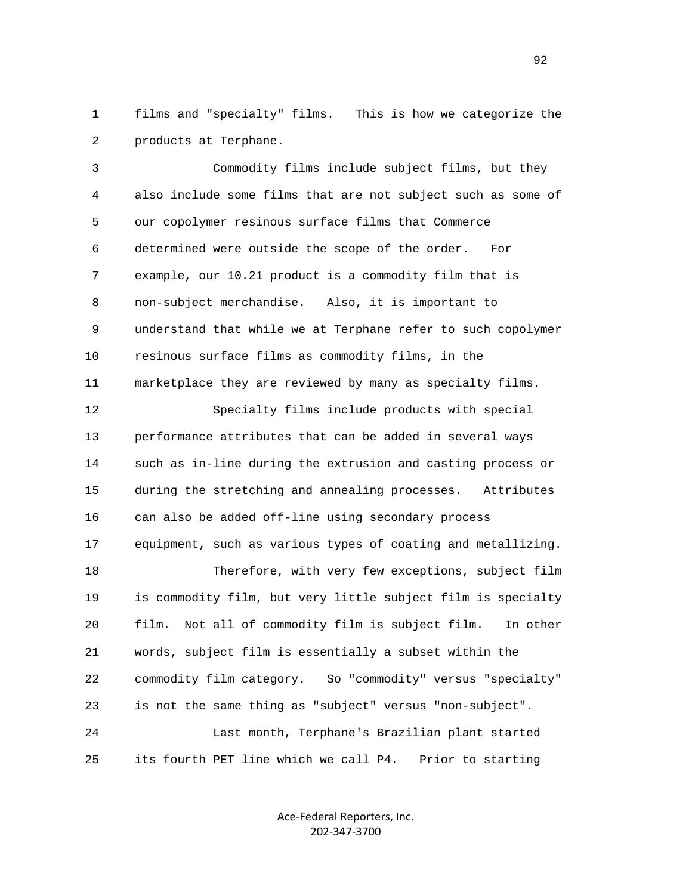films and "specialty" films. This is how we categorize the products at Terphane.

Commodity films include subject films, but they also include some films that are not subject such as some of our copolymer resinous surface films that Commerce determined were outside the scope of the order. For example, our 10.21 product is a commodity film that is non-subject merchandise. Also, it is important to understand that while we at Terphane refer to such copolymer resinous surface films as commodity films, in the marketplace they are reviewed by many as specialty films.

Specialty films include products with special performance attributes that can be added in several ways such as in-line during the extrusion and casting process or during the stretching and annealing processes. Attributes can also be added off-line using secondary process equipment, such as various types of coating and metallizing.

Therefore, with very few exceptions, subject film is commodity film, but very little subject film is specialty film. Not all of commodity film is subject film. In other words, subject film is essentially a subset within the commodity film category. So "commodity" versus "specialty" is not the same thing as "subject" versus "non-subject".

Last month, Terphane's Brazilian plant started its fourth PET line which we call P4. Prior to starting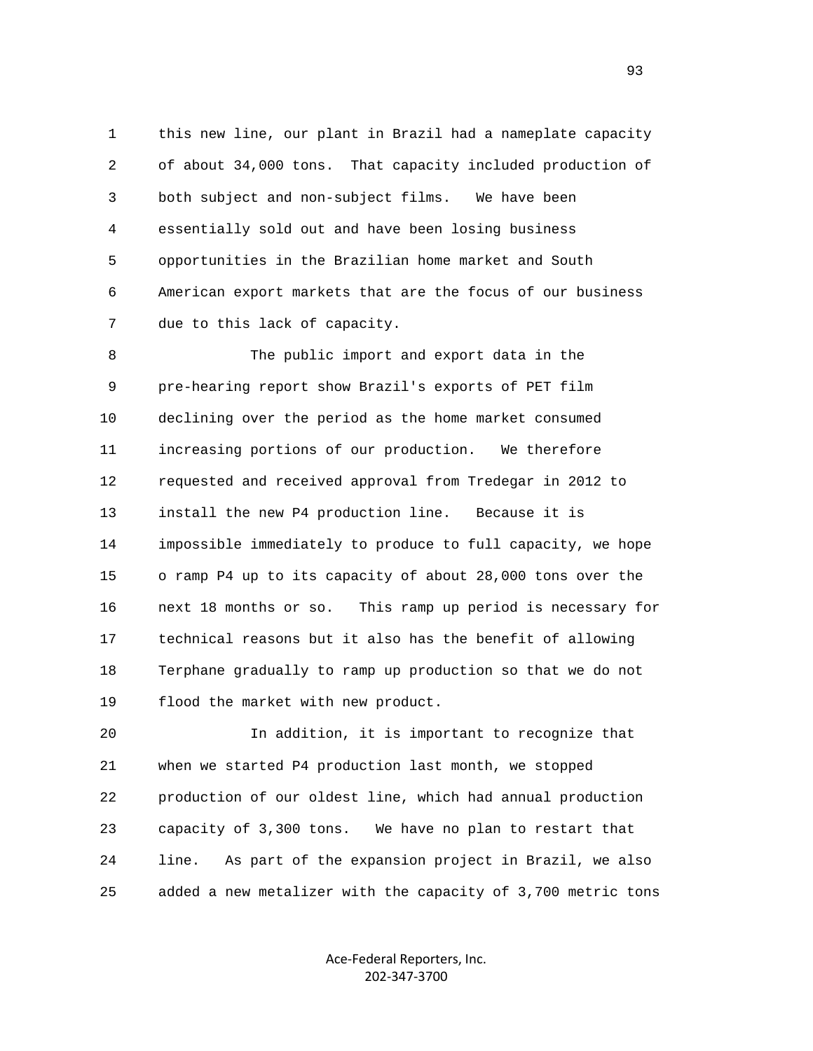this new line, our plant in Brazil had a nameplate capacity of about 34,000 tons. That capacity included production of both subject and non-subject films. We have been essentially sold out and have been losing business opportunities in the Brazilian home market and South American export markets that are the focus of our business due to this lack of capacity.

The public import and export data in the pre-hearing report show Brazil's exports of PET film declining over the period as the home market consumed increasing portions of our production. We therefore requested and received approval from Tredegar in 2012 to install the new P4 production line. Because it is impossible immediately to produce to full capacity, we hope o ramp P4 up to its capacity of about 28,000 tons over the next 18 months or so. This ramp up period is necessary for technical reasons but it also has the benefit of allowing Terphane gradually to ramp up production so that we do not flood the market with new product.

In addition, it is important to recognize that when we started P4 production last month, we stopped production of our oldest line, which had annual production capacity of 3,300 tons. We have no plan to restart that line. As part of the expansion project in Brazil, we also added a new metalizer with the capacity of 3,700 metric tons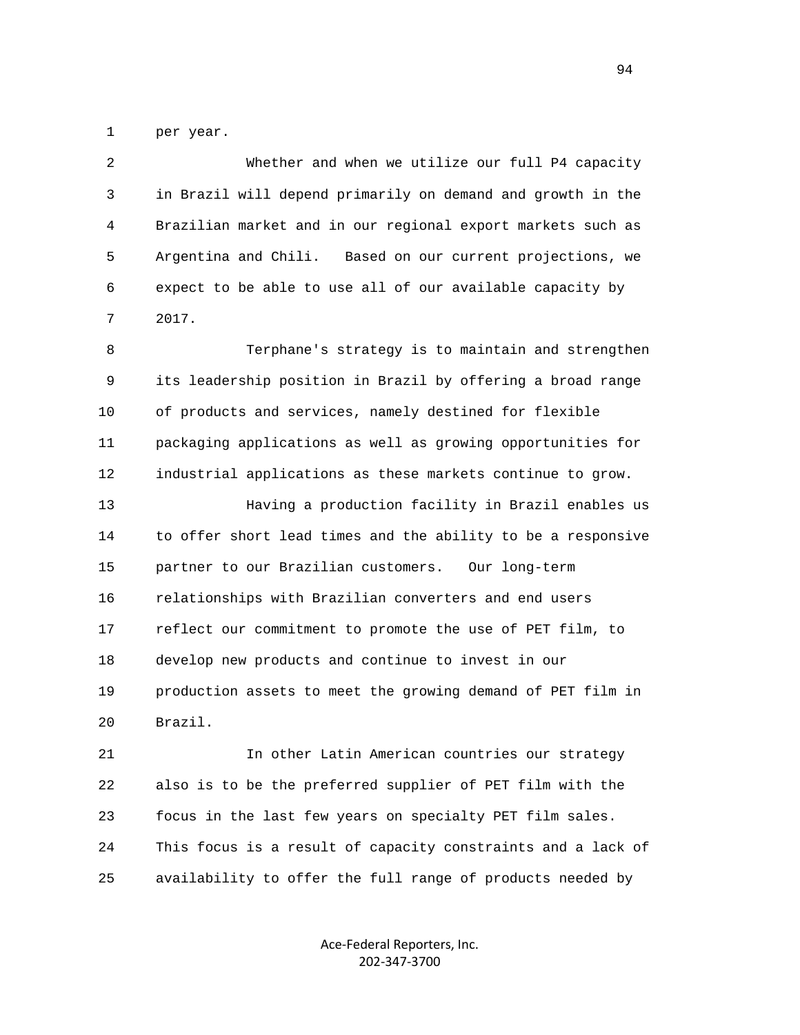per year.

Whether and when we utilize our full P4 capacity in Brazil will depend primarily on demand and growth in the Brazilian market and in our regional export markets such as Argentina and Chili. Based on our current projections, we expect to be able to use all of our available capacity by 2017.

Terphane's strategy is to maintain and strengthen its leadership position in Brazil by offering a broad range of products and services, namely destined for flexible packaging applications as well as growing opportunities for industrial applications as these markets continue to grow.

Having a production facility in Brazil enables us to offer short lead times and the ability to be a responsive partner to our Brazilian customers. Our long-term relationships with Brazilian converters and end users reflect our commitment to promote the use of PET film, to develop new products and continue to invest in our production assets to meet the growing demand of PET film in Brazil.

In other Latin American countries our strategy also is to be the preferred supplier of PET film with the focus in the last few years on specialty PET film sales. This focus is a result of capacity constraints and a lack of availability to offer the full range of products needed by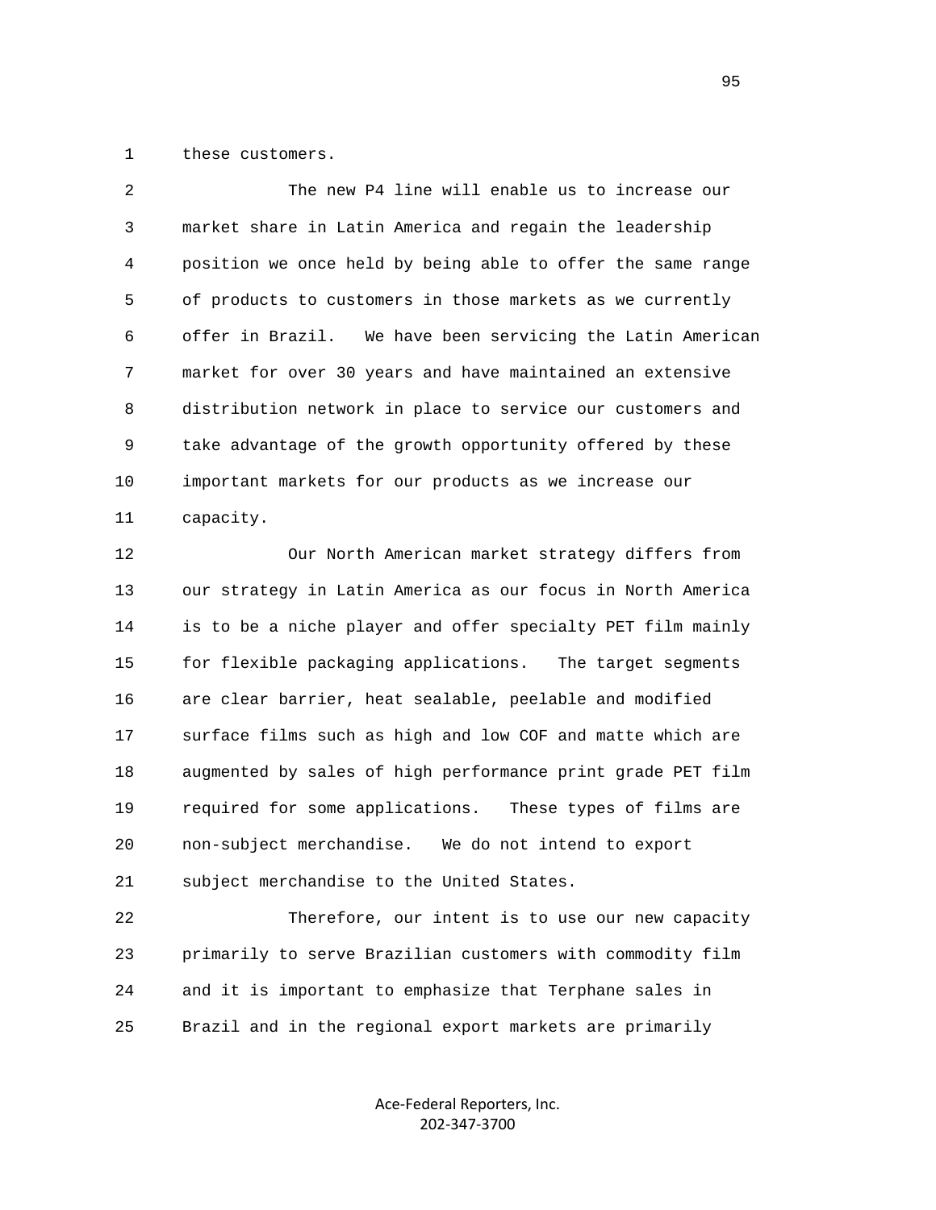these customers.

The new P4 line will enable us to increase our market share in Latin America and regain the leadership position we once held by being able to offer the same range of products to customers in those markets as we currently offer in Brazil. We have been servicing the Latin American market for over 30 years and have maintained an extensive distribution network in place to service our customers and take advantage of the growth opportunity offered by these important markets for our products as we increase our capacity.

Our North American market strategy differs from our strategy in Latin America as our focus in North America is to be a niche player and offer specialty PET film mainly for flexible packaging applications. The target segments are clear barrier, heat sealable, peelable and modified surface films such as high and low COF and matte which are augmented by sales of high performance print grade PET film required for some applications. These types of films are non-subject merchandise. We do not intend to export subject merchandise to the United States.

Therefore, our intent is to use our new capacity primarily to serve Brazilian customers with commodity film and it is important to emphasize that Terphane sales in Brazil and in the regional export markets are primarily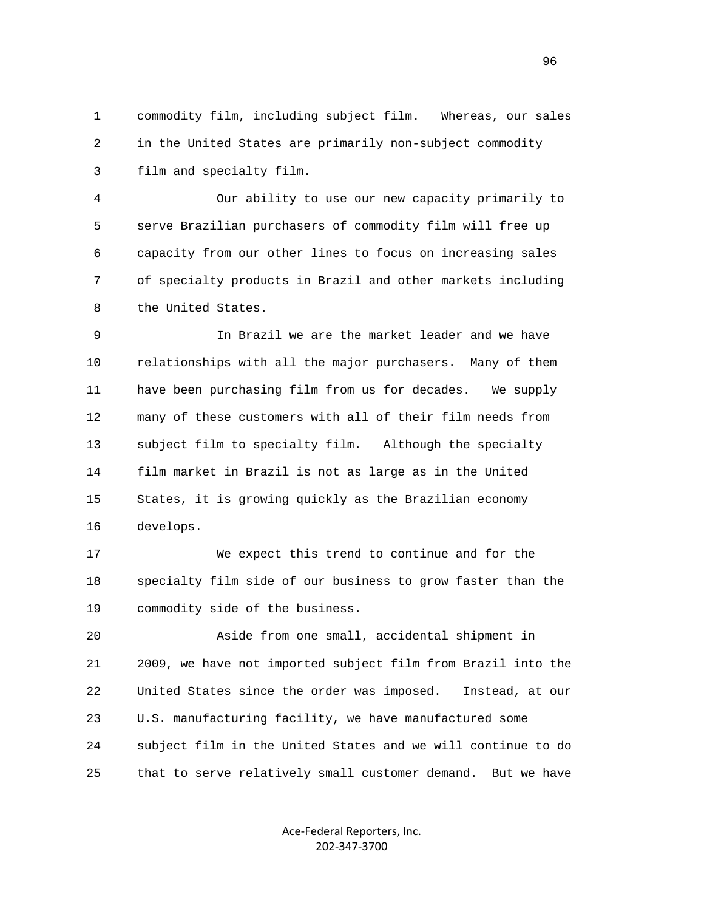1 commodity film, including subject film. Whereas, our sales
2 in the United States are primarily non-subject commodity
3 film and specialty film.

4 Our ability to use our new capacity primarily to
5 serve Brazilian purchasers of commodity film will free up
6 capacity from our other lines to focus on increasing sales
7 of specialty products in Brazil and other markets including
8 the United States.

9 In Brazil we are the market leader and we have
10 relationships with all the major purchasers. Many of them
11 have been purchasing film from us for decades. We supply
12 many of these customers with all of their film needs from
13 subject film to specialty film. Although the specialty
14 film market in Brazil is not as large as in the United
15 States, it is growing quickly as the Brazilian economy
16 develops.

17 We expect this trend to continue and for the
18 specialty film side of our business to grow faster than the
19 commodity side of the business.

20 Aside from one small, accidental shipment in
21 2009, we have not imported subject film from Brazil into the
22 United States since the order was imposed. Instead, at our
23 U.S. manufacturing facility, we have manufactured some
24 subject film in the United States and we will continue to do
25 that to serve relatively small customer demand. But we have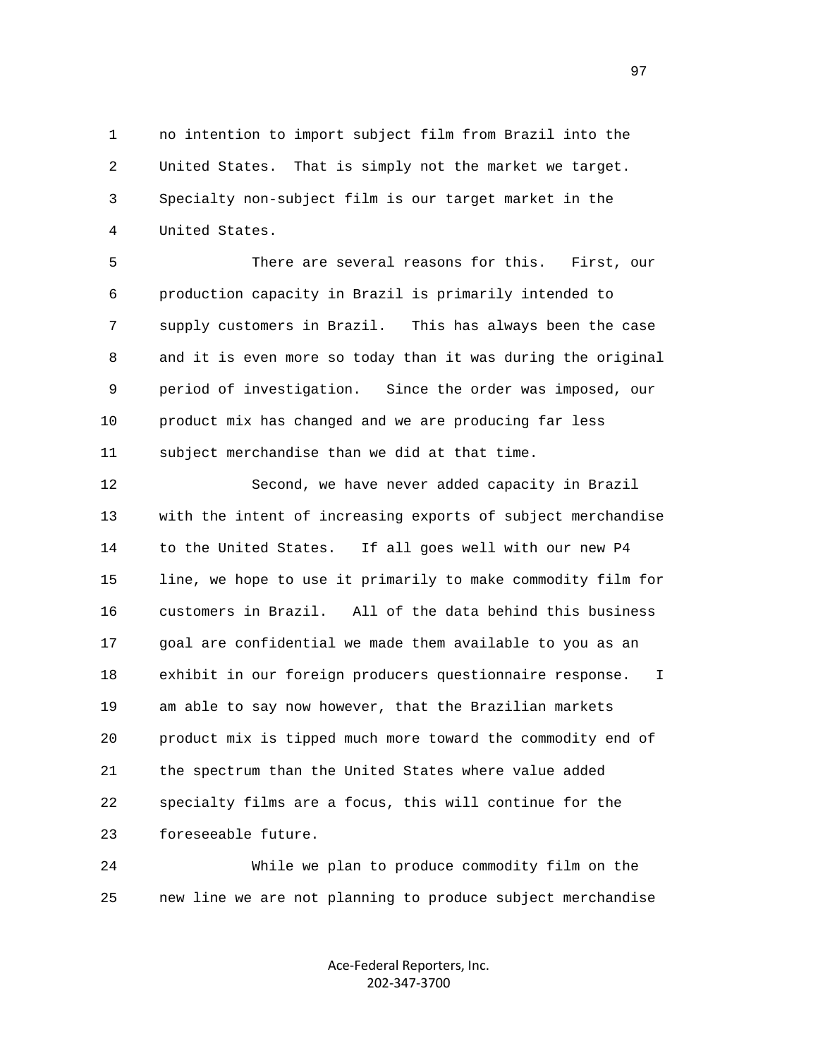no intention to import subject film from Brazil into the United States. That is simply not the market we target. Specialty non-subject film is our target market in the United States.

There are several reasons for this. First, our production capacity in Brazil is primarily intended to supply customers in Brazil. This has always been the case and it is even more so today than it was during the original period of investigation. Since the order was imposed, our product mix has changed and we are producing far less subject merchandise than we did at that time.

Second, we have never added capacity in Brazil with the intent of increasing exports of subject merchandise to the United States. If all goes well with our new P4 line, we hope to use it primarily to make commodity film for customers in Brazil. All of the data behind this business goal are confidential we made them available to you as an exhibit in our foreign producers questionnaire response. I am able to say now however, that the Brazilian markets product mix is tipped much more toward the commodity end of the spectrum than the United States where value added specialty films are a focus, this will continue for the foreseeable future.

While we plan to produce commodity film on the new line we are not planning to produce subject merchandise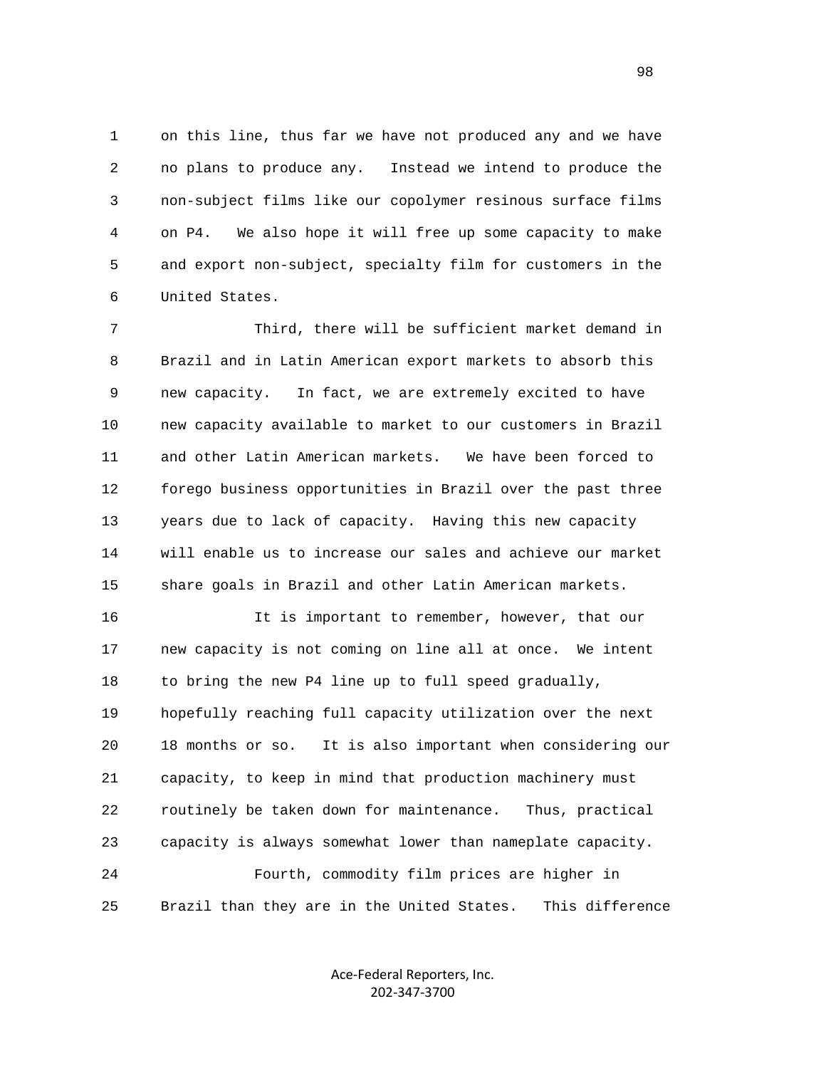on this line, thus far we have not produced any and we have no plans to produce any. Instead we intend to produce the non-subject films like our copolymer resinous surface films on P4. We also hope it will free up some capacity to make and export non-subject, specialty film for customers in the United States.

Third, there will be sufficient market demand in Brazil and in Latin American export markets to absorb this new capacity. In fact, we are extremely excited to have new capacity available to market to our customers in Brazil and other Latin American markets. We have been forced to forego business opportunities in Brazil over the past three years due to lack of capacity. Having this new capacity will enable us to increase our sales and achieve our market share goals in Brazil and other Latin American markets.

It is important to remember, however, that our new capacity is not coming on line all at once. We intent to bring the new P4 line up to full speed gradually, hopefully reaching full capacity utilization over the next 18 months or so. It is also important when considering our capacity, to keep in mind that production machinery must routinely be taken down for maintenance. Thus, practical capacity is always somewhat lower than nameplate capacity.

Fourth, commodity film prices are higher in Brazil than they are in the United States. This difference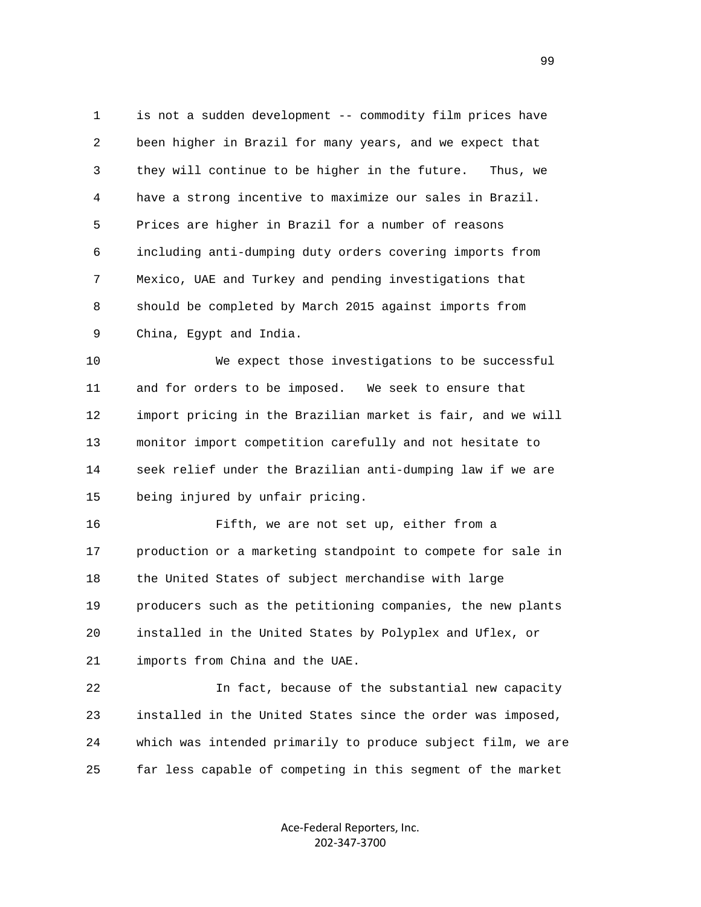is not a sudden development -- commodity film prices have been higher in Brazil for many years, and we expect that they will continue to be higher in the future. Thus, we have a strong incentive to maximize our sales in Brazil. Prices are higher in Brazil for a number of reasons including anti-dumping duty orders covering imports from Mexico, UAE and Turkey and pending investigations that should be completed by March 2015 against imports from China, Egypt and India.

We expect those investigations to be successful and for orders to be imposed. We seek to ensure that import pricing in the Brazilian market is fair, and we will monitor import competition carefully and not hesitate to seek relief under the Brazilian anti-dumping law if we are being injured by unfair pricing.

Fifth, we are not set up, either from a production or a marketing standpoint to compete for sale in the United States of subject merchandise with large producers such as the petitioning companies, the new plants installed in the United States by Polyplex and Uflex, or imports from China and the UAE.

In fact, because of the substantial new capacity installed in the United States since the order was imposed, which was intended primarily to produce subject film, we are far less capable of competing in this segment of the market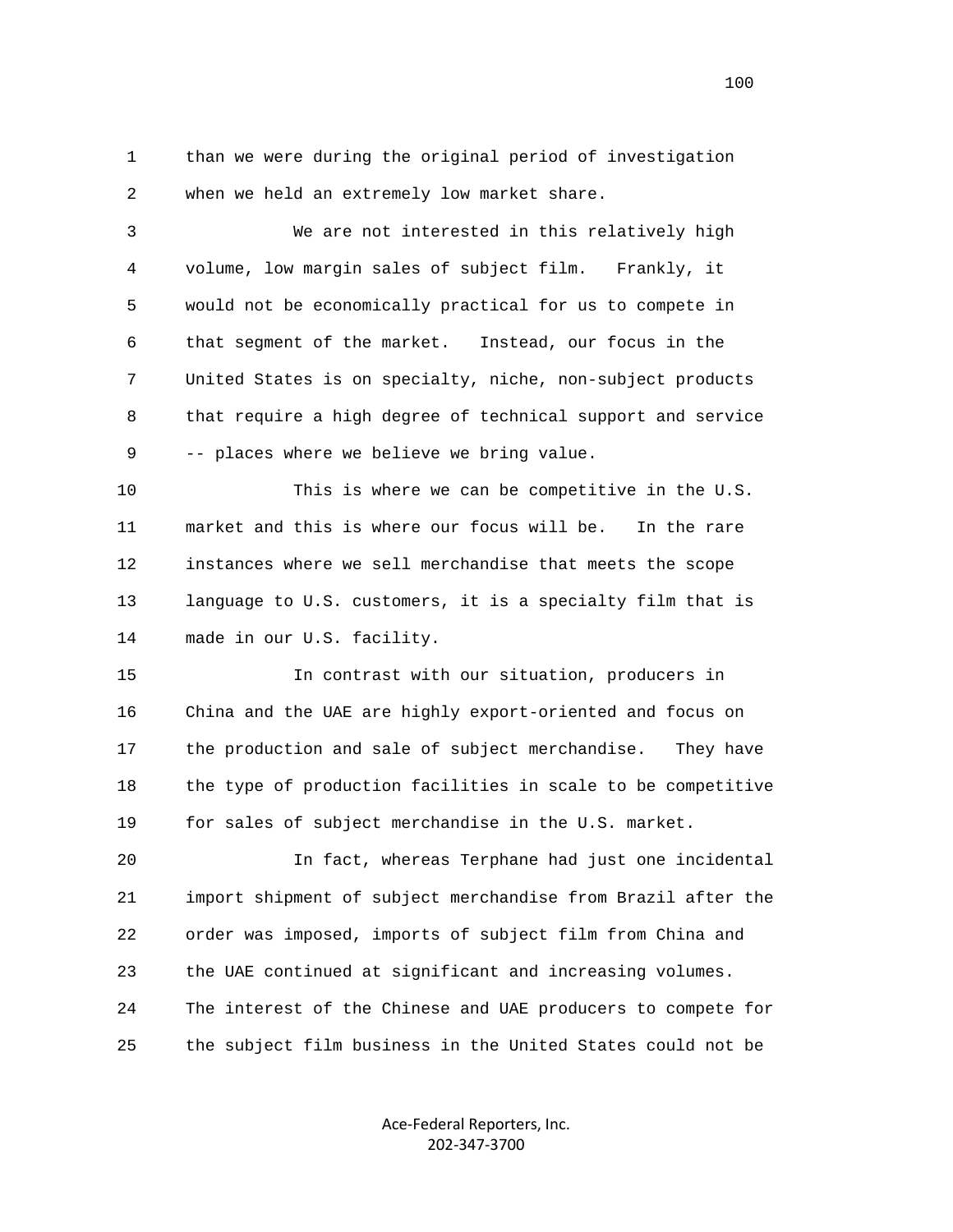than we were during the original period of investigation when we held an extremely low market share.

We are not interested in this relatively high volume, low margin sales of subject film. Frankly, it would not be economically practical for us to compete in that segment of the market. Instead, our focus in the United States is on specialty, niche, non-subject products that require a high degree of technical support and service -- places where we believe we bring value.

This is where we can be competitive in the U.S. market and this is where our focus will be. In the rare instances where we sell merchandise that meets the scope language to U.S. customers, it is a specialty film that is made in our U.S. facility.

In contrast with our situation, producers in China and the UAE are highly export-oriented and focus on the production and sale of subject merchandise. They have the type of production facilities in scale to be competitive for sales of subject merchandise in the U.S. market.

In fact, whereas Terphane had just one incidental import shipment of subject merchandise from Brazil after the order was imposed, imports of subject film from China and the UAE continued at significant and increasing volumes. The interest of the Chinese and UAE producers to compete for the subject film business in the United States could not be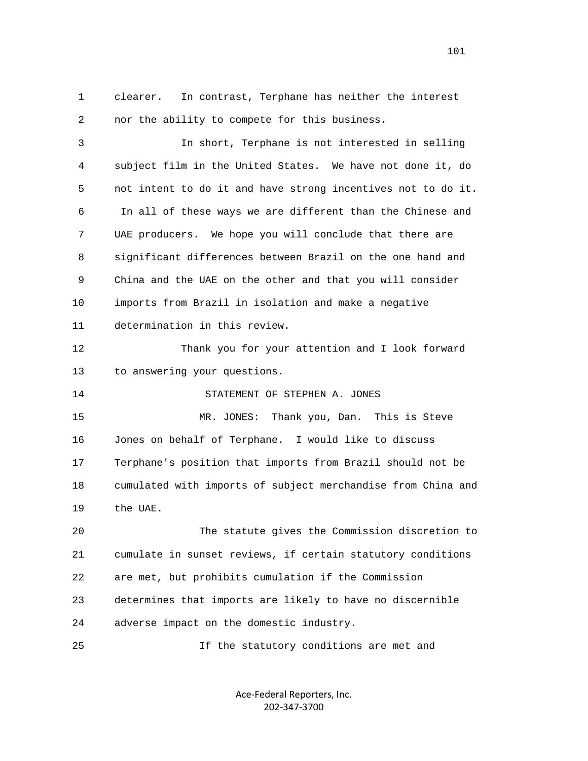clearer. In contrast, Terphane has neither the interest nor the ability to compete for this business.

In short, Terphane is not interested in selling subject film in the United States. We have not done it, do not intent to do it and have strong incentives not to do it. In all of these ways we are different than the Chinese and UAE producers. We hope you will conclude that there are significant differences between Brazil on the one hand and China and the UAE on the other and that you will consider imports from Brazil in isolation and make a negative determination in this review.

Thank you for your attention and I look forward to answering your questions.

STATEMENT OF STEPHEN A. JONES

MR. JONES: Thank you, Dan. This is Steve Jones on behalf of Terphane. I would like to discuss Terphane's position that imports from Brazil should not be cumulated with imports of subject merchandise from China and the UAE.

The statute gives the Commission discretion to cumulate in sunset reviews, if certain statutory conditions are met, but prohibits cumulation if the Commission determines that imports are likely to have no discernible adverse impact on the domestic industry.

If the statutory conditions are met and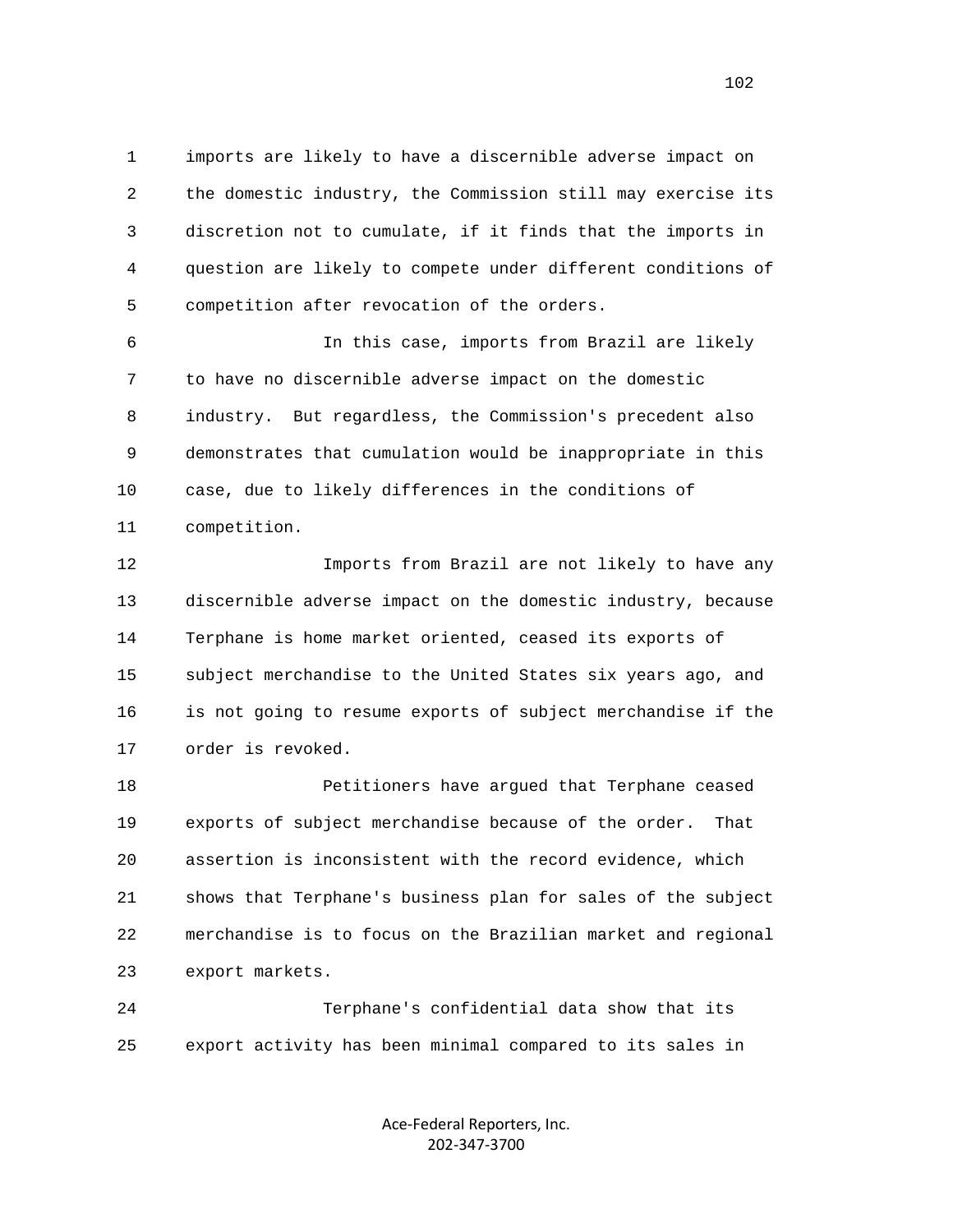imports are likely to have a discernible adverse impact on the domestic industry, the Commission still may exercise its discretion not to cumulate, if it finds that the imports in question are likely to compete under different conditions of competition after revocation of the orders.

In this case, imports from Brazil are likely to have no discernible adverse impact on the domestic industry. But regardless, the Commission's precedent also demonstrates that cumulation would be inappropriate in this case, due to likely differences in the conditions of competition.

Imports from Brazil are not likely to have any discernible adverse impact on the domestic industry, because Terphane is home market oriented, ceased its exports of subject merchandise to the United States six years ago, and is not going to resume exports of subject merchandise if the order is revoked.

Petitioners have argued that Terphane ceased exports of subject merchandise because of the order. That assertion is inconsistent with the record evidence, which shows that Terphane's business plan for sales of the subject merchandise is to focus on the Brazilian market and regional export markets.

Terphane's confidential data show that its export activity has been minimal compared to its sales in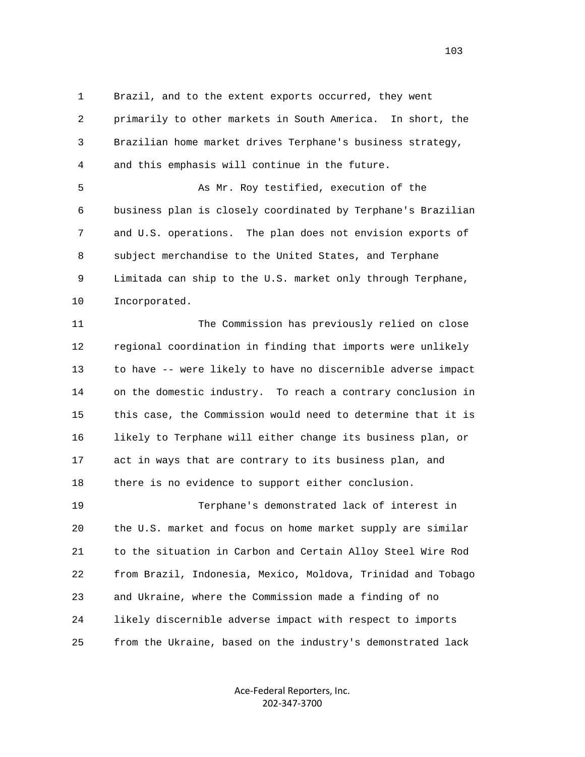Brazil, and to the extent exports occurred, they went primarily to other markets in South America. In short, the Brazilian home market drives Terphane's business strategy, and this emphasis will continue in the future.

As Mr. Roy testified, execution of the business plan is closely coordinated by Terphane's Brazilian and U.S. operations. The plan does not envision exports of subject merchandise to the United States, and Terphane Limitada can ship to the U.S. market only through Terphane, Incorporated.

The Commission has previously relied on close regional coordination in finding that imports were unlikely to have -- were likely to have no discernible adverse impact on the domestic industry. To reach a contrary conclusion in this case, the Commission would need to determine that it is likely to Terphane will either change its business plan, or act in ways that are contrary to its business plan, and there is no evidence to support either conclusion.

Terphane's demonstrated lack of interest in the U.S. market and focus on home market supply are similar to the situation in Carbon and Certain Alloy Steel Wire Rod from Brazil, Indonesia, Mexico, Moldova, Trinidad and Tobago and Ukraine, where the Commission made a finding of no likely discernible adverse impact with respect to imports from the Ukraine, based on the industry's demonstrated lack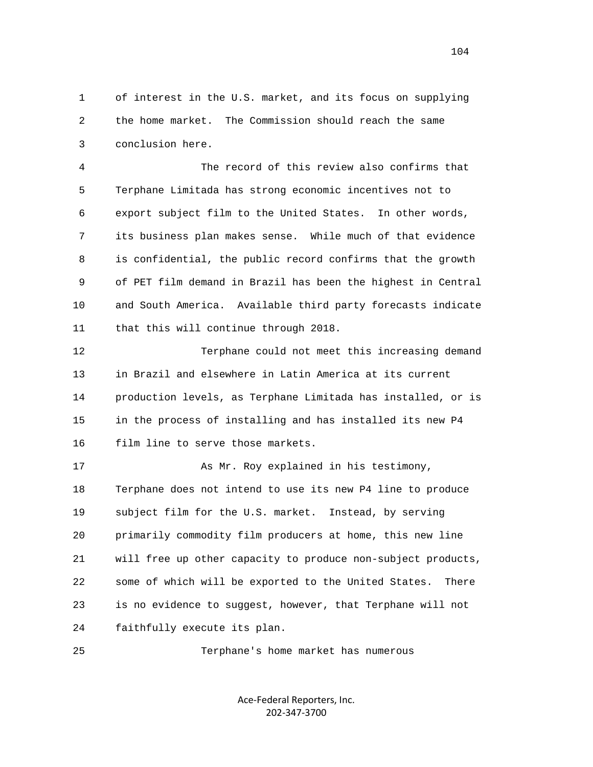of interest in the U.S. market, and its focus on supplying the home market. The Commission should reach the same conclusion here.

The record of this review also confirms that Terphane Limitada has strong economic incentives not to export subject film to the United States. In other words, its business plan makes sense. While much of that evidence is confidential, the public record confirms that the growth of PET film demand in Brazil has been the highest in Central and South America. Available third party forecasts indicate that this will continue through 2018.

Terphane could not meet this increasing demand in Brazil and elsewhere in Latin America at its current production levels, as Terphane Limitada has installed, or is in the process of installing and has installed its new P4 film line to serve those markets.

As Mr. Roy explained in his testimony, Terphane does not intend to use its new P4 line to produce subject film for the U.S. market. Instead, by serving primarily commodity film producers at home, this new line will free up other capacity to produce non-subject products, some of which will be exported to the United States. There is no evidence to suggest, however, that Terphane will not faithfully execute its plan.

Terphane's home market has numerous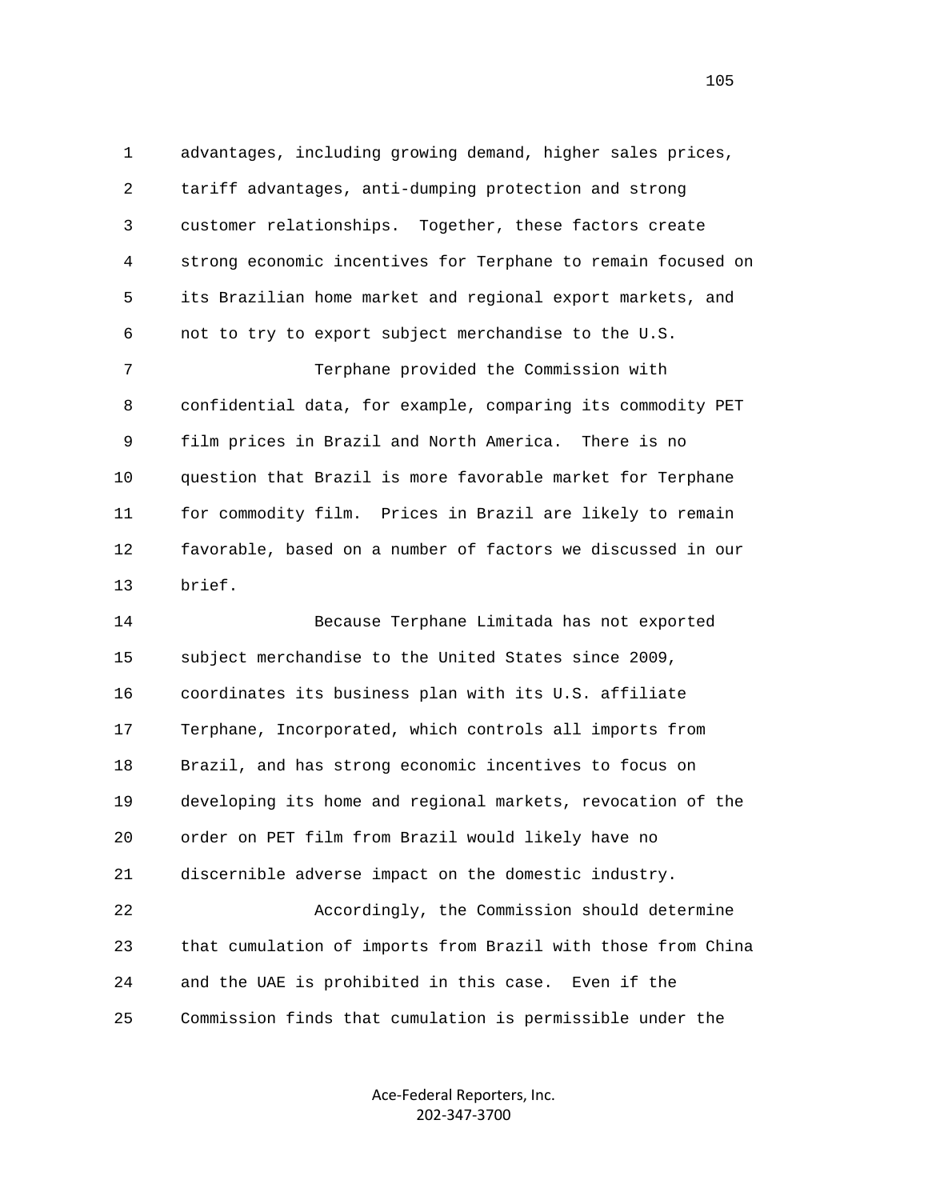advantages, including growing demand, higher sales prices, tariff advantages, anti-dumping protection and strong customer relationships. Together, these factors create strong economic incentives for Terphane to remain focused on its Brazilian home market and regional export markets, and not to try to export subject merchandise to the U.S.

Terphane provided the Commission with confidential data, for example, comparing its commodity PET film prices in Brazil and North America. There is no question that Brazil is more favorable market for Terphane for commodity film. Prices in Brazil are likely to remain favorable, based on a number of factors we discussed in our brief.

Because Terphane Limitada has not exported subject merchandise to the United States since 2009, coordinates its business plan with its U.S. affiliate Terphane, Incorporated, which controls all imports from Brazil, and has strong economic incentives to focus on developing its home and regional markets, revocation of the order on PET film from Brazil would likely have no discernible adverse impact on the domestic industry.

Accordingly, the Commission should determine that cumulation of imports from Brazil with those from China and the UAE is prohibited in this case. Even if the Commission finds that cumulation is permissible under the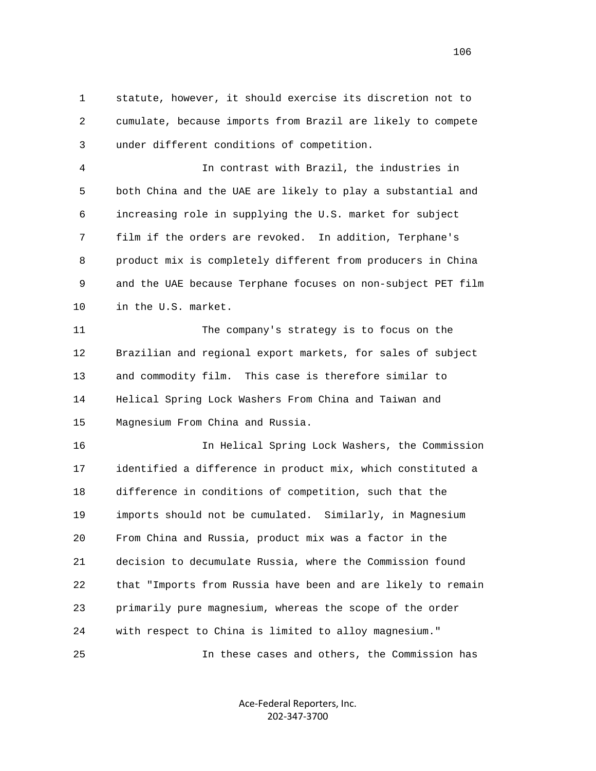statute, however, it should exercise its discretion not to cumulate, because imports from Brazil are likely to compete under different conditions of competition.

In contrast with Brazil, the industries in both China and the UAE are likely to play a substantial and increasing role in supplying the U.S. market for subject film if the orders are revoked. In addition, Terphane's product mix is completely different from producers in China and the UAE because Terphane focuses on non-subject PET film in the U.S. market.

The company's strategy is to focus on the Brazilian and regional export markets, for sales of subject and commodity film. This case is therefore similar to Helical Spring Lock Washers From China and Taiwan and Magnesium From China and Russia.

In Helical Spring Lock Washers, the Commission identified a difference in product mix, which constituted a difference in conditions of competition, such that the imports should not be cumulated. Similarly, in Magnesium From China and Russia, product mix was a factor in the decision to decumulate Russia, where the Commission found that "Imports from Russia have been and are likely to remain primarily pure magnesium, whereas the scope of the order with respect to China is limited to alloy magnesium."

In these cases and others, the Commission has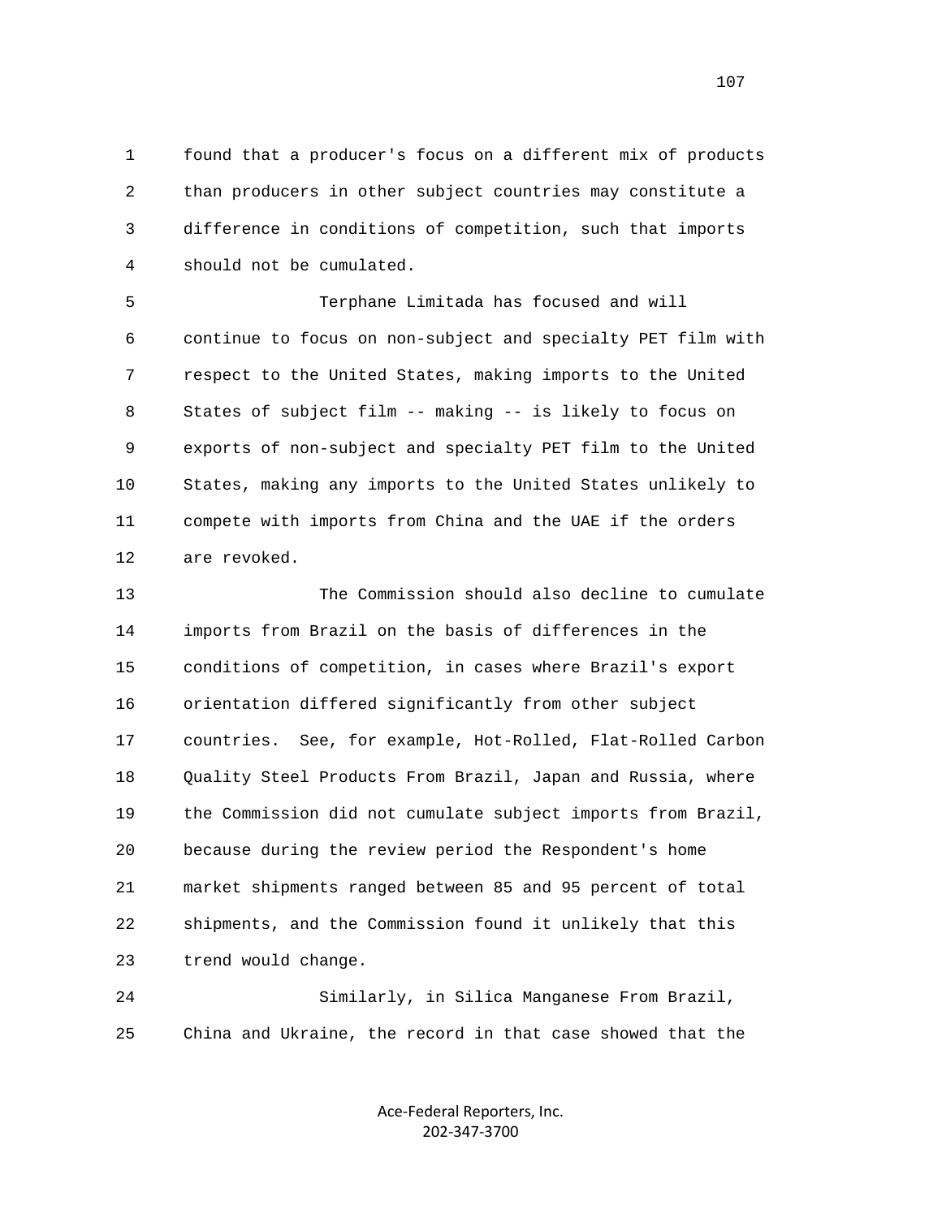found that a producer's focus on a different mix of products than producers in other subject countries may constitute a difference in conditions of competition, such that imports should not be cumulated.

Terphane Limitada has focused and will continue to focus on non-subject and specialty PET film with respect to the United States, making imports to the United States of subject film -- making -- is likely to focus on exports of non-subject and specialty PET film to the United States, making any imports to the United States unlikely to compete with imports from China and the UAE if the orders are revoked.

The Commission should also decline to cumulate imports from Brazil on the basis of differences in the conditions of competition, in cases where Brazil's export orientation differed significantly from other subject countries. See, for example, Hot-Rolled, Flat-Rolled Carbon Quality Steel Products From Brazil, Japan and Russia, where the Commission did not cumulate subject imports from Brazil, because during the review period the Respondent's home market shipments ranged between 85 and 95 percent of total shipments, and the Commission found it unlikely that this trend would change.

Similarly, in Silica Manganese From Brazil, China and Ukraine, the record in that case showed that the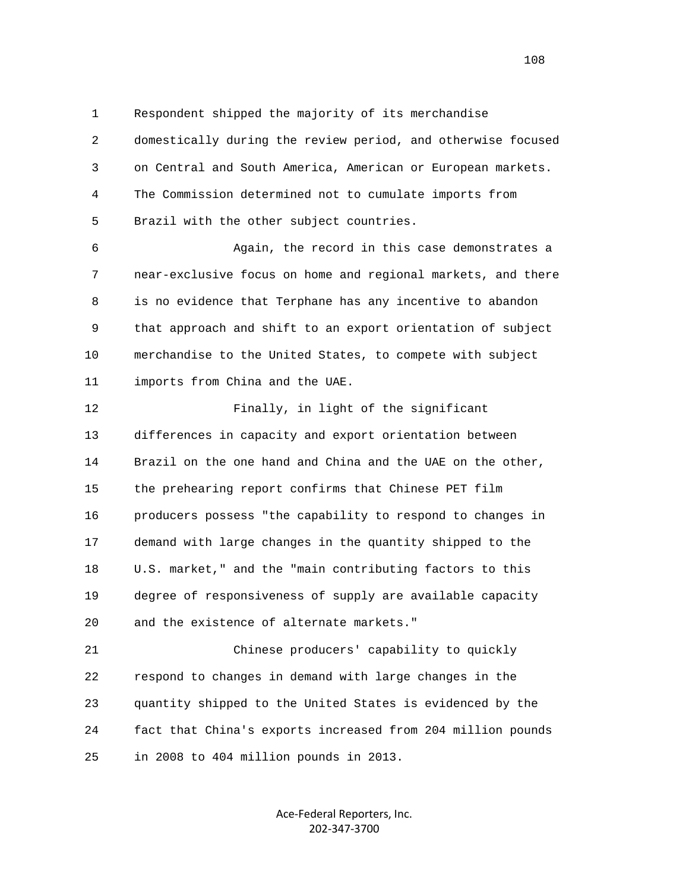1 Respondent shipped the majority of its merchandise
2 domestically during the review period, and otherwise focused
3 on Central and South America, American or European markets.
4 The Commission determined not to cumulate imports from
5 Brazil with the other subject countries.

6 Again, the record in this case demonstrates a
7 near-exclusive focus on home and regional markets, and there
8 is no evidence that Terphane has any incentive to abandon
9 that approach and shift to an export orientation of subject
10 merchandise to the United States, to compete with subject
11 imports from China and the UAE.

12 Finally, in light of the significant
13 differences in capacity and export orientation between
14 Brazil on the one hand and China and the UAE on the other,
15 the prehearing report confirms that Chinese PET film
16 producers possess "the capability to respond to changes in
17 demand with large changes in the quantity shipped to the
18 U.S. market," and the "main contributing factors to this
19 degree of responsiveness of supply are available capacity
20 and the existence of alternate markets."

21 Chinese producers' capability to quickly
22 respond to changes in demand with large changes in the
23 quantity shipped to the United States is evidenced by the
24 fact that China's exports increased from 204 million pounds
25 in 2008 to 404 million pounds in 2013.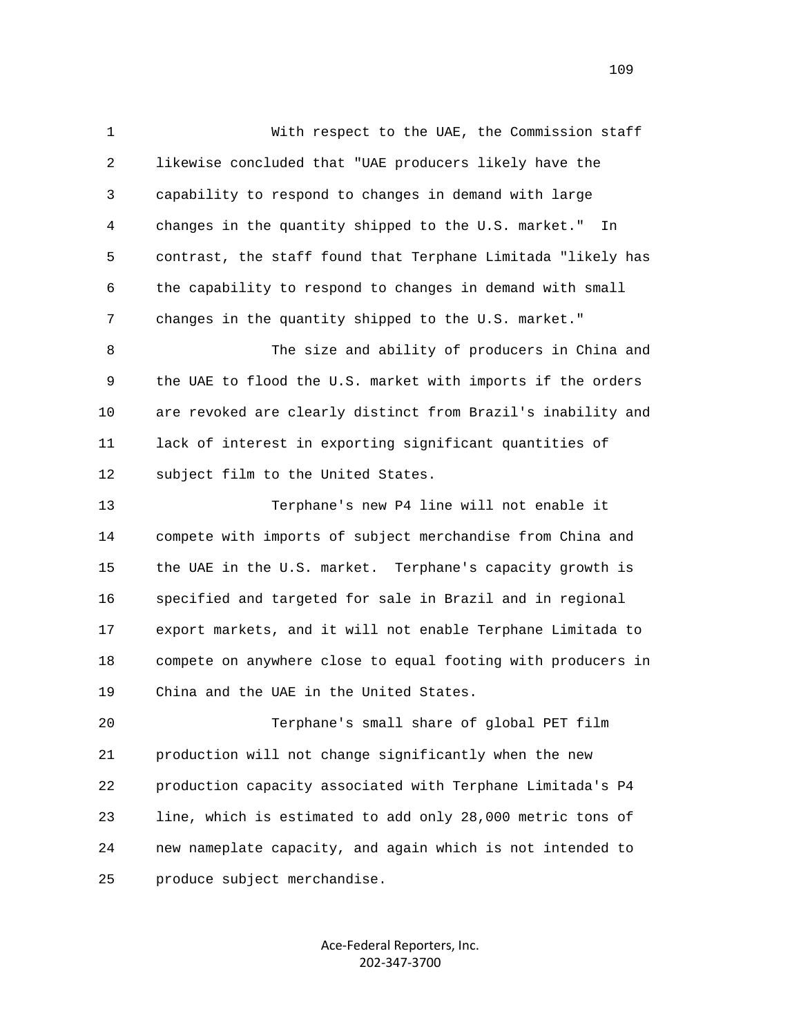With respect to the UAE, the Commission staff likewise concluded that "UAE producers likely have the capability to respond to changes in demand with large changes in the quantity shipped to the U.S. market." In contrast, the staff found that Terphane Limitada "likely has the capability to respond to changes in demand with small changes in the quantity shipped to the U.S. market."

The size and ability of producers in China and the UAE to flood the U.S. market with imports if the orders are revoked are clearly distinct from Brazil's inability and lack of interest in exporting significant quantities of subject film to the United States.

Terphane's new P4 line will not enable it compete with imports of subject merchandise from China and the UAE in the U.S. market. Terphane's capacity growth is specified and targeted for sale in Brazil and in regional export markets, and it will not enable Terphane Limitada to compete on anywhere close to equal footing with producers in China and the UAE in the United States.

Terphane's small share of global PET film production will not change significantly when the new production capacity associated with Terphane Limitada's P4 line, which is estimated to add only 28,000 metric tons of new nameplate capacity, and again which is not intended to produce subject merchandise.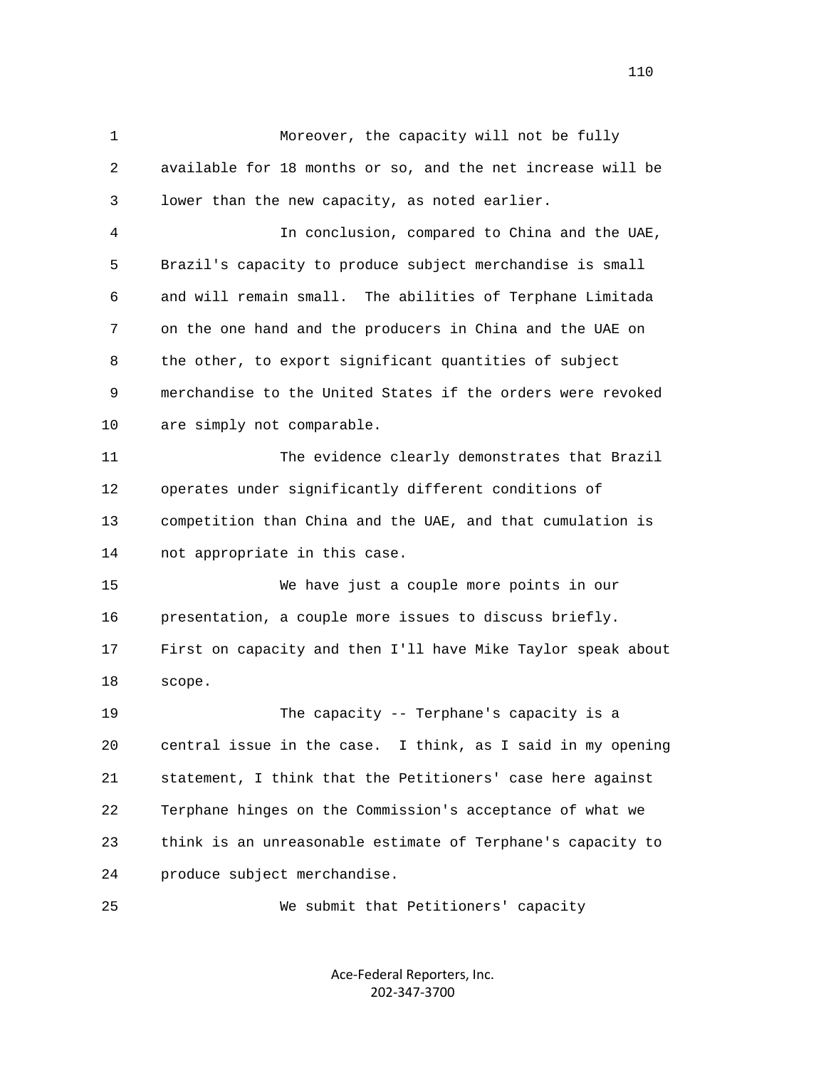Moreover, the capacity will not be fully available for 18 months or so, and the net increase will be lower than the new capacity, as noted earlier.

In conclusion, compared to China and the UAE, Brazil's capacity to produce subject merchandise is small and will remain small. The abilities of Terphane Limitada on the one hand and the producers in China and the UAE on the other, to export significant quantities of subject merchandise to the United States if the orders were revoked are simply not comparable.

The evidence clearly demonstrates that Brazil operates under significantly different conditions of competition than China and the UAE, and that cumulation is not appropriate in this case.

We have just a couple more points in our presentation, a couple more issues to discuss briefly. First on capacity and then I'll have Mike Taylor speak about scope.

The capacity -- Terphane's capacity is a central issue in the case. I think, as I said in my opening statement, I think that the Petitioners' case here against Terphane hinges on the Commission's acceptance of what we think is an unreasonable estimate of Terphane's capacity to produce subject merchandise.

We submit that Petitioners' capacity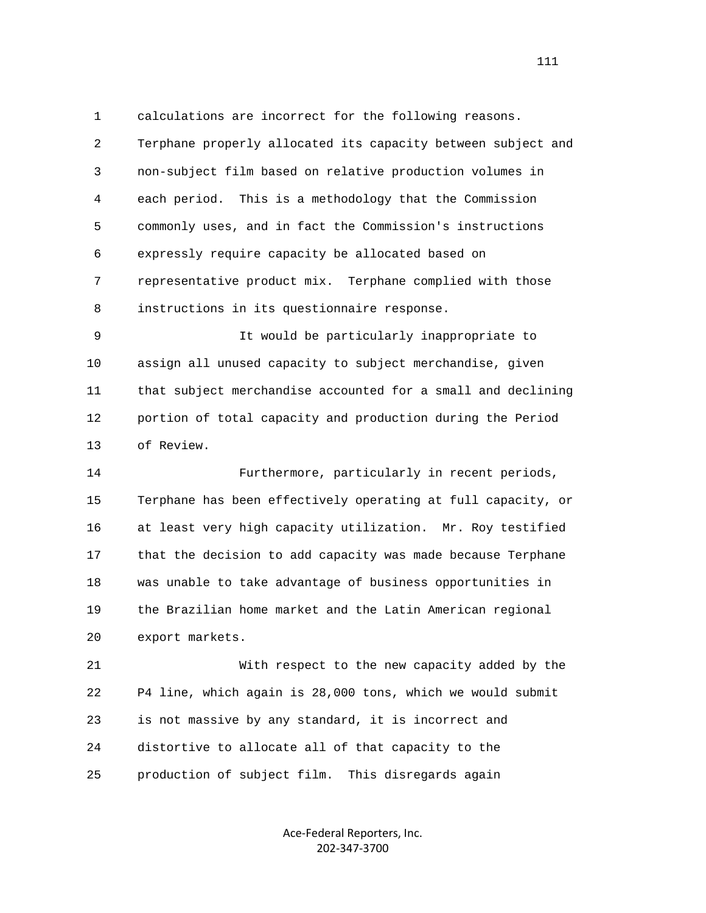calculations are incorrect for the following reasons. Terphane properly allocated its capacity between subject and non-subject film based on relative production volumes in each period. This is a methodology that the Commission commonly uses, and in fact the Commission's instructions expressly require capacity be allocated based on representative product mix. Terphane complied with those instructions in its questionnaire response.

It would be particularly inappropriate to assign all unused capacity to subject merchandise, given that subject merchandise accounted for a small and declining portion of total capacity and production during the Period of Review.

Furthermore, particularly in recent periods, Terphane has been effectively operating at full capacity, or at least very high capacity utilization. Mr. Roy testified that the decision to add capacity was made because Terphane was unable to take advantage of business opportunities in the Brazilian home market and the Latin American regional export markets.

With respect to the new capacity added by the P4 line, which again is 28,000 tons, which we would submit is not massive by any standard, it is incorrect and distortive to allocate all of that capacity to the production of subject film. This disregards again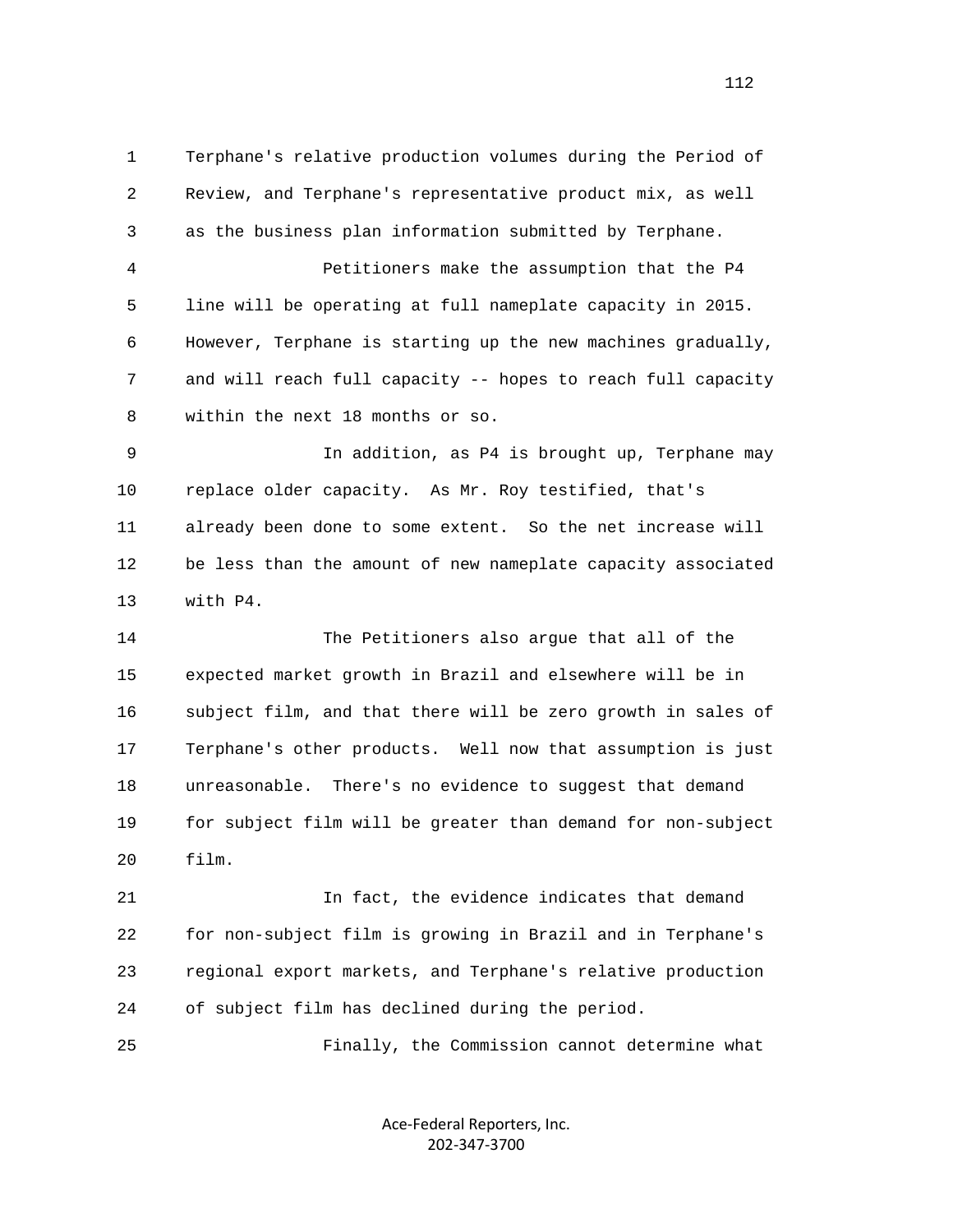1 Terphane's relative production volumes during the Period of
2 Review, and Terphane's representative product mix, as well
3 as the business plan information submitted by Terphane.

4 Petitioners make the assumption that the P4
5 line will be operating at full nameplate capacity in 2015.
6 However, Terphane is starting up the new machines gradually,
7 and will reach full capacity -- hopes to reach full capacity
8 within the next 18 months or so.

9 In addition, as P4 is brought up, Terphane may
10 replace older capacity. As Mr. Roy testified, that's
11 already been done to some extent. So the net increase will
12 be less than the amount of new nameplate capacity associated
13 with P4.

14 The Petitioners also argue that all of the
15 expected market growth in Brazil and elsewhere will be in
16 subject film, and that there will be zero growth in sales of
17 Terphane's other products. Well now that assumption is just
18 unreasonable. There's no evidence to suggest that demand
19 for subject film will be greater than demand for non-subject
20 film.

21 In fact, the evidence indicates that demand
22 for non-subject film is growing in Brazil and in Terphane's
23 regional export markets, and Terphane's relative production
24 of subject film has declined during the period.

25 Finally, the Commission cannot determine what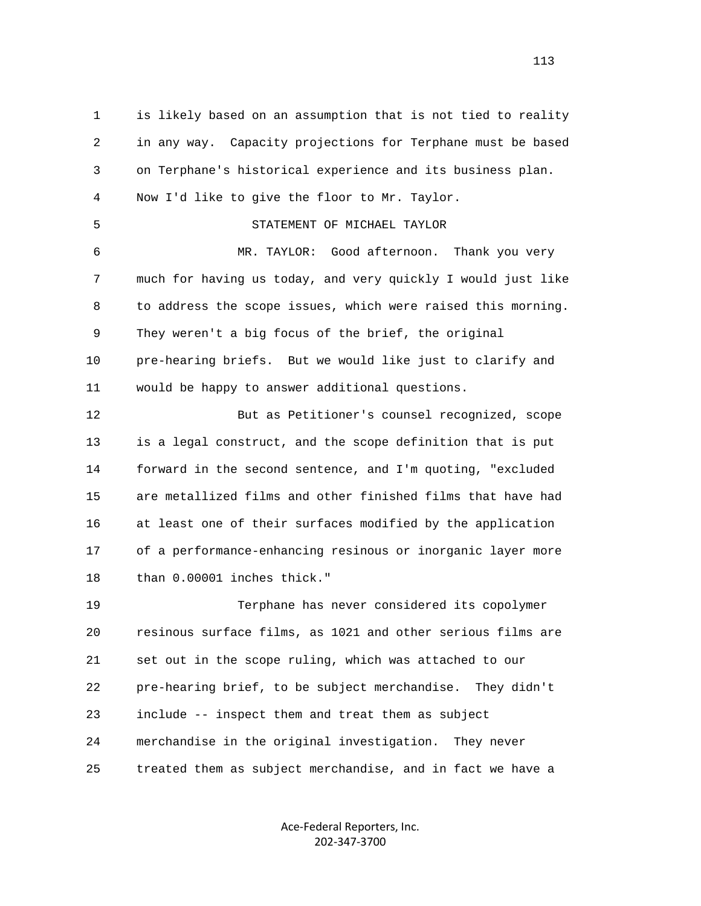is likely based on an assumption that is not tied to reality in any way. Capacity projections for Terphane must be based on Terphane's historical experience and its business plan. Now I'd like to give the floor to Mr. Taylor.

STATEMENT OF MICHAEL TAYLOR

MR. TAYLOR: Good afternoon. Thank you very much for having us today, and very quickly I would just like to address the scope issues, which were raised this morning. They weren't a big focus of the brief, the original pre-hearing briefs. But we would like just to clarify and would be happy to answer additional questions.

But as Petitioner's counsel recognized, scope is a legal construct, and the scope definition that is put forward in the second sentence, and I'm quoting, "excluded are metallized films and other finished films that have had at least one of their surfaces modified by the application of a performance-enhancing resinous or inorganic layer more than 0.00001 inches thick."

Terphane has never considered its copolymer resinous surface films, as 1021 and other serious films are set out in the scope ruling, which was attached to our pre-hearing brief, to be subject merchandise. They didn't include -- inspect them and treat them as subject merchandise in the original investigation. They never treated them as subject merchandise, and in fact we have a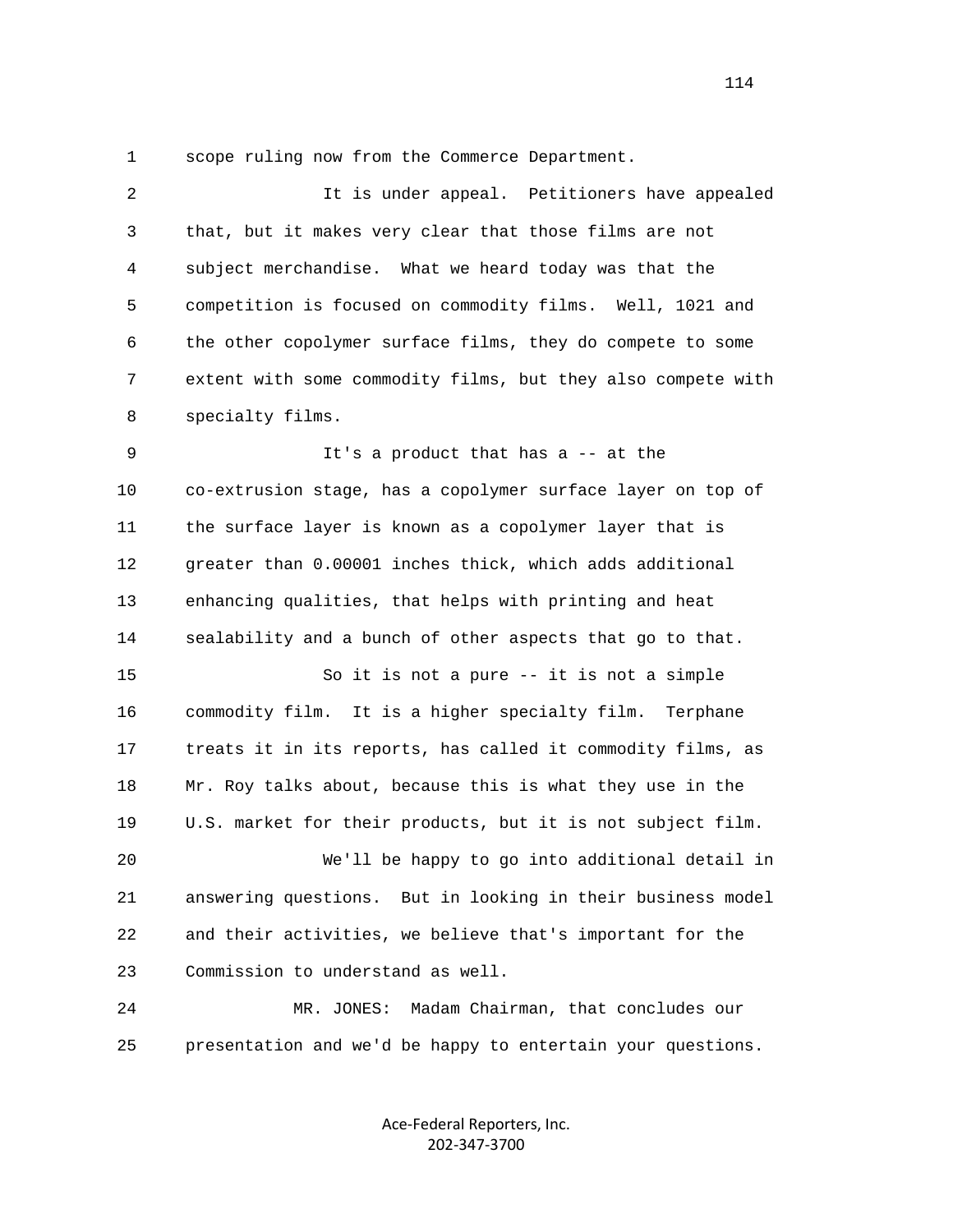scope ruling now from the Commerce Department.

It is under appeal. Petitioners have appealed that, but it makes very clear that those films are not subject merchandise. What we heard today was that the competition is focused on commodity films. Well, 1021 and the other copolymer surface films, they do compete to some extent with some commodity films, but they also compete with specialty films.

It's a product that has a -- at the co-extrusion stage, has a copolymer surface layer on top of the surface layer is known as a copolymer layer that is greater than 0.00001 inches thick, which adds additional enhancing qualities, that helps with printing and heat sealability and a bunch of other aspects that go to that.

So it is not a pure -- it is not a simple commodity film. It is a higher specialty film. Terphane treats it in its reports, has called it commodity films, as Mr. Roy talks about, because this is what they use in the U.S. market for their products, but it is not subject film.

We'll be happy to go into additional detail in answering questions. But in looking in their business model and their activities, we believe that's important for the Commission to understand as well.

MR. JONES: Madam Chairman, that concludes our presentation and we'd be happy to entertain your questions.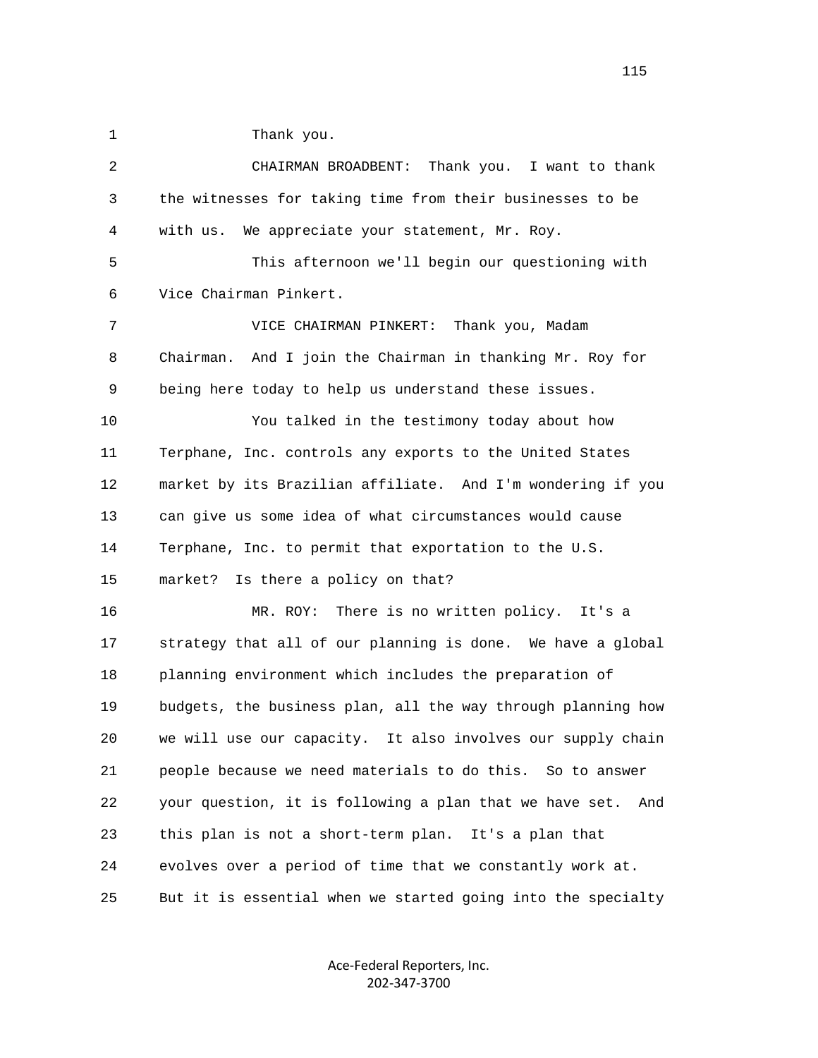Thank you.

CHAIRMAN BROADBENT: Thank you. I want to thank the witnesses for taking time from their businesses to be with us. We appreciate your statement, Mr. Roy.

This afternoon we'll begin our questioning with Vice Chairman Pinkert.

VICE CHAIRMAN PINKERT: Thank you, Madam Chairman. And I join the Chairman in thanking Mr. Roy for being here today to help us understand these issues.

You talked in the testimony today about how Terphane, Inc. controls any exports to the United States market by its Brazilian affiliate. And I'm wondering if you can give us some idea of what circumstances would cause Terphane, Inc. to permit that exportation to the U.S. market? Is there a policy on that?

MR. ROY: There is no written policy. It's a strategy that all of our planning is done. We have a global planning environment which includes the preparation of budgets, the business plan, all the way through planning how we will use our capacity. It also involves our supply chain people because we need materials to do this. So to answer your question, it is following a plan that we have set. And this plan is not a short-term plan. It's a plan that evolves over a period of time that we constantly work at. But it is essential when we started going into the specialty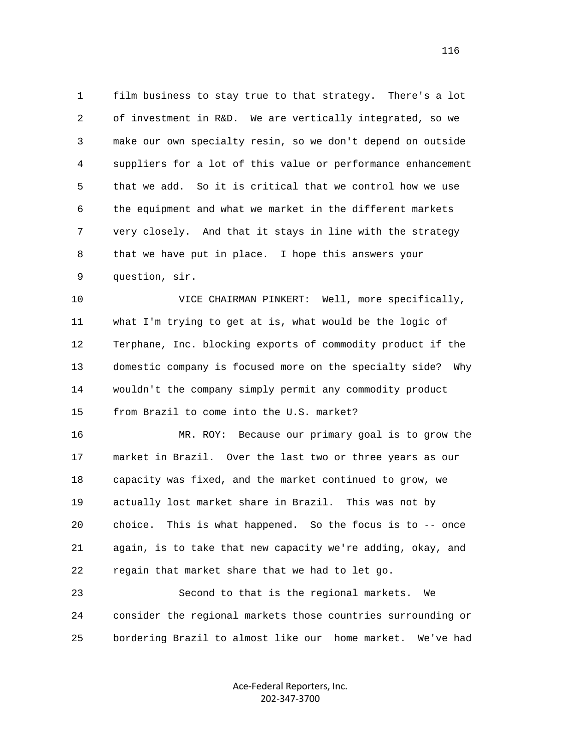film business to stay true to that strategy. There's a lot of investment in R&D. We are vertically integrated, so we make our own specialty resin, so we don't depend on outside suppliers for a lot of this value or performance enhancement that we add. So it is critical that we control how we use the equipment and what we market in the different markets very closely. And that it stays in line with the strategy that we have put in place. I hope this answers your question, sir.

VICE CHAIRMAN PINKERT: Well, more specifically, what I'm trying to get at is, what would be the logic of Terphane, Inc. blocking exports of commodity product if the domestic company is focused more on the specialty side? Why wouldn't the company simply permit any commodity product from Brazil to come into the U.S. market?

MR. ROY: Because our primary goal is to grow the market in Brazil. Over the last two or three years as our capacity was fixed, and the market continued to grow, we actually lost market share in Brazil. This was not by choice. This is what happened. So the focus is to -- once again, is to take that new capacity we're adding, okay, and regain that market share that we had to let go.

Second to that is the regional markets. We consider the regional markets those countries surrounding or bordering Brazil to almost like our home market. We've had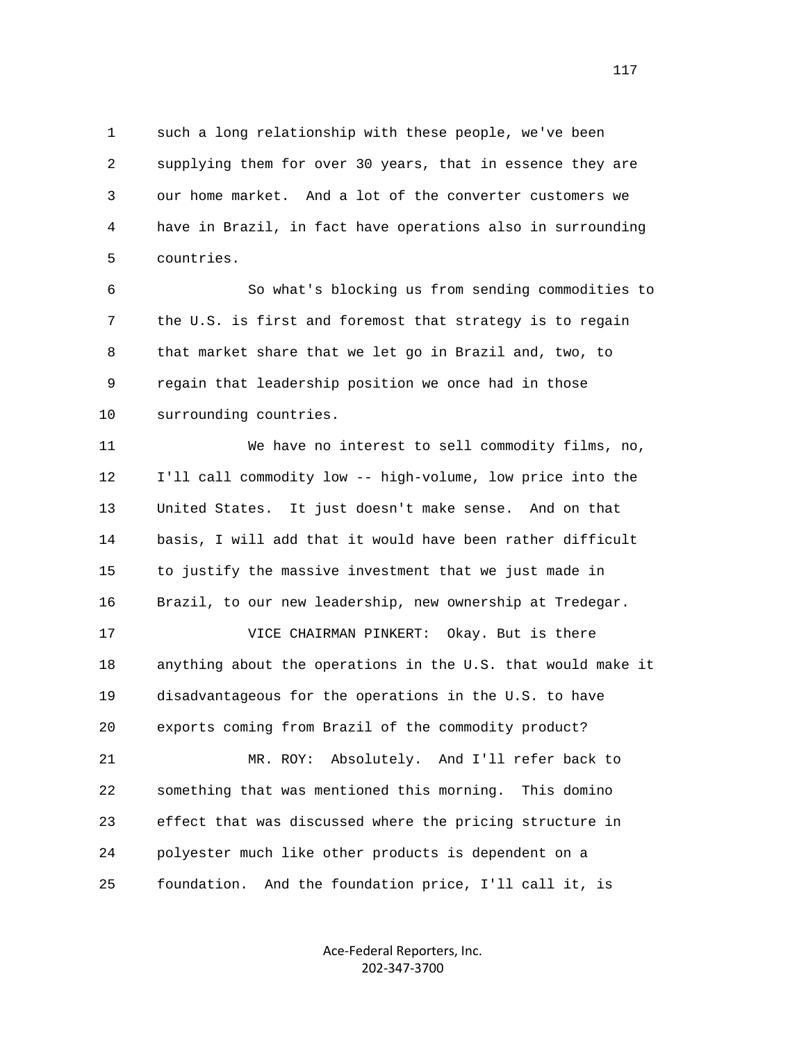such a long relationship with these people, we've been supplying them for over 30 years, that in essence they are our home market. And a lot of the converter customers we have in Brazil, in fact have operations also in surrounding countries.

So what's blocking us from sending commodities to the U.S. is first and foremost that strategy is to regain that market share that we let go in Brazil and, two, to regain that leadership position we once had in those surrounding countries.

We have no interest to sell commodity films, no, I'll call commodity low -- high-volume, low price into the United States. It just doesn't make sense. And on that basis, I will add that it would have been rather difficult to justify the massive investment that we just made in Brazil, to our new leadership, new ownership at Tredegar.

VICE CHAIRMAN PINKERT: Okay. But is there anything about the operations in the U.S. that would make it disadvantageous for the operations in the U.S. to have exports coming from Brazil of the commodity product?

MR. ROY: Absolutely. And I'll refer back to something that was mentioned this morning. This domino effect that was discussed where the pricing structure in polyester much like other products is dependent on a foundation. And the foundation price, I'll call it, is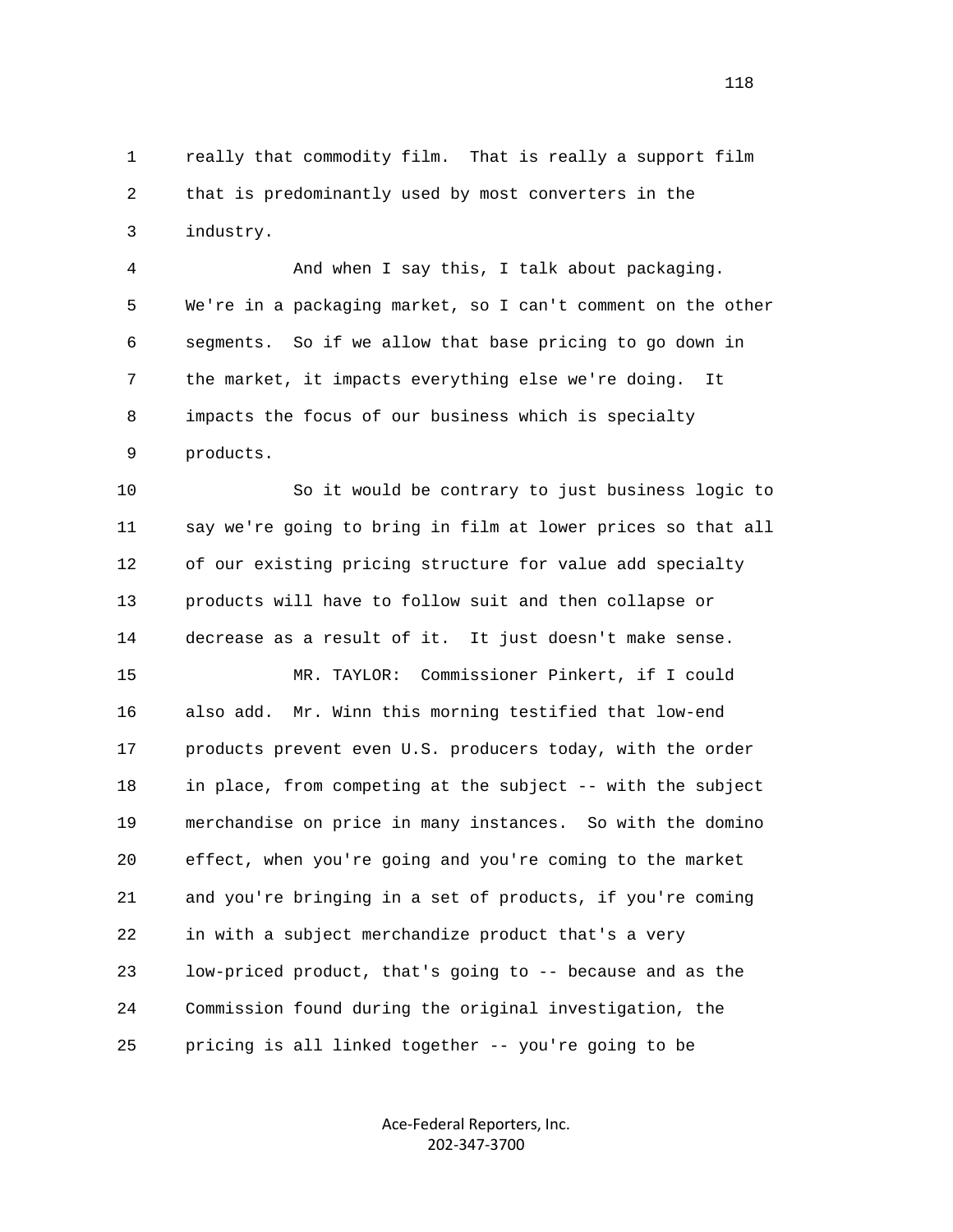really that commodity film. That is really a support film that is predominantly used by most converters in the industry.

And when I say this, I talk about packaging. We're in a packaging market, so I can't comment on the other segments. So if we allow that base pricing to go down in the market, it impacts everything else we're doing. It impacts the focus of our business which is specialty products.

So it would be contrary to just business logic to say we're going to bring in film at lower prices so that all of our existing pricing structure for value add specialty products will have to follow suit and then collapse or decrease as a result of it. It just doesn't make sense.

MR. TAYLOR: Commissioner Pinkert, if I could also add. Mr. Winn this morning testified that low-end products prevent even U.S. producers today, with the order in place, from competing at the subject -- with the subject merchandise on price in many instances. So with the domino effect, when you're going and you're coming to the market and you're bringing in a set of products, if you're coming in with a subject merchandize product that's a very low-priced product, that's going to -- because and as the Commission found during the original investigation, the pricing is all linked together -- you're going to be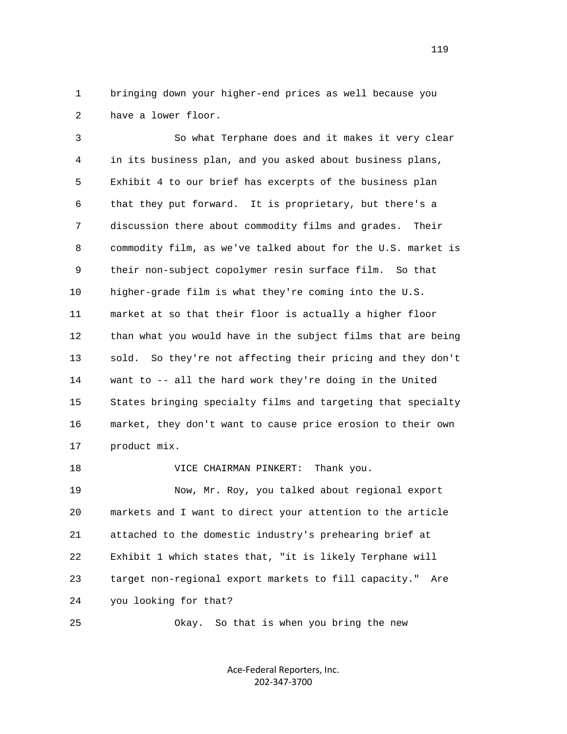1 bringing down your higher-end prices as well because you
2 have a lower floor.

3 So what Terphane does and it makes it very clear
4 in its business plan, and you asked about business plans,
5 Exhibit 4 to our brief has excerpts of the business plan
6 that they put forward. It is proprietary, but there's a
7 discussion there about commodity films and grades. Their
8 commodity film, as we've talked about for the U.S. market is
9 their non-subject copolymer resin surface film. So that
10 higher-grade film is what they're coming into the U.S.
11 market at so that their floor is actually a higher floor
12 than what you would have in the subject films that are being
13 sold. So they're not affecting their pricing and they don't
14 want to -- all the hard work they're doing in the United
15 States bringing specialty films and targeting that specialty
16 market, they don't want to cause price erosion to their own
17 product mix.

18 VICE CHAIRMAN PINKERT: Thank you.

19 Now, Mr. Roy, you talked about regional export
20 markets and I want to direct your attention to the article
21 attached to the domestic industry's prehearing brief at
22 Exhibit 1 which states that, "it is likely Terphane will
23 target non-regional export markets to fill capacity." Are
24 you looking for that?

25 Okay. So that is when you bring the new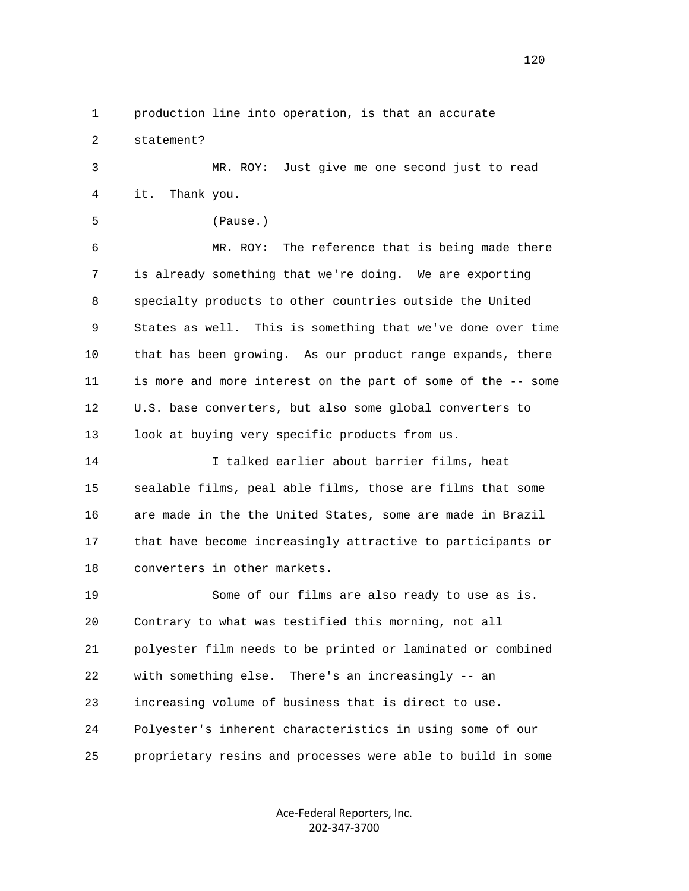1 production line into operation, is that an accurate

2 statement?

3 MR. ROY: Just give me one second just to read

4 it. Thank you.

5 (Pause.)

6 MR. ROY: The reference that is being made there

7 is already something that we're doing. We are exporting

8 specialty products to other countries outside the United

9 States as well. This is something that we've done over time

10 that has been growing. As our product range expands, there

11 is more and more interest on the part of some of the -- some

12 U.S. base converters, but also some global converters to

13 look at buying very specific products from us.

14 I talked earlier about barrier films, heat

15 sealable films, peal able films, those are films that some

16 are made in the the United States, some are made in Brazil

17 that have become increasingly attractive to participants or

18 converters in other markets.

19 Some of our films are also ready to use as is.

20 Contrary to what was testified this morning, not all

21 polyester film needs to be printed or laminated or combined

22 with something else. There's an increasingly -- an

23 increasing volume of business that is direct to use.

24 Polyester's inherent characteristics in using some of our

25 proprietary resins and processes were able to build in some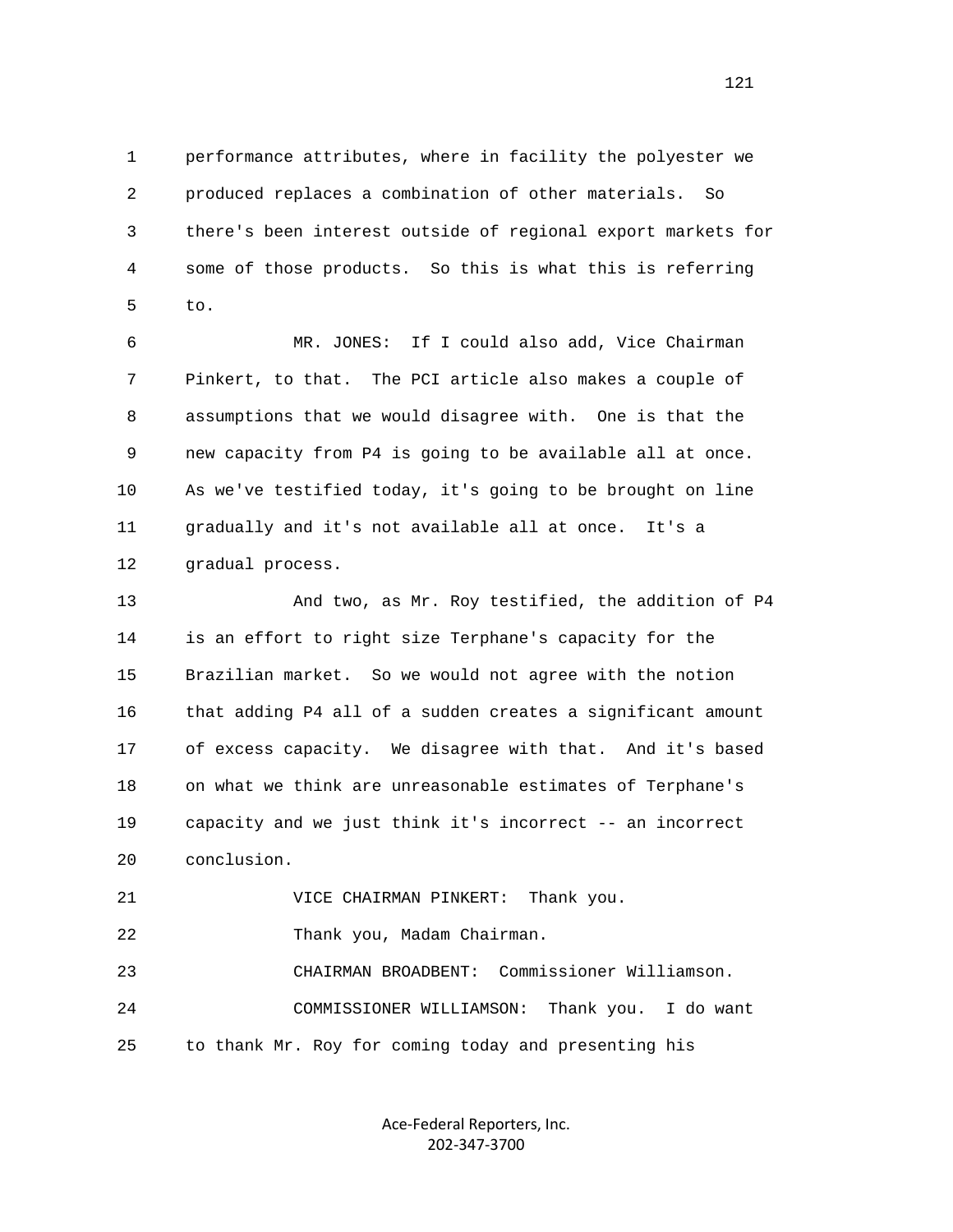1 performance attributes, where in facility the polyester we
2 produced replaces a combination of other materials. So
3 there's been interest outside of regional export markets for
4 some of those products. So this is what this is referring
5 to.

6 MR. JONES: If I could also add, Vice Chairman
7 Pinkert, to that. The PCI article also makes a couple of
8 assumptions that we would disagree with. One is that the
9 new capacity from P4 is going to be available all at once.
10 As we've testified today, it's going to be brought on line
11 gradually and it's not available all at once. It's a
12 gradual process.

13 And two, as Mr. Roy testified, the addition of P4
14 is an effort to right size Terphane's capacity for the
15 Brazilian market. So we would not agree with the notion
16 that adding P4 all of a sudden creates a significant amount
17 of excess capacity. We disagree with that. And it's based
18 on what we think are unreasonable estimates of Terphane's
19 capacity and we just think it's incorrect -- an incorrect
20 conclusion.

21 VICE CHAIRMAN PINKERT: Thank you.

22 Thank you, Madam Chairman.

23 CHAIRMAN BROADBENT: Commissioner Williamson.

24 COMMISSIONER WILLIAMSON: Thank you. I do want
25 to thank Mr. Roy for coming today and presenting his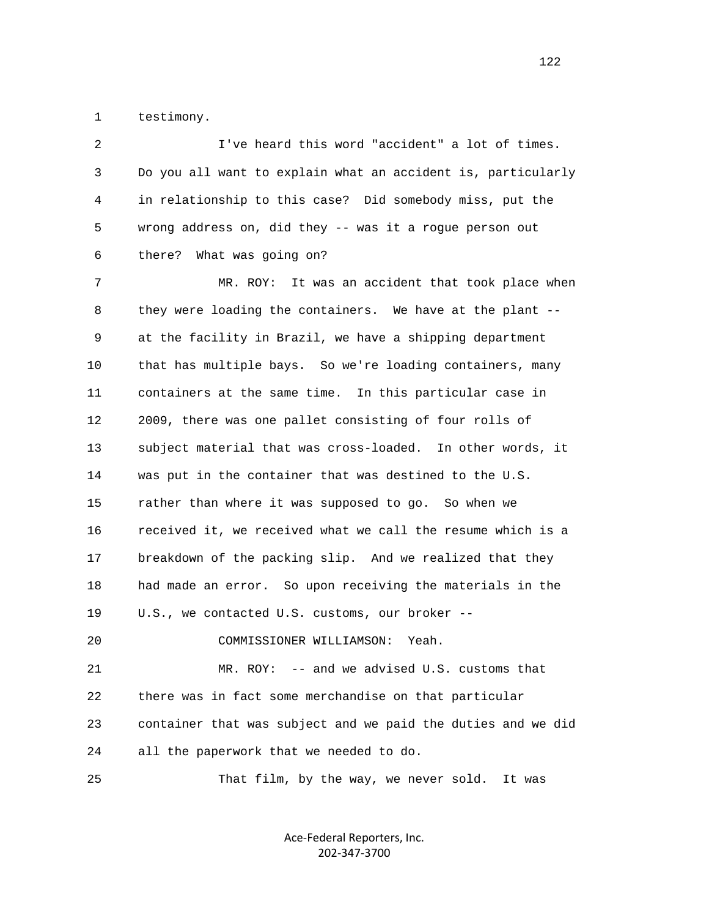1 testimony.

2 I've heard this word "accident" a lot of times.

3 Do you all want to explain what an accident is, particularly

4 in relationship to this case? Did somebody miss, put the

5 wrong address on, did they -- was it a rogue person out

6 there? What was going on?

7 MR. ROY: It was an accident that took place when

8 they were loading the containers. We have at the plant --

9 at the facility in Brazil, we have a shipping department

10 that has multiple bays. So we're loading containers, many

11 containers at the same time. In this particular case in

12 2009, there was one pallet consisting of four rolls of

13 subject material that was cross-loaded. In other words, it

14 was put in the container that was destined to the U.S.

15 rather than where it was supposed to go. So when we

16 received it, we received what we call the resume which is a

17 breakdown of the packing slip. And we realized that they

18 had made an error. So upon receiving the materials in the

19 U.S., we contacted U.S. customs, our broker --

20 COMMISSIONER WILLIAMSON: Yeah.

21 MR. ROY: -- and we advised U.S. customs that

22 there was in fact some merchandise on that particular

23 container that was subject and we paid the duties and we did

24 all the paperwork that we needed to do.

25 That film, by the way, we never sold. It was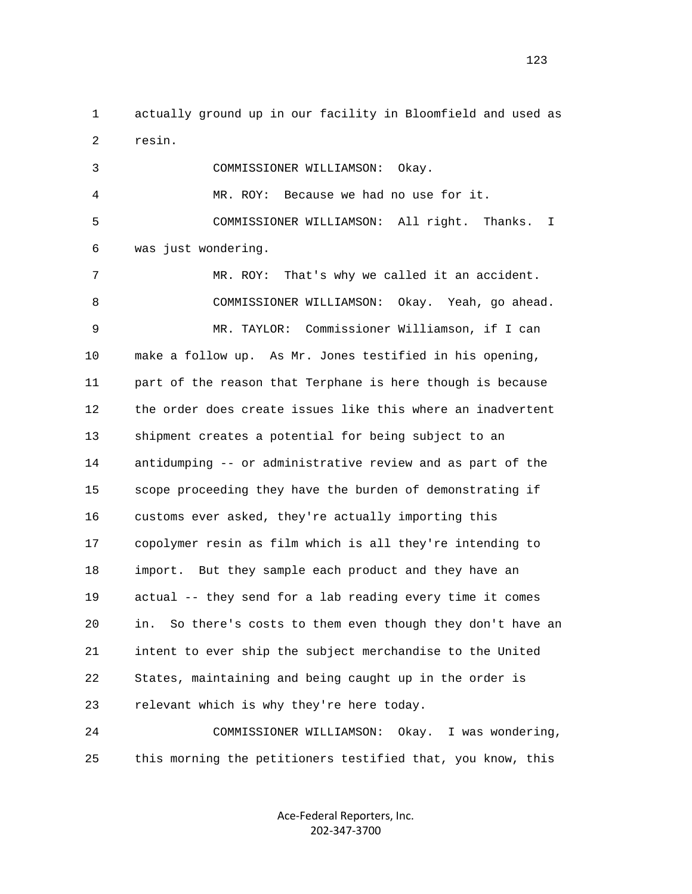1 actually ground up in our facility in Bloomfield and used as
2 resin.

3 COMMISSIONER WILLIAMSON: Okay.

4 MR. ROY: Because we had no use for it.

5 COMMISSIONER WILLIAMSON: All right. Thanks. I
6 was just wondering.

7 MR. ROY: That's why we called it an accident.

8 COMMISSIONER WILLIAMSON: Okay. Yeah, go ahead.

9 MR. TAYLOR: Commissioner Williamson, if I can
10 make a follow up. As Mr. Jones testified in his opening,
11 part of the reason that Terphane is here though is because
12 the order does create issues like this where an inadvertent
13 shipment creates a potential for being subject to an
14 antidumping -- or administrative review and as part of the
15 scope proceeding they have the burden of demonstrating if
16 customs ever asked, they're actually importing this
17 copolymer resin as film which is all they're intending to
18 import. But they sample each product and they have an
19 actual -- they send for a lab reading every time it comes
20 in. So there's costs to them even though they don't have an
21 intent to ever ship the subject merchandise to the United
22 States, maintaining and being caught up in the order is
23 relevant which is why they're here today.

24 COMMISSIONER WILLIAMSON: Okay. I was wondering,
25 this morning the petitioners testified that, you know, this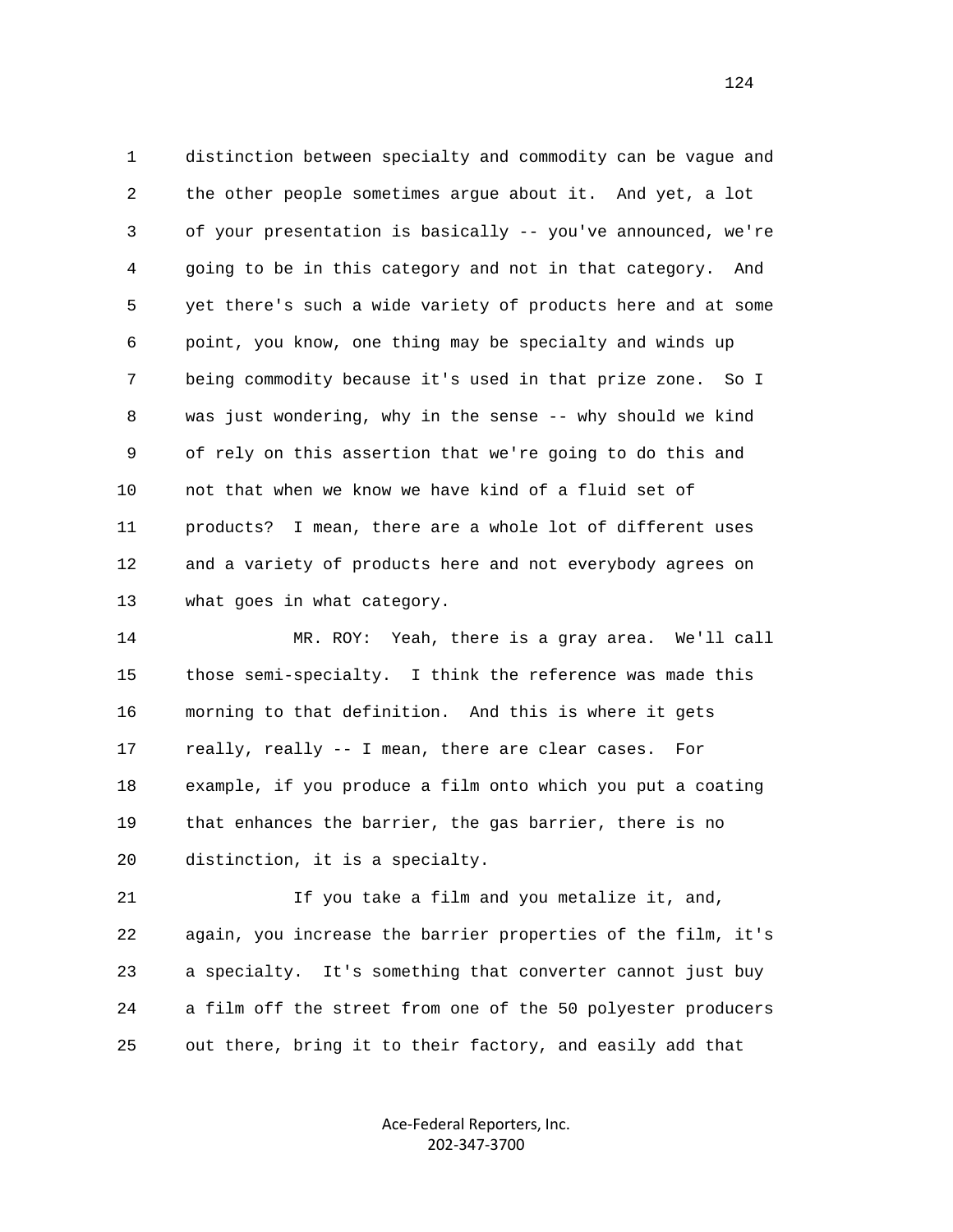1 distinction between specialty and commodity can be vague and
2 the other people sometimes argue about it. And yet, a lot
3 of your presentation is basically -- you've announced, we're
4 going to be in this category and not in that category. And
5 yet there's such a wide variety of products here and at some
6 point, you know, one thing may be specialty and winds up
7 being commodity because it's used in that prize zone. So I
8 was just wondering, why in the sense -- why should we kind
9 of rely on this assertion that we're going to do this and
10 not that when we know we have kind of a fluid set of
11 products? I mean, there are a whole lot of different uses
12 and a variety of products here and not everybody agrees on
13 what goes in what category.

14 MR. ROY: Yeah, there is a gray area. We'll call
15 those semi-specialty. I think the reference was made this
16 morning to that definition. And this is where it gets
17 really, really -- I mean, there are clear cases. For
18 example, if you produce a film onto which you put a coating
19 that enhances the barrier, the gas barrier, there is no
20 distinction, it is a specialty.

21 If you take a film and you metalize it, and,
22 again, you increase the barrier properties of the film, it's
23 a specialty. It's something that converter cannot just buy
24 a film off the street from one of the 50 polyester producers
25 out there, bring it to their factory, and easily add that

Ace-Federal Reporters, Inc.
202-347-3700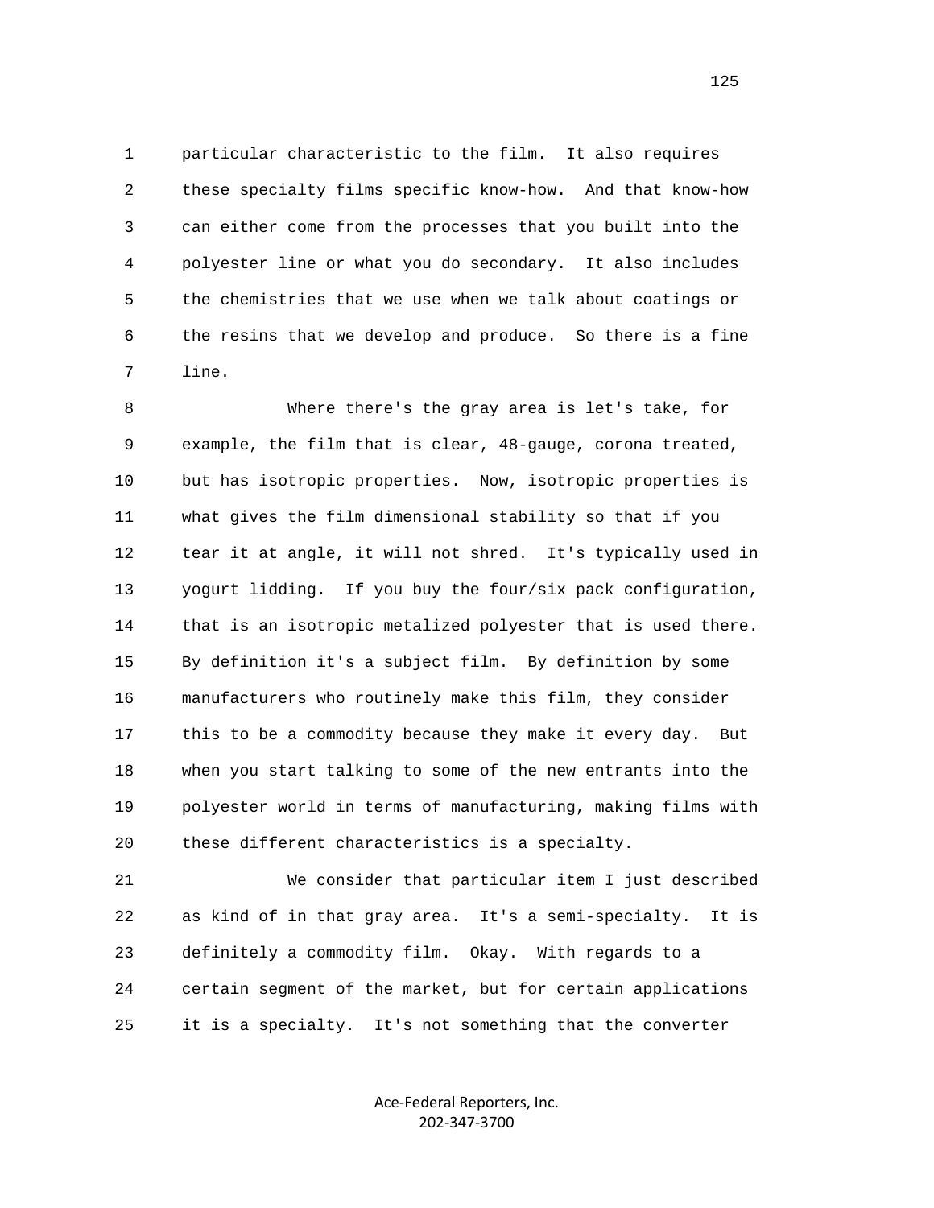1 particular characteristic to the film. It also requires
2 these specialty films specific know-how. And that know-how
3 can either come from the processes that you built into the
4 polyester line or what you do secondary. It also includes
5 the chemistries that we use when we talk about coatings or
6 the resins that we develop and produce. So there is a fine
7 line.

8 Where there's the gray area is let's take, for
9 example, the film that is clear, 48-gauge, corona treated,
10 but has isotropic properties. Now, isotropic properties is
11 what gives the film dimensional stability so that if you
12 tear it at angle, it will not shred. It's typically used in
13 yogurt lidding. If you buy the four/six pack configuration,
14 that is an isotropic metalized polyester that is used there.
15 By definition it's a subject film. By definition by some
16 manufacturers who routinely make this film, they consider
17 this to be a commodity because they make it every day. But
18 when you start talking to some of the new entrants into the
19 polyester world in terms of manufacturing, making films with
20 these different characteristics is a specialty.

21 We consider that particular item I just described
22 as kind of in that gray area. It's a semi-specialty. It is
23 definitely a commodity film. Okay. With regards to a
24 certain segment of the market, but for certain applications
25 it is a specialty. It's not something that the converter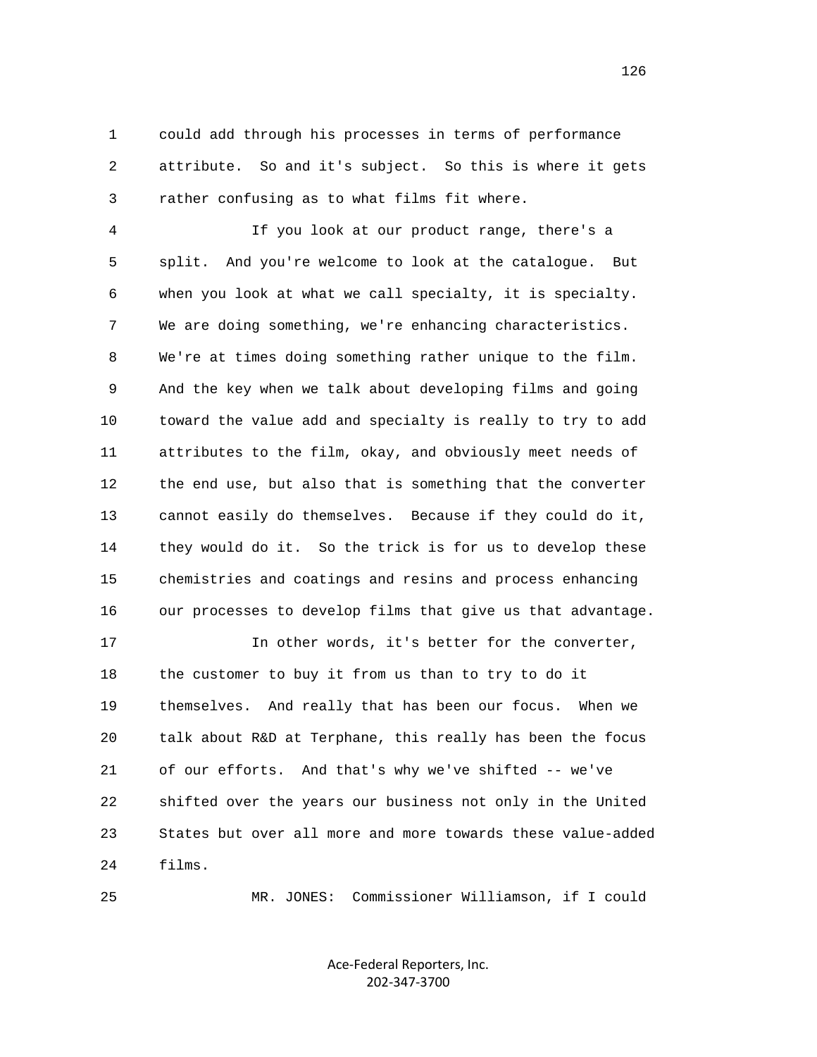could add through his processes in terms of performance attribute. So and it's subject. So this is where it gets rather confusing as to what films fit where.

If you look at our product range, there's a split. And you're welcome to look at the catalogue. But when you look at what we call specialty, it is specialty. We are doing something, we're enhancing characteristics. We're at times doing something rather unique to the film. And the key when we talk about developing films and going toward the value add and specialty is really to try to add attributes to the film, okay, and obviously meet needs of the end use, but also that is something that the converter cannot easily do themselves. Because if they could do it, they would do it. So the trick is for us to develop these chemistries and coatings and resins and process enhancing our processes to develop films that give us that advantage.

In other words, it's better for the converter, the customer to buy it from us than to try to do it themselves. And really that has been our focus. When we talk about R&D at Terphane, this really has been the focus of our efforts. And that's why we've shifted -- we've shifted over the years our business not only in the United States but over all more and more towards these value-added films.

MR. JONES: Commissioner Williamson, if I could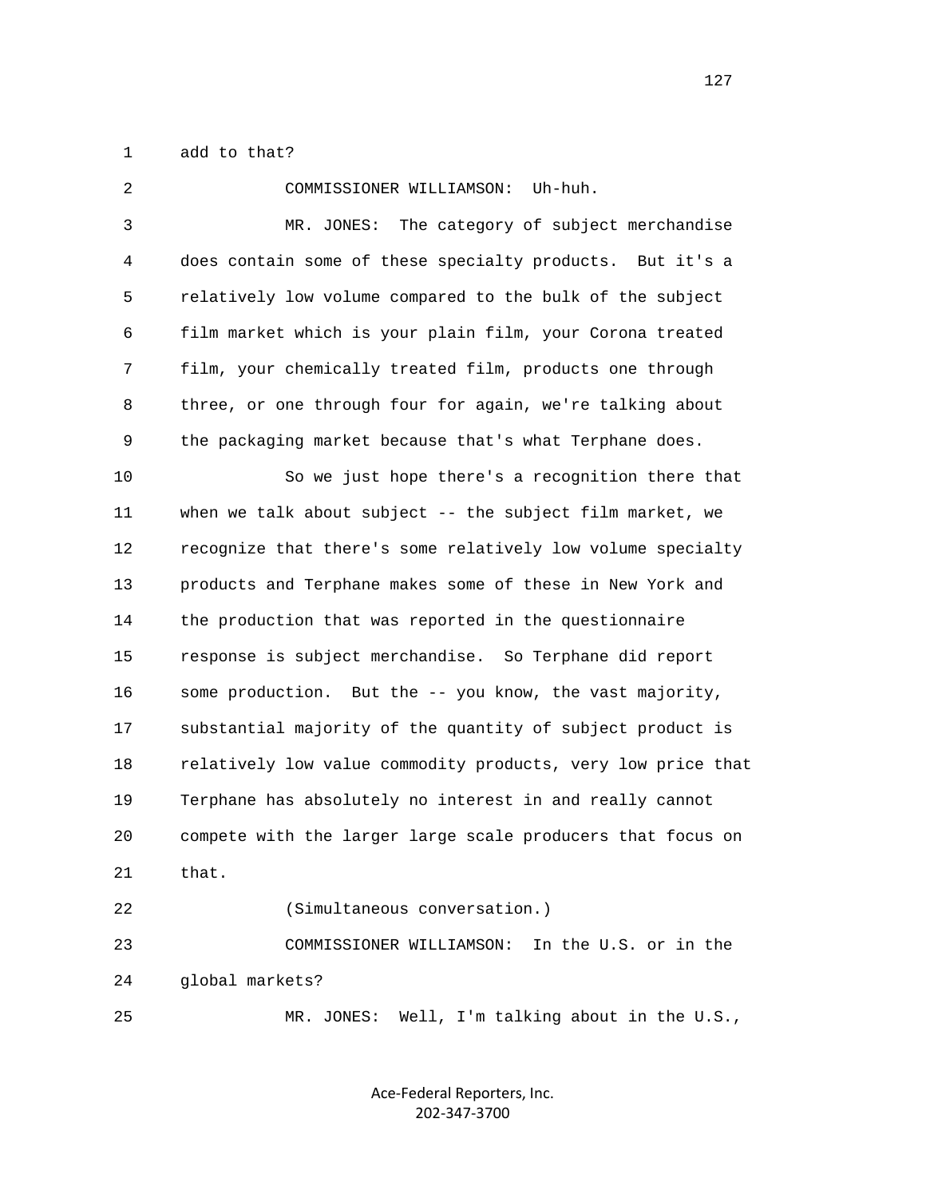add to that?

COMMISSIONER WILLIAMSON: Uh-huh.

MR. JONES: The category of subject merchandise does contain some of these specialty products. But it's a relatively low volume compared to the bulk of the subject film market which is your plain film, your Corona treated film, your chemically treated film, products one through three, or one through four for again, we're talking about the packaging market because that's what Terphane does.

So we just hope there's a recognition there that when we talk about subject -- the subject film market, we recognize that there's some relatively low volume specialty products and Terphane makes some of these in New York and the production that was reported in the questionnaire response is subject merchandise. So Terphane did report some production. But the -- you know, the vast majority, substantial majority of the quantity of subject product is relatively low value commodity products, very low price that Terphane has absolutely no interest in and really cannot compete with the larger large scale producers that focus on that.

(Simultaneous conversation.)

COMMISSIONER WILLIAMSON: In the U.S. or in the global markets?

MR. JONES: Well, I'm talking about in the U.S.,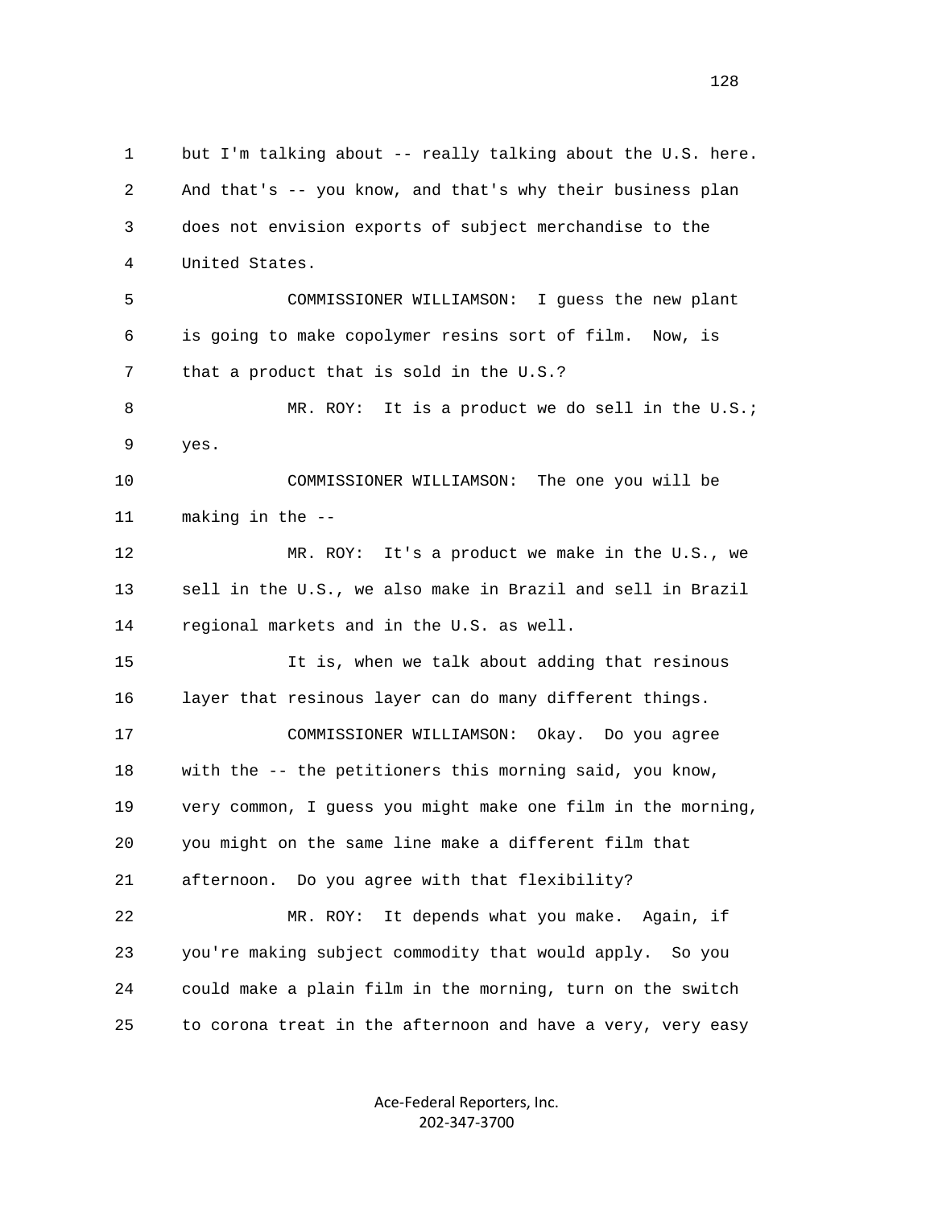1 but I'm talking about -- really talking about the U.S. here.
2 And that's -- you know, and that's why their business plan
3 does not envision exports of subject merchandise to the
4 United States.
5 COMMISSIONER WILLIAMSON: I guess the new plant
6 is going to make copolymer resins sort of film. Now, is
7 that a product that is sold in the U.S.?
8 MR. ROY: It is a product we do sell in the U.S.;
9 yes.
10 COMMISSIONER WILLIAMSON: The one you will be
11 making in the --
12 MR. ROY: It's a product we make in the U.S., we
13 sell in the U.S., we also make in Brazil and sell in Brazil
14 regional markets and in the U.S. as well.
15 It is, when we talk about adding that resinous
16 layer that resinous layer can do many different things.
17 COMMISSIONER WILLIAMSON: Okay. Do you agree
18 with the -- the petitioners this morning said, you know,
19 very common, I guess you might make one film in the morning,
20 you might on the same line make a different film that
21 afternoon. Do you agree with that flexibility?
22 MR. ROY: It depends what you make. Again, if
23 you're making subject commodity that would apply. So you
24 could make a plain film in the morning, turn on the switch
25 to corona treat in the afternoon and have a very, very easy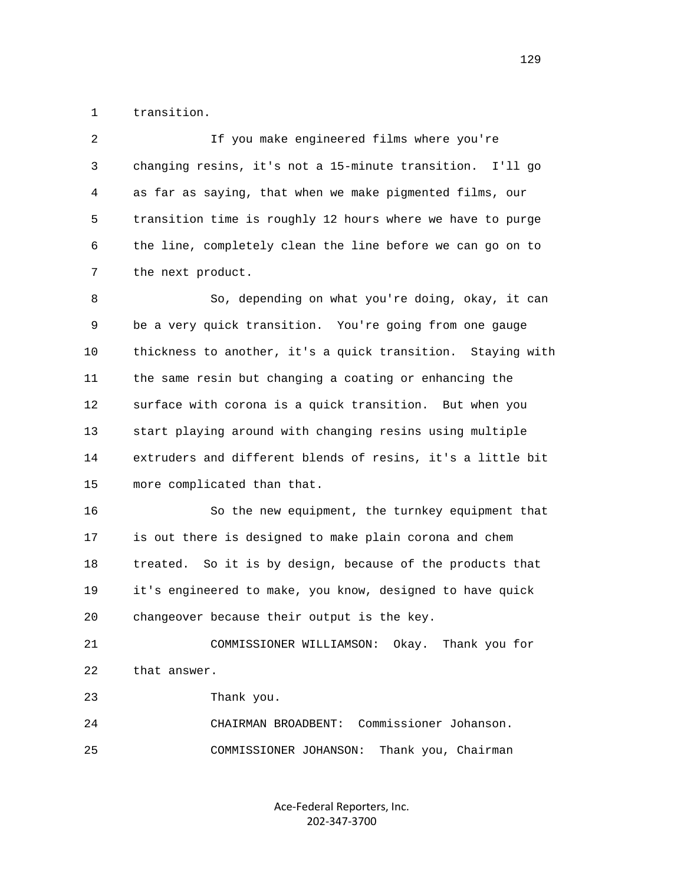1 transition.

2 If you make engineered films where you're
3 changing resins, it's not a 15-minute transition. I'll go
4 as far as saying, that when we make pigmented films, our
5 transition time is roughly 12 hours where we have to purge
6 the line, completely clean the line before we can go on to
7 the next product.

8 So, depending on what you're doing, okay, it can
9 be a very quick transition. You're going from one gauge
10 thickness to another, it's a quick transition. Staying with
11 the same resin but changing a coating or enhancing the
12 surface with corona is a quick transition. But when you
13 start playing around with changing resins using multiple
14 extruders and different blends of resins, it's a little bit
15 more complicated than that.

16 So the new equipment, the turnkey equipment that
17 is out there is designed to make plain corona and chem
18 treated. So it is by design, because of the products that
19 it's engineered to make, you know, designed to have quick
20 changeover because their output is the key.

21 COMMISSIONER WILLIAMSON: Okay. Thank you for
22 that answer.

23 Thank you.

24 CHAIRMAN BROADBENT: Commissioner Johanson.

25 COMMISSIONER JOHANSON: Thank you, Chairman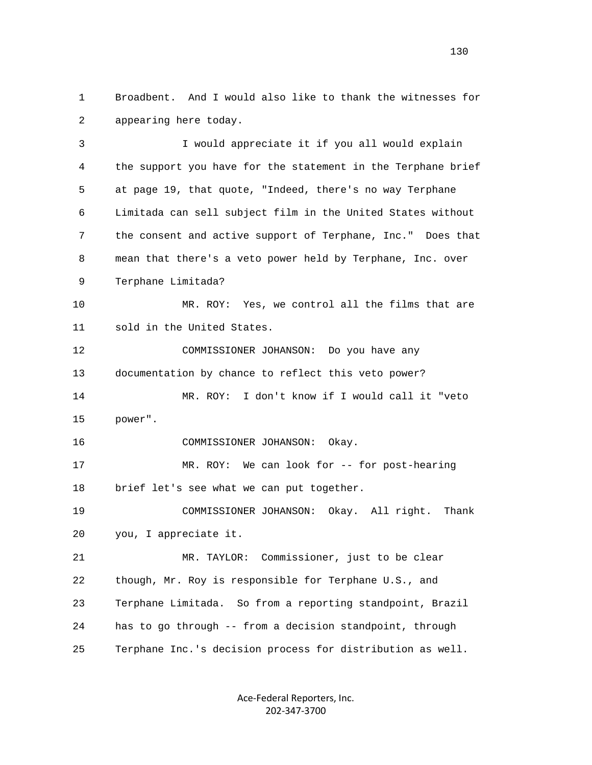Broadbent. And I would also like to thank the witnesses for appearing here today.

I would appreciate it if you all would explain the support you have for the statement in the Terphane brief at page 19, that quote, "Indeed, there's no way Terphane Limitada can sell subject film in the United States without the consent and active support of Terphane, Inc." Does that mean that there's a veto power held by Terphane, Inc. over Terphane Limitada?

MR. ROY: Yes, we control all the films that are sold in the United States.

COMMISSIONER JOHANSON: Do you have any documentation by chance to reflect this veto power?

MR. ROY: I don't know if I would call it "veto power".

COMMISSIONER JOHANSON: Okay.

MR. ROY: We can look for -- for post-hearing brief let's see what we can put together.

COMMISSIONER JOHANSON: Okay. All right. Thank you, I appreciate it.

MR. TAYLOR: Commissioner, just to be clear though, Mr. Roy is responsible for Terphane U.S., and Terphane Limitada. So from a reporting standpoint, Brazil has to go through -- from a decision standpoint, through Terphane Inc.'s decision process for distribution as well.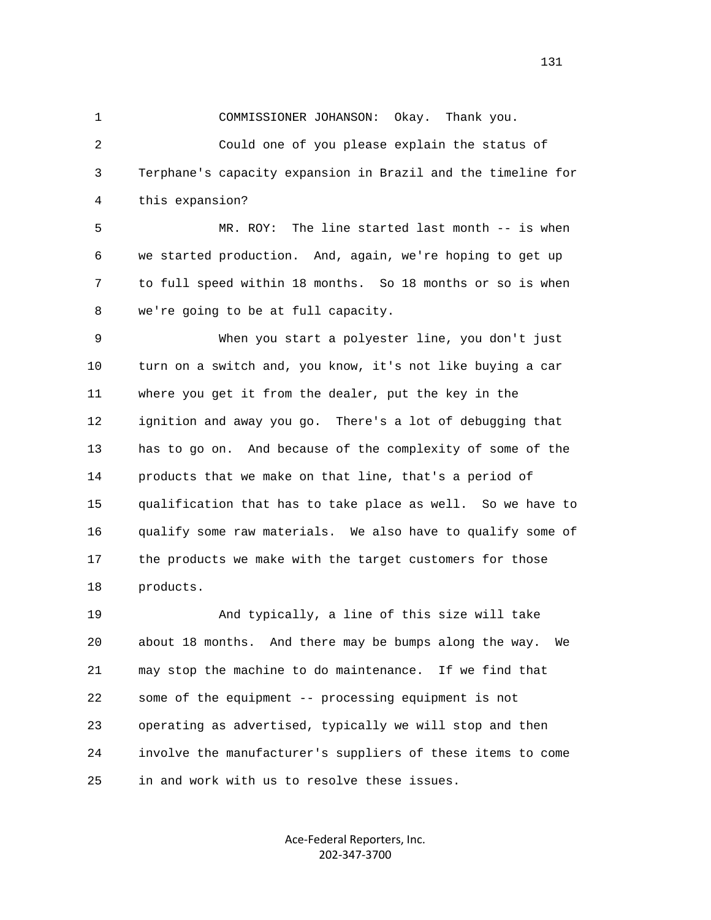1 COMMISSIONER JOHANSON: Okay. Thank you.

2 Could one of you please explain the status of

3 Terphane's capacity expansion in Brazil and the timeline for

4 this expansion?

5 MR. ROY: The line started last month -- is when

6 we started production. And, again, we're hoping to get up

7 to full speed within 18 months. So 18 months or so is when

8 we're going to be at full capacity.

9 When you start a polyester line, you don't just

10 turn on a switch and, you know, it's not like buying a car

11 where you get it from the dealer, put the key in the

12 ignition and away you go. There's a lot of debugging that

13 has to go on. And because of the complexity of some of the

14 products that we make on that line, that's a period of

15 qualification that has to take place as well. So we have to

16 qualify some raw materials. We also have to qualify some of

17 the products we make with the target customers for those

18 products.

19 And typically, a line of this size will take

20 about 18 months. And there may be bumps along the way. We

21 may stop the machine to do maintenance. If we find that

22 some of the equipment -- processing equipment is not

23 operating as advertised, typically we will stop and then

24 involve the manufacturer's suppliers of these items to come

25 in and work with us to resolve these issues.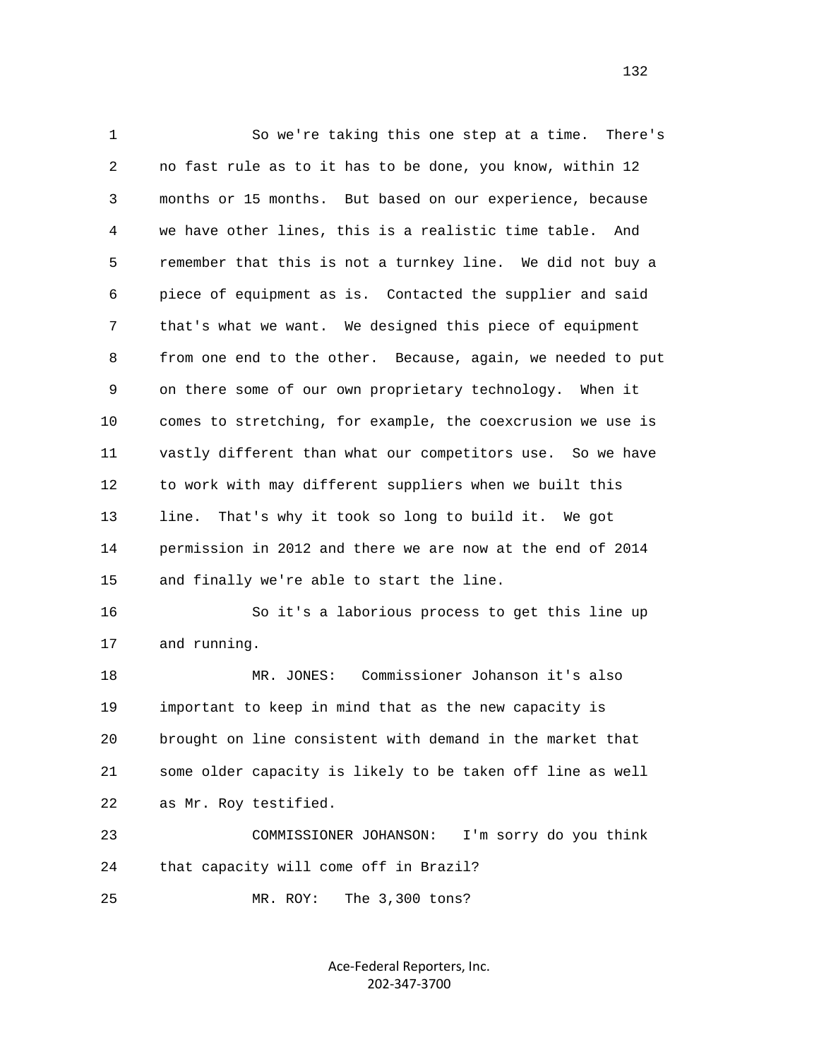So we're taking this one step at a time. There's no fast rule as to it has to be done, you know, within 12 months or 15 months. But based on our experience, because we have other lines, this is a realistic time table. And remember that this is not a turnkey line. We did not buy a piece of equipment as is. Contacted the supplier and said that's what we want. We designed this piece of equipment from one end to the other. Because, again, we needed to put on there some of our own proprietary technology. When it comes to stretching, for example, the coexcrusion we use is vastly different than what our competitors use. So we have to work with may different suppliers when we built this line. That's why it took so long to build it. We got permission in 2012 and there we are now at the end of 2014 and finally we're able to start the line.

So it's a laborious process to get this line up and running.

MR. JONES: Commissioner Johanson it's also important to keep in mind that as the new capacity is brought on line consistent with demand in the market that some older capacity is likely to be taken off line as well as Mr. Roy testified.

COMMISSIONER JOHANSON: I'm sorry do you think that capacity will come off in Brazil?

MR. ROY: The 3,300 tons?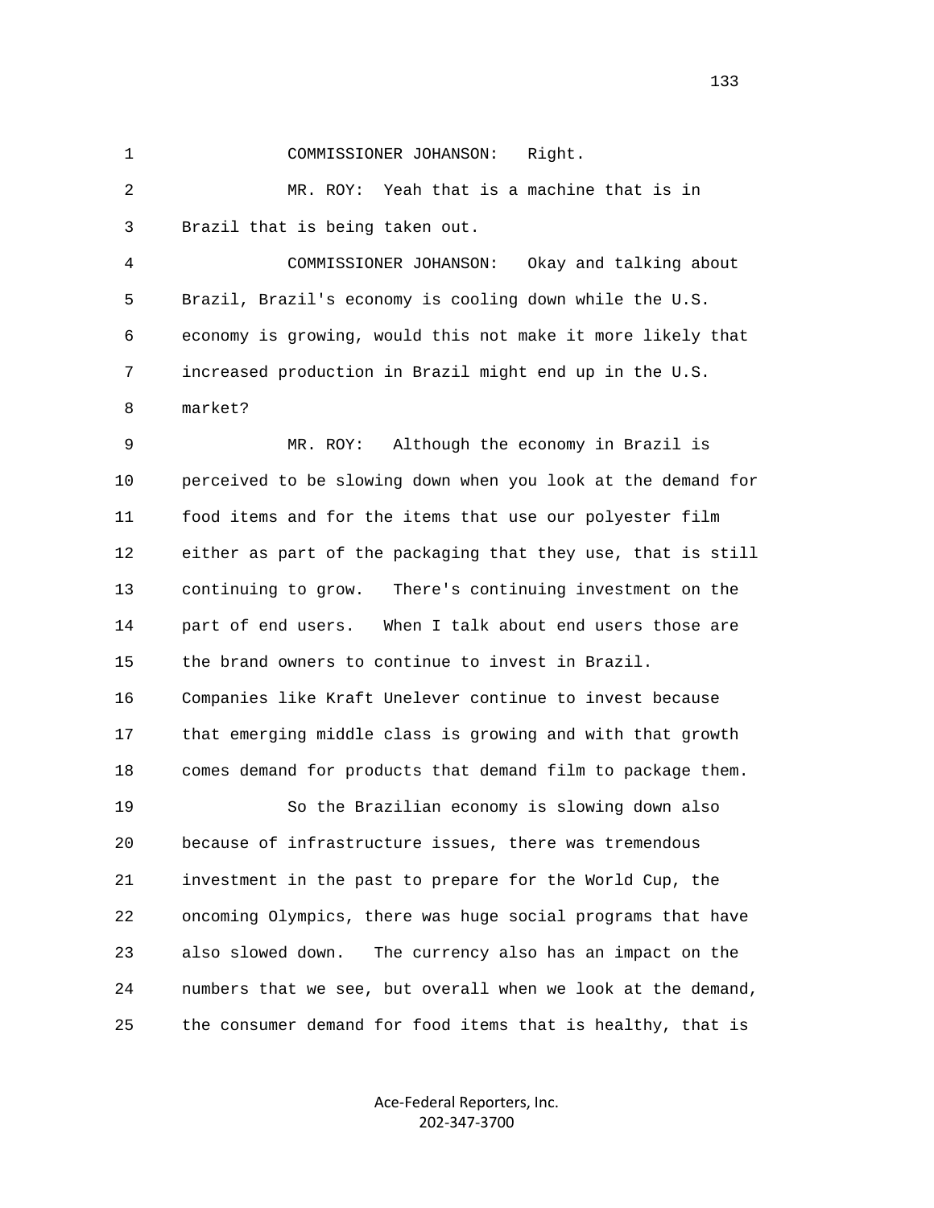1 COMMISSIONER JOHANSON: Right.

2 MR. ROY: Yeah that is a machine that is in

3 Brazil that is being taken out.

4 COMMISSIONER JOHANSON: Okay and talking about

5 Brazil, Brazil's economy is cooling down while the U.S.

6 economy is growing, would this not make it more likely that

7 increased production in Brazil might end up in the U.S.

8 market?

9 MR. ROY: Although the economy in Brazil is

10 perceived to be slowing down when you look at the demand for

11 food items and for the items that use our polyester film

12 either as part of the packaging that they use, that is still

13 continuing to grow. There's continuing investment on the

14 part of end users. When I talk about end users those are

15 the brand owners to continue to invest in Brazil.

16 Companies like Kraft Unelever continue to invest because

17 that emerging middle class is growing and with that growth

18 comes demand for products that demand film to package them.

19 So the Brazilian economy is slowing down also

20 because of infrastructure issues, there was tremendous

21 investment in the past to prepare for the World Cup, the

22 oncoming Olympics, there was huge social programs that have

23 also slowed down. The currency also has an impact on the

24 numbers that we see, but overall when we look at the demand,

25 the consumer demand for food items that is healthy, that is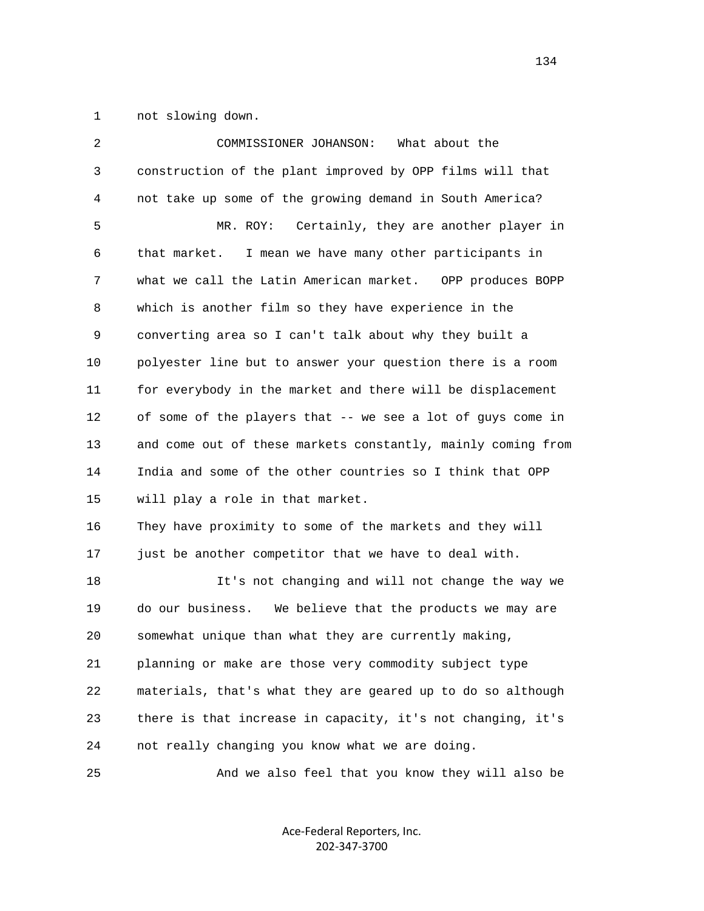not slowing down.

COMMISSIONER JOHANSON: What about the construction of the plant improved by OPP films will that not take up some of the growing demand in South America?

MR. ROY: Certainly, they are another player in that market. I mean we have many other participants in what we call the Latin American market. OPP produces BOPP which is another film so they have experience in the converting area so I can't talk about why they built a polyester line but to answer your question there is a room for everybody in the market and there will be displacement of some of the players that -- we see a lot of guys come in and come out of these markets constantly, mainly coming from India and some of the other countries so I think that OPP will play a role in that market.

They have proximity to some of the markets and they will just be another competitor that we have to deal with.

It's not changing and will not change the way we do our business. We believe that the products we may are somewhat unique than what they are currently making, planning or make are those very commodity subject type materials, that's what they are geared up to do so although there is that increase in capacity, it's not changing, it's not really changing you know what we are doing.

And we also feel that you know they will also be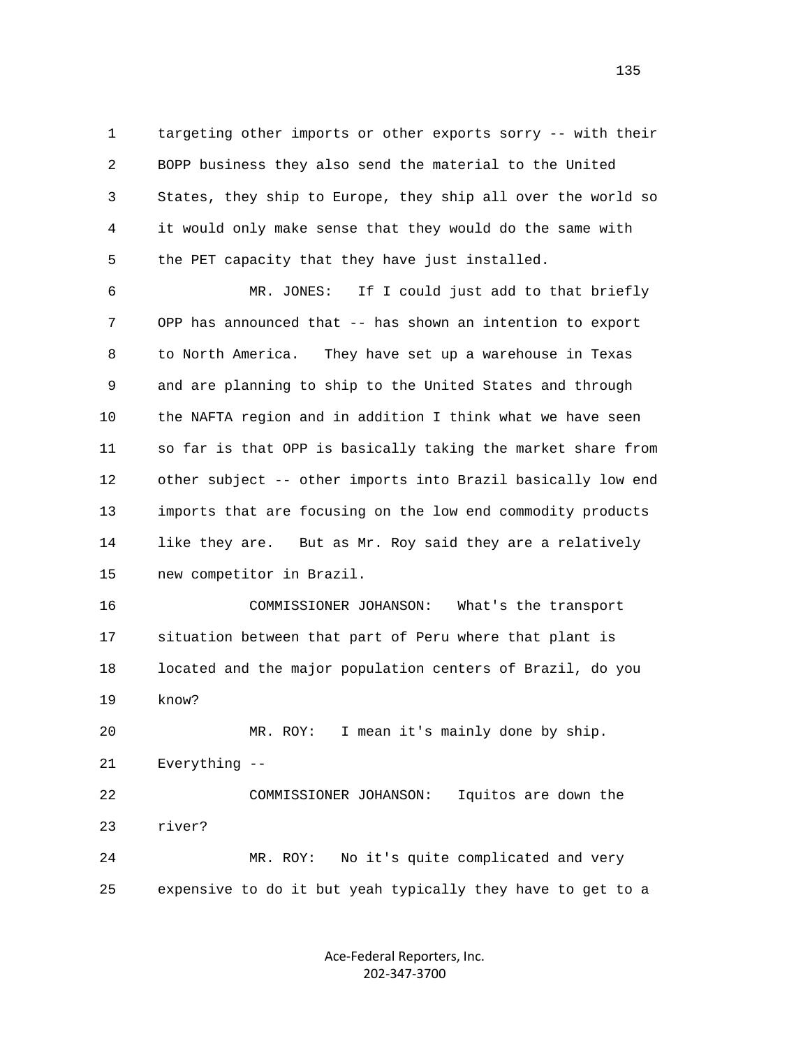1 targeting other imports or other exports sorry -- with their
2 BOPP business they also send the material to the United
3 States, they ship to Europe, they ship all over the world so
4 it would only make sense that they would do the same with
5 the PET capacity that they have just installed.

6 MR. JONES: If I could just add to that briefly
7 OPP has announced that -- has shown an intention to export
8 to North America. They have set up a warehouse in Texas
9 and are planning to ship to the United States and through
10 the NAFTA region and in addition I think what we have seen
11 so far is that OPP is basically taking the market share from
12 other subject -- other imports into Brazil basically low end
13 imports that are focusing on the low end commodity products
14 like they are. But as Mr. Roy said they are a relatively
15 new competitor in Brazil.

16 COMMISSIONER JOHANSON: What's the transport
17 situation between that part of Peru where that plant is
18 located and the major population centers of Brazil, do you
19 know?

20 MR. ROY: I mean it's mainly done by ship.
21 Everything --

22 COMMISSIONER JOHANSON: Iquitos are down the
23 river?

24 MR. ROY: No it's quite complicated and very
25 expensive to do it but yeah typically they have to get to a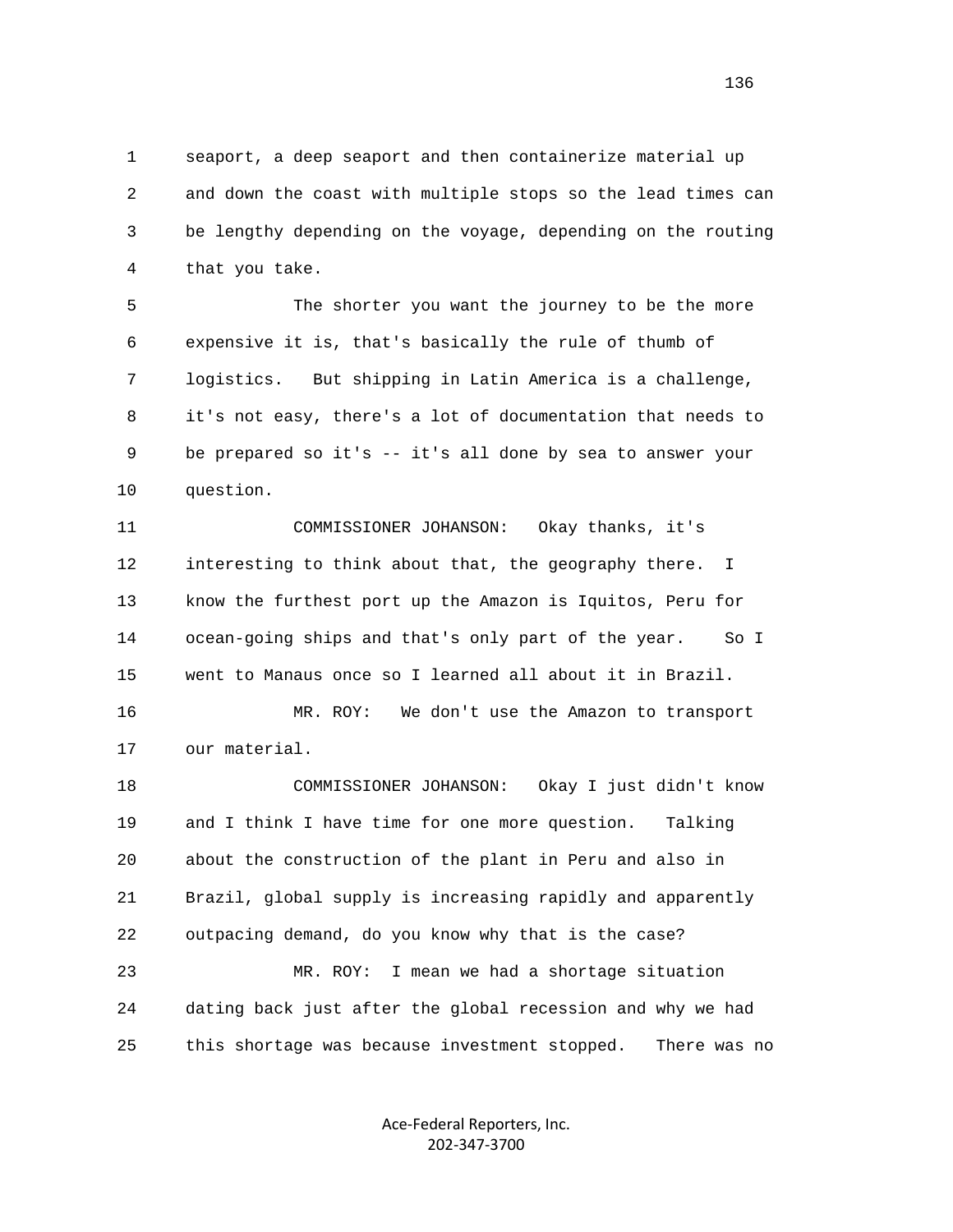seaport, a deep seaport and then containerize material up and down the coast with multiple stops so the lead times can be lengthy depending on the voyage, depending on the routing that you take.

The shorter you want the journey to be the more expensive it is, that's basically the rule of thumb of logistics. But shipping in Latin America is a challenge, it's not easy, there's a lot of documentation that needs to be prepared so it's -- it's all done by sea to answer your question.

COMMISSIONER JOHANSON: Okay thanks, it's interesting to think about that, the geography there. I know the furthest port up the Amazon is Iquitos, Peru for ocean-going ships and that's only part of the year. So I went to Manaus once so I learned all about it in Brazil.

MR. ROY: We don't use the Amazon to transport our material.

COMMISSIONER JOHANSON: Okay I just didn't know and I think I have time for one more question. Talking about the construction of the plant in Peru and also in Brazil, global supply is increasing rapidly and apparently outpacing demand, do you know why that is the case?

MR. ROY: I mean we had a shortage situation dating back just after the global recession and why we had this shortage was because investment stopped. There was no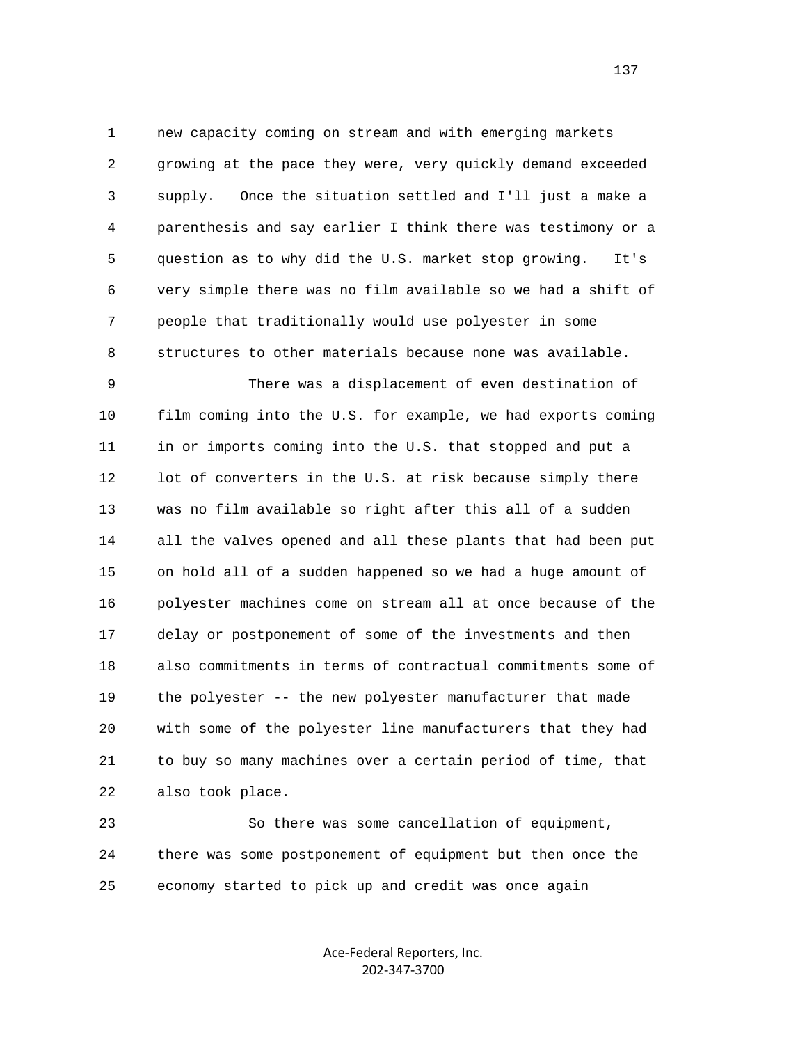new capacity coming on stream and with emerging markets growing at the pace they were, very quickly demand exceeded supply. Once the situation settled and I'll just a make a parenthesis and say earlier I think there was testimony or a question as to why did the U.S. market stop growing. It's very simple there was no film available so we had a shift of people that traditionally would use polyester in some structures to other materials because none was available.

There was a displacement of even destination of film coming into the U.S. for example, we had exports coming in or imports coming into the U.S. that stopped and put a lot of converters in the U.S. at risk because simply there was no film available so right after this all of a sudden all the valves opened and all these plants that had been put on hold all of a sudden happened so we had a huge amount of polyester machines come on stream all at once because of the delay or postponement of some of the investments and then also commitments in terms of contractual commitments some of the polyester -- the new polyester manufacturer that made with some of the polyester line manufacturers that they had to buy so many machines over a certain period of time, that also took place.

So there was some cancellation of equipment, there was some postponement of equipment but then once the economy started to pick up and credit was once again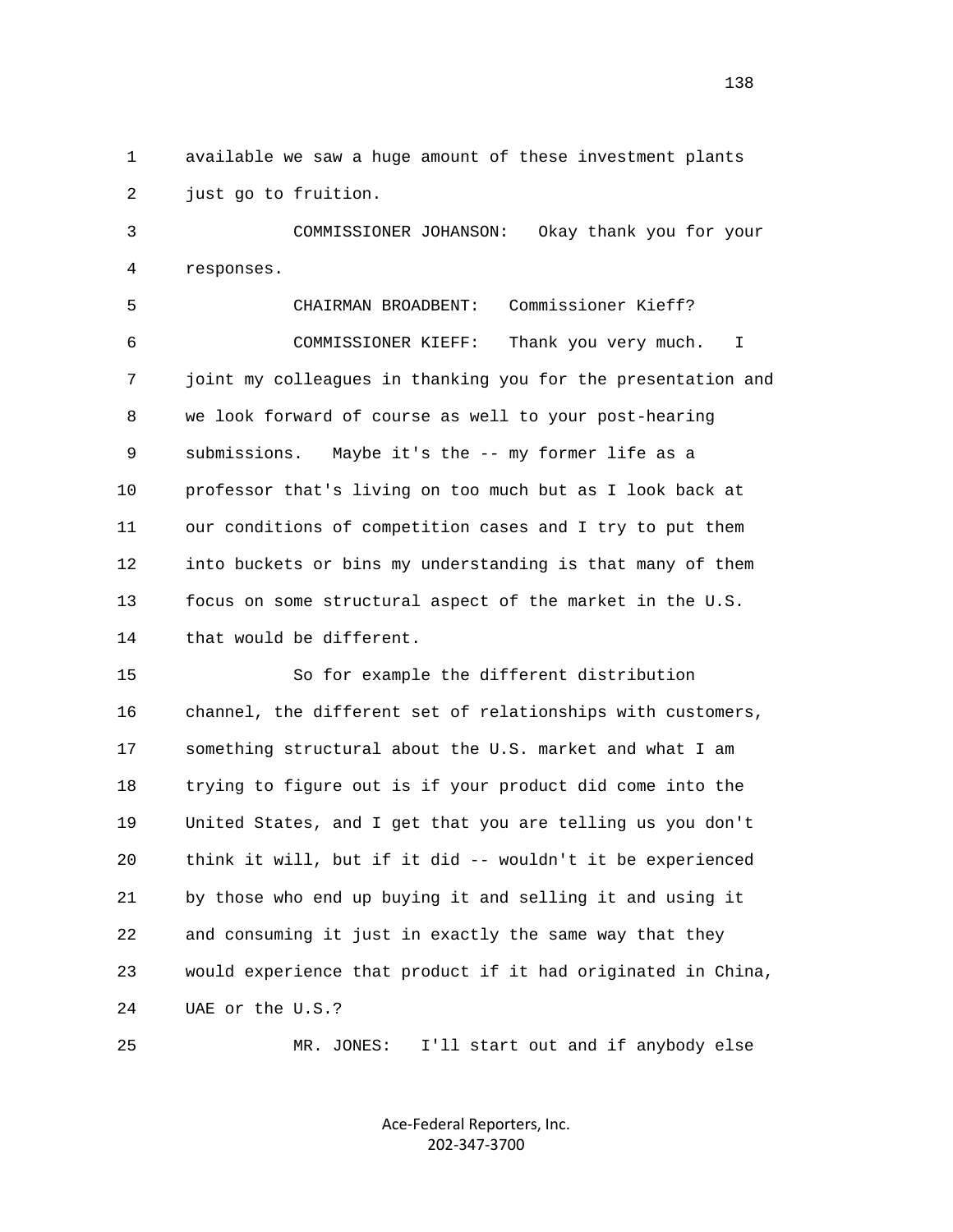1 available we saw a huge amount of these investment plants
2 just go to fruition.

3 COMMISSIONER JOHANSON: Okay thank you for your
4 responses.

5 CHAIRMAN BROADBENT: Commissioner Kieff?

6 COMMISSIONER KIEFF: Thank you very much. I
7 joint my colleagues in thanking you for the presentation and
8 we look forward of course as well to your post-hearing
9 submissions. Maybe it's the -- my former life as a
10 professor that's living on too much but as I look back at
11 our conditions of competition cases and I try to put them
12 into buckets or bins my understanding is that many of them
13 focus on some structural aspect of the market in the U.S.
14 that would be different.

15 So for example the different distribution
16 channel, the different set of relationships with customers,
17 something structural about the U.S. market and what I am
18 trying to figure out is if your product did come into the
19 United States, and I get that you are telling us you don't
20 think it will, but if it did -- wouldn't it be experienced
21 by those who end up buying it and selling it and using it
22 and consuming it just in exactly the same way that they
23 would experience that product if it had originated in China,
24 UAE or the U.S.?

25 MR. JONES: I'll start out and if anybody else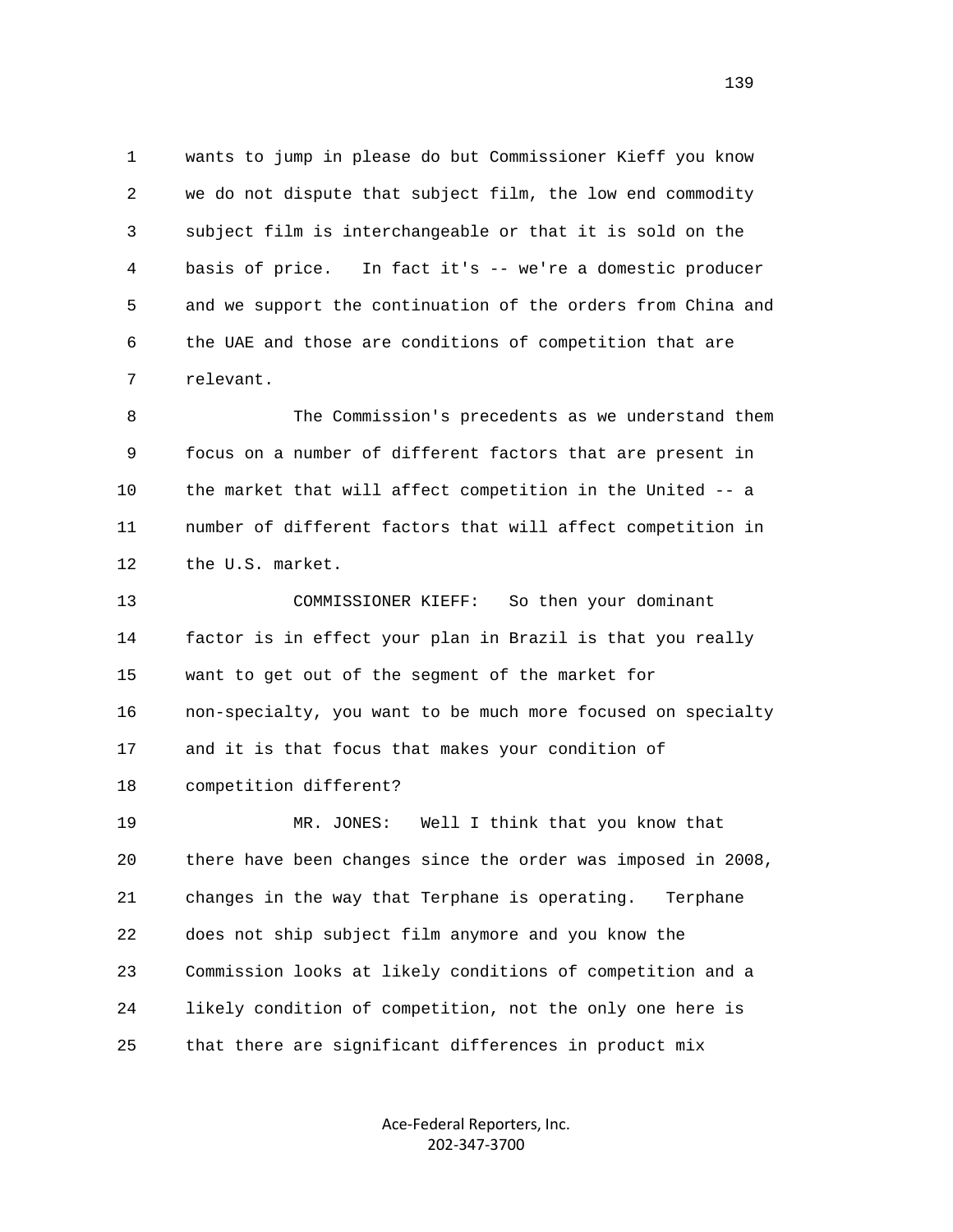1 wants to jump in please do but Commissioner Kieff you know
2 we do not dispute that subject film, the low end commodity
3 subject film is interchangeable or that it is sold on the
4 basis of price. In fact it's -- we're a domestic producer
5 and we support the continuation of the orders from China and
6 the UAE and those are conditions of competition that are
7 relevant.

8 The Commission's precedents as we understand them
9 focus on a number of different factors that are present in
10 the market that will affect competition in the United -- a
11 number of different factors that will affect competition in
12 the U.S. market.

13 COMMISSIONER KIEFF: So then your dominant
14 factor is in effect your plan in Brazil is that you really
15 want to get out of the segment of the market for
16 non-specialty, you want to be much more focused on specialty
17 and it is that focus that makes your condition of
18 competition different?

19 MR. JONES: Well I think that you know that
20 there have been changes since the order was imposed in 2008,
21 changes in the way that Terphane is operating. Terphane
22 does not ship subject film anymore and you know the
23 Commission looks at likely conditions of competition and a
24 likely condition of competition, not the only one here is
25 that there are significant differences in product mix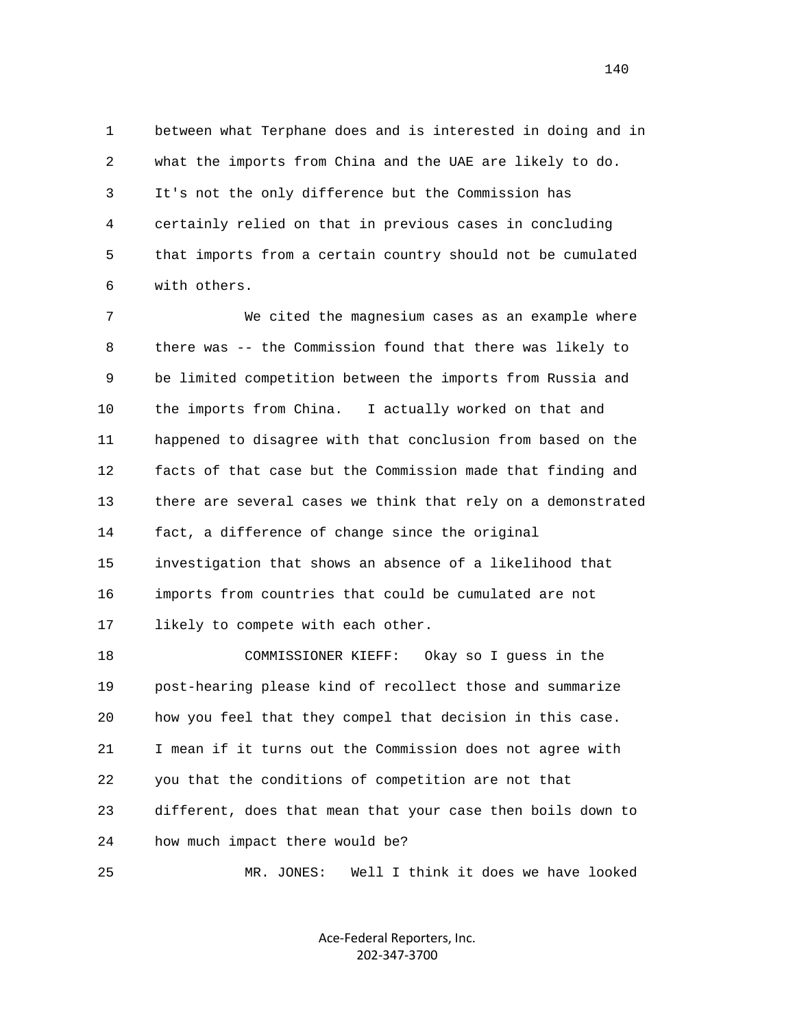between what Terphane does and is interested in doing and in what the imports from China and the UAE are likely to do. It's not the only difference but the Commission has certainly relied on that in previous cases in concluding that imports from a certain country should not be cumulated with others.

We cited the magnesium cases as an example where there was -- the Commission found that there was likely to be limited competition between the imports from Russia and the imports from China. I actually worked on that and happened to disagree with that conclusion from based on the facts of that case but the Commission made that finding and there are several cases we think that rely on a demonstrated fact, a difference of change since the original investigation that shows an absence of a likelihood that imports from countries that could be cumulated are not likely to compete with each other.

COMMISSIONER KIEFF: Okay so I guess in the post-hearing please kind of recollect those and summarize how you feel that they compel that decision in this case. I mean if it turns out the Commission does not agree with you that the conditions of competition are not that different, does that mean that your case then boils down to how much impact there would be?

MR. JONES: Well I think it does we have looked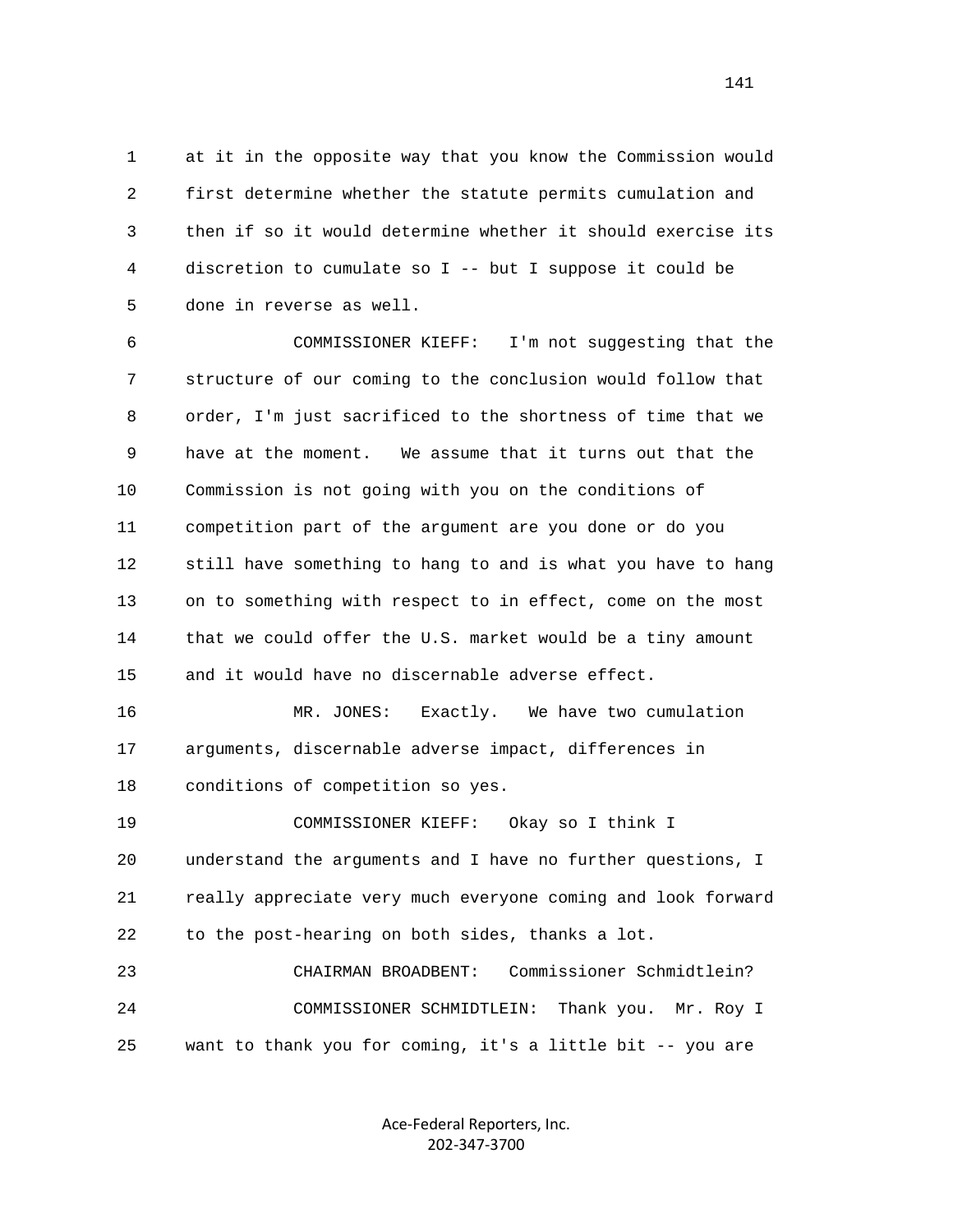at it in the opposite way that you know the Commission would first determine whether the statute permits cumulation and then if so it would determine whether it should exercise its discretion to cumulate so I -- but I suppose it could be done in reverse as well.

COMMISSIONER KIEFF: I'm not suggesting that the structure of our coming to the conclusion would follow that order, I'm just sacrificed to the shortness of time that we have at the moment. We assume that it turns out that the Commission is not going with you on the conditions of competition part of the argument are you done or do you still have something to hang to and is what you have to hang on to something with respect to in effect, come on the most that we could offer the U.S. market would be a tiny amount and it would have no discernable adverse effect.

MR. JONES: Exactly. We have two cumulation arguments, discernable adverse impact, differences in conditions of competition so yes.

COMMISSIONER KIEFF: Okay so I think I understand the arguments and I have no further questions, I really appreciate very much everyone coming and look forward to the post-hearing on both sides, thanks a lot.

CHAIRMAN BROADBENT: Commissioner Schmidtlein?

COMMISSIONER SCHMIDTLEIN: Thank you. Mr. Roy I want to thank you for coming, it's a little bit -- you are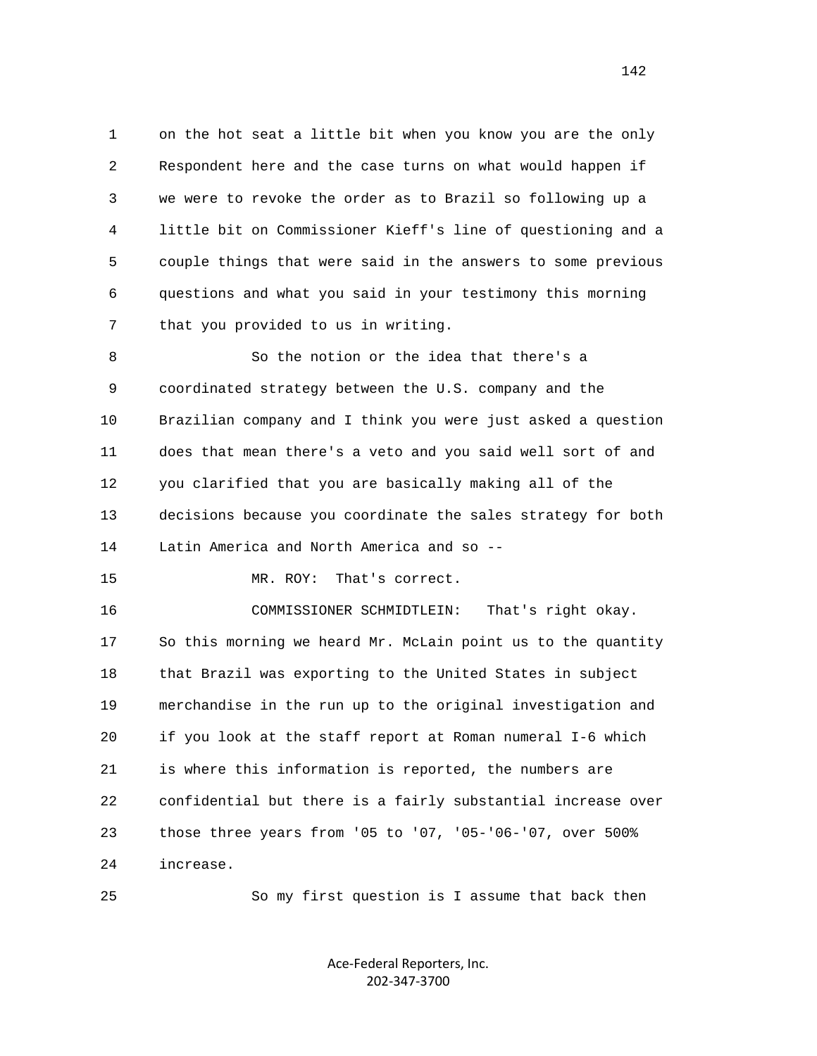1 on the hot seat a little bit when you know you are the only
2 Respondent here and the case turns on what would happen if
3 we were to revoke the order as to Brazil so following up a
4 little bit on Commissioner Kieff's line of questioning and a
5 couple things that were said in the answers to some previous
6 questions and what you said in your testimony this morning
7 that you provided to us in writing.

8 So the notion or the idea that there's a
9 coordinated strategy between the U.S. company and the
10 Brazilian company and I think you were just asked a question
11 does that mean there's a veto and you said well sort of and
12 you clarified that you are basically making all of the
13 decisions because you coordinate the sales strategy for both
14 Latin America and North America and so --

15 MR. ROY: That's correct.

16 COMMISSIONER SCHMIDTLEIN: That's right okay.
17 So this morning we heard Mr. McLain point us to the quantity
18 that Brazil was exporting to the United States in subject
19 merchandise in the run up to the original investigation and
20 if you look at the staff report at Roman numeral I-6 which
21 is where this information is reported, the numbers are
22 confidential but there is a fairly substantial increase over
23 those three years from '05 to '07, '05-'06-'07, over 500%
24 increase.

25 So my first question is I assume that back then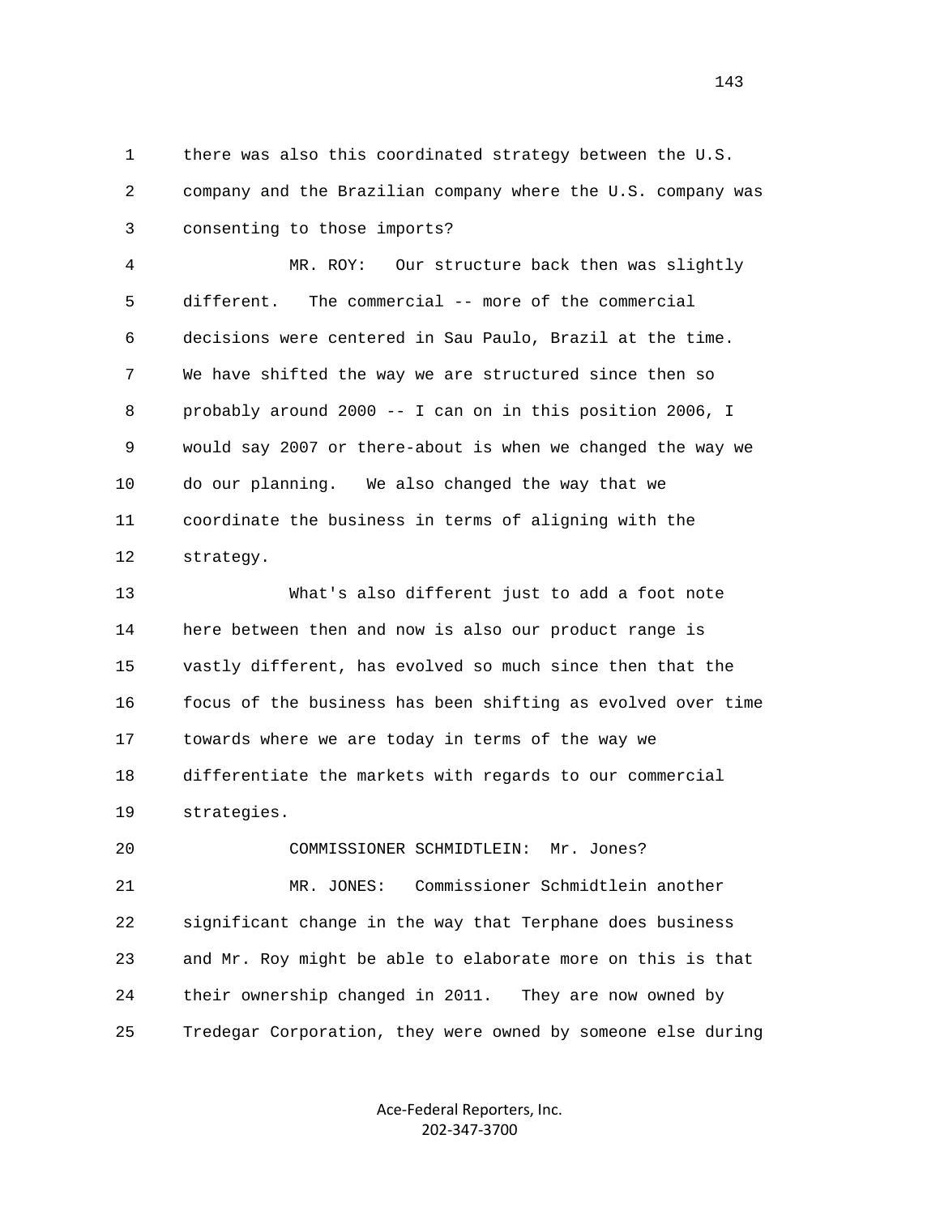1 there was also this coordinated strategy between the U.S.
2 company and the Brazilian company where the U.S. company was
3 consenting to those imports?

4 MR. ROY: Our structure back then was slightly
5 different. The commercial -- more of the commercial
6 decisions were centered in Sau Paulo, Brazil at the time.
7 We have shifted the way we are structured since then so
8 probably around 2000 -- I can on in this position 2006, I
9 would say 2007 or there-about is when we changed the way we
10 do our planning. We also changed the way that we
11 coordinate the business in terms of aligning with the
12 strategy.

13 What's also different just to add a foot note
14 here between then and now is also our product range is
15 vastly different, has evolved so much since then that the
16 focus of the business has been shifting as evolved over time
17 towards where we are today in terms of the way we
18 differentiate the markets with regards to our commercial
19 strategies.

20 COMMISSIONER SCHMIDTLEIN: Mr. Jones?

21 MR. JONES: Commissioner Schmidtlein another
22 significant change in the way that Terphane does business
23 and Mr. Roy might be able to elaborate more on this is that
24 their ownership changed in 2011. They are now owned by
25 Tredegar Corporation, they were owned by someone else during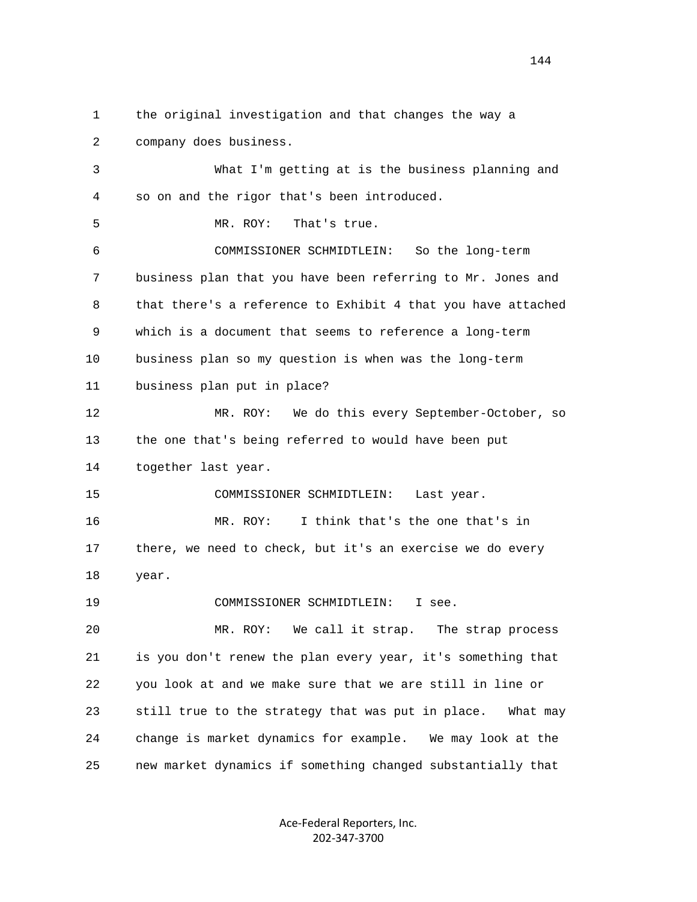1 the original investigation and that changes the way a
2 company does business.
3 What I'm getting at is the business planning and
4 so on and the rigor that's been introduced.
5 MR. ROY: That's true.
6 COMMISSIONER SCHMIDTLEIN: So the long-term
7 business plan that you have been referring to Mr. Jones and
8 that there's a reference to Exhibit 4 that you have attached
9 which is a document that seems to reference a long-term
10 business plan so my question is when was the long-term
11 business plan put in place?
12 MR. ROY: We do this every September-October, so
13 the one that's being referred to would have been put
14 together last year.
15 COMMISSIONER SCHMIDTLEIN: Last year.
16 MR. ROY: I think that's the one that's in
17 there, we need to check, but it's an exercise we do every
18 year.
19 COMMISSIONER SCHMIDTLEIN: I see.
20 MR. ROY: We call it strap. The strap process
21 is you don't renew the plan every year, it's something that
22 you look at and we make sure that we are still in line or
23 still true to the strategy that was put in place. What may
24 change is market dynamics for example. We may look at the
25 new market dynamics if something changed substantially that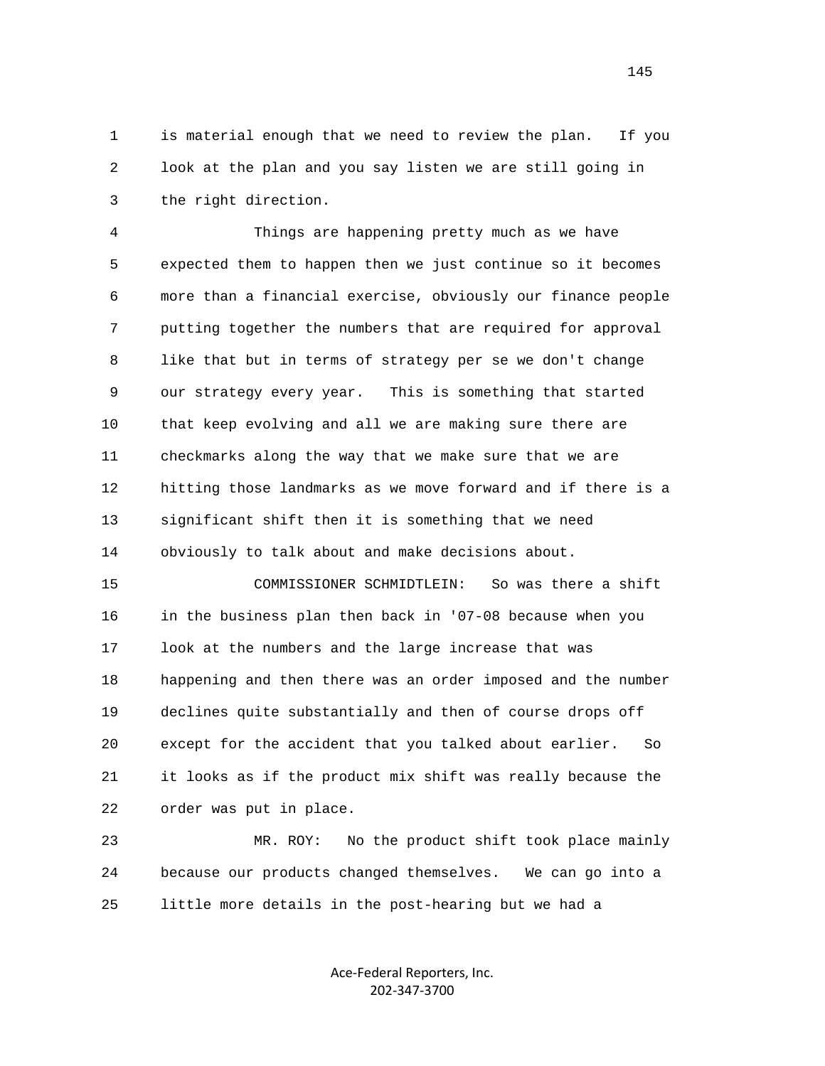1 is material enough that we need to review the plan. If you
2 look at the plan and you say listen we are still going in
3 the right direction.

4 Things are happening pretty much as we have
5 expected them to happen then we just continue so it becomes
6 more than a financial exercise, obviously our finance people
7 putting together the numbers that are required for approval
8 like that but in terms of strategy per se we don't change
9 our strategy every year. This is something that started
10 that keep evolving and all we are making sure there are
11 checkmarks along the way that we make sure that we are
12 hitting those landmarks as we move forward and if there is a
13 significant shift then it is something that we need
14 obviously to talk about and make decisions about.

15 COMMISSIONER SCHMIDTLEIN: So was there a shift
16 in the business plan then back in '07-08 because when you
17 look at the numbers and the large increase that was
18 happening and then there was an order imposed and the number
19 declines quite substantially and then of course drops off
20 except for the accident that you talked about earlier. So
21 it looks as if the product mix shift was really because the
22 order was put in place.

23 MR. ROY: No the product shift took place mainly
24 because our products changed themselves. We can go into a
25 little more details in the post-hearing but we had a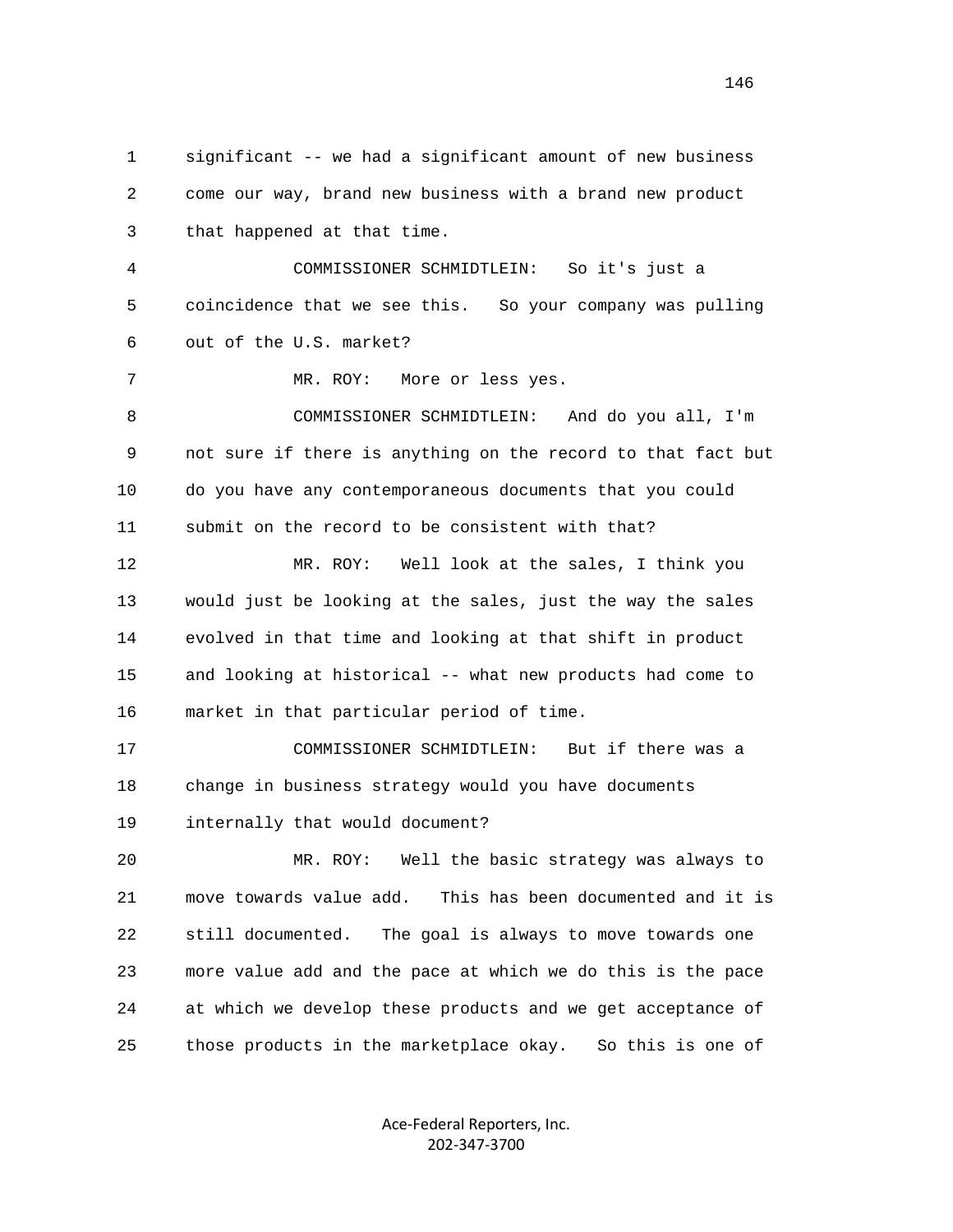1 significant -- we had a significant amount of new business
2 come our way, brand new business with a brand new product
3 that happened at that time.

4 COMMISSIONER SCHMIDTLEIN: So it's just a
5 coincidence that we see this. So your company was pulling
6 out of the U.S. market?

7 MR. ROY: More or less yes.

8 COMMISSIONER SCHMIDTLEIN: And do you all, I'm
9 not sure if there is anything on the record to that fact but
10 do you have any contemporaneous documents that you could
11 submit on the record to be consistent with that?

12 MR. ROY: Well look at the sales, I think you
13 would just be looking at the sales, just the way the sales
14 evolved in that time and looking at that shift in product
15 and looking at historical -- what new products had come to
16 market in that particular period of time.

17 COMMISSIONER SCHMIDTLEIN: But if there was a
18 change in business strategy would you have documents
19 internally that would document?

20 MR. ROY: Well the basic strategy was always to
21 move towards value add. This has been documented and it is
22 still documented. The goal is always to move towards one
23 more value add and the pace at which we do this is the pace
24 at which we develop these products and we get acceptance of
25 those products in the marketplace okay. So this is one of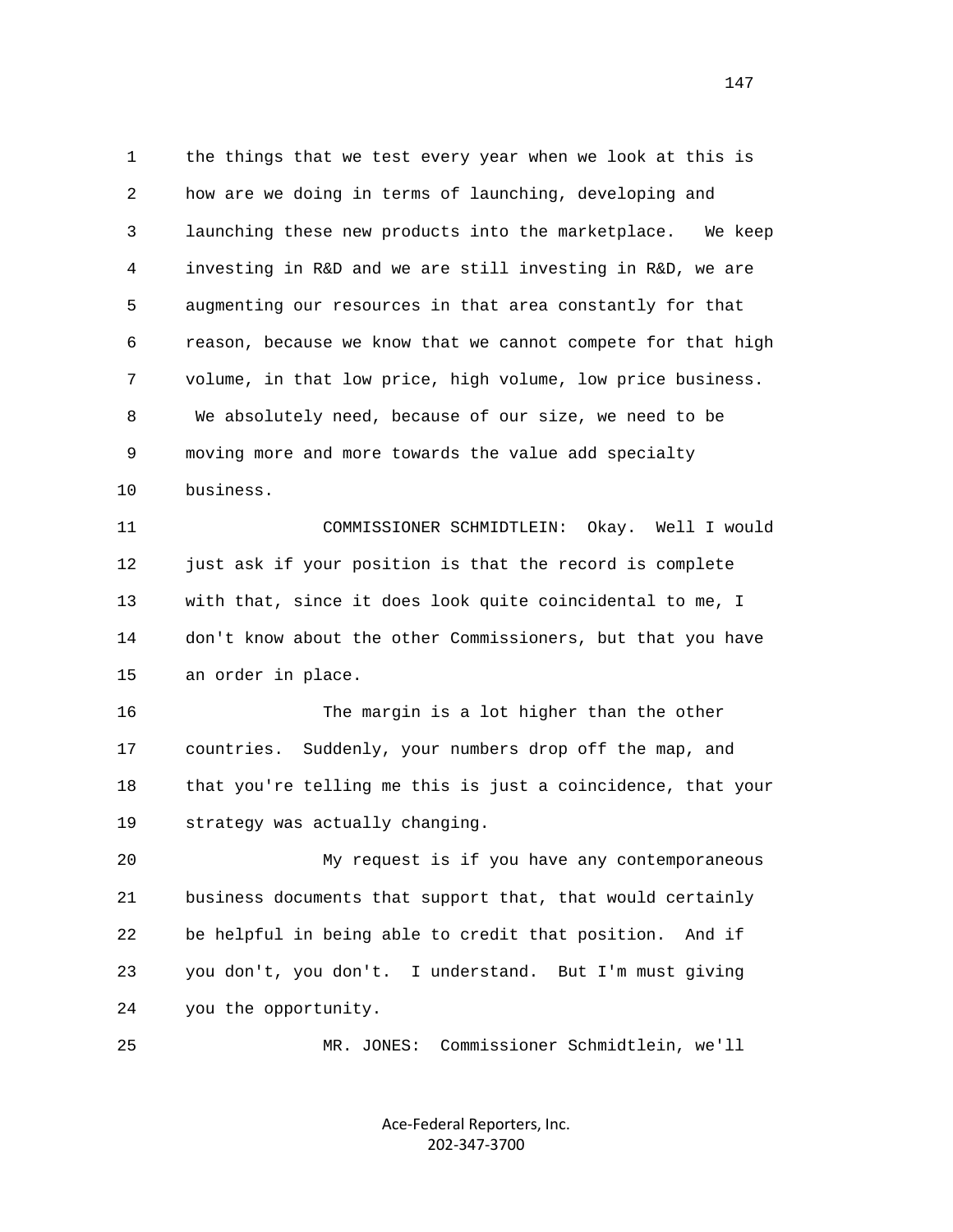1 the things that we test every year when we look at this is
2 how are we doing in terms of launching, developing and
3 launching these new products into the marketplace. We keep
4 investing in R&D and we are still investing in R&D, we are
5 augmenting our resources in that area constantly for that
6 reason, because we know that we cannot compete for that high
7 volume, in that low price, high volume, low price business.
8 We absolutely need, because of our size, we need to be
9 moving more and more towards the value add specialty
10 business.
11 COMMISSIONER SCHMIDTLEIN: Okay. Well I would
12 just ask if your position is that the record is complete
13 with that, since it does look quite coincidental to me, I
14 don't know about the other Commissioners, but that you have
15 an order in place.
16 The margin is a lot higher than the other
17 countries. Suddenly, your numbers drop off the map, and
18 that you're telling me this is just a coincidence, that your
19 strategy was actually changing.
20 My request is if you have any contemporaneous
21 business documents that support that, that would certainly
22 be helpful in being able to credit that position. And if
23 you don't, you don't. I understand. But I'm must giving
24 you the opportunity.
25 MR. JONES: Commissioner Schmidtlein, we'll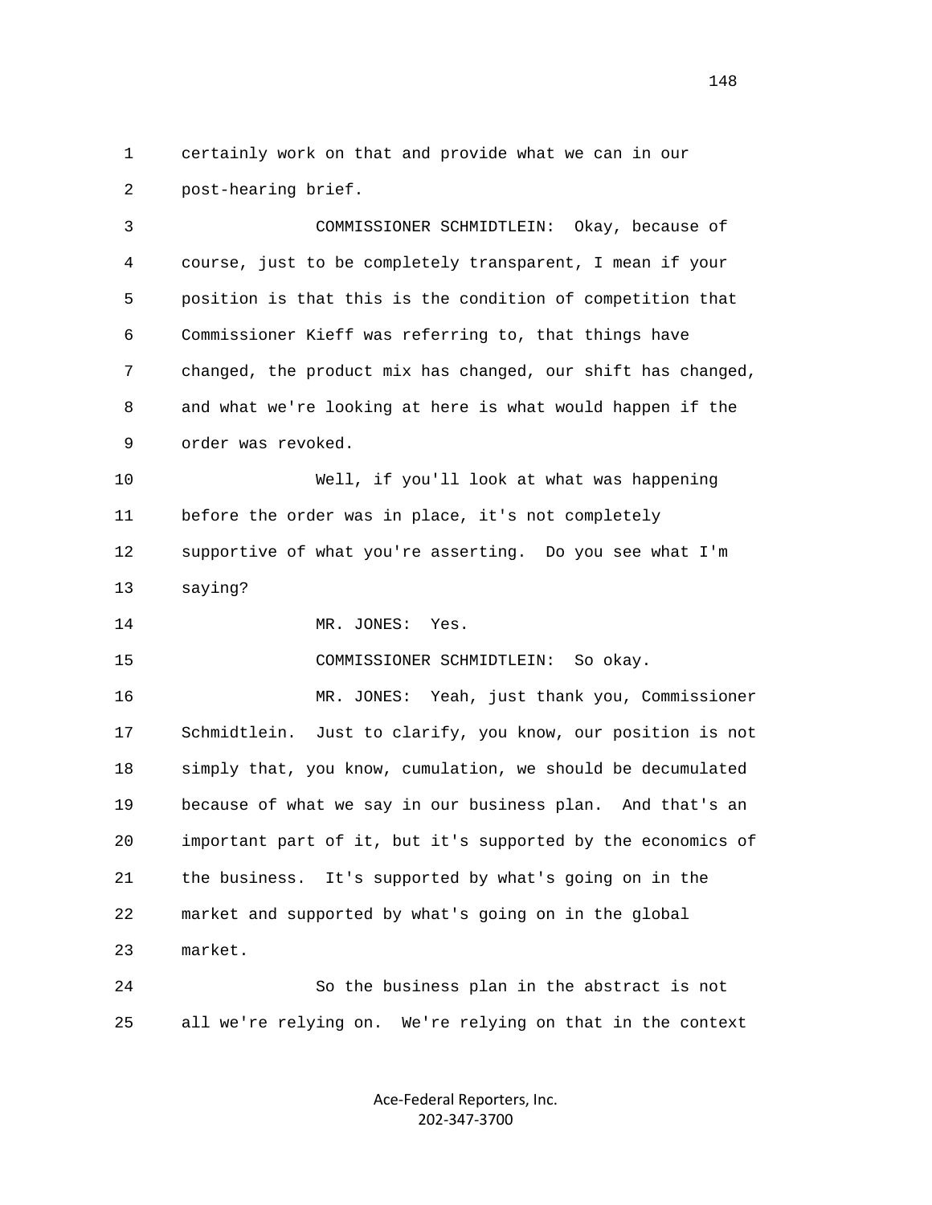certainly work on that and provide what we can in our post-hearing brief.

COMMISSIONER SCHMIDTLEIN: Okay, because of course, just to be completely transparent, I mean if your position is that this is the condition of competition that Commissioner Kieff was referring to, that things have changed, the product mix has changed, our shift has changed, and what we're looking at here is what would happen if the order was revoked.

Well, if you'll look at what was happening before the order was in place, it's not completely supportive of what you're asserting. Do you see what I'm saying?

MR. JONES: Yes.

COMMISSIONER SCHMIDTLEIN: So okay.

MR. JONES: Yeah, just thank you, Commissioner Schmidtlein. Just to clarify, you know, our position is not simply that, you know, cumulation, we should be decumulated because of what we say in our business plan. And that's an important part of it, but it's supported by the economics of the business. It's supported by what's going on in the market and supported by what's going on in the global market.

So the business plan in the abstract is not all we're relying on. We're relying on that in the context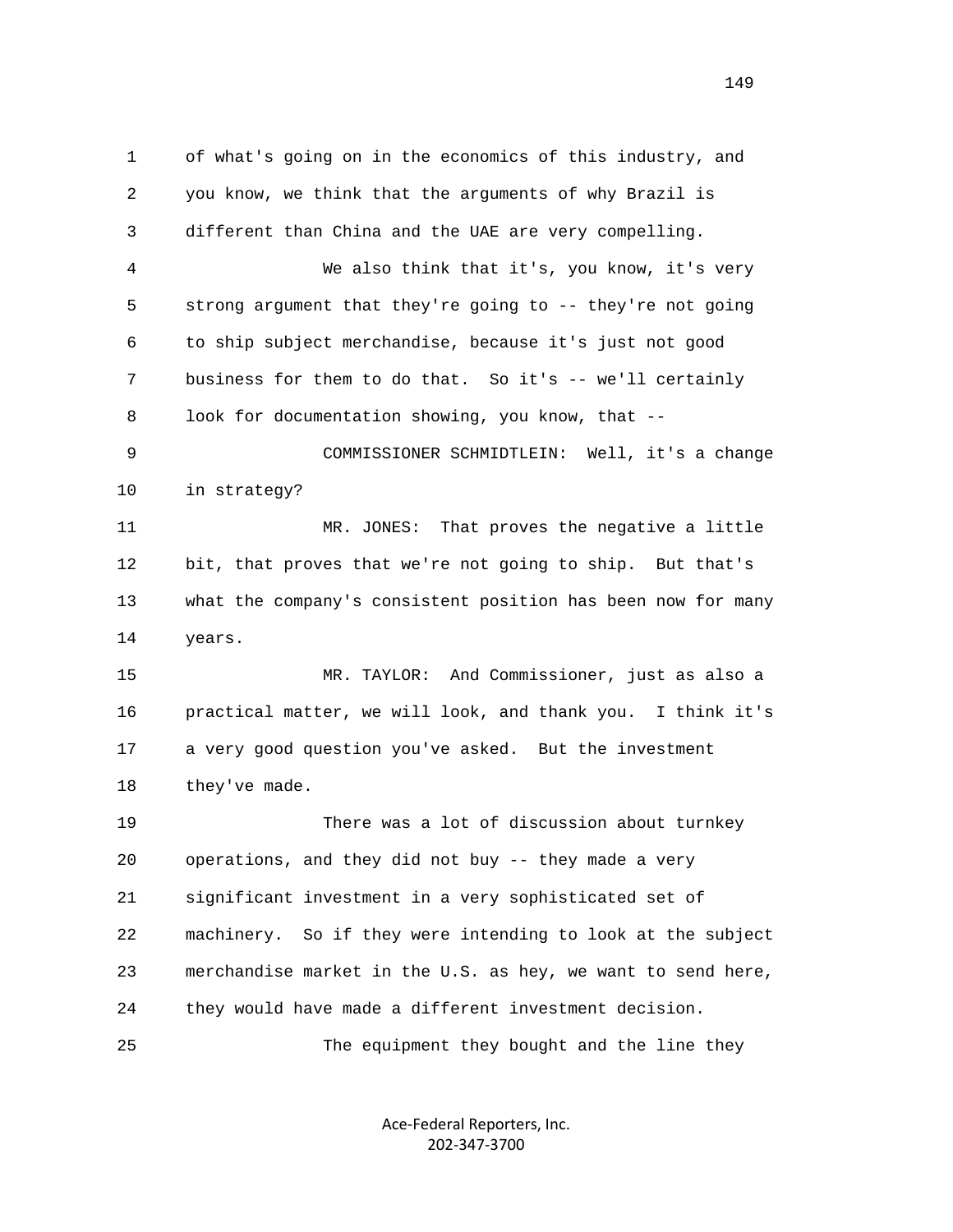of what's going on in the economics of this industry, and you know, we think that the arguments of why Brazil is different than China and the UAE are very compelling.

We also think that it's, you know, it's very strong argument that they're going to -- they're not going to ship subject merchandise, because it's just not good business for them to do that. So it's -- we'll certainly look for documentation showing, you know, that --

COMMISSIONER SCHMIDTLEIN: Well, it's a change in strategy?

MR. JONES: That proves the negative a little bit, that proves that we're not going to ship. But that's what the company's consistent position has been now for many years.

MR. TAYLOR: And Commissioner, just as also a practical matter, we will look, and thank you. I think it's a very good question you've asked. But the investment they've made.

There was a lot of discussion about turnkey operations, and they did not buy -- they made a very significant investment in a very sophisticated set of machinery. So if they were intending to look at the subject merchandise market in the U.S. as hey, we want to send here, they would have made a different investment decision.

The equipment they bought and the line they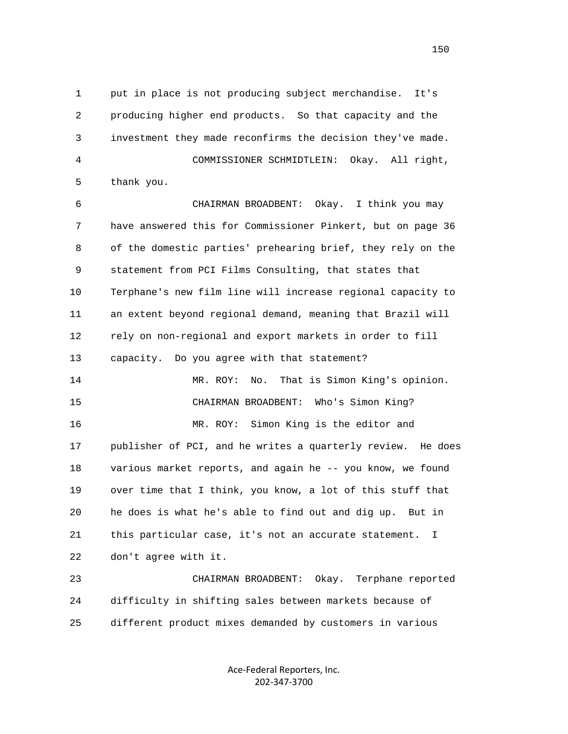put in place is not producing subject merchandise. It's producing higher end products. So that capacity and the investment they made reconfirms the decision they've made.

COMMISSIONER SCHMIDTLEIN: Okay. All right, thank you.

CHAIRMAN BROADBENT: Okay. I think you may have answered this for Commissioner Pinkert, but on page 36 of the domestic parties' prehearing brief, they rely on the statement from PCI Films Consulting, that states that Terphane's new film line will increase regional capacity to an extent beyond regional demand, meaning that Brazil will rely on non-regional and export markets in order to fill capacity. Do you agree with that statement?

MR. ROY: No. That is Simon King's opinion.

CHAIRMAN BROADBENT: Who's Simon King?

MR. ROY: Simon King is the editor and publisher of PCI, and he writes a quarterly review. He does various market reports, and again he -- you know, we found over time that I think, you know, a lot of this stuff that he does is what he's able to find out and dig up. But in this particular case, it's not an accurate statement. I don't agree with it.

CHAIRMAN BROADBENT: Okay. Terphane reported difficulty in shifting sales between markets because of different product mixes demanded by customers in various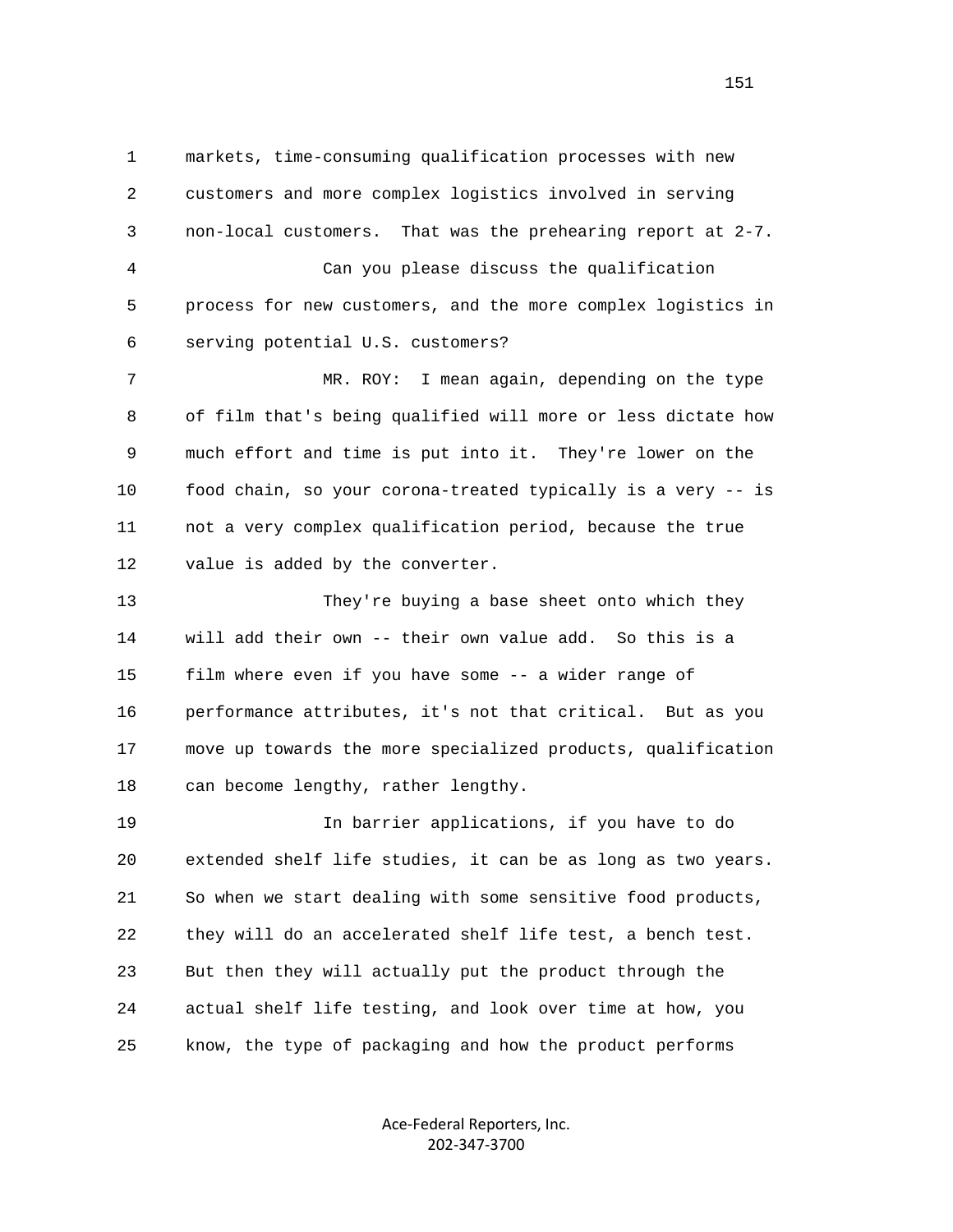1 markets, time-consuming qualification processes with new
2 customers and more complex logistics involved in serving
3 non-local customers. That was the prehearing report at 2-7.
4 Can you please discuss the qualification
5 process for new customers, and the more complex logistics in
6 serving potential U.S. customers?
7 MR. ROY: I mean again, depending on the type
8 of film that's being qualified will more or less dictate how
9 much effort and time is put into it. They're lower on the
10 food chain, so your corona-treated typically is a very -- is
11 not a very complex qualification period, because the true
12 value is added by the converter.
13 They're buying a base sheet onto which they
14 will add their own -- their own value add. So this is a
15 film where even if you have some -- a wider range of
16 performance attributes, it's not that critical. But as you
17 move up towards the more specialized products, qualification
18 can become lengthy, rather lengthy.
19 In barrier applications, if you have to do
20 extended shelf life studies, it can be as long as two years.
21 So when we start dealing with some sensitive food products,
22 they will do an accelerated shelf life test, a bench test.
23 But then they will actually put the product through the
24 actual shelf life testing, and look over time at how, you
25 know, the type of packaging and how the product performs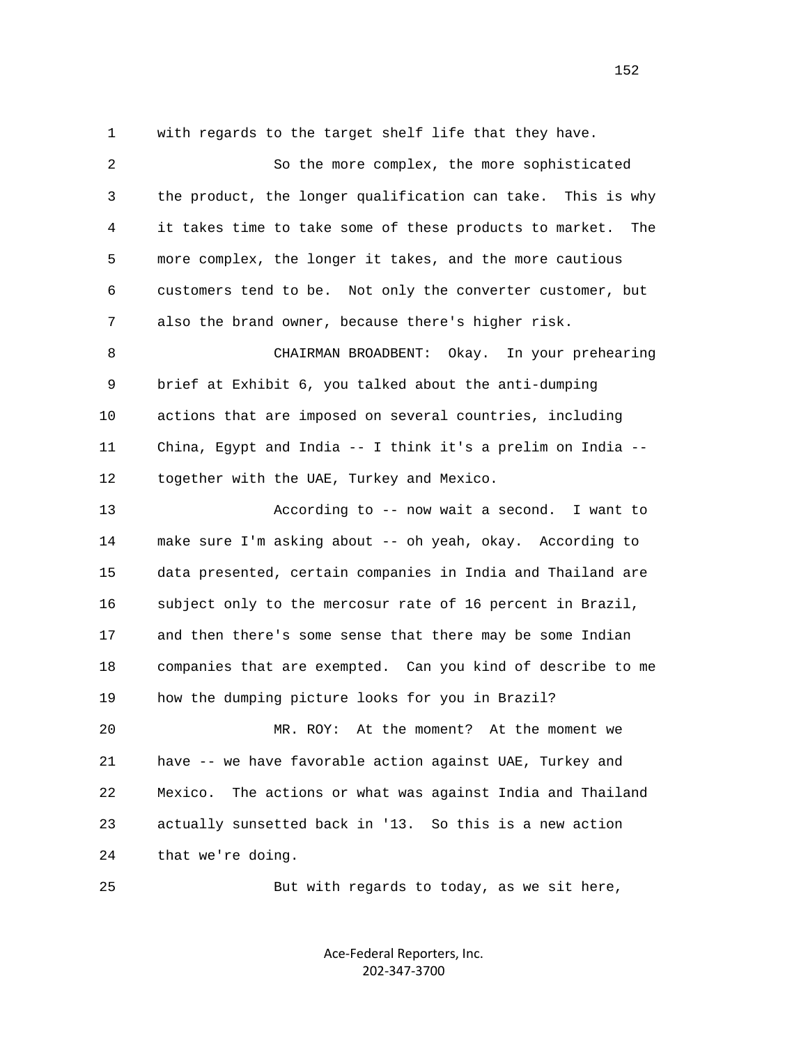1 with regards to the target shelf life that they have.

2 So the more complex, the more sophisticated

3 the product, the longer qualification can take. This is why

4 it takes time to take some of these products to market. The

5 more complex, the longer it takes, and the more cautious

6 customers tend to be. Not only the converter customer, but

7 also the brand owner, because there's higher risk.

8 CHAIRMAN BROADBENT: Okay. In your prehearing

9 brief at Exhibit 6, you talked about the anti-dumping

10 actions that are imposed on several countries, including

11 China, Egypt and India -- I think it's a prelim on India --

12 together with the UAE, Turkey and Mexico.

13 According to -- now wait a second. I want to

14 make sure I'm asking about -- oh yeah, okay. According to

15 data presented, certain companies in India and Thailand are

16 subject only to the mercosur rate of 16 percent in Brazil,

17 and then there's some sense that there may be some Indian

18 companies that are exempted. Can you kind of describe to me

19 how the dumping picture looks for you in Brazil?

20 MR. ROY: At the moment? At the moment we

21 have -- we have favorable action against UAE, Turkey and

22 Mexico. The actions or what was against India and Thailand

23 actually sunsetted back in '13. So this is a new action

24 that we're doing.

25 But with regards to today, as we sit here,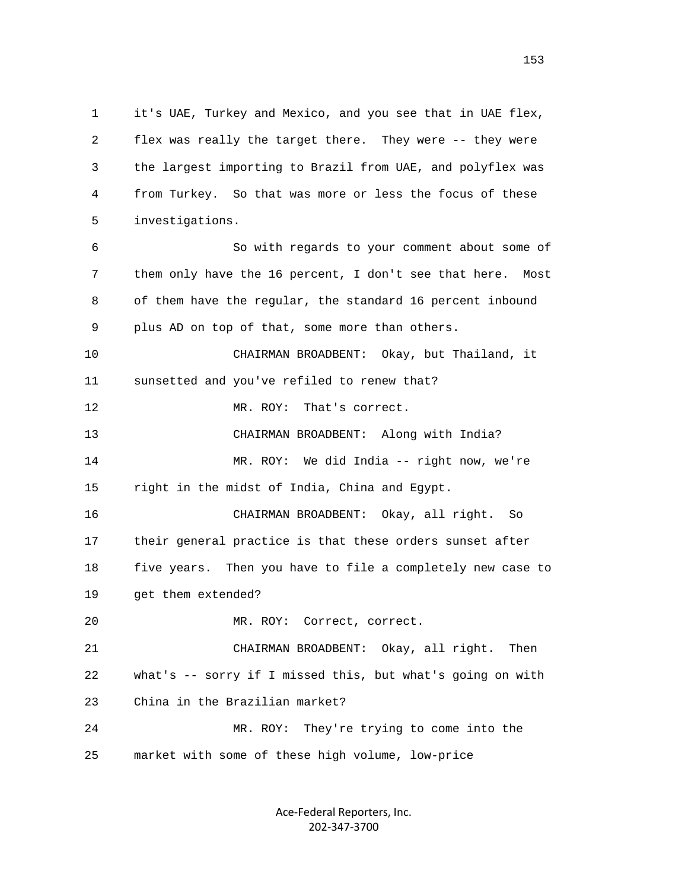it's UAE, Turkey and Mexico, and you see that in UAE flex, flex was really the target there. They were -- they were the largest importing to Brazil from UAE, and polyflex was from Turkey. So that was more or less the focus of these investigations.

So with regards to your comment about some of them only have the 16 percent, I don't see that here. Most of them have the regular, the standard 16 percent inbound plus AD on top of that, some more than others.

CHAIRMAN BROADBENT: Okay, but Thailand, it sunsetted and you've refiled to renew that?

MR. ROY: That's correct.

CHAIRMAN BROADBENT: Along with India?

MR. ROY: We did India -- right now, we're right in the midst of India, China and Egypt.

CHAIRMAN BROADBENT: Okay, all right. So their general practice is that these orders sunset after five years. Then you have to file a completely new case to get them extended?

MR. ROY: Correct, correct.

CHAIRMAN BROADBENT: Okay, all right. Then what's -- sorry if I missed this, but what's going on with China in the Brazilian market?

MR. ROY: They're trying to come into the market with some of these high volume, low-price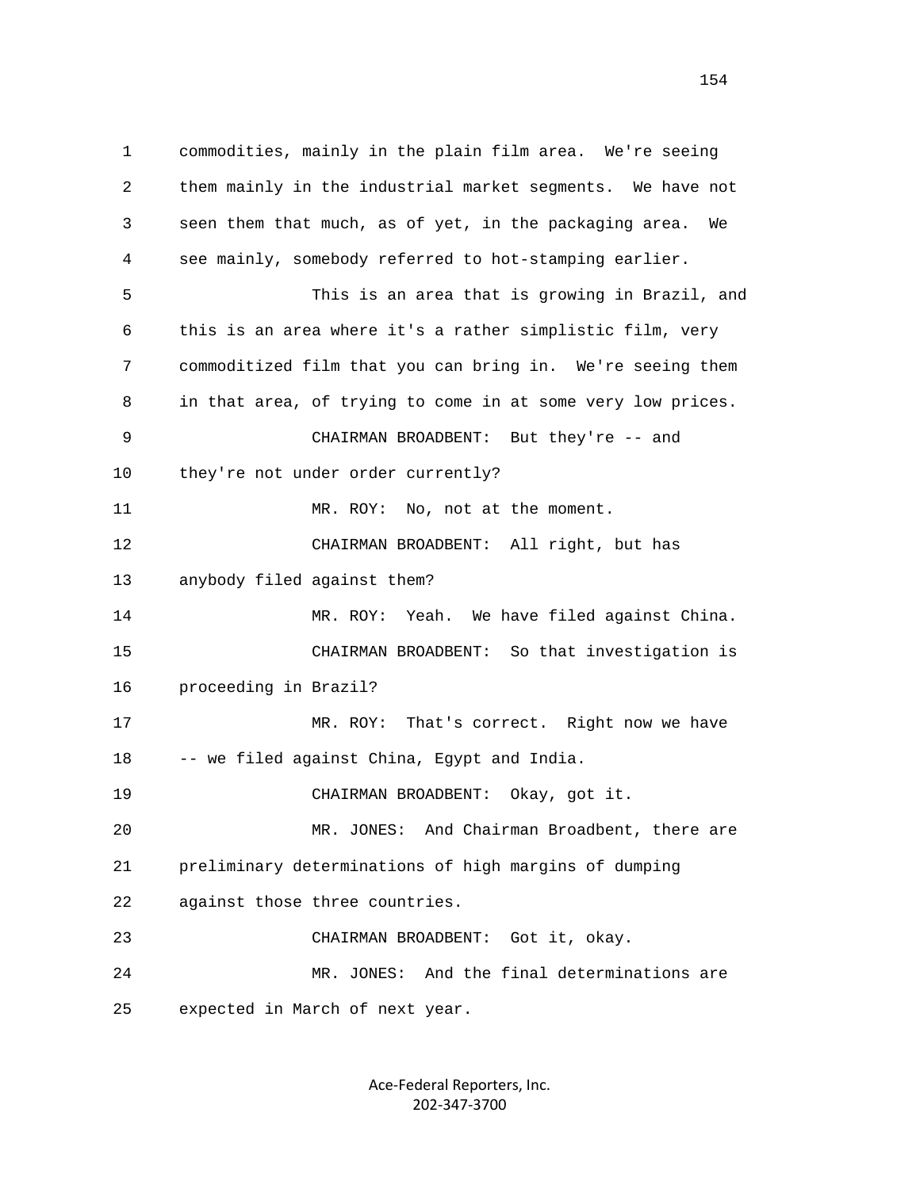commodities, mainly in the plain film area. We're seeing them mainly in the industrial market segments. We have not seen them that much, as of yet, in the packaging area. We see mainly, somebody referred to hot-stamping earlier.

This is an area that is growing in Brazil, and this is an area where it's a rather simplistic film, very commoditized film that you can bring in. We're seeing them in that area, of trying to come in at some very low prices.

CHAIRMAN BROADBENT: But they're -- and they're not under order currently?

MR. ROY: No, not at the moment.

CHAIRMAN BROADBENT: All right, but has anybody filed against them?

MR. ROY: Yeah. We have filed against China.

CHAIRMAN BROADBENT: So that investigation is proceeding in Brazil?

MR. ROY: That's correct. Right now we have -- we filed against China, Egypt and India.

CHAIRMAN BROADBENT: Okay, got it.

MR. JONES: And Chairman Broadbent, there are preliminary determinations of high margins of dumping against those three countries.

CHAIRMAN BROADBENT: Got it, okay.

MR. JONES: And the final determinations are expected in March of next year.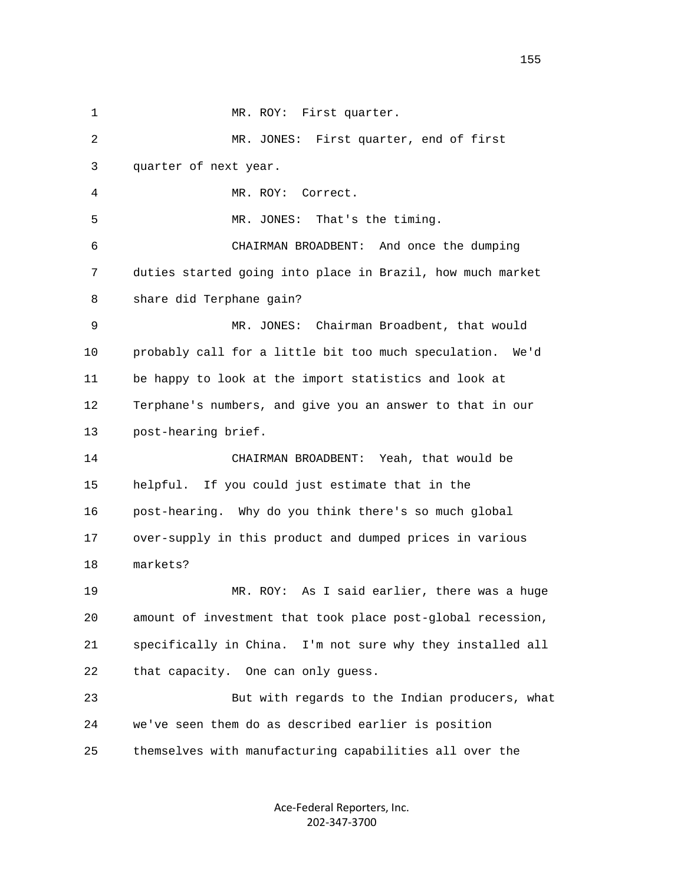1 MR. ROY: First quarter.

2 MR. JONES: First quarter, end of first

3 quarter of next year.

4 MR. ROY: Correct.

5 MR. JONES: That's the timing.

6 CHAIRMAN BROADBENT: And once the dumping

7 duties started going into place in Brazil, how much market

8 share did Terphane gain?

9 MR. JONES: Chairman Broadbent, that would

10 probably call for a little bit too much speculation. We'd

11 be happy to look at the import statistics and look at

12 Terphane's numbers, and give you an answer to that in our

13 post-hearing brief.

14 CHAIRMAN BROADBENT: Yeah, that would be

15 helpful. If you could just estimate that in the

16 post-hearing. Why do you think there's so much global

17 over-supply in this product and dumped prices in various

18 markets?

19 MR. ROY: As I said earlier, there was a huge

20 amount of investment that took place post-global recession,

21 specifically in China. I'm not sure why they installed all

22 that capacity. One can only guess.

23 But with regards to the Indian producers, what

24 we've seen them do as described earlier is position

25 themselves with manufacturing capabilities all over the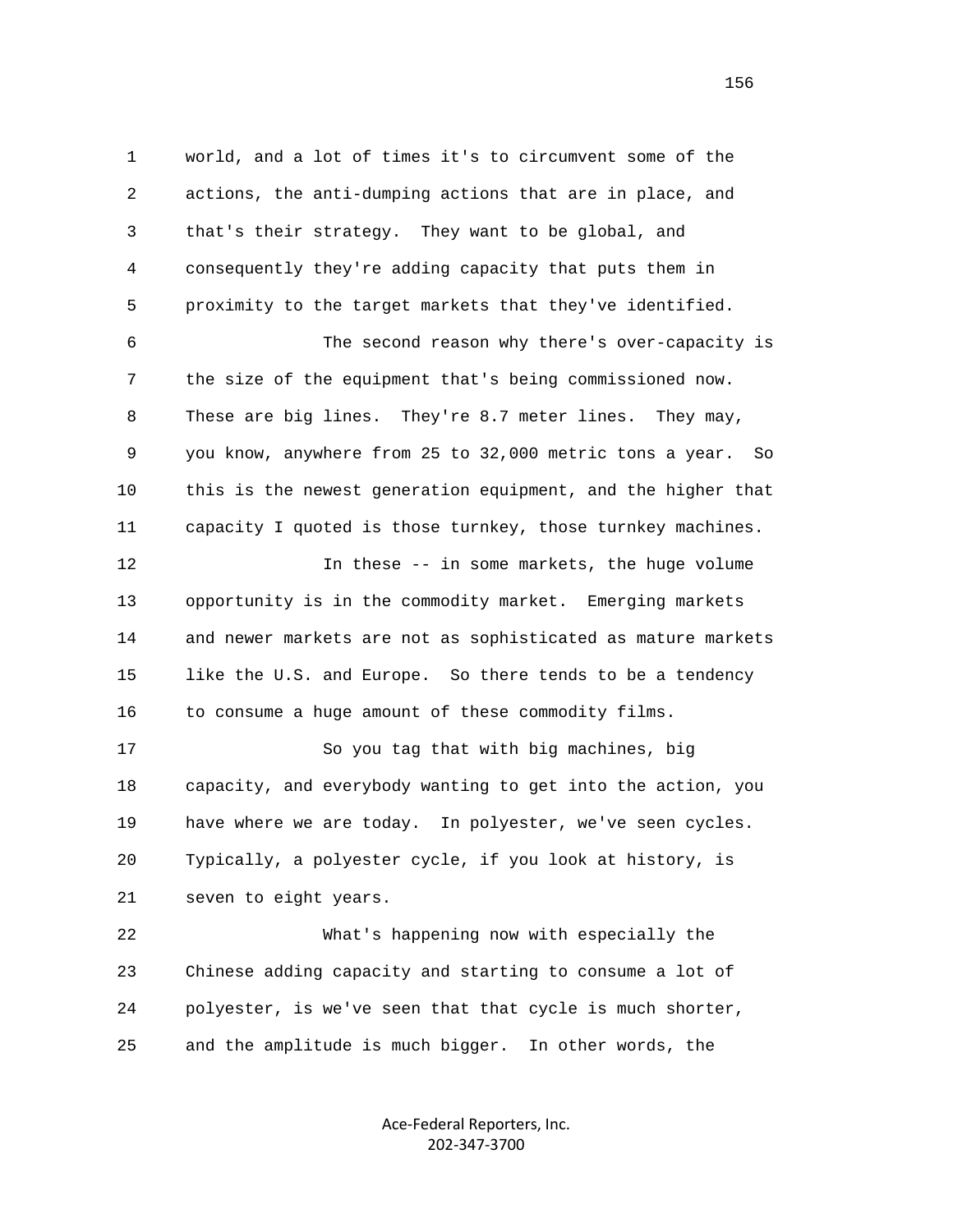world, and a lot of times it's to circumvent some of the actions, the anti-dumping actions that are in place, and that's their strategy. They want to be global, and consequently they're adding capacity that puts them in proximity to the target markets that they've identified.

The second reason why there's over-capacity is the size of the equipment that's being commissioned now. These are big lines. They're 8.7 meter lines. They may, you know, anywhere from 25 to 32,000 metric tons a year. So this is the newest generation equipment, and the higher that capacity I quoted is those turnkey, those turnkey machines.

In these -- in some markets, the huge volume opportunity is in the commodity market. Emerging markets and newer markets are not as sophisticated as mature markets like the U.S. and Europe. So there tends to be a tendency to consume a huge amount of these commodity films.

So you tag that with big machines, big capacity, and everybody wanting to get into the action, you have where we are today. In polyester, we've seen cycles. Typically, a polyester cycle, if you look at history, is seven to eight years.

What's happening now with especially the Chinese adding capacity and starting to consume a lot of polyester, is we've seen that that cycle is much shorter, and the amplitude is much bigger. In other words, the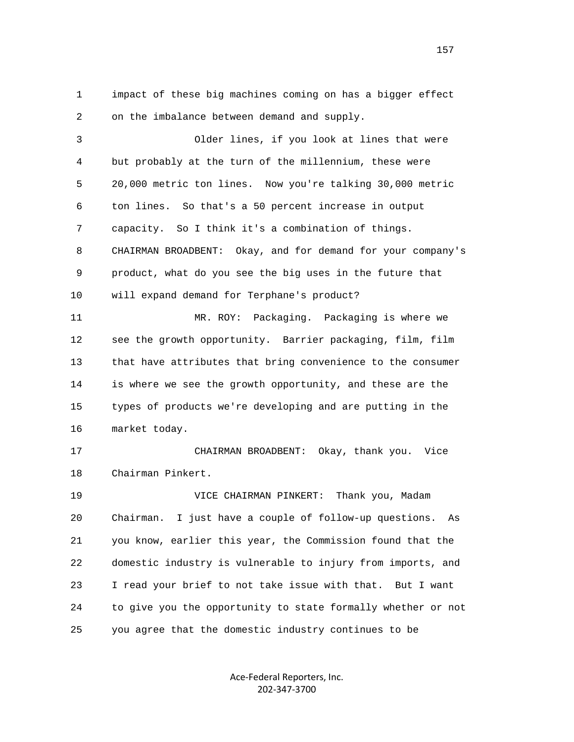impact of these big machines coming on has a bigger effect on the imbalance between demand and supply.

Older lines, if you look at lines that were but probably at the turn of the millennium, these were 20,000 metric ton lines. Now you're talking 30,000 metric ton lines. So that's a 50 percent increase in output capacity. So I think it's a combination of things.

CHAIRMAN BROADBENT: Okay, and for demand for your company's product, what do you see the big uses in the future that will expand demand for Terphane's product?

MR. ROY: Packaging. Packaging is where we see the growth opportunity. Barrier packaging, film, film that have attributes that bring convenience to the consumer is where we see the growth opportunity, and these are the types of products we're developing and are putting in the market today.

CHAIRMAN BROADBENT: Okay, thank you. Vice Chairman Pinkert.

VICE CHAIRMAN PINKERT: Thank you, Madam Chairman. I just have a couple of follow-up questions. As you know, earlier this year, the Commission found that the domestic industry is vulnerable to injury from imports, and I read your brief to not take issue with that. But I want to give you the opportunity to state formally whether or not you agree that the domestic industry continues to be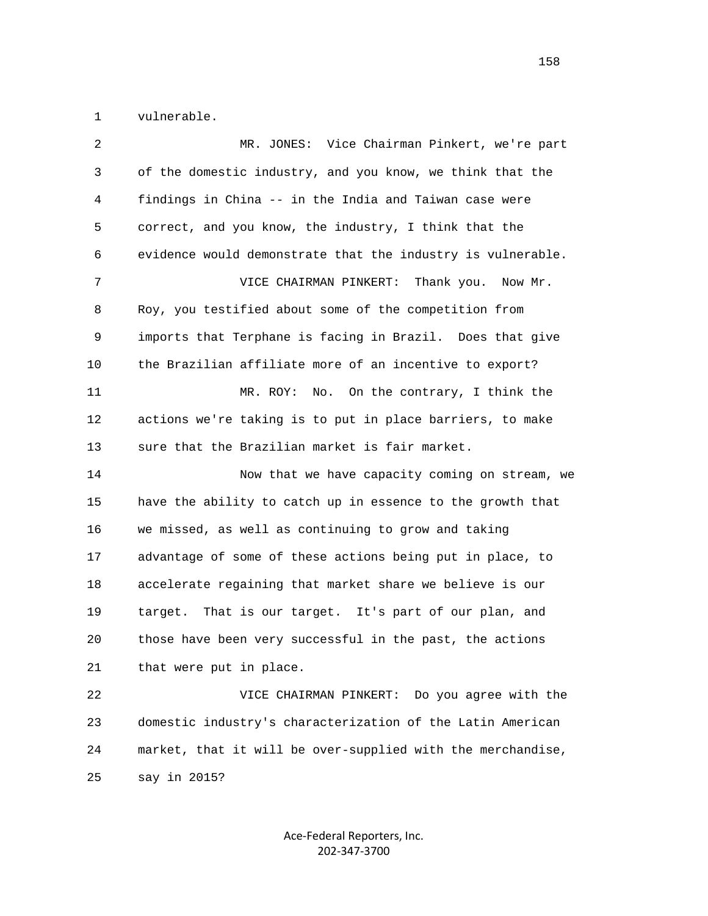1 vulnerable.

2 MR. JONES: Vice Chairman Pinkert, we're part
3 of the domestic industry, and you know, we think that the
4 findings in China -- in the India and Taiwan case were
5 correct, and you know, the industry, I think that the
6 evidence would demonstrate that the industry is vulnerable.

7 VICE CHAIRMAN PINKERT: Thank you. Now Mr.
8 Roy, you testified about some of the competition from
9 imports that Terphane is facing in Brazil. Does that give
10 the Brazilian affiliate more of an incentive to export?

11 MR. ROY: No. On the contrary, I think the
12 actions we're taking is to put in place barriers, to make
13 sure that the Brazilian market is fair market.

14 Now that we have capacity coming on stream, we
15 have the ability to catch up in essence to the growth that
16 we missed, as well as continuing to grow and taking
17 advantage of some of these actions being put in place, to
18 accelerate regaining that market share we believe is our
19 target. That is our target. It's part of our plan, and
20 those have been very successful in the past, the actions
21 that were put in place.

22 VICE CHAIRMAN PINKERT: Do you agree with the
23 domestic industry's characterization of the Latin American
24 market, that it will be over-supplied with the merchandise,
25 say in 2015?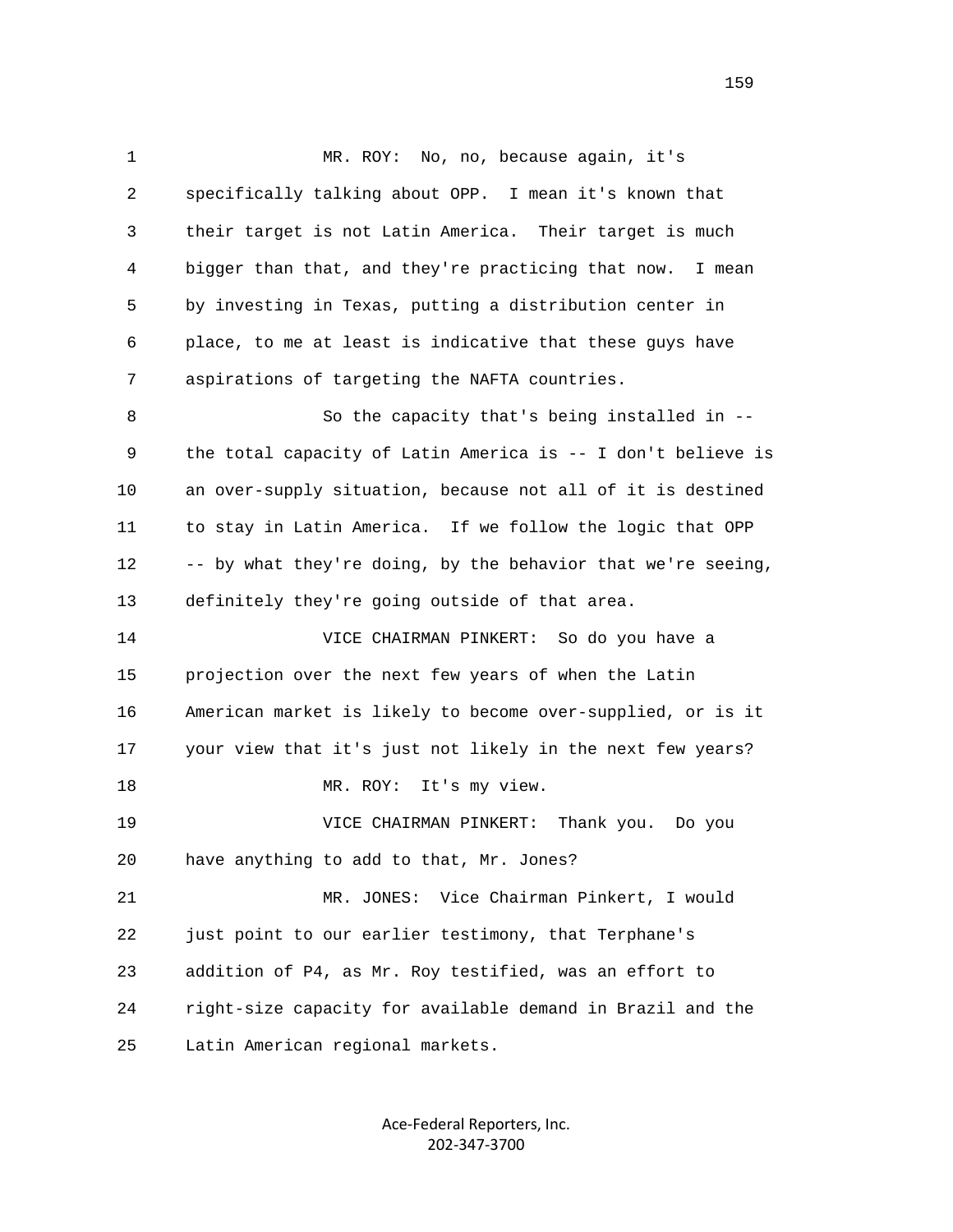MR. ROY: No, no, because again, it's specifically talking about OPP. I mean it's known that their target is not Latin America. Their target is much bigger than that, and they're practicing that now. I mean by investing in Texas, putting a distribution center in place, to me at least is indicative that these guys have aspirations of targeting the NAFTA countries.

So the capacity that's being installed in -- the total capacity of Latin America is -- I don't believe is an over-supply situation, because not all of it is destined to stay in Latin America. If we follow the logic that OPP -- by what they're doing, by the behavior that we're seeing, definitely they're going outside of that area.

VICE CHAIRMAN PINKERT: So do you have a projection over the next few years of when the Latin American market is likely to become over-supplied, or is it your view that it's just not likely in the next few years?

MR. ROY: It's my view.

VICE CHAIRMAN PINKERT: Thank you. Do you have anything to add to that, Mr. Jones?

MR. JONES: Vice Chairman Pinkert, I would just point to our earlier testimony, that Terphane's addition of P4, as Mr. Roy testified, was an effort to right-size capacity for available demand in Brazil and the Latin American regional markets.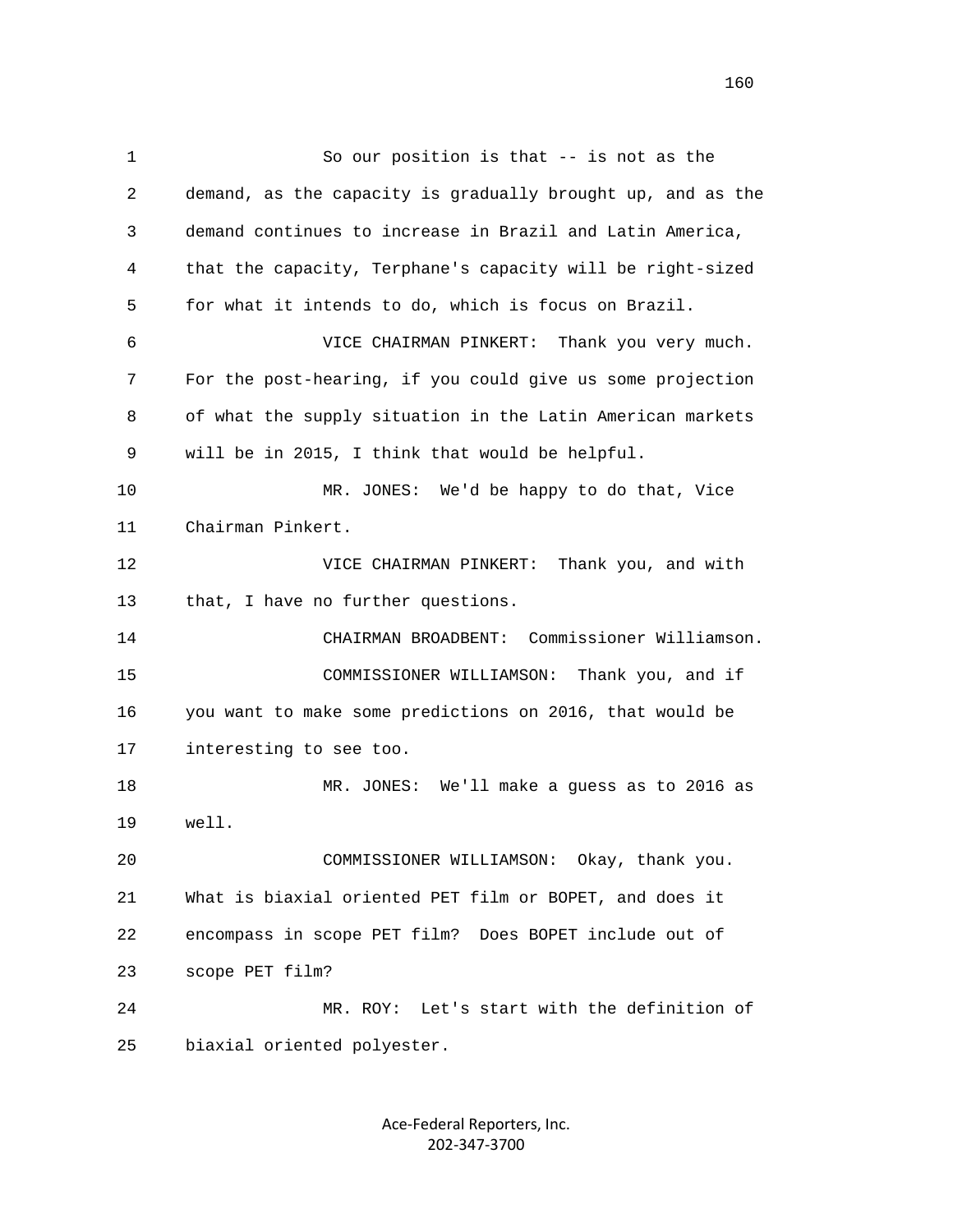So our position is that -- is not as the demand, as the capacity is gradually brought up, and as the demand continues to increase in Brazil and Latin America, that the capacity, Terphane's capacity will be right-sized for what it intends to do, which is focus on Brazil.

VICE CHAIRMAN PINKERT: Thank you very much. For the post-hearing, if you could give us some projection of what the supply situation in the Latin American markets will be in 2015, I think that would be helpful.

MR. JONES: We'd be happy to do that, Vice Chairman Pinkert.

VICE CHAIRMAN PINKERT: Thank you, and with that, I have no further questions.

CHAIRMAN BROADBENT: Commissioner Williamson.

COMMISSIONER WILLIAMSON: Thank you, and if you want to make some predictions on 2016, that would be interesting to see too.

MR. JONES: We'll make a guess as to 2016 as well.

COMMISSIONER WILLIAMSON: Okay, thank you. What is biaxial oriented PET film or BOPET, and does it encompass in scope PET film? Does BOPET include out of scope PET film?

MR. ROY: Let's start with the definition of biaxial oriented polyester.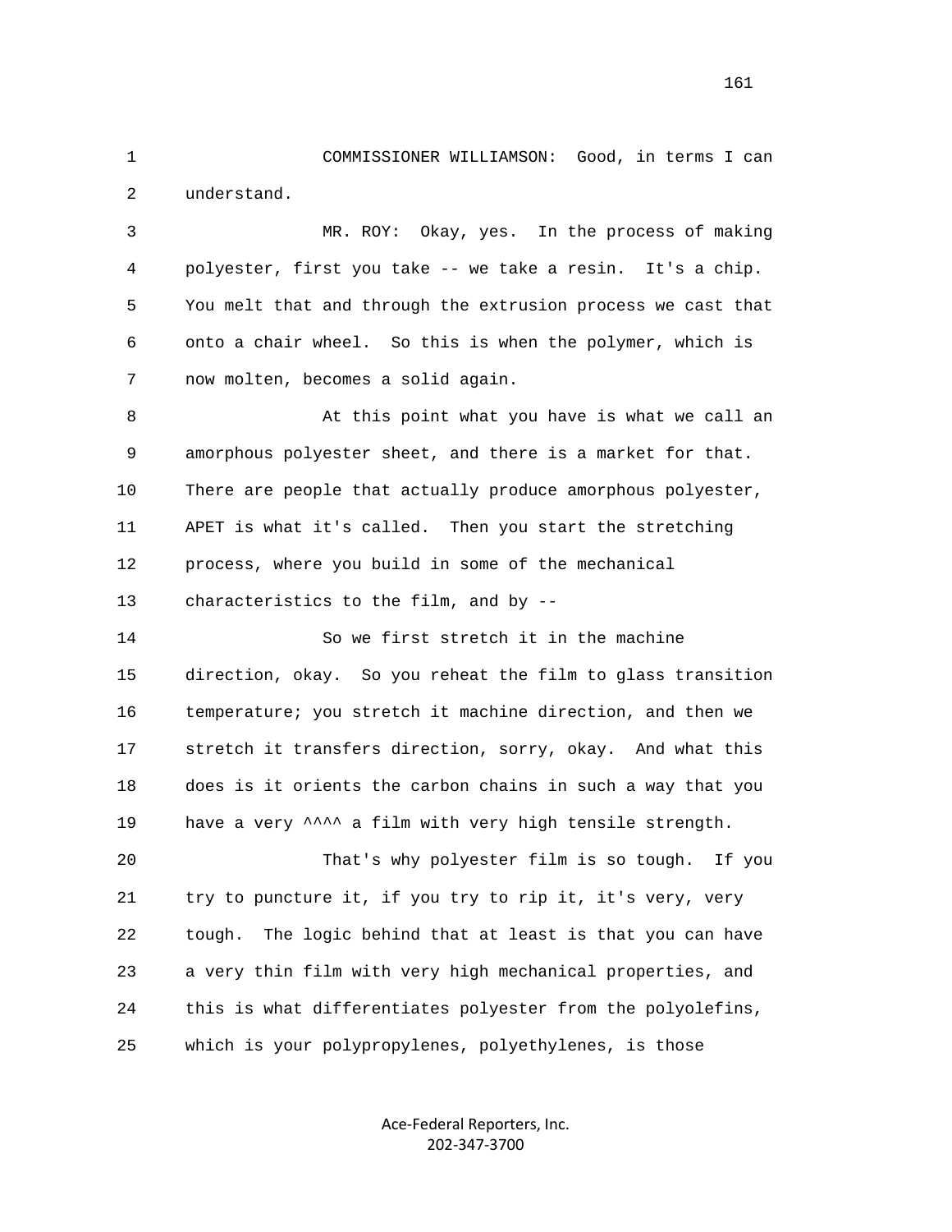1 COMMISSIONER WILLIAMSON: Good, in terms I can
2 understand.

3 MR. ROY: Okay, yes. In the process of making
4 polyester, first you take -- we take a resin. It's a chip.
5 You melt that and through the extrusion process we cast that
6 onto a chair wheel. So this is when the polymer, which is
7 now molten, becomes a solid again.

8 At this point what you have is what we call an
9 amorphous polyester sheet, and there is a market for that.
10 There are people that actually produce amorphous polyester,
11 APET is what it's called. Then you start the stretching
12 process, where you build in some of the mechanical
13 characteristics to the film, and by --

14 So we first stretch it in the machine
15 direction, okay. So you reheat the film to glass transition
16 temperature; you stretch it machine direction, and then we
17 stretch it transfers direction, sorry, okay. And what this
18 does is it orients the carbon chains in such a way that you
19 have a very ^^^^ a film with very high tensile strength.

20 That's why polyester film is so tough. If you
21 try to puncture it, if you try to rip it, it's very, very
22 tough. The logic behind that at least is that you can have
23 a very thin film with very high mechanical properties, and
24 this is what differentiates polyester from the polyolefins,
25 which is your polypropylenes, polyethylenes, is those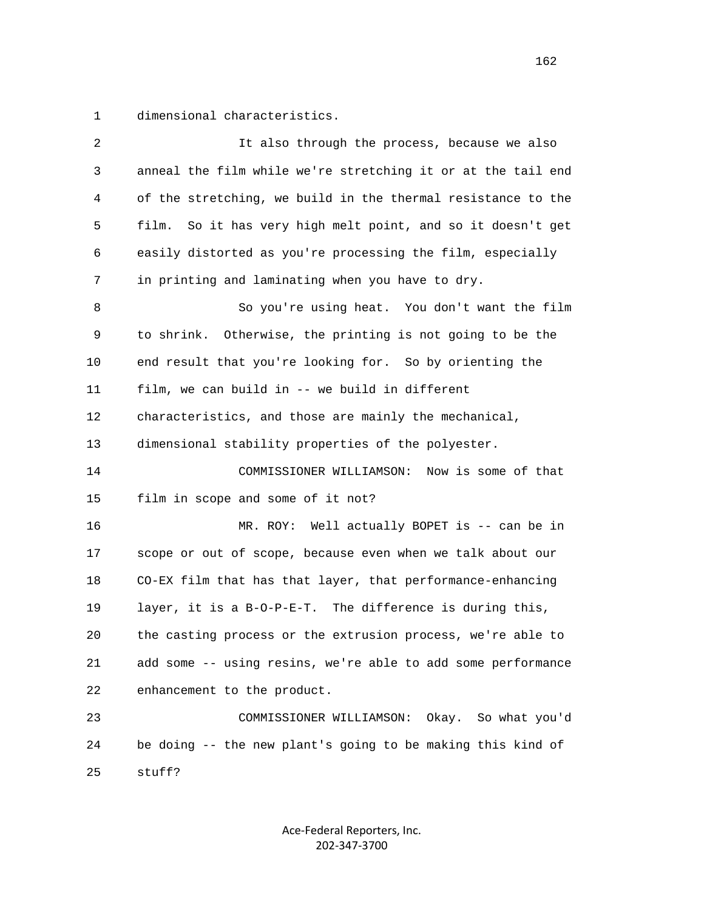dimensional characteristics.

It also through the process, because we also anneal the film while we're stretching it or at the tail end of the stretching, we build in the thermal resistance to the film. So it has very high melt point, and so it doesn't get easily distorted as you're processing the film, especially in printing and laminating when you have to dry.

So you're using heat. You don't want the film to shrink. Otherwise, the printing is not going to be the end result that you're looking for. So by orienting the film, we can build in -- we build in different characteristics, and those are mainly the mechanical, dimensional stability properties of the polyester.

COMMISSIONER WILLIAMSON: Now is some of that film in scope and some of it not?

MR. ROY: Well actually BOPET is -- can be in scope or out of scope, because even when we talk about our CO-EX film that has that layer, that performance-enhancing layer, it is a B-O-P-E-T. The difference is during this, the casting process or the extrusion process, we're able to add some -- using resins, we're able to add some performance enhancement to the product.

COMMISSIONER WILLIAMSON: Okay. So what you'd be doing -- the new plant's going to be making this kind of stuff?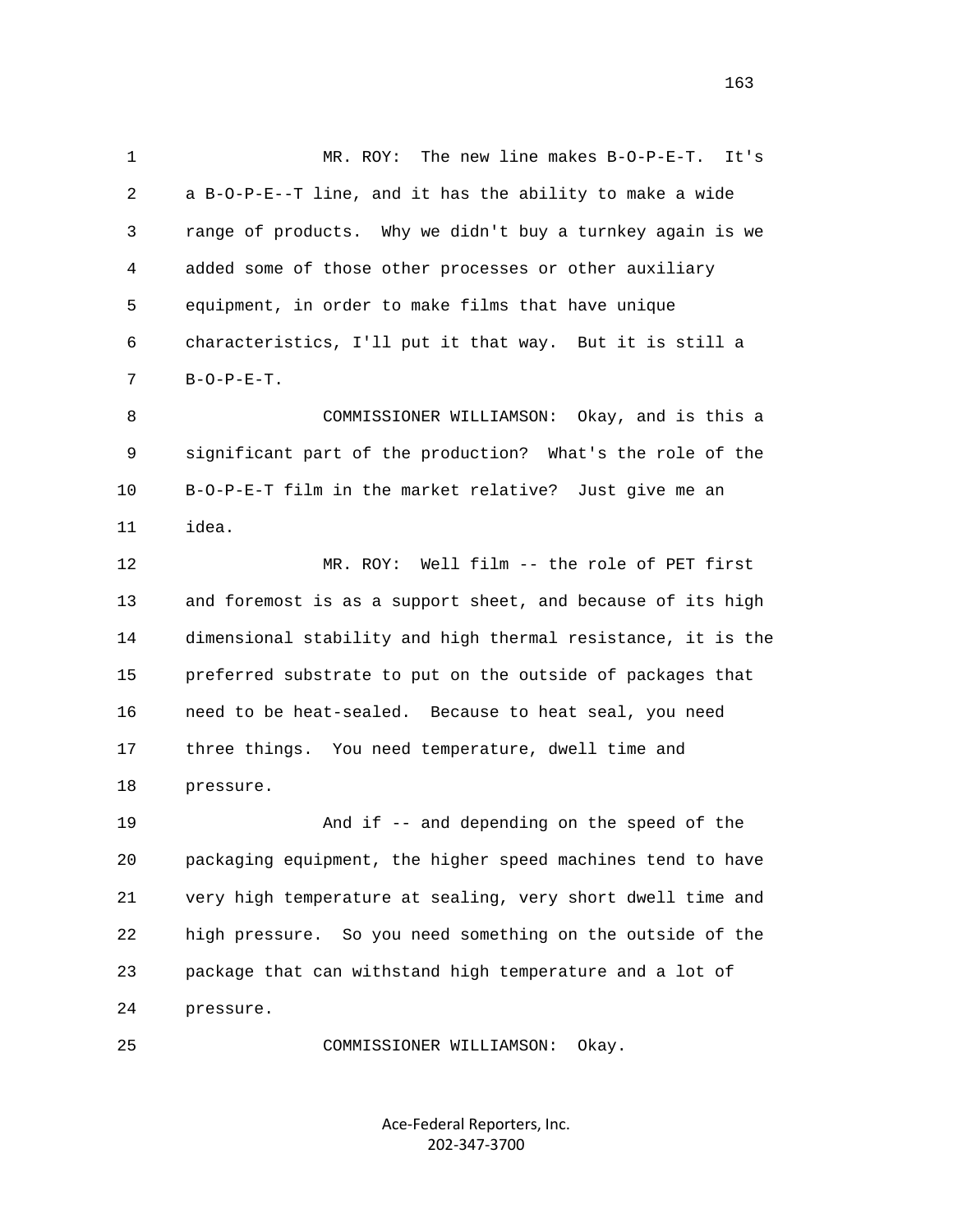MR. ROY: The new line makes B-O-P-E-T. It's a B-O-P-E--T line, and it has the ability to make a wide range of products. Why we didn't buy a turnkey again is we added some of those other processes or other auxiliary equipment, in order to make films that have unique characteristics, I'll put it that way. But it is still a B-O-P-E-T.

COMMISSIONER WILLIAMSON: Okay, and is this a significant part of the production? What's the role of the B-O-P-E-T film in the market relative? Just give me an idea.

MR. ROY: Well film -- the role of PET first and foremost is as a support sheet, and because of its high dimensional stability and high thermal resistance, it is the preferred substrate to put on the outside of packages that need to be heat-sealed. Because to heat seal, you need three things. You need temperature, dwell time and pressure.

And if -- and depending on the speed of the packaging equipment, the higher speed machines tend to have very high temperature at sealing, very short dwell time and high pressure. So you need something on the outside of the package that can withstand high temperature and a lot of pressure.

COMMISSIONER WILLIAMSON: Okay.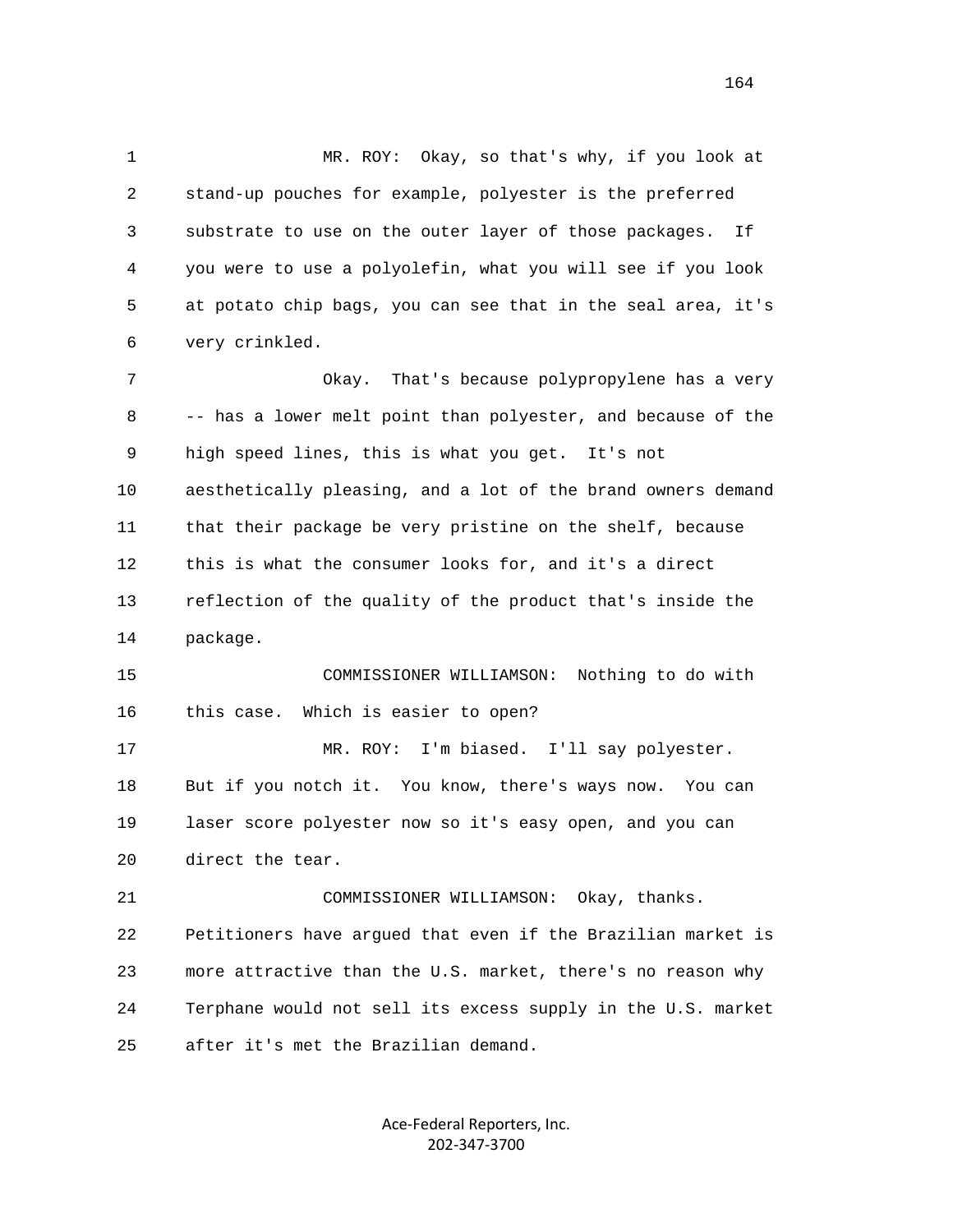MR. ROY: Okay, so that's why, if you look at stand-up pouches for example, polyester is the preferred substrate to use on the outer layer of those packages. If you were to use a polyolefin, what you will see if you look at potato chip bags, you can see that in the seal area, it's very crinkled.

Okay. That's because polypropylene has a very -- has a lower melt point than polyester, and because of the high speed lines, this is what you get. It's not aesthetically pleasing, and a lot of the brand owners demand that their package be very pristine on the shelf, because this is what the consumer looks for, and it's a direct reflection of the quality of the product that's inside the package.

COMMISSIONER WILLIAMSON: Nothing to do with this case. Which is easier to open?

MR. ROY: I'm biased. I'll say polyester. But if you notch it. You know, there's ways now. You can laser score polyester now so it's easy open, and you can direct the tear.

COMMISSIONER WILLIAMSON: Okay, thanks. Petitioners have argued that even if the Brazilian market is more attractive than the U.S. market, there's no reason why Terphane would not sell its excess supply in the U.S. market after it's met the Brazilian demand.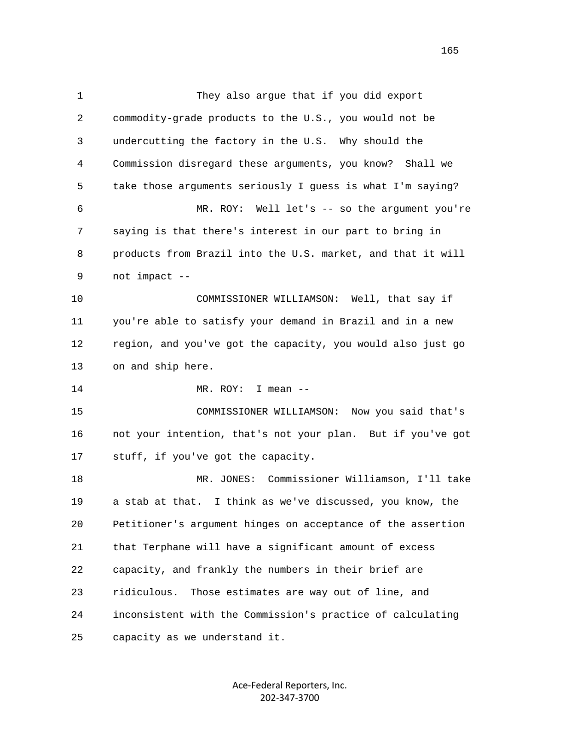1 They also argue that if you did export
2 commodity-grade products to the U.S., you would not be
3 undercutting the factory in the U.S. Why should the
4 Commission disregard these arguments, you know? Shall we
5 take those arguments seriously I guess is what I'm saying?
6 MR. ROY: Well let's -- so the argument you're
7 saying is that there's interest in our part to bring in
8 products from Brazil into the U.S. market, and that it will
9 not impact --
10 COMMISSIONER WILLIAMSON: Well, that say if
11 you're able to satisfy your demand in Brazil and in a new
12 region, and you've got the capacity, you would also just go
13 on and ship here.
14 MR. ROY: I mean --
15 COMMISSIONER WILLIAMSON: Now you said that's
16 not your intention, that's not your plan. But if you've got
17 stuff, if you've got the capacity.
18 MR. JONES: Commissioner Williamson, I'll take
19 a stab at that. I think as we've discussed, you know, the
20 Petitioner's argument hinges on acceptance of the assertion
21 that Terphane will have a significant amount of excess
22 capacity, and frankly the numbers in their brief are
23 ridiculous. Those estimates are way out of line, and
24 inconsistent with the Commission's practice of calculating
25 capacity as we understand it.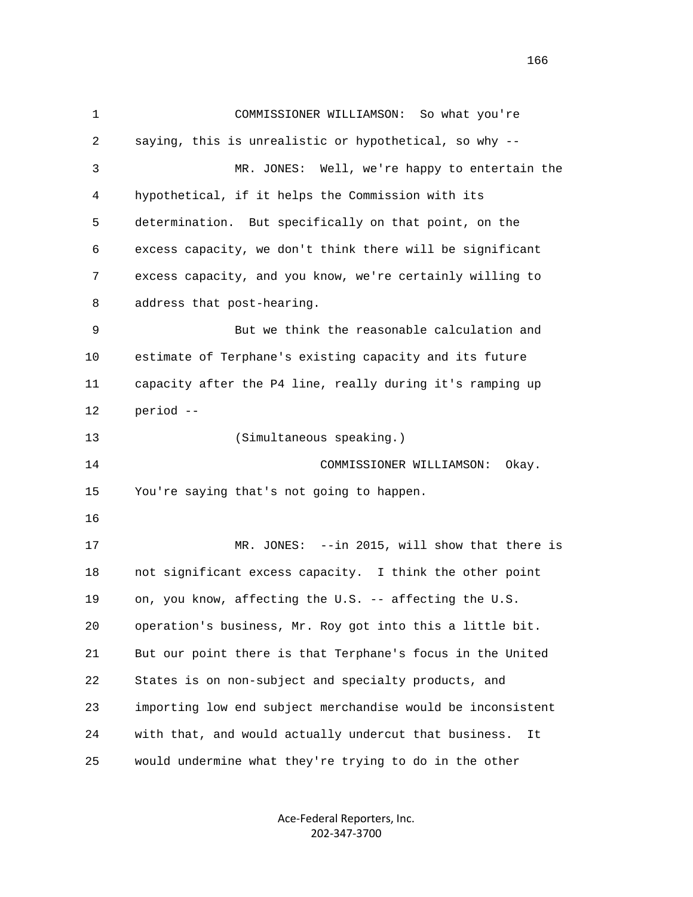COMMISSIONER WILLIAMSON: So what you're saying, this is unrealistic or hypothetical, so why --

MR. JONES: Well, we're happy to entertain the hypothetical, if it helps the Commission with its determination. But specifically on that point, on the excess capacity, we don't think there will be significant excess capacity, and you know, we're certainly willing to address that post-hearing.

But we think the reasonable calculation and estimate of Terphane's existing capacity and its future capacity after the P4 line, really during it's ramping up period --

(Simultaneous speaking.)

COMMISSIONER WILLIAMSON: Okay. You're saying that's not going to happen.

MR. JONES: --in 2015, will show that there is not significant excess capacity. I think the other point on, you know, affecting the U.S. -- affecting the U.S. operation's business, Mr. Roy got into this a little bit. But our point there is that Terphane's focus in the United States is on non-subject and specialty products, and importing low end subject merchandise would be inconsistent with that, and would actually undercut that business. It would undermine what they're trying to do in the other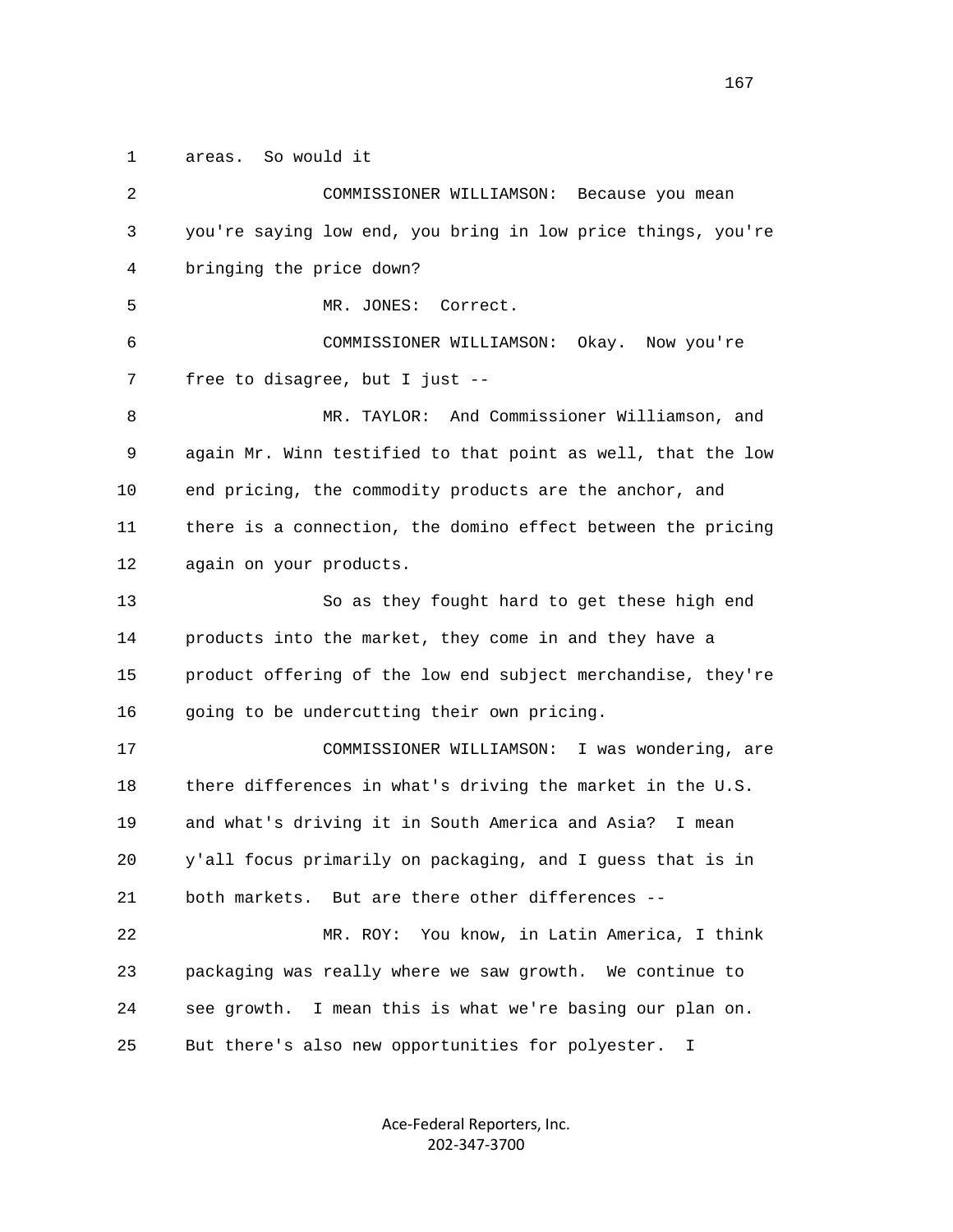1 areas. So would it

2 COMMISSIONER WILLIAMSON: Because you mean

3 you're saying low end, you bring in low price things, you're

4 bringing the price down?

5 MR. JONES: Correct.

6 COMMISSIONER WILLIAMSON: Okay. Now you're

7 free to disagree, but I just --

8 MR. TAYLOR: And Commissioner Williamson, and

9 again Mr. Winn testified to that point as well, that the low

10 end pricing, the commodity products are the anchor, and

11 there is a connection, the domino effect between the pricing

12 again on your products.

13 So as they fought hard to get these high end

14 products into the market, they come in and they have a

15 product offering of the low end subject merchandise, they're

16 going to be undercutting their own pricing.

17 COMMISSIONER WILLIAMSON: I was wondering, are

18 there differences in what's driving the market in the U.S.

19 and what's driving it in South America and Asia? I mean

20 y'all focus primarily on packaging, and I guess that is in

21 both markets. But are there other differences --

22 MR. ROY: You know, in Latin America, I think

23 packaging was really where we saw growth. We continue to

24 see growth. I mean this is what we're basing our plan on.

25 But there's also new opportunities for polyester. I

Ace-Federal Reporters, Inc.
202-347-3700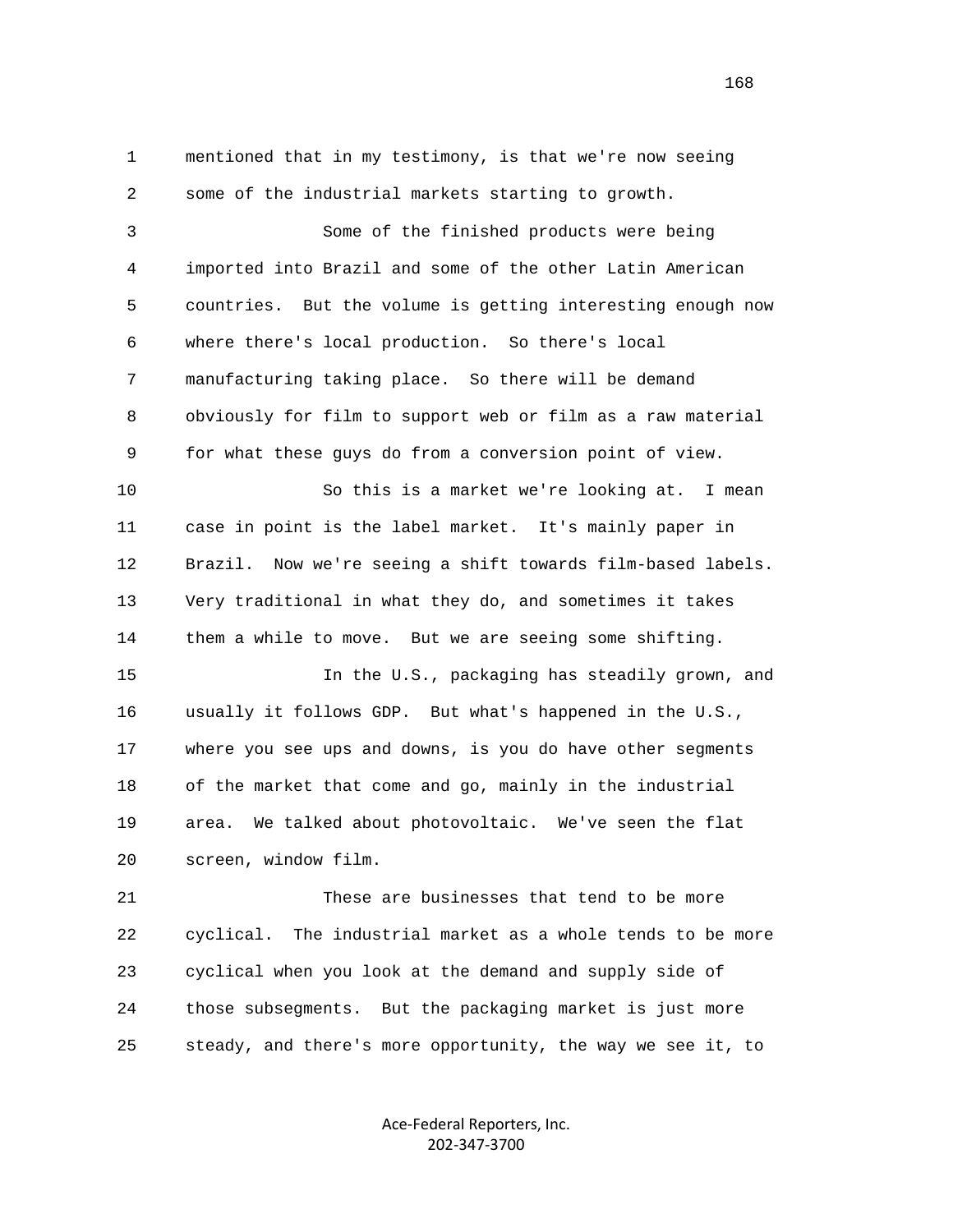mentioned that in my testimony, is that we're now seeing some of the industrial markets starting to growth.

Some of the finished products were being imported into Brazil and some of the other Latin American countries. But the volume is getting interesting enough now where there's local production. So there's local manufacturing taking place. So there will be demand obviously for film to support web or film as a raw material for what these guys do from a conversion point of view.

So this is a market we're looking at. I mean case in point is the label market. It's mainly paper in Brazil. Now we're seeing a shift towards film-based labels. Very traditional in what they do, and sometimes it takes them a while to move. But we are seeing some shifting.

In the U.S., packaging has steadily grown, and usually it follows GDP. But what's happened in the U.S., where you see ups and downs, is you do have other segments of the market that come and go, mainly in the industrial area. We talked about photovoltaic. We've seen the flat screen, window film.

These are businesses that tend to be more cyclical. The industrial market as a whole tends to be more cyclical when you look at the demand and supply side of those subsegments. But the packaging market is just more steady, and there's more opportunity, the way we see it, to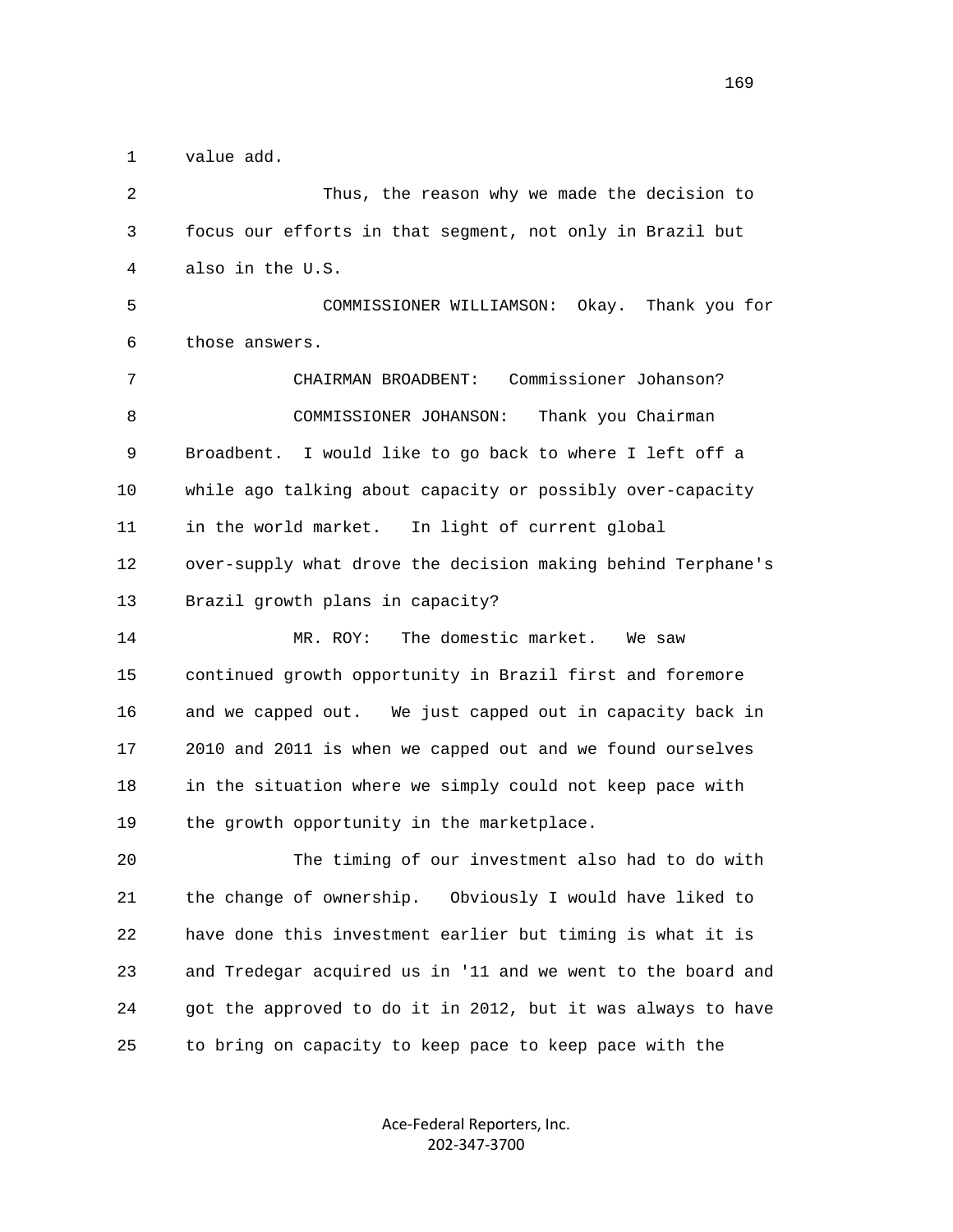1 value add.

2 Thus, the reason why we made the decision to
3 focus our efforts in that segment, not only in Brazil but
4 also in the U.S.

5 COMMISSIONER WILLIAMSON: Okay. Thank you for
6 those answers.

7 CHAIRMAN BROADBENT: Commissioner Johanson?

8 COMMISSIONER JOHANSON: Thank you Chairman
9 Broadbent. I would like to go back to where I left off a
10 while ago talking about capacity or possibly over-capacity
11 in the world market. In light of current global
12 over-supply what drove the decision making behind Terphane's
13 Brazil growth plans in capacity?

14 MR. ROY: The domestic market. We saw
15 continued growth opportunity in Brazil first and foremore
16 and we capped out. We just capped out in capacity back in
17 2010 and 2011 is when we capped out and we found ourselves
18 in the situation where we simply could not keep pace with
19 the growth opportunity in the marketplace.

20 The timing of our investment also had to do with
21 the change of ownership. Obviously I would have liked to
22 have done this investment earlier but timing is what it is
23 and Tredegar acquired us in '11 and we went to the board and
24 got the approved to do it in 2012, but it was always to have
25 to bring on capacity to keep pace to keep pace with the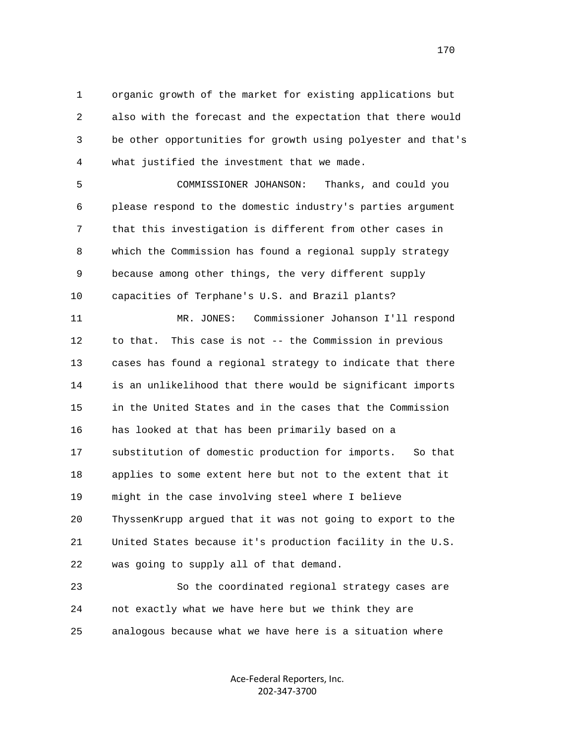organic growth of the market for existing applications but also with the forecast and the expectation that there would be other opportunities for growth using polyester and that's what justified the investment that we made.

COMMISSIONER JOHANSON: Thanks, and could you please respond to the domestic industry's parties argument that this investigation is different from other cases in which the Commission has found a regional supply strategy because among other things, the very different supply capacities of Terphane's U.S. and Brazil plants?

MR. JONES: Commissioner Johanson I'll respond to that. This case is not -- the Commission in previous cases has found a regional strategy to indicate that there is an unlikelihood that there would be significant imports in the United States and in the cases that the Commission has looked at that has been primarily based on a substitution of domestic production for imports. So that applies to some extent here but not to the extent that it might in the case involving steel where I believe ThyssenKrupp argued that it was not going to export to the United States because it's production facility in the U.S. was going to supply all of that demand.

So the coordinated regional strategy cases are not exactly what we have here but we think they are analogous because what we have here is a situation where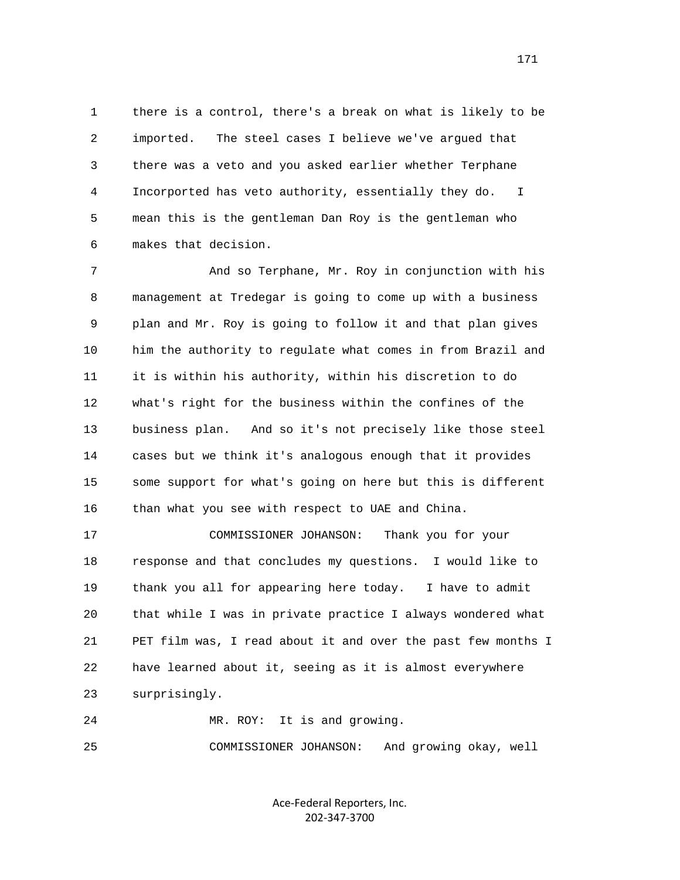1 there is a control, there's a break on what is likely to be
2 imported. The steel cases I believe we've argued that
3 there was a veto and you asked earlier whether Terphane
4 Incorported has veto authority, essentially they do. I
5 mean this is the gentleman Dan Roy is the gentleman who
6 makes that decision.

7 And so Terphane, Mr. Roy in conjunction with his
8 management at Tredegar is going to come up with a business
9 plan and Mr. Roy is going to follow it and that plan gives
10 him the authority to regulate what comes in from Brazil and
11 it is within his authority, within his discretion to do
12 what's right for the business within the confines of the
13 business plan. And so it's not precisely like those steel
14 cases but we think it's analogous enough that it provides
15 some support for what's going on here but this is different
16 than what you see with respect to UAE and China.

17 COMMISSIONER JOHANSON: Thank you for your
18 response and that concludes my questions. I would like to
19 thank you all for appearing here today. I have to admit
20 that while I was in private practice I always wondered what
21 PET film was, I read about it and over the past few months I
22 have learned about it, seeing as it is almost everywhere
23 surprisingly.

24 MR. ROY: It is and growing.

25 COMMISSIONER JOHANSON: And growing okay, well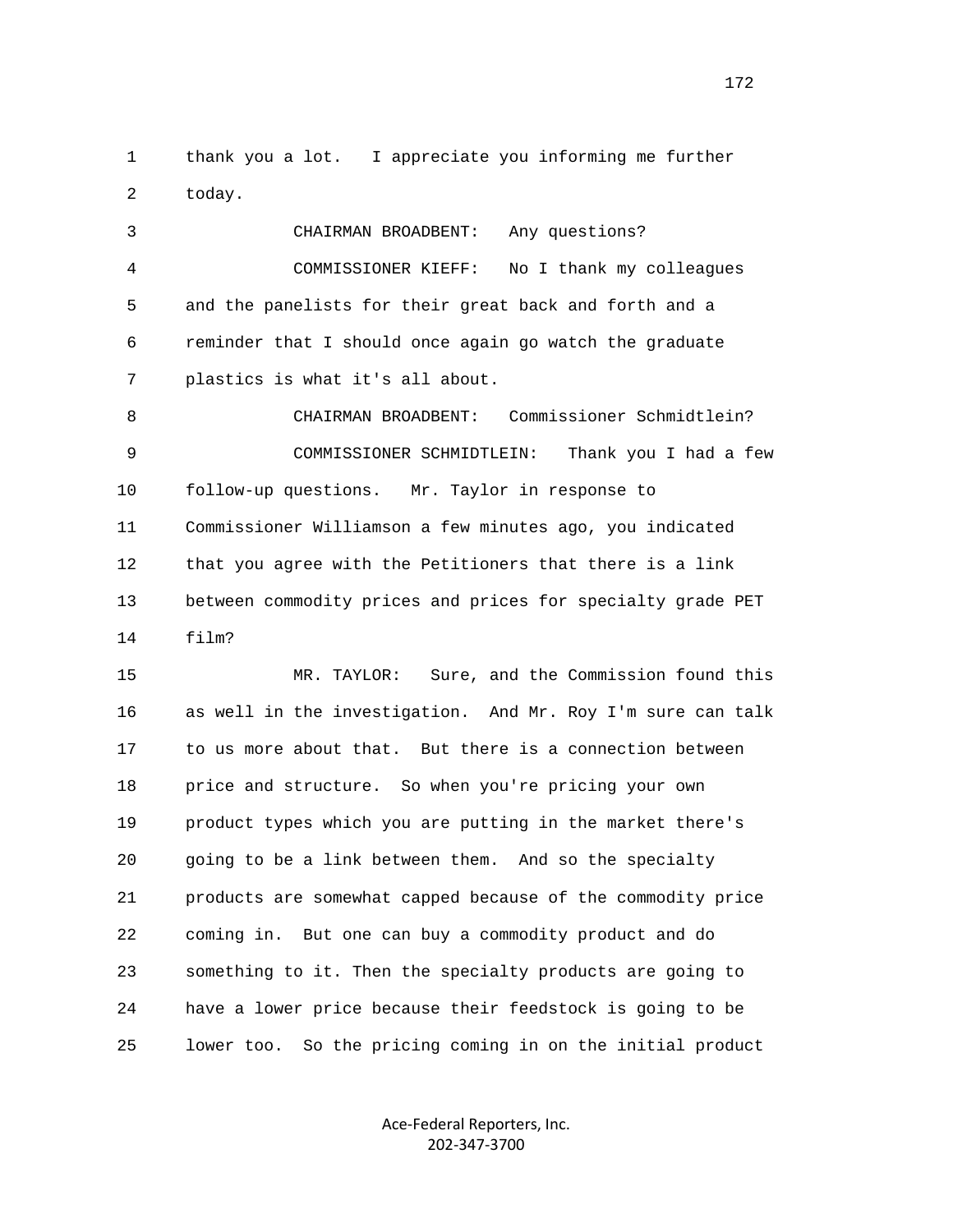1 thank you a lot. I appreciate you informing me further
2 today.
3 CHAIRMAN BROADBENT: Any questions?
4 COMMISSIONER KIEFF: No I thank my colleagues
5 and the panelists for their great back and forth and a
6 reminder that I should once again go watch the graduate
7 plastics is what it's all about.
8 CHAIRMAN BROADBENT: Commissioner Schmidtlein?
9 COMMISSIONER SCHMIDTLEIN: Thank you I had a few
10 follow-up questions. Mr. Taylor in response to
11 Commissioner Williamson a few minutes ago, you indicated
12 that you agree with the Petitioners that there is a link
13 between commodity prices and prices for specialty grade PET
14 film?
15 MR. TAYLOR: Sure, and the Commission found this
16 as well in the investigation. And Mr. Roy I'm sure can talk
17 to us more about that. But there is a connection between
18 price and structure. So when you're pricing your own
19 product types which you are putting in the market there's
20 going to be a link between them. And so the specialty
21 products are somewhat capped because of the commodity price
22 coming in. But one can buy a commodity product and do
23 something to it. Then the specialty products are going to
24 have a lower price because their feedstock is going to be
25 lower too. So the pricing coming in on the initial product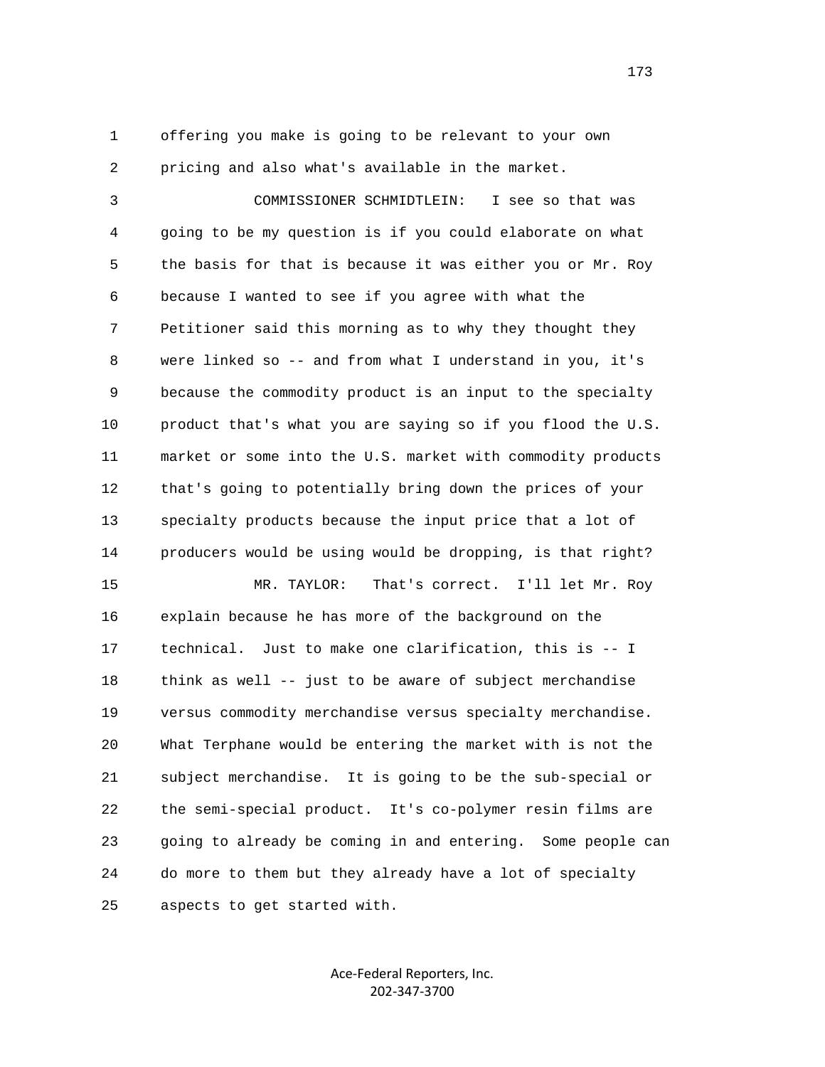1 offering you make is going to be relevant to your own
2 pricing and also what's available in the market.

3 COMMISSIONER SCHMIDTLEIN: I see so that was
4 going to be my question is if you could elaborate on what
5 the basis for that is because it was either you or Mr. Roy
6 because I wanted to see if you agree with what the
7 Petitioner said this morning as to why they thought they
8 were linked so -- and from what I understand in you, it's
9 because the commodity product is an input to the specialty
10 product that's what you are saying so if you flood the U.S.
11 market or some into the U.S. market with commodity products
12 that's going to potentially bring down the prices of your
13 specialty products because the input price that a lot of
14 producers would be using would be dropping, is that right?

15 MR. TAYLOR: That's correct. I'll let Mr. Roy
16 explain because he has more of the background on the
17 technical. Just to make one clarification, this is -- I
18 think as well -- just to be aware of subject merchandise
19 versus commodity merchandise versus specialty merchandise.
20 What Terphane would be entering the market with is not the
21 subject merchandise. It is going to be the sub-special or
22 the semi-special product. It's co-polymer resin films are
23 going to already be coming in and entering. Some people can
24 do more to them but they already have a lot of specialty
25 aspects to get started with.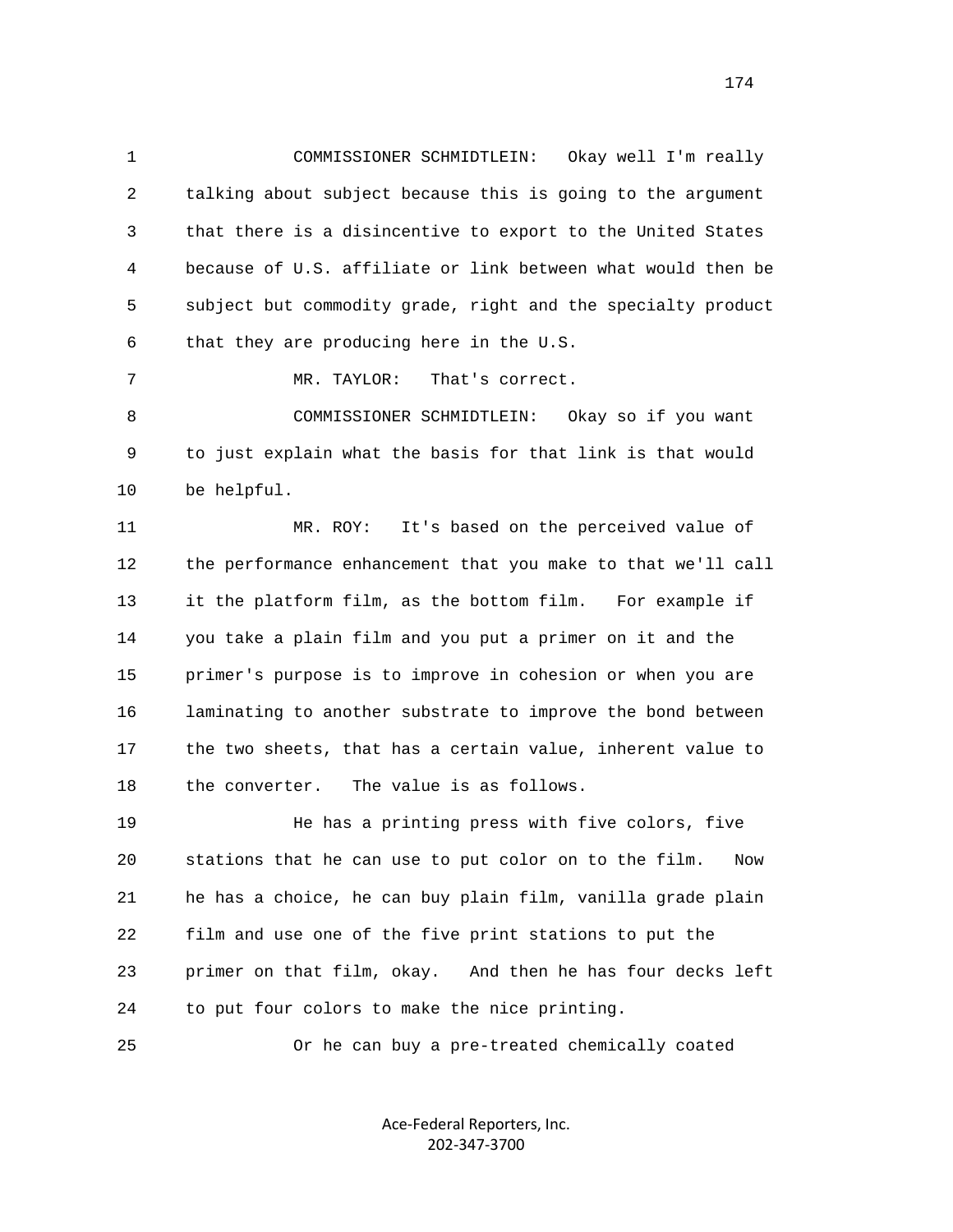COMMISSIONER SCHMIDTLEIN: Okay well I'm really talking about subject because this is going to the argument that there is a disincentive to export to the United States because of U.S. affiliate or link between what would then be subject but commodity grade, right and the specialty product that they are producing here in the U.S.

MR. TAYLOR: That's correct.

COMMISSIONER SCHMIDTLEIN: Okay so if you want to just explain what the basis for that link is that would be helpful.

MR. ROY: It's based on the perceived value of the performance enhancement that you make to that we'll call it the platform film, as the bottom film. For example if you take a plain film and you put a primer on it and the primer's purpose is to improve in cohesion or when you are laminating to another substrate to improve the bond between the two sheets, that has a certain value, inherent value to the converter. The value is as follows.

He has a printing press with five colors, five stations that he can use to put color on to the film. Now he has a choice, he can buy plain film, vanilla grade plain film and use one of the five print stations to put the primer on that film, okay. And then he has four decks left to put four colors to make the nice printing.

Or he can buy a pre-treated chemically coated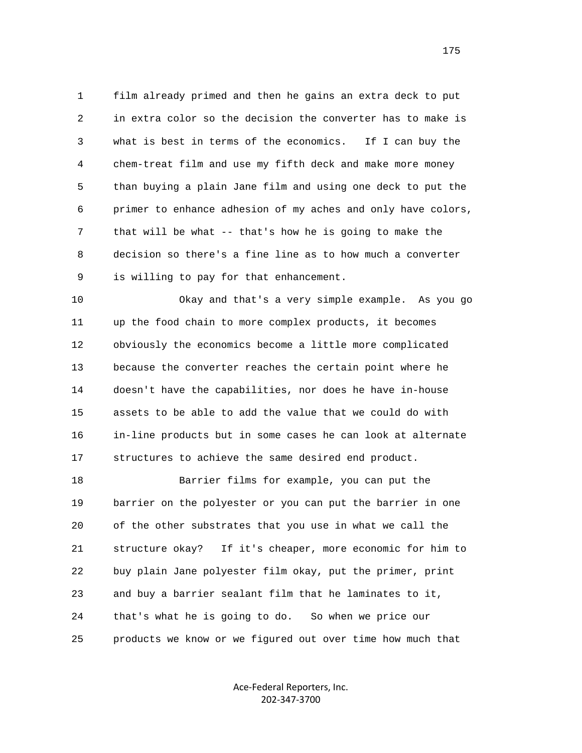1 film already primed and then he gains an extra deck to put
2 in extra color so the decision the converter has to make is
3 what is best in terms of the economics. If I can buy the
4 chem-treat film and use my fifth deck and make more money
5 than buying a plain Jane film and using one deck to put the
6 primer to enhance adhesion of my aches and only have colors,
7 that will be what -- that's how he is going to make the
8 decision so there's a fine line as to how much a converter
9 is willing to pay for that enhancement.

10 Okay and that's a very simple example. As you go
11 up the food chain to more complex products, it becomes
12 obviously the economics become a little more complicated
13 because the converter reaches the certain point where he
14 doesn't have the capabilities, nor does he have in-house
15 assets to be able to add the value that we could do with
16 in-line products but in some cases he can look at alternate
17 structures to achieve the same desired end product.

18 Barrier films for example, you can put the
19 barrier on the polyester or you can put the barrier in one
20 of the other substrates that you use in what we call the
21 structure okay? If it's cheaper, more economic for him to
22 buy plain Jane polyester film okay, put the primer, print
23 and buy a barrier sealant film that he laminates to it,
24 that's what he is going to do. So when we price our
25 products we know or we figured out over time how much that

Ace-Federal Reporters, Inc.
202-347-3700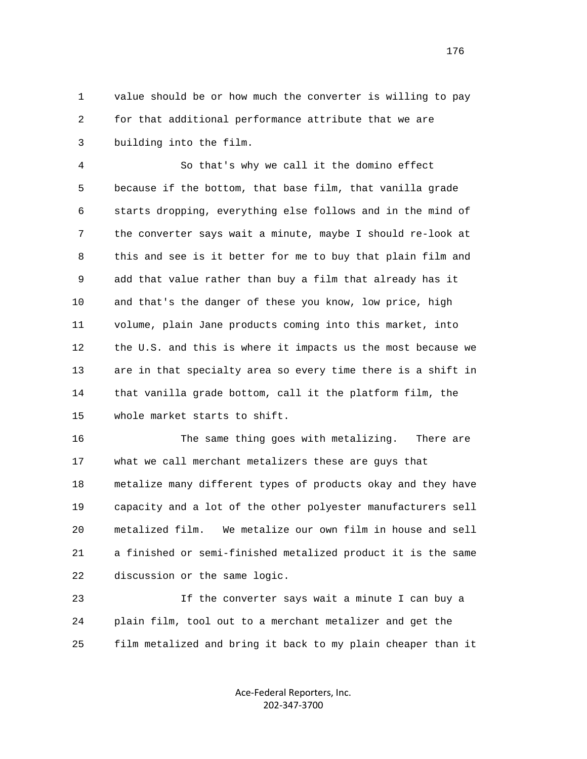value should be or how much the converter is willing to pay for that additional performance attribute that we are building into the film.

So that's why we call it the domino effect because if the bottom, that base film, that vanilla grade starts dropping, everything else follows and in the mind of the converter says wait a minute, maybe I should re-look at this and see is it better for me to buy that plain film and add that value rather than buy a film that already has it and that's the danger of these you know, low price, high volume, plain Jane products coming into this market, into the U.S. and this is where it impacts us the most because we are in that specialty area so every time there is a shift in that vanilla grade bottom, call it the platform film, the whole market starts to shift.

The same thing goes with metalizing. There are what we call merchant metalizers these are guys that metalize many different types of products okay and they have capacity and a lot of the other polyester manufacturers sell metalized film. We metalize our own film in house and sell a finished or semi-finished metalized product it is the same discussion or the same logic.

If the converter says wait a minute I can buy a plain film, tool out to a merchant metalizer and get the film metalized and bring it back to my plain cheaper than it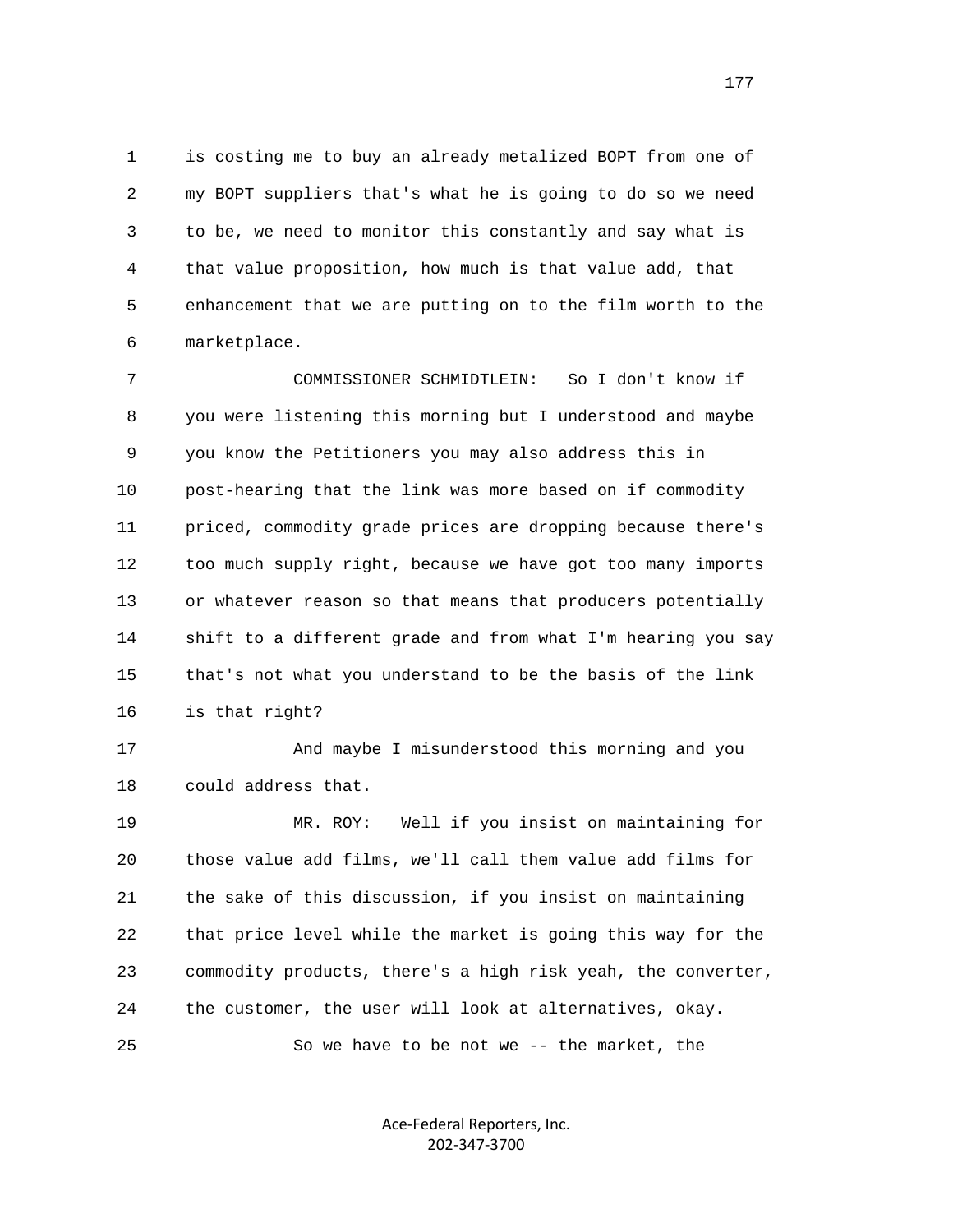is costing me to buy an already metalized BOPT from one of my BOPT suppliers that's what he is going to do so we need to be, we need to monitor this constantly and say what is that value proposition, how much is that value add, that enhancement that we are putting on to the film worth to the marketplace.

COMMISSIONER SCHMIDTLEIN: So I don't know if you were listening this morning but I understood and maybe you know the Petitioners you may also address this in post-hearing that the link was more based on if commodity priced, commodity grade prices are dropping because there's too much supply right, because we have got too many imports or whatever reason so that means that producers potentially shift to a different grade and from what I'm hearing you say that's not what you understand to be the basis of the link is that right?

And maybe I misunderstood this morning and you could address that.

MR. ROY: Well if you insist on maintaining for those value add films, we'll call them value add films for the sake of this discussion, if you insist on maintaining that price level while the market is going this way for the commodity products, there's a high risk yeah, the converter, the customer, the user will look at alternatives, okay.

So we have to be not we -- the market, the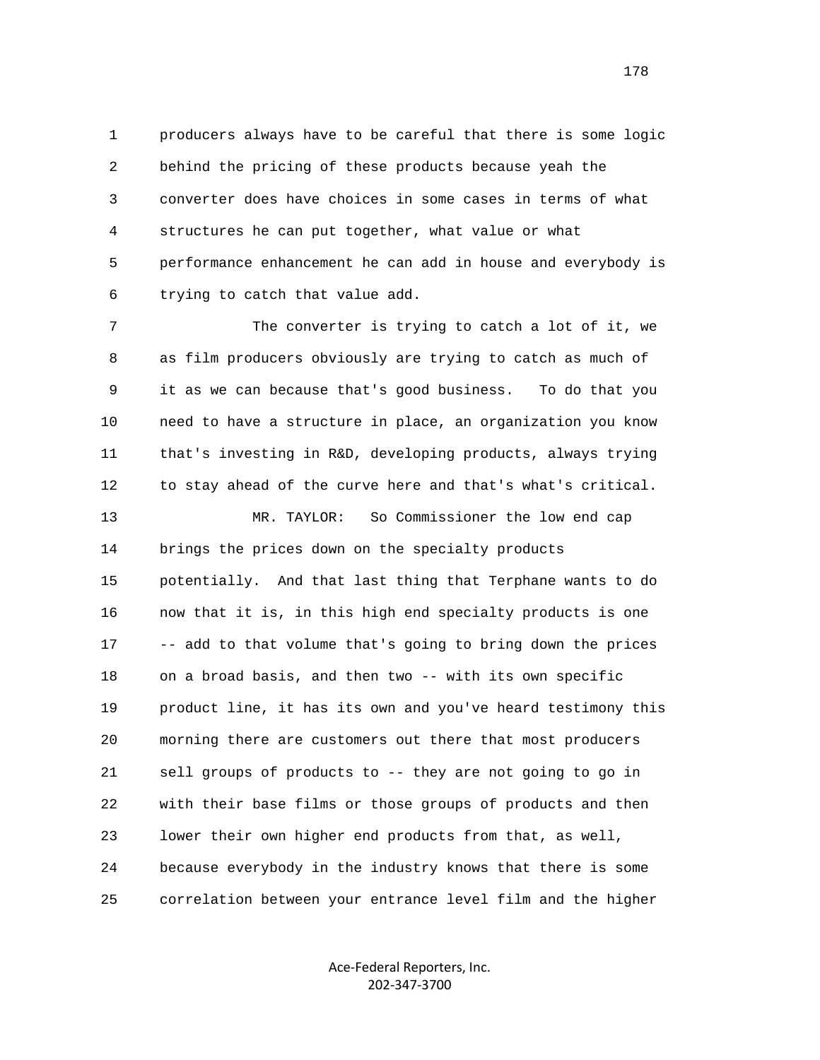producers always have to be careful that there is some logic behind the pricing of these products because yeah the converter does have choices in some cases in terms of what structures he can put together, what value or what performance enhancement he can add in house and everybody is trying to catch that value add.

The converter is trying to catch a lot of it, we as film producers obviously are trying to catch as much of it as we can because that's good business. To do that you need to have a structure in place, an organization you know that's investing in R&D, developing products, always trying to stay ahead of the curve here and that's what's critical.

MR. TAYLOR: So Commissioner the low end cap brings the prices down on the specialty products potentially. And that last thing that Terphane wants to do now that it is, in this high end specialty products is one -- add to that volume that's going to bring down the prices on a broad basis, and then two -- with its own specific product line, it has its own and you've heard testimony this morning there are customers out there that most producers sell groups of products to -- they are not going to go in with their base films or those groups of products and then lower their own higher end products from that, as well, because everybody in the industry knows that there is some correlation between your entrance level film and the higher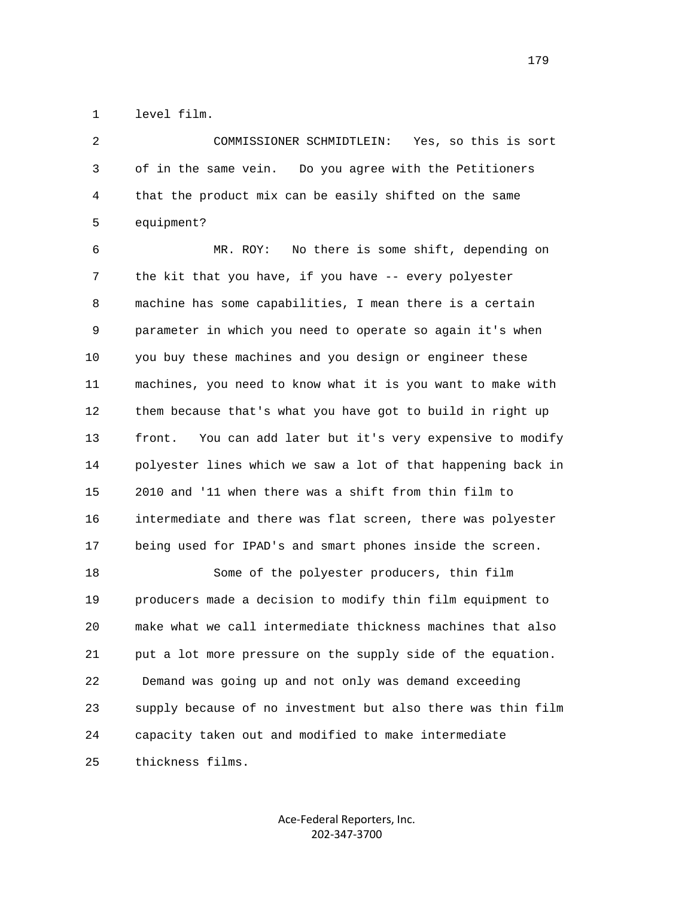level film.

COMMISSIONER SCHMIDTLEIN: Yes, so this is sort of in the same vein. Do you agree with the Petitioners that the product mix can be easily shifted on the same equipment?

MR. ROY: No there is some shift, depending on the kit that you have, if you have -- every polyester machine has some capabilities, I mean there is a certain parameter in which you need to operate so again it's when you buy these machines and you design or engineer these machines, you need to know what it is you want to make with them because that's what you have got to build in right up front. You can add later but it's very expensive to modify polyester lines which we saw a lot of that happening back in 2010 and '11 when there was a shift from thin film to intermediate and there was flat screen, there was polyester being used for IPAD's and smart phones inside the screen.

Some of the polyester producers, thin film producers made a decision to modify thin film equipment to make what we call intermediate thickness machines that also put a lot more pressure on the supply side of the equation. Demand was going up and not only was demand exceeding supply because of no investment but also there was thin film capacity taken out and modified to make intermediate thickness films.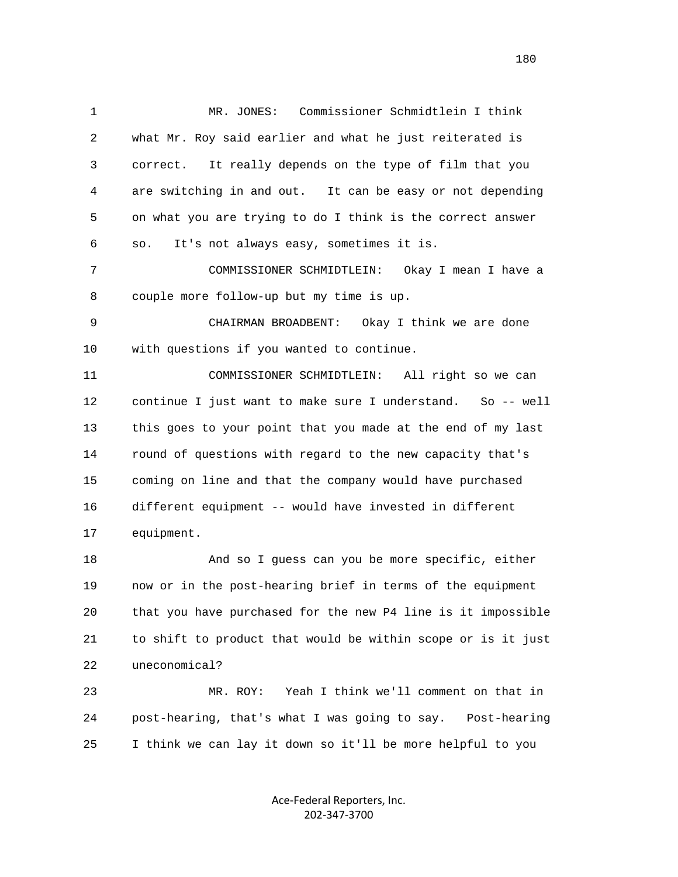MR. JONES: Commissioner Schmidtlein I think what Mr. Roy said earlier and what he just reiterated is correct. It really depends on the type of film that you are switching in and out. It can be easy or not depending on what you are trying to do I think is the correct answer so. It's not always easy, sometimes it is.

COMMISSIONER SCHMIDTLEIN: Okay I mean I have a couple more follow-up but my time is up.

CHAIRMAN BROADBENT: Okay I think we are done with questions if you wanted to continue.

COMMISSIONER SCHMIDTLEIN: All right so we can continue I just want to make sure I understand. So -- well this goes to your point that you made at the end of my last round of questions with regard to the new capacity that's coming on line and that the company would have purchased different equipment -- would have invested in different equipment.

And so I guess can you be more specific, either now or in the post-hearing brief in terms of the equipment that you have purchased for the new P4 line is it impossible to shift to product that would be within scope or is it just uneconomical?

MR. ROY: Yeah I think we'll comment on that in post-hearing, that's what I was going to say. Post-hearing I think we can lay it down so it'll be more helpful to you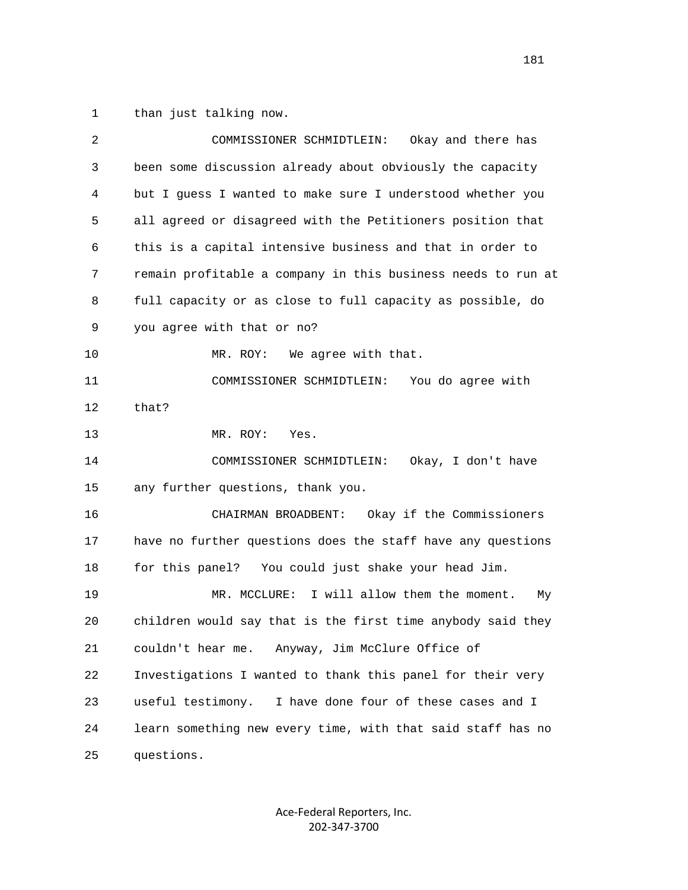1 than just talking now.

2 COMMISSIONER SCHMIDTLEIN: Okay and there has

3 been some discussion already about obviously the capacity

4 but I guess I wanted to make sure I understood whether you

5 all agreed or disagreed with the Petitioners position that

6 this is a capital intensive business and that in order to

7 remain profitable a company in this business needs to run at

8 full capacity or as close to full capacity as possible, do

9 you agree with that or no?

10 MR. ROY: We agree with that.

11 COMMISSIONER SCHMIDTLEIN: You do agree with

12 that?

13 MR. ROY: Yes.

14 COMMISSIONER SCHMIDTLEIN: Okay, I don't have

15 any further questions, thank you.

16 CHAIRMAN BROADBENT: Okay if the Commissioners

17 have no further questions does the staff have any questions

18 for this panel? You could just shake your head Jim.

19 MR. MCCLURE: I will allow them the moment. My

20 children would say that is the first time anybody said they

21 couldn't hear me. Anyway, Jim McClure Office of

22 Investigations I wanted to thank this panel for their very

23 useful testimony. I have done four of these cases and I

24 learn something new every time, with that said staff has no

25 questions.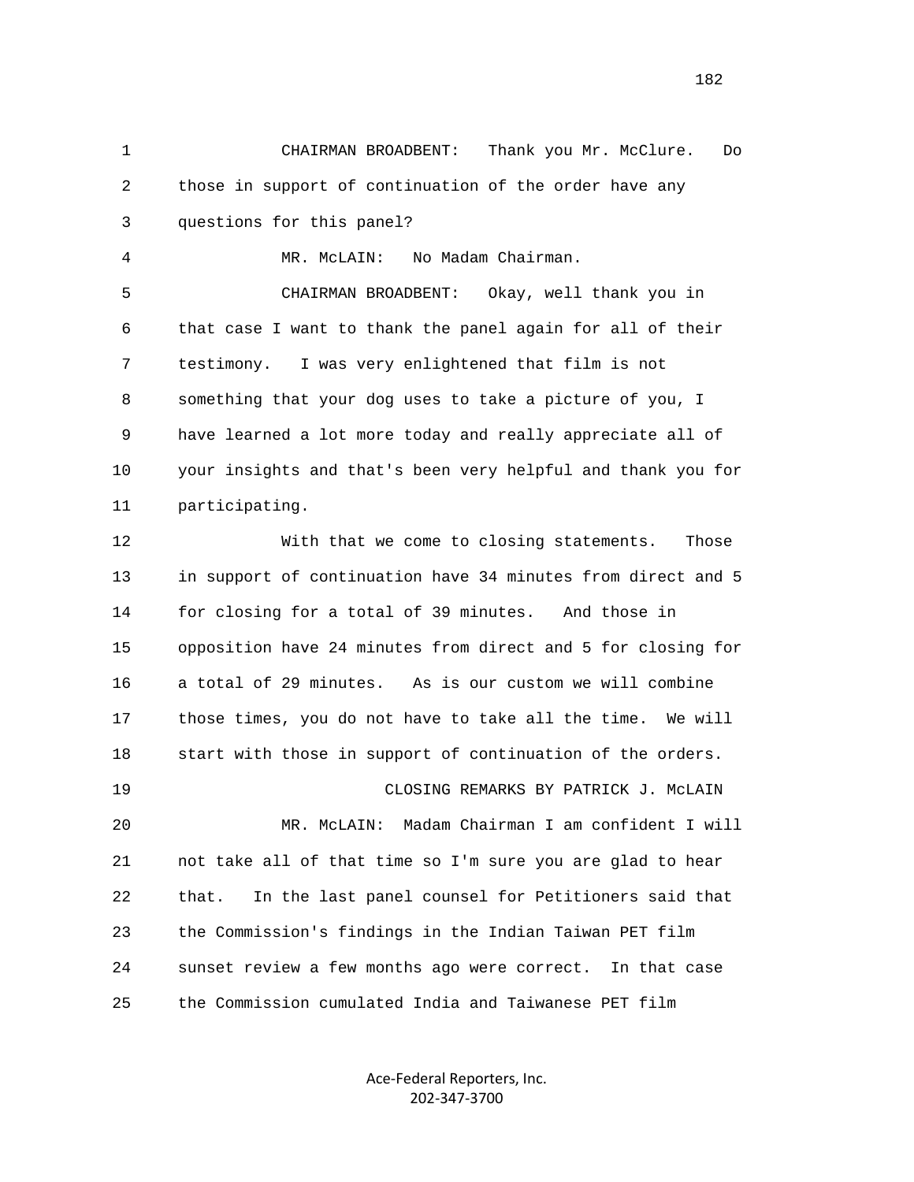1 CHAIRMAN BROADBENT: Thank you Mr. McClure. Do
2 those in support of continuation of the order have any
3 questions for this panel?
4 MR. McLAIN: No Madam Chairman.
5 CHAIRMAN BROADBENT: Okay, well thank you in
6 that case I want to thank the panel again for all of their
7 testimony. I was very enlightened that film is not
8 something that your dog uses to take a picture of you, I
9 have learned a lot more today and really appreciate all of
10 your insights and that's been very helpful and thank you for
11 participating.
12 With that we come to closing statements. Those
13 in support of continuation have 34 minutes from direct and 5
14 for closing for a total of 39 minutes. And those in
15 opposition have 24 minutes from direct and 5 for closing for
16 a total of 29 minutes. As is our custom we will combine
17 those times, you do not have to take all the time. We will
18 start with those in support of continuation of the orders.
19 CLOSING REMARKS BY PATRICK J. McLAIN
20 MR. McLAIN: Madam Chairman I am confident I will
21 not take all of that time so I'm sure you are glad to hear
22 that. In the last panel counsel for Petitioners said that
23 the Commission's findings in the Indian Taiwan PET film
24 sunset review a few months ago were correct. In that case
25 the Commission cumulated India and Taiwanese PET film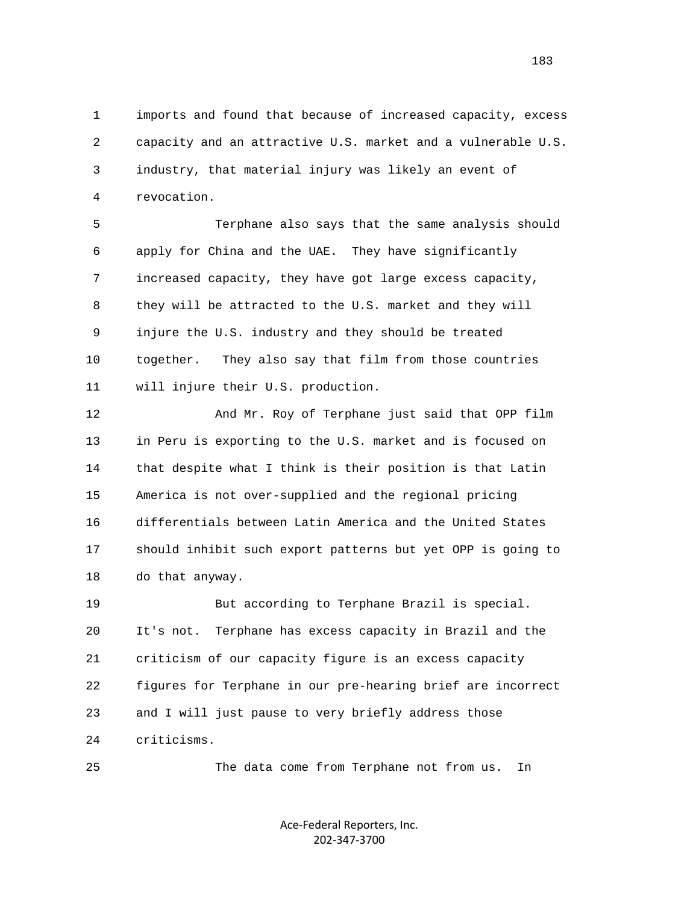imports and found that because of increased capacity, excess capacity and an attractive U.S. market and a vulnerable U.S. industry, that material injury was likely an event of revocation.

Terphane also says that the same analysis should apply for China and the UAE. They have significantly increased capacity, they have got large excess capacity, they will be attracted to the U.S. market and they will injure the U.S. industry and they should be treated together. They also say that film from those countries will injure their U.S. production.

And Mr. Roy of Terphane just said that OPP film in Peru is exporting to the U.S. market and is focused on that despite what I think is their position is that Latin America is not over-supplied and the regional pricing differentials between Latin America and the United States should inhibit such export patterns but yet OPP is going to do that anyway.

But according to Terphane Brazil is special. It's not. Terphane has excess capacity in Brazil and the criticism of our capacity figure is an excess capacity figures for Terphane in our pre-hearing brief are incorrect and I will just pause to very briefly address those criticisms.

The data come from Terphane not from us. In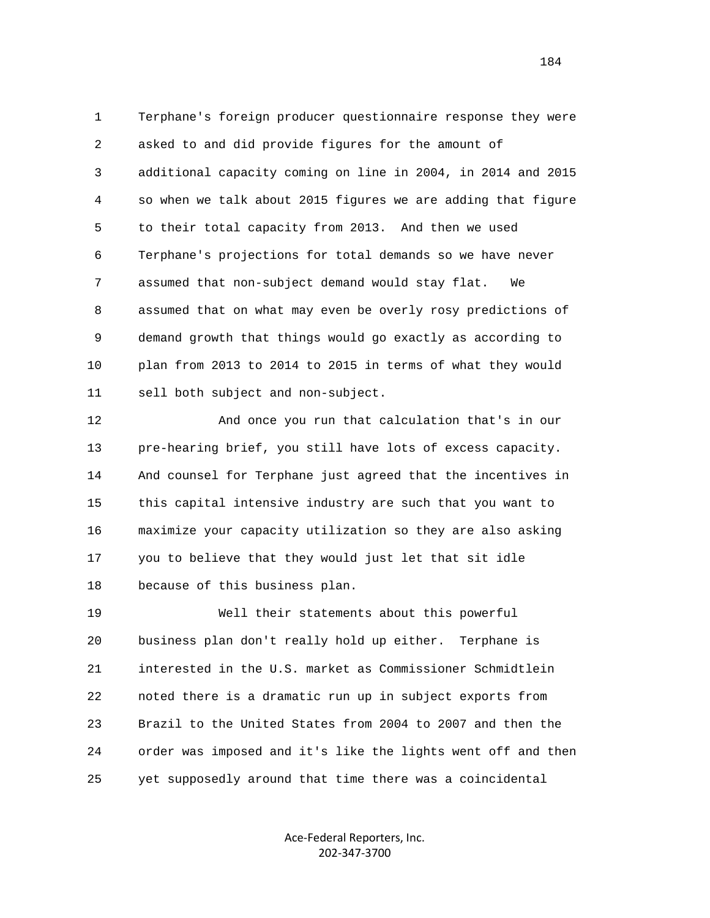Terphane's foreign producer questionnaire response they were asked to and did provide figures for the amount of additional capacity coming on line in 2004, in 2014 and 2015 so when we talk about 2015 figures we are adding that figure to their total capacity from 2013. And then we used Terphane's projections for total demands so we have never assumed that non-subject demand would stay flat. We assumed that on what may even be overly rosy predictions of demand growth that things would go exactly as according to plan from 2013 to 2014 to 2015 in terms of what they would sell both subject and non-subject.

And once you run that calculation that's in our pre-hearing brief, you still have lots of excess capacity. And counsel for Terphane just agreed that the incentives in this capital intensive industry are such that you want to maximize your capacity utilization so they are also asking you to believe that they would just let that sit idle because of this business plan.

Well their statements about this powerful business plan don't really hold up either. Terphane is interested in the U.S. market as Commissioner Schmidtlein noted there is a dramatic run up in subject exports from Brazil to the United States from 2004 to 2007 and then the order was imposed and it's like the lights went off and then yet supposedly around that time there was a coincidental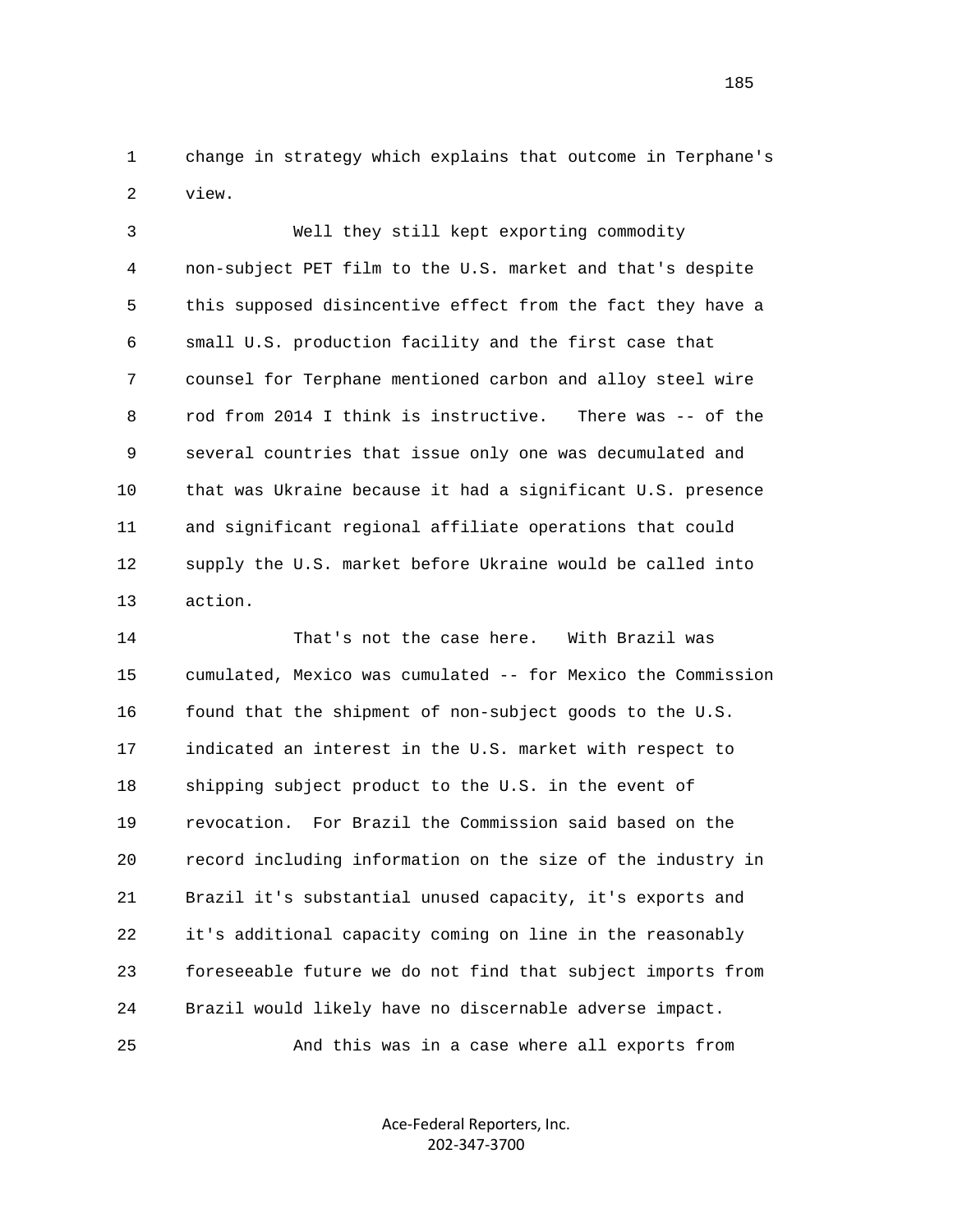1 change in strategy which explains that outcome in Terphane's
2 view.

3 Well they still kept exporting commodity
4 non-subject PET film to the U.S. market and that's despite
5 this supposed disincentive effect from the fact they have a
6 small U.S. production facility and the first case that
7 counsel for Terphane mentioned carbon and alloy steel wire
8 rod from 2014 I think is instructive. There was -- of the
9 several countries that issue only one was decumulated and
10 that was Ukraine because it had a significant U.S. presence
11 and significant regional affiliate operations that could
12 supply the U.S. market before Ukraine would be called into
13 action.

14 That's not the case here. With Brazil was
15 cumulated, Mexico was cumulated -- for Mexico the Commission
16 found that the shipment of non-subject goods to the U.S.
17 indicated an interest in the U.S. market with respect to
18 shipping subject product to the U.S. in the event of
19 revocation. For Brazil the Commission said based on the
20 record including information on the size of the industry in
21 Brazil it's substantial unused capacity, it's exports and
22 it's additional capacity coming on line in the reasonably
23 foreseeable future we do not find that subject imports from
24 Brazil would likely have no discernable adverse impact.

25 And this was in a case where all exports from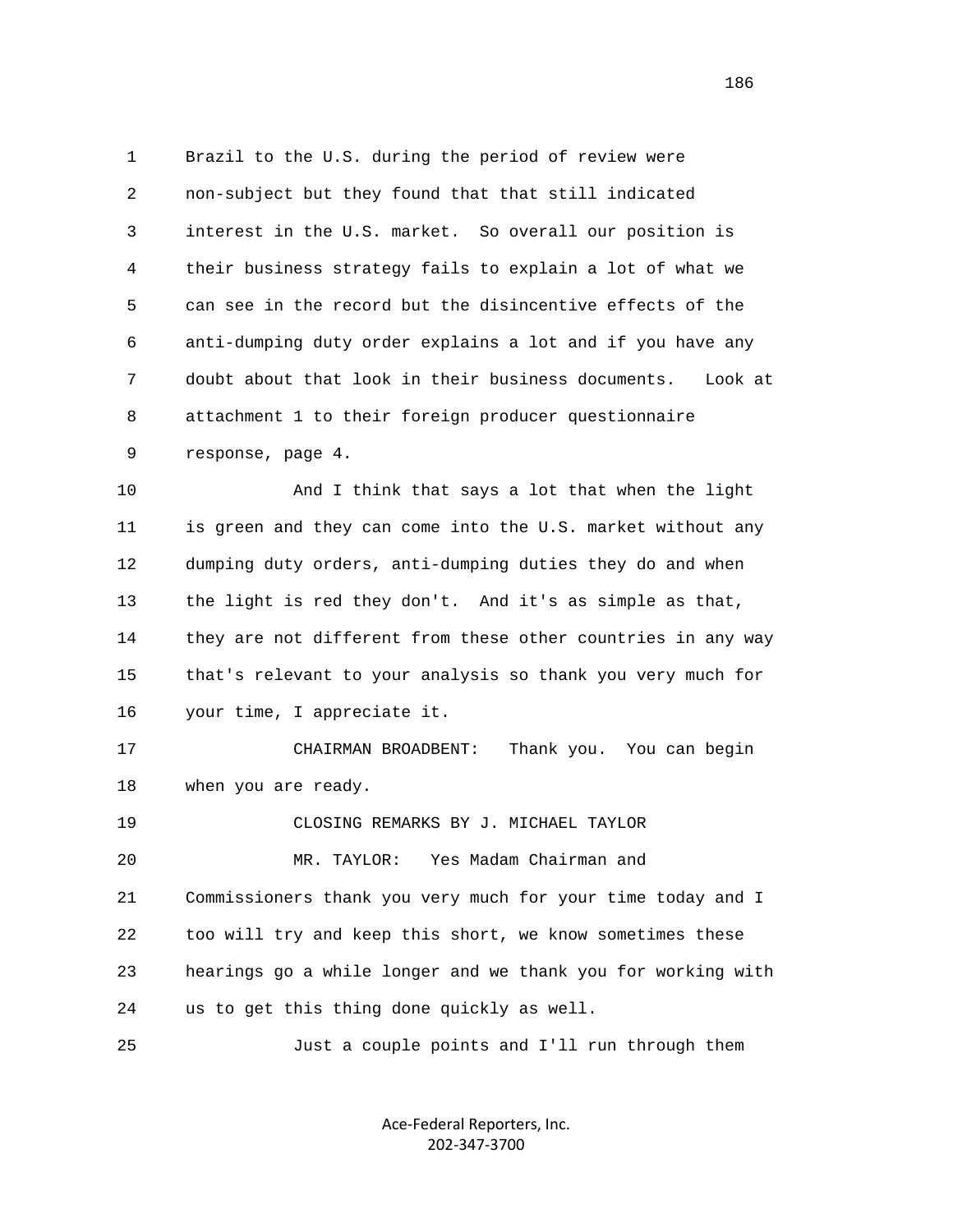Brazil to the U.S. during the period of review were non-subject but they found that that still indicated interest in the U.S. market. So overall our position is their business strategy fails to explain a lot of what we can see in the record but the disincentive effects of the anti-dumping duty order explains a lot and if you have any doubt about that look in their business documents. Look at attachment 1 to their foreign producer questionnaire response, page 4.

And I think that says a lot that when the light is green and they can come into the U.S. market without any dumping duty orders, anti-dumping duties they do and when the light is red they don't. And it's as simple as that, they are not different from these other countries in any way that's relevant to your analysis so thank you very much for your time, I appreciate it.

CHAIRMAN BROADBENT: Thank you. You can begin when you are ready.

CLOSING REMARKS BY J. MICHAEL TAYLOR

MR. TAYLOR: Yes Madam Chairman and Commissioners thank you very much for your time today and I too will try and keep this short, we know sometimes these hearings go a while longer and we thank you for working with us to get this thing done quickly as well.

Just a couple points and I'll run through them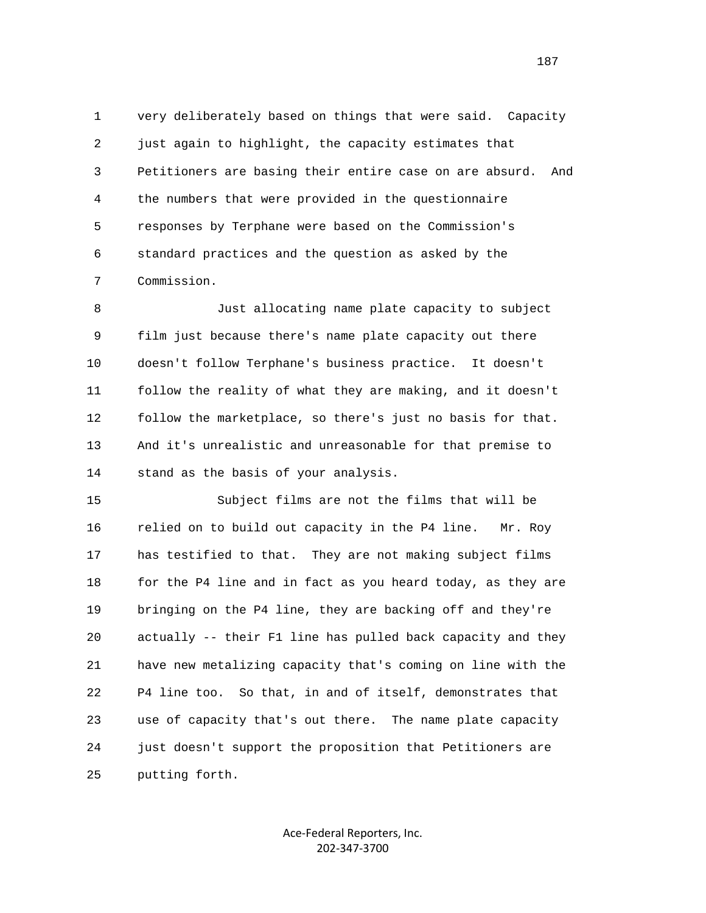1 very deliberately based on things that were said. Capacity
2 just again to highlight, the capacity estimates that
3 Petitioners are basing their entire case on are absurd. And
4 the numbers that were provided in the questionnaire
5 responses by Terphane were based on the Commission's
6 standard practices and the question as asked by the
7 Commission.

8 Just allocating name plate capacity to subject
9 film just because there's name plate capacity out there
10 doesn't follow Terphane's business practice. It doesn't
11 follow the reality of what they are making, and it doesn't
12 follow the marketplace, so there's just no basis for that.
13 And it's unrealistic and unreasonable for that premise to
14 stand as the basis of your analysis.

15 Subject films are not the films that will be
16 relied on to build out capacity in the P4 line. Mr. Roy
17 has testified to that. They are not making subject films
18 for the P4 line and in fact as you heard today, as they are
19 bringing on the P4 line, they are backing off and they're
20 actually -- their F1 line has pulled back capacity and they
21 have new metalizing capacity that's coming on line with the
22 P4 line too. So that, in and of itself, demonstrates that
23 use of capacity that's out there. The name plate capacity
24 just doesn't support the proposition that Petitioners are
25 putting forth.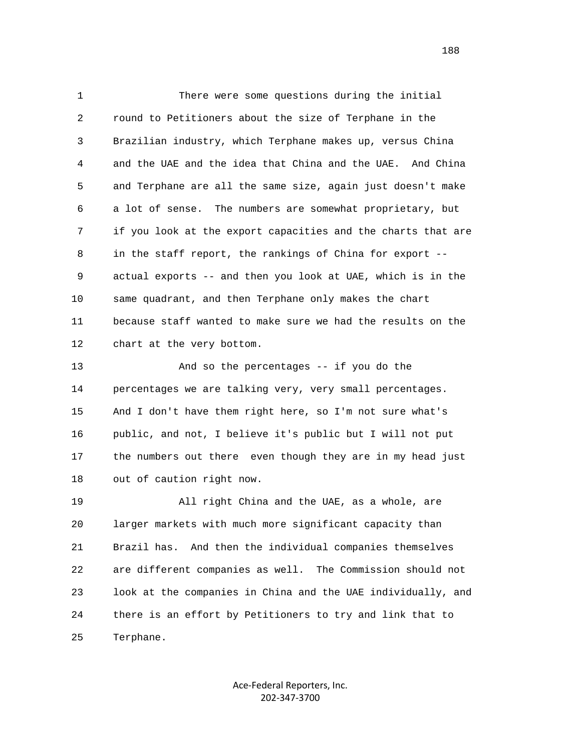There were some questions during the initial round to Petitioners about the size of Terphane in the Brazilian industry, which Terphane makes up, versus China and the UAE and the idea that China and the UAE. And China and Terphane are all the same size, again just doesn't make a lot of sense. The numbers are somewhat proprietary, but if you look at the export capacities and the charts that are in the staff report, the rankings of China for export -- actual exports -- and then you look at UAE, which is in the same quadrant, and then Terphane only makes the chart because staff wanted to make sure we had the results on the chart at the very bottom.

And so the percentages -- if you do the percentages we are talking very, very small percentages. And I don't have them right here, so I'm not sure what's public, and not, I believe it's public but I will not put the numbers out there even though they are in my head just out of caution right now.

All right China and the UAE, as a whole, are larger markets with much more significant capacity than Brazil has. And then the individual companies themselves are different companies as well. The Commission should not look at the companies in China and the UAE individually, and there is an effort by Petitioners to try and link that to Terphane.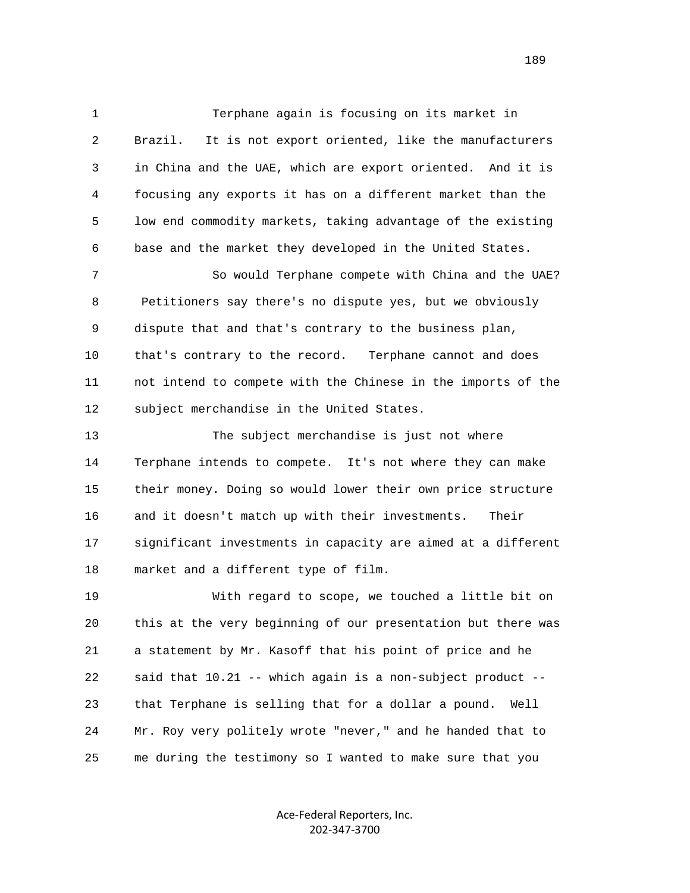Terphane again is focusing on its market in Brazil. It is not export oriented, like the manufacturers in China and the UAE, which are export oriented. And it is focusing any exports it has on a different market than the low end commodity markets, taking advantage of the existing base and the market they developed in the United States.

So would Terphane compete with China and the UAE? Petitioners say there's no dispute yes, but we obviously dispute that and that's contrary to the business plan, that's contrary to the record. Terphane cannot and does not intend to compete with the Chinese in the imports of the subject merchandise in the United States.

The subject merchandise is just not where Terphane intends to compete. It's not where they can make their money. Doing so would lower their own price structure and it doesn't match up with their investments. Their significant investments in capacity are aimed at a different market and a different type of film.

With regard to scope, we touched a little bit on this at the very beginning of our presentation but there was a statement by Mr. Kasoff that his point of price and he said that 10.21 -- which again is a non-subject product -- that Terphane is selling that for a dollar a pound. Well Mr. Roy very politely wrote "never," and he handed that to me during the testimony so I wanted to make sure that you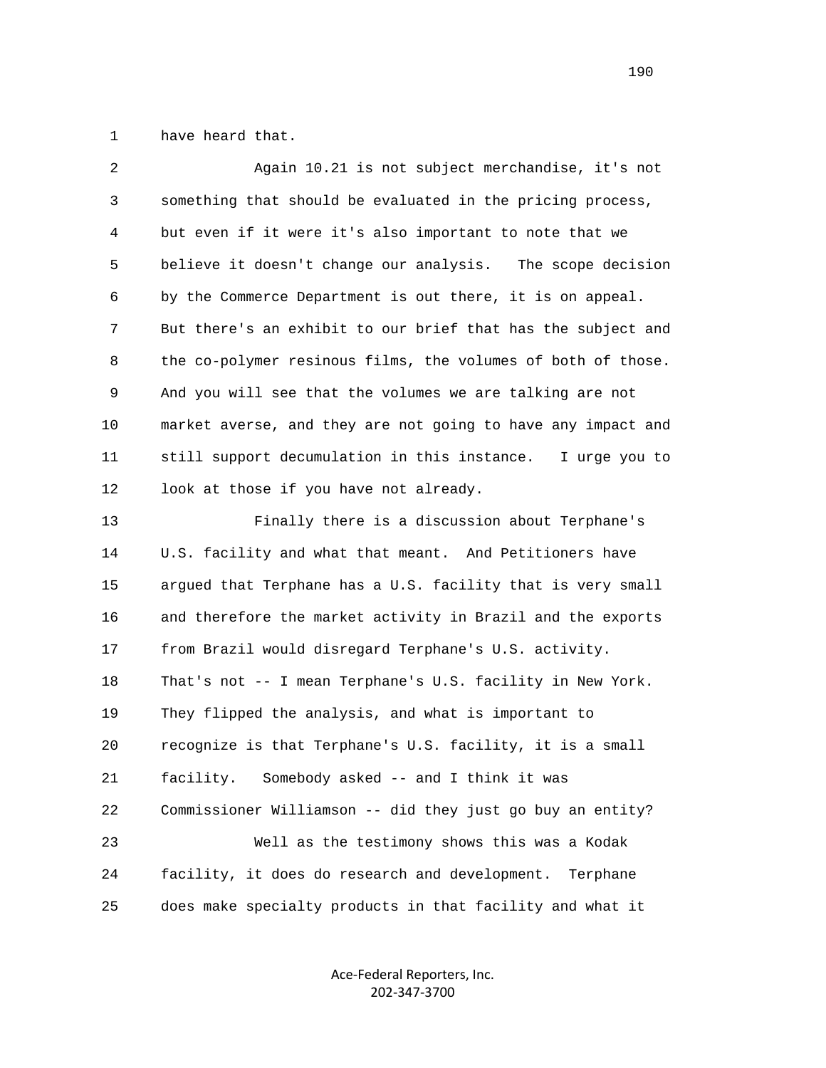have heard that.

Again 10.21 is not subject merchandise, it's not something that should be evaluated in the pricing process, but even if it were it's also important to note that we believe it doesn't change our analysis. The scope decision by the Commerce Department is out there, it is on appeal. But there's an exhibit to our brief that has the subject and the co-polymer resinous films, the volumes of both of those. And you will see that the volumes we are talking are not market averse, and they are not going to have any impact and still support decumulation in this instance. I urge you to look at those if you have not already.

Finally there is a discussion about Terphane's U.S. facility and what that meant. And Petitioners have argued that Terphane has a U.S. facility that is very small and therefore the market activity in Brazil and the exports from Brazil would disregard Terphane's U.S. activity. That's not -- I mean Terphane's U.S. facility in New York. They flipped the analysis, and what is important to recognize is that Terphane's U.S. facility, it is a small facility. Somebody asked -- and I think it was Commissioner Williamson -- did they just go buy an entity?

Well as the testimony shows this was a Kodak facility, it does do research and development. Terphane does make specialty products in that facility and what it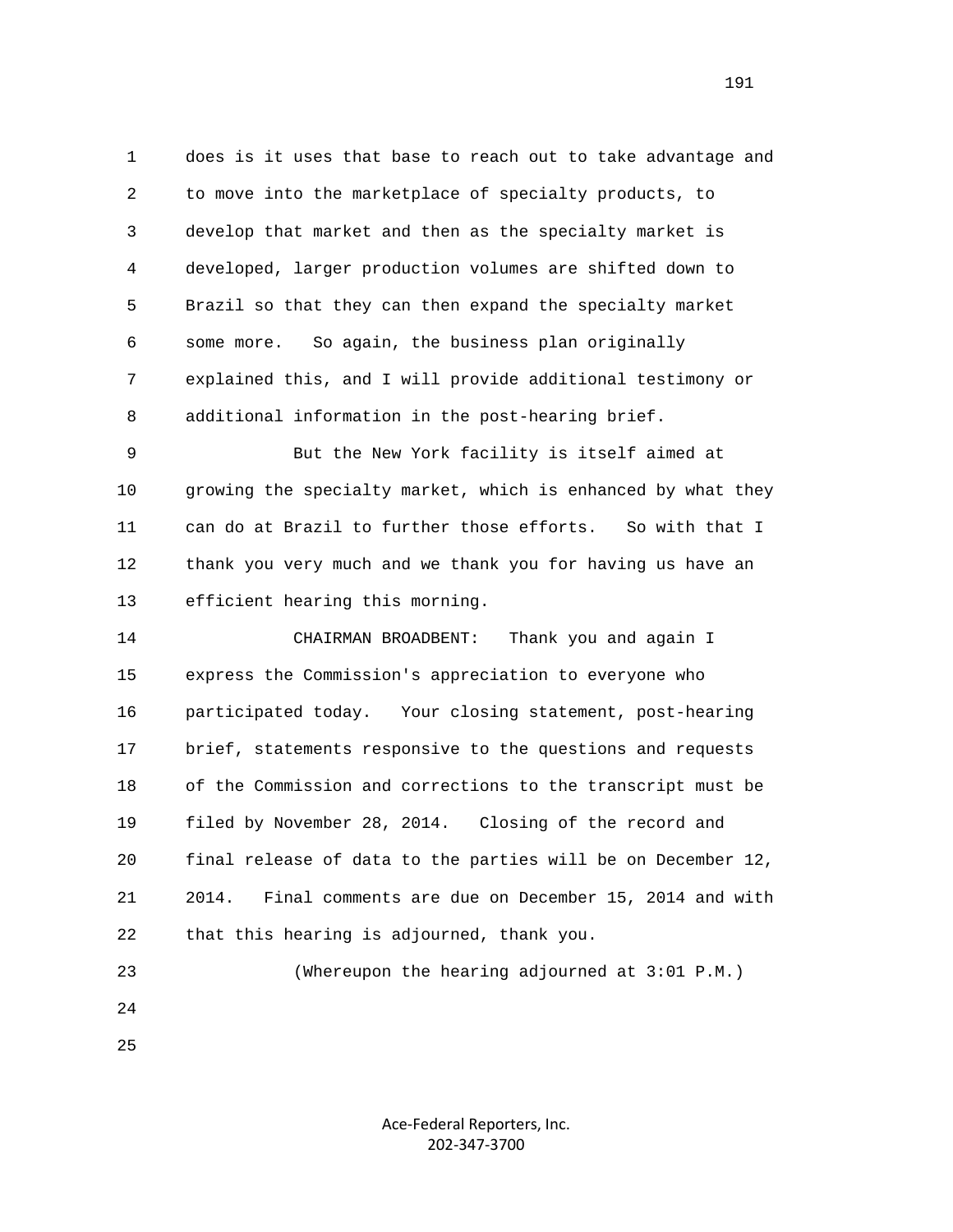does is it uses that base to reach out to take advantage and to move into the marketplace of specialty products, to develop that market and then as the specialty market is developed, larger production volumes are shifted down to Brazil so that they can then expand the specialty market some more. So again, the business plan originally explained this, and I will provide additional testimony or additional information in the post-hearing brief.

But the New York facility is itself aimed at growing the specialty market, which is enhanced by what they can do at Brazil to further those efforts. So with that I thank you very much and we thank you for having us have an efficient hearing this morning.

CHAIRMAN BROADBENT: Thank you and again I express the Commission's appreciation to everyone who participated today. Your closing statement, post-hearing brief, statements responsive to the questions and requests of the Commission and corrections to the transcript must be filed by November 28, 2014. Closing of the record and final release of data to the parties will be on December 12, 2014. Final comments are due on December 15, 2014 and with that this hearing is adjourned, thank you.

(Whereupon the hearing adjourned at 3:01 P.M.)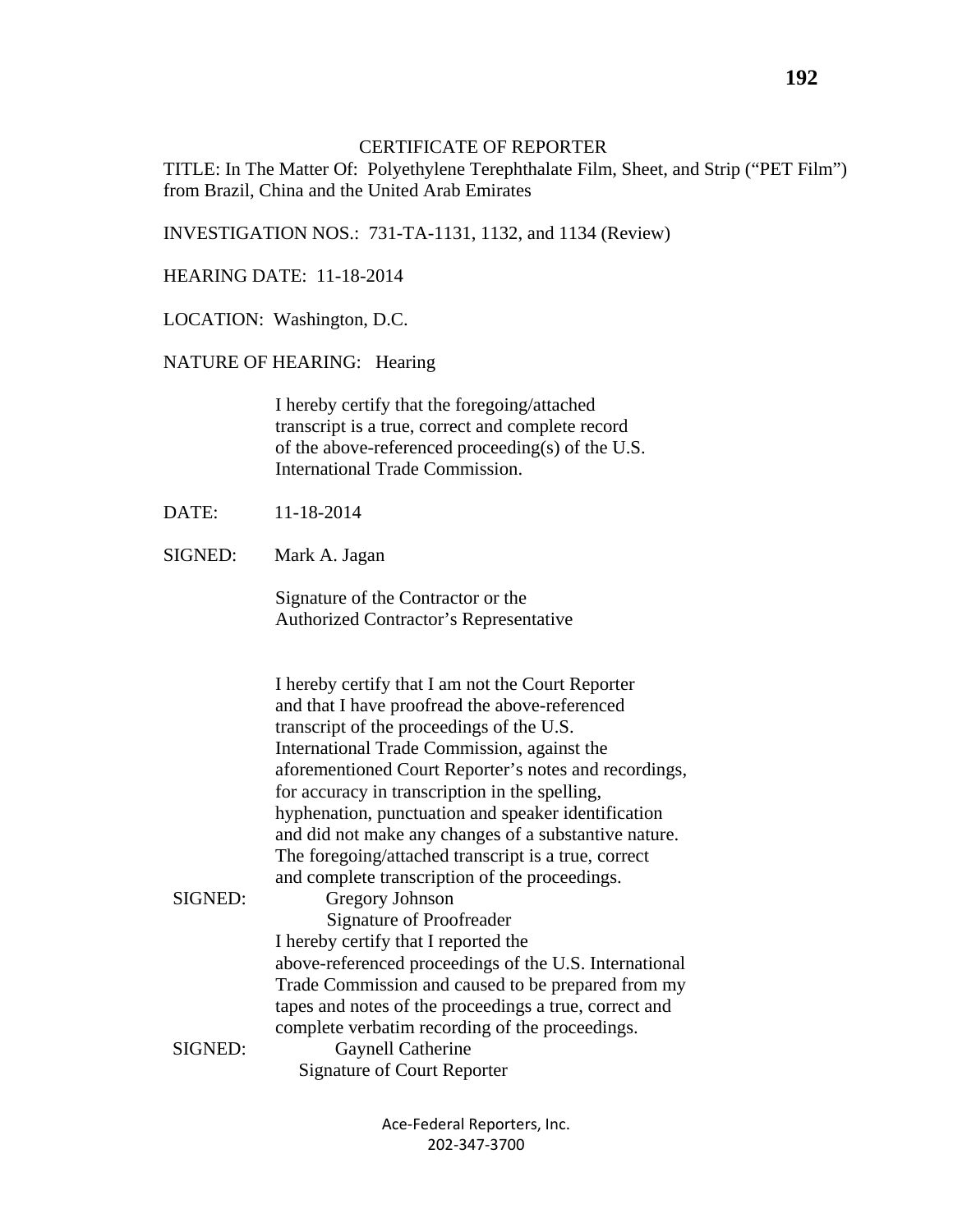CERTIFICATE OF REPORTER

TITLE: In The Matter Of: Polyethylene Terephthalate Film, Sheet, and Strip (“PET Film”) from Brazil, China and the United Arab Emirates

INVESTIGATION NOS.: 731-TA-1131, 1132, and 1134 (Review)

HEARING DATE: 11-18-2014

LOCATION: Washington, D.C.

NATURE OF HEARING: Hearing

I hereby certify that the foregoing/attached transcript is a true, correct and complete record of the above-referenced proceeding(s) of the U.S. International Trade Commission.

DATE: 11-18-2014

SIGNED: Mark A. Jagan

Signature of the Contractor or the Authorized Contractor’s Representative

I hereby certify that I am not the Court Reporter and that I have proofread the above-referenced transcript of the proceedings of the U.S. International Trade Commission, against the aforementioned Court Reporter’s notes and recordings, for accuracy in transcription in the spelling, hyphenation, punctuation and speaker identification and did not make any changes of a substantive nature. The foregoing/attached transcript is a true, correct and complete transcription of the proceedings.

SIGNED: Gregory Johnson

Signature of Proofreader

I hereby certify that I reported the above-referenced proceedings of the U.S. International Trade Commission and caused to be prepared from my tapes and notes of the proceedings a true, correct and complete verbatim recording of the proceedings.

SIGNED: Gaynell Catherine

Signature of Court Reporter

Ace-Federal Reporters, Inc.
202-347-3700